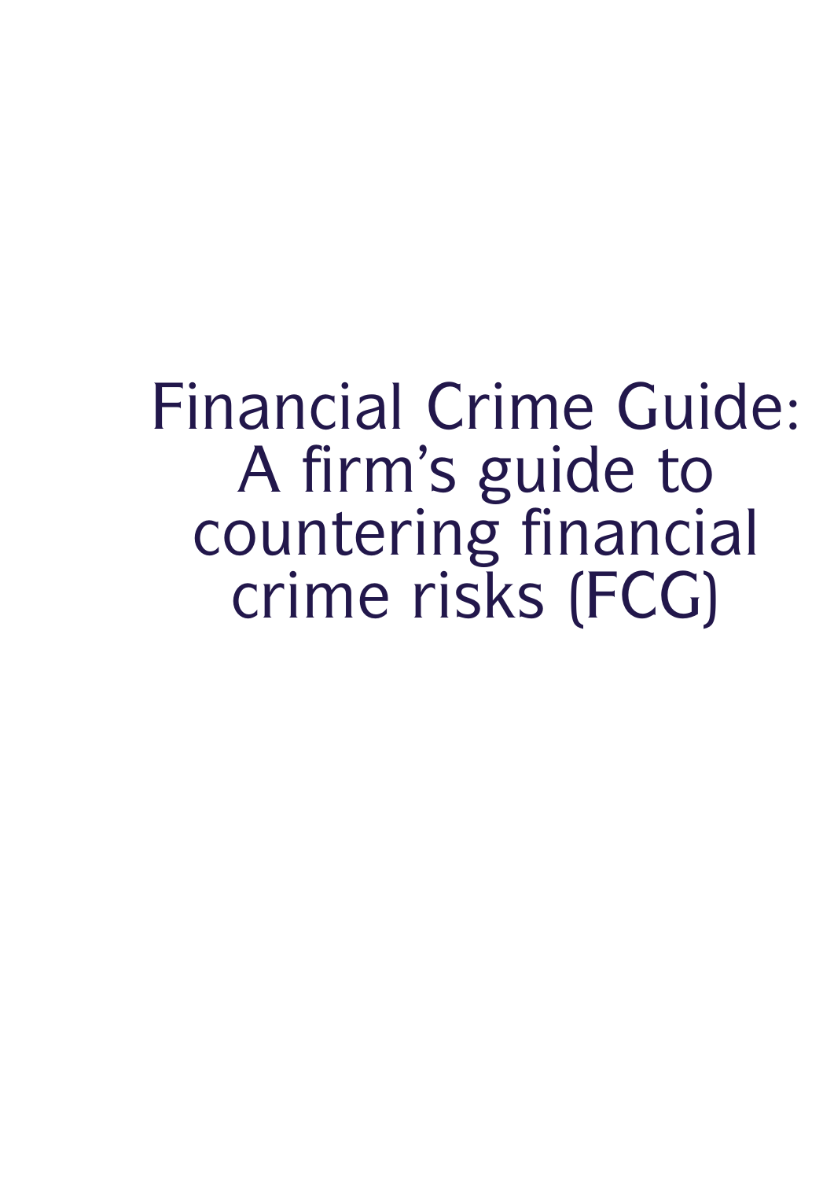# Financial Crime Guide: A firm's guide to countering financial crime risks (FCG)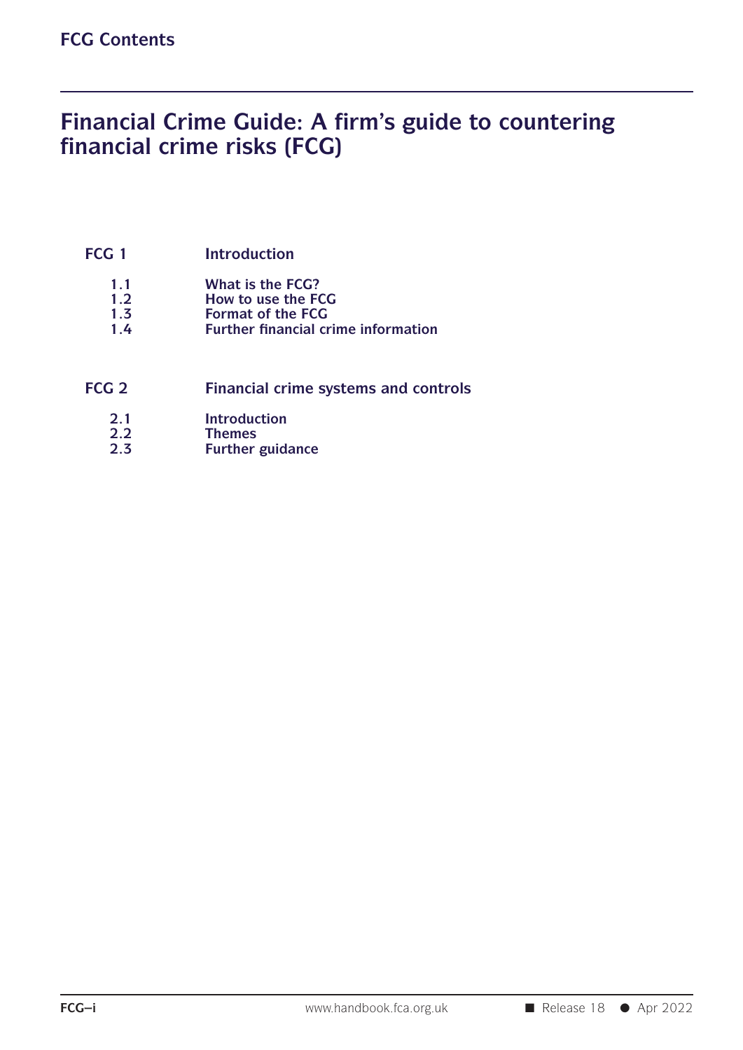# FCG Contents

## Financial Crime Guide: A firm's guide to countering financial crime risks (FCG)

**FCG 1 Introduction**

- 1.1 What is the FCG?
- 1.2 How to use the FCG
- 1.3 Format of the FCG
- 1.4 Further financial crime information

**FCG 2 Financial crime systems and controls**

- 2.1 Introduction
- 2.2 Themes
- 2.3 Further guidance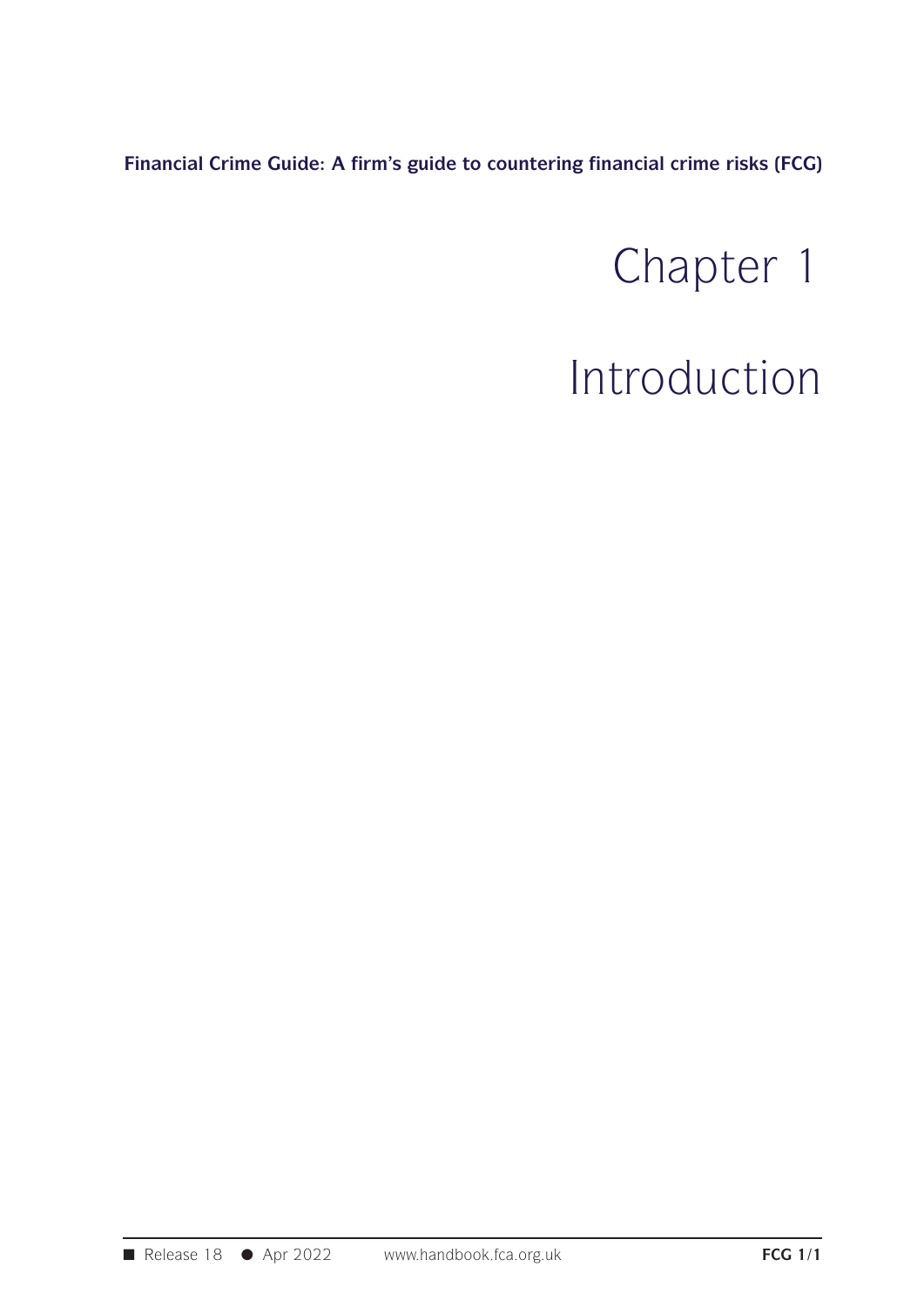# Chapter 1

# Introduction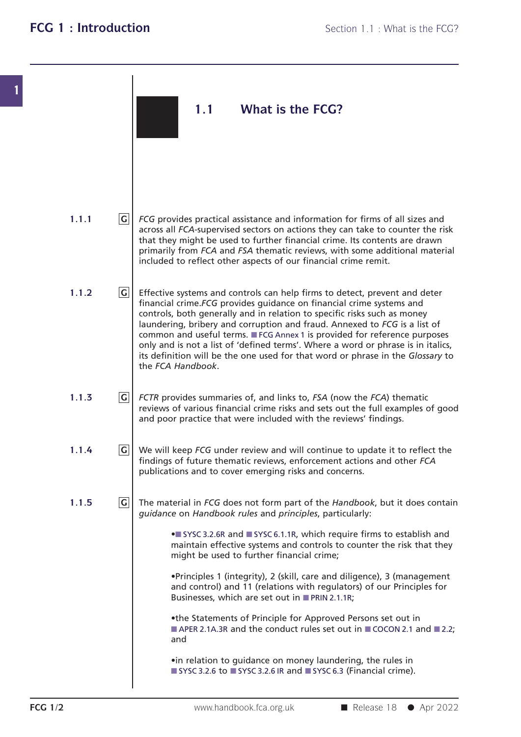## 1.1 What is the FCG?

**1.1.1** G

*FCG* provides practical assistance and information for firms of all sizes and across all *FCA*-supervised sectors on actions they can take to counter the risk that they might be used to further financial crime. Its contents are drawn primarily from *FCA* and *FSA* thematic reviews, with some additional material included to reflect other aspects of our financial crime remit.

**1.1.2** G

Effective systems and controls can help firms to detect, prevent and deter financial crime.*FCG* provides guidance on financial crime systems and controls, both generally and in relation to specific risks such as money laundering, bribery and corruption and fraud. Annexed to *FCG* is a list of common and useful terms. FCG Annex 1 is provided for reference purposes only and is not a list of 'defined terms'. Where a word or phrase is in italics, its definition will be the one used for that word or phrase in the *Glossary* to the *FCA Handbook*.

**1.1.3** G

*FCTR* provides summaries of, and links to, *FSA* (now the *FCA*) thematic reviews of various financial crime risks and sets out the full examples of good and poor practice that were included with the reviews' findings.

**1.1.4** G

We will keep *FCG* under review and will continue to update it to reflect the findings of future thematic reviews, enforcement actions and other *FCA* publications and to cover emerging risks and concerns.

**1.1.5** G

The material in *FCG* does not form part of the *Handbook*, but it does contain *guidance* on *Handbook rules* and *principles*, particularly:

- SYSC 3.2.6R and SYSC 6.1.1R, which require firms to establish and maintain effective systems and controls to counter the risk that they might be used to further financial crime;
- Principles 1 (integrity), 2 (skill, care and diligence), 3 (management and control) and 11 (relations with regulators) of our Principles for Businesses, which are set out in PRIN 2.1.1R;
- the Statements of Principle for Approved Persons set out in APER 2.1A.3R and the conduct rules set out in COCON 2.1 and 2.2; and
- in relation to guidance on money laundering, the rules in SYSC 3.2.6 to SYSC 3.2.6 IR and SYSC 6.3 (Financial crime).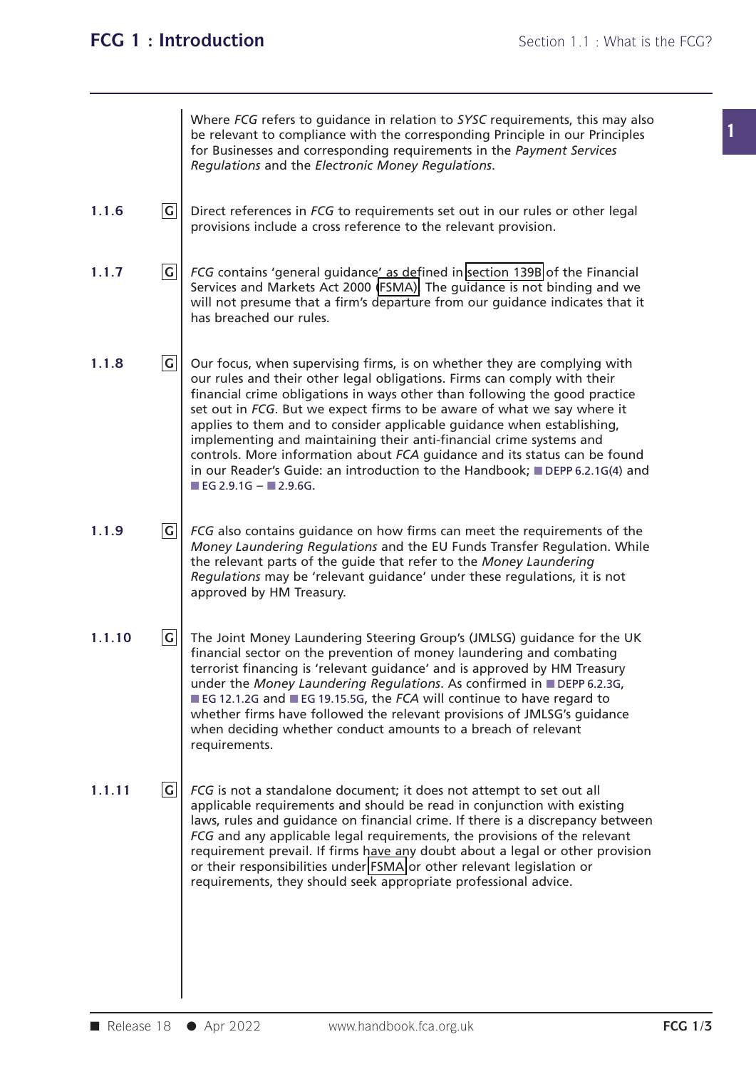Where *FCG* refers to guidance in relation to *SYSC* requirements, this may also be relevant to compliance with the corresponding Principle in our Principles for Businesses and corresponding requirements in the *Payment Services Regulations* and the *Electronic Money Regulations*.

**1.1.6** G Direct references in *FCG* to requirements set out in our rules or other legal provisions include a cross reference to the relevant provision.

**1.1.7** G *FCG* contains 'general guidance' as defined in section 139B of the Financial Services and Markets Act 2000 (FSMA). The guidance is not binding and we will not presume that a firm's departure from our guidance indicates that it has breached our rules.

**1.1.8** G Our focus, when supervising firms, is on whether they are complying with our rules and their other legal obligations. Firms can comply with their financial crime obligations in ways other than following the good practice set out in *FCG*. But we expect firms to be aware of what we say where it applies to them and to consider applicable guidance when establishing, implementing and maintaining their anti-financial crime systems and controls. More information about *FCA* guidance and its status can be found in our Reader's Guide: an introduction to the Handbook; DEPP 6.2.1G(4) and EG 2.9.1G – 2.9.6G.

**1.1.9** G *FCG* also contains guidance on how firms can meet the requirements of the *Money Laundering Regulations* and the EU Funds Transfer Regulation. While the relevant parts of the guide that refer to the *Money Laundering Regulations* may be 'relevant guidance' under these regulations, it is not approved by HM Treasury.

**1.1.10** G The Joint Money Laundering Steering Group's (JMLSG) guidance for the UK financial sector on the prevention of money laundering and combating terrorist financing is 'relevant guidance' and is approved by HM Treasury under the *Money Laundering Regulations*. As confirmed in DEPP 6.2.3G, EG 12.1.2G and EG 19.15.5G, the *FCA* will continue to have regard to whether firms have followed the relevant provisions of JMLSG's guidance when deciding whether conduct amounts to a breach of relevant requirements.

**1.1.11** G *FCG* is not a standalone document; it does not attempt to set out all applicable requirements and should be read in conjunction with existing laws, rules and guidance on financial crime. If there is a discrepancy between *FCG* and any applicable legal requirements, the provisions of the relevant requirement prevail. If firms have any doubt about a legal or other provision or their responsibilities under FSMA or other relevant legislation or requirements, they should seek appropriate professional advice.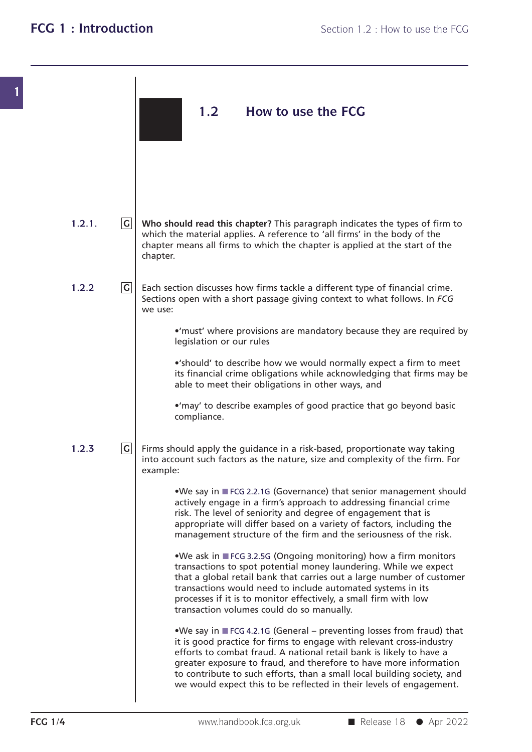## 1.2 How to use the FCG

**1.2.1.** G **Who should read this chapter?** This paragraph indicates the types of firm to which the material applies. A reference to 'all firms' in the body of the chapter means all firms to which the chapter is applied at the start of the chapter.

**1.2.2** G Each section discusses how firms tackle a different type of financial crime. Sections open with a short passage giving context to what follows. In *FCG* we use:

- 'must' where provisions are mandatory because they are required by legislation or our rules
- 'should' to describe how we would normally expect a firm to meet its financial crime obligations while acknowledging that firms may be able to meet their obligations in other ways, and
- 'may' to describe examples of good practice that go beyond basic compliance.

**1.2.3** G Firms should apply the guidance in a risk-based, proportionate way taking into account such factors as the nature, size and complexity of the firm. For example:

- We say in FCG 2.2.1G (Governance) that senior management should actively engage in a firm's approach to addressing financial crime risk. The level of seniority and degree of engagement that is appropriate will differ based on a variety of factors, including the management structure of the firm and the seriousness of the risk.
- We ask in FCG 3.2.5G (Ongoing monitoring) how a firm monitors transactions to spot potential money laundering. While we expect that a global retail bank that carries out a large number of customer transactions would need to include automated systems in its processes if it is to monitor effectively, a small firm with low transaction volumes could do so manually.
- We say in FCG 4.2.1G (General – preventing losses from fraud) that it is good practice for firms to engage with relevant cross-industry efforts to combat fraud. A national retail bank is likely to have a greater exposure to fraud, and therefore to have more information to contribute to such efforts, than a small local building society, and we would expect this to be reflected in their levels of engagement.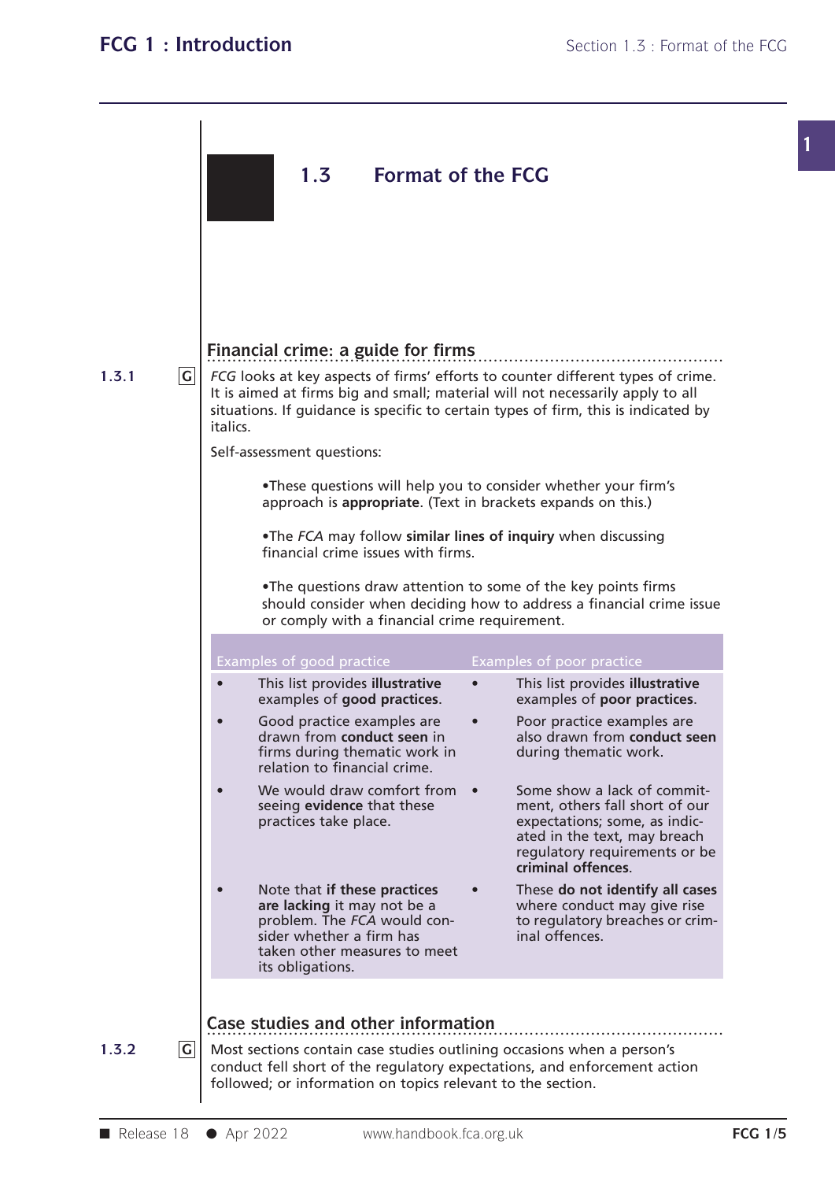## 1.3 Format of the FCG

### Financial crime: a guide for firms

1.3.1 G *FCG* looks at key aspects of firms' efforts to counter different types of crime. It is aimed at firms big and small; material will not necessarily apply to all situations. If guidance is specific to certain types of firm, this is indicated by italics.

Self-assessment questions:

- These questions will help you to consider whether your firm's approach is **appropriate**. (Text in brackets expands on this.)
- The *FCA* may follow **similar lines of inquiry** when discussing financial crime issues with firms.
- The questions draw attention to some of the key points firms should consider when deciding how to address a financial crime issue or comply with a financial crime requirement.

| Examples of good practice | Examples of poor practice |
|---|---|
| • This list provides **illustrative** examples of **good practices**. | • This list provides **illustrative** examples of **poor practices**. |
| • Good practice examples are drawn from **conduct seen** in firms during thematic work in relation to financial crime. | • Poor practice examples are also drawn from **conduct seen** during thematic work. |
| • We would draw comfort from seeing **evidence** that these practices take place. | • Some show a lack of commitment, others fall short of our expectations; some, as indicated in the text, may breach regulatory requirements or be **criminal offences**. |
| • Note that **if these practices are lacking** it may not be a problem. The *FCA* would consider whether a firm has taken other measures to meet its obligations. | • These **do not identify all cases** where conduct may give rise to regulatory breaches or criminal offences. |

### Case studies and other information

1.3.2 G Most sections contain case studies outlining occasions when a person's conduct fell short of the regulatory expectations, and enforcement action followed; or information on topics relevant to the section.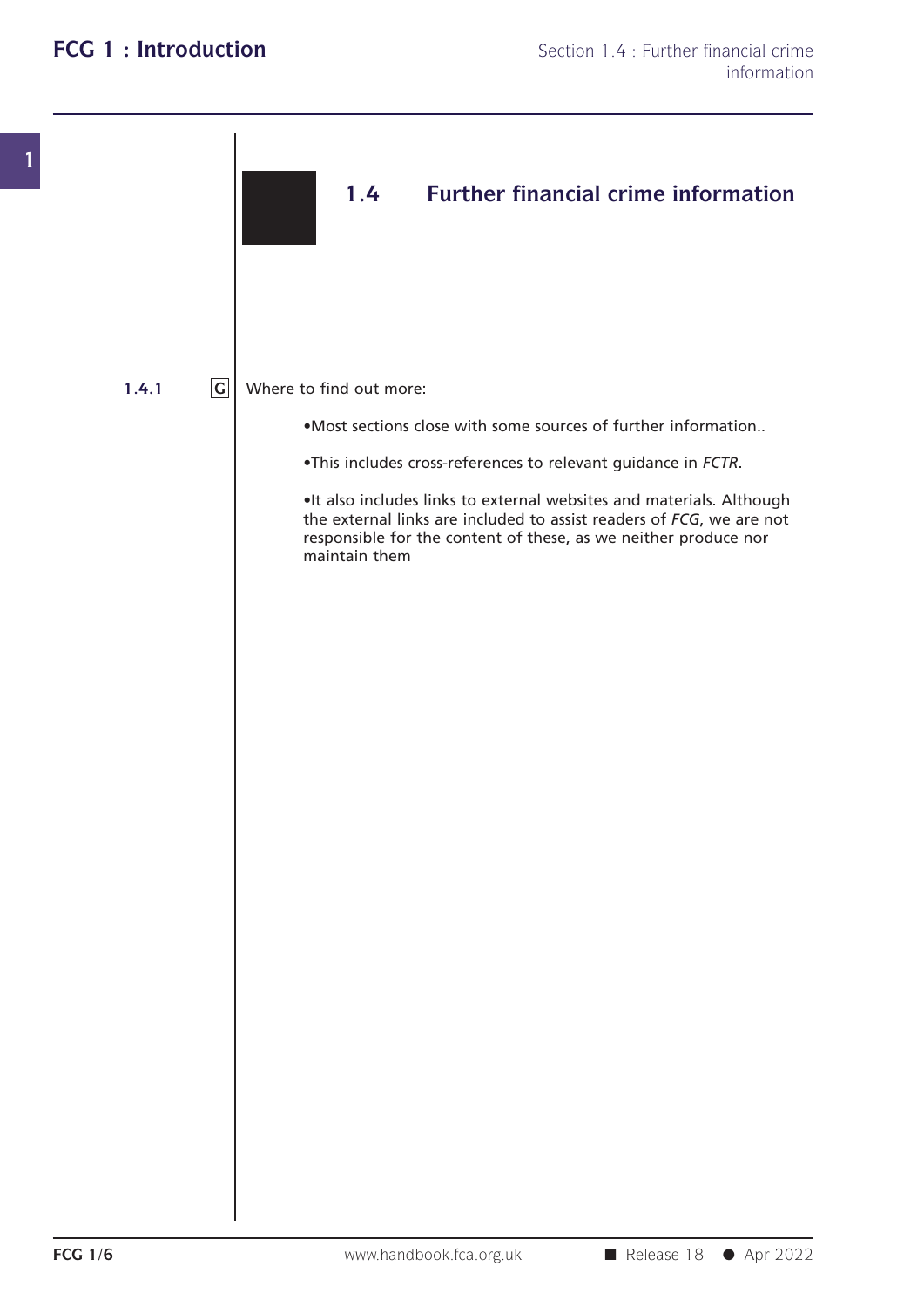## 1.4 Further financial crime information

**1.4.1** G Where to find out more:

- Most sections close with some sources of further information..
- This includes cross-references to relevant guidance in *FCTR*.
- It also includes links to external websites and materials. Although the external links are included to assist readers of *FCG*, we are not responsible for the content of these, as we neither produce nor maintain them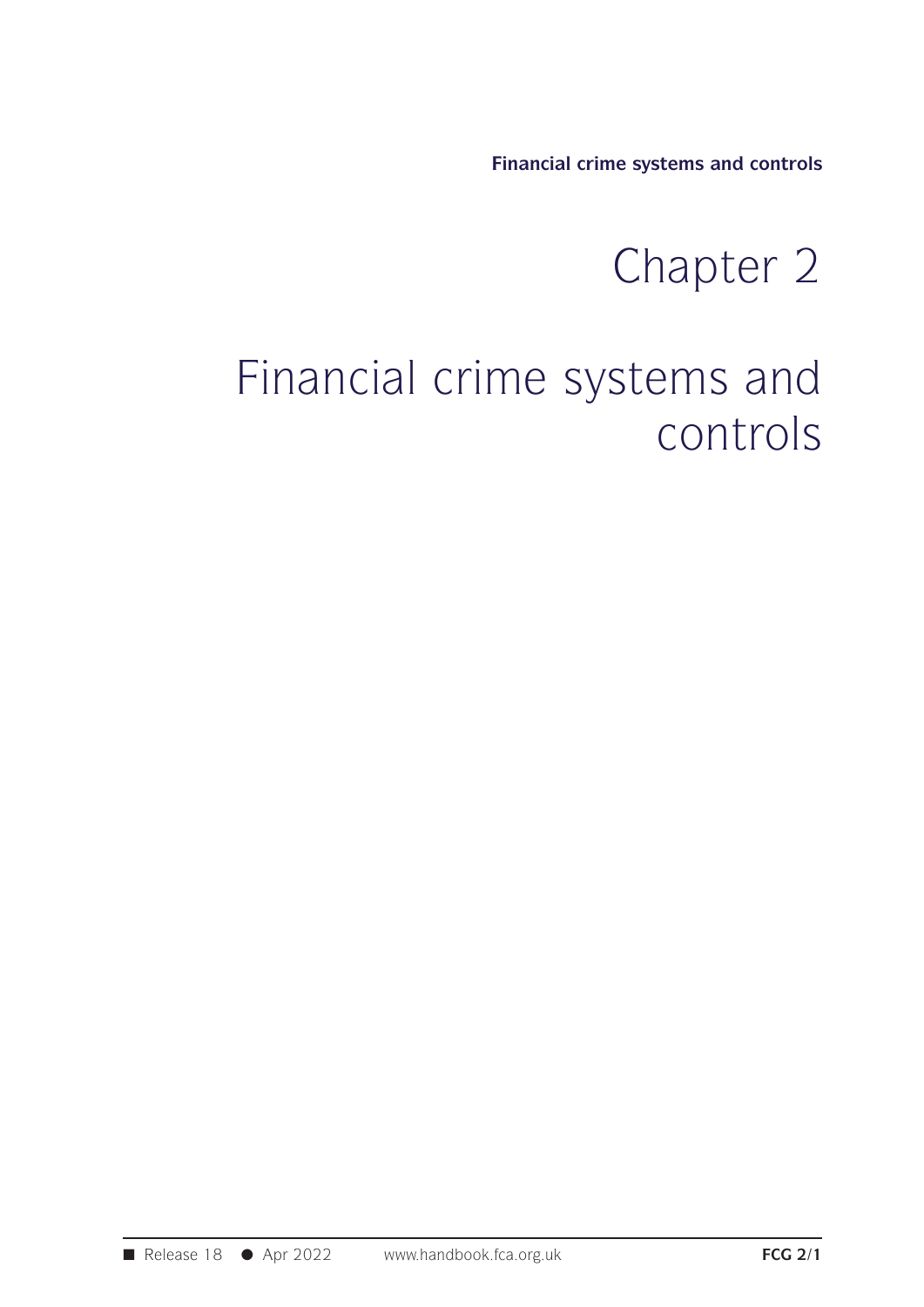# Chapter 2

# Financial crime systems and controls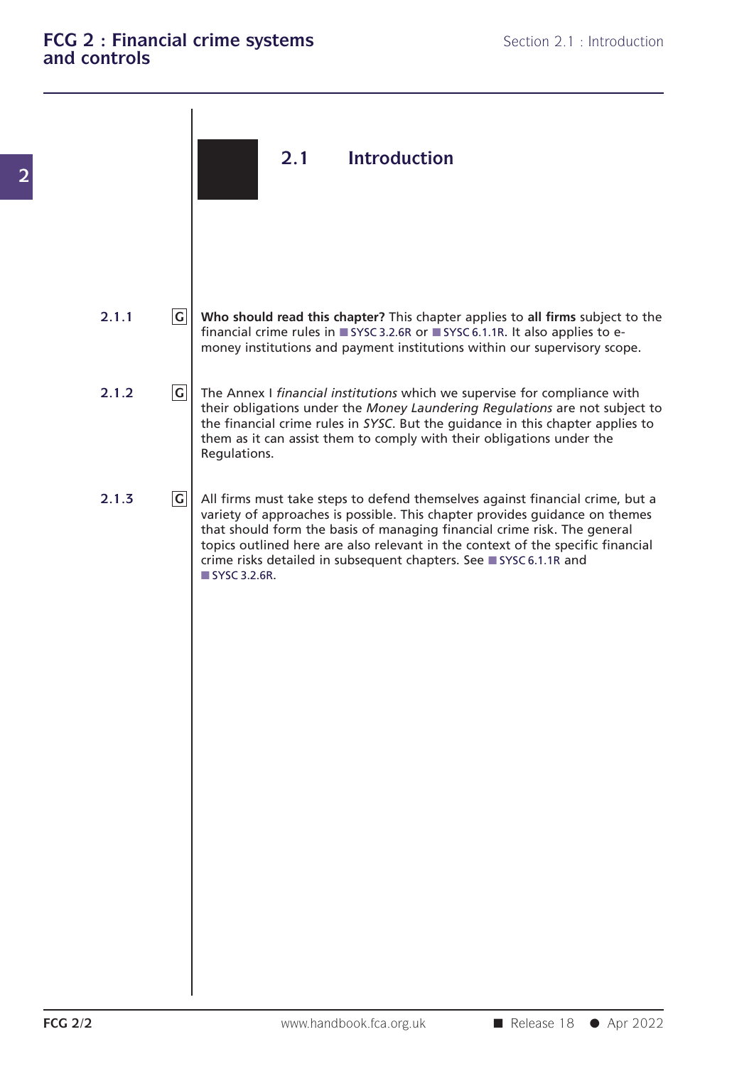## 2.1 Introduction

**2.1.1** G **Who should read this chapter?** This chapter applies to **all firms** subject to the financial crime rules in SYSC 3.2.6R or SYSC 6.1.1R. It also applies to e-money institutions and payment institutions within our supervisory scope.

**2.1.2** G The Annex I *financial institutions* which we supervise for compliance with their obligations under the *Money Laundering Regulations* are not subject to the financial crime rules in *SYSC*. But the guidance in this chapter applies to them as it can assist them to comply with their obligations under the Regulations.

**2.1.3** G All firms must take steps to defend themselves against financial crime, but a variety of approaches is possible. This chapter provides guidance on themes that should form the basis of managing financial crime risk. The general topics outlined here are also relevant in the context of the specific financial crime risks detailed in subsequent chapters. See SYSC 6.1.1R and SYSC 3.2.6R.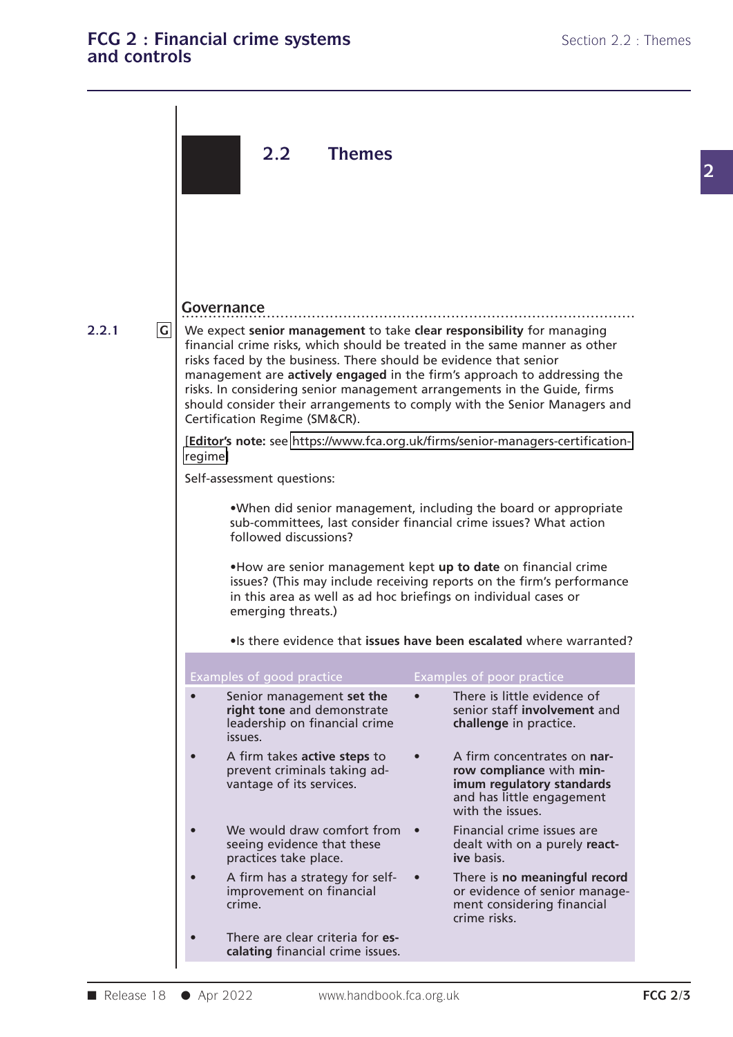## 2.2 Themes

### Governance

**2.2.1** G We expect **senior management** to take **clear responsibility** for managing financial crime risks, which should be treated in the same manner as other risks faced by the business. There should be evidence that senior management are **actively engaged** in the firm's approach to addressing the risks. In considering senior management arrangements in the Guide, firms should consider their arrangements to comply with the Senior Managers and Certification Regime (SM&CR).

[**Editor's note:** see https://www.fca.org.uk/firms/senior-managers-certification-regime]

Self-assessment questions:

- When did senior management, including the board or appropriate sub-committees, last consider financial crime issues? What action followed discussions?
- How are senior management kept **up to date** on financial crime issues? (This may include receiving reports on the firm's performance in this area as well as ad hoc briefings on individual cases or emerging threats.)
- Is there evidence that **issues have been escalated** where warranted?

| Examples of good practice | Examples of poor practice |
|---|---|
| • Senior management **set the right tone** and demonstrate leadership on financial crime issues. | • There is little evidence of senior staff **involvement** and **challenge** in practice. |
| • A firm takes **active steps** to prevent criminals taking advantage of its services. | • A firm concentrates on **narrow compliance** with **minimum regulatory standards** and has little engagement with the issues. |
| • We would draw comfort from seeing evidence that these practices take place. | • Financial crime issues are dealt with on a purely **reactive** basis. |
| • A firm has a strategy for self-improvement on financial crime. | • There is **no meaningful record** or evidence of senior management considering financial crime risks. |
| • There are clear criteria for **escalating** financial crime issues. | |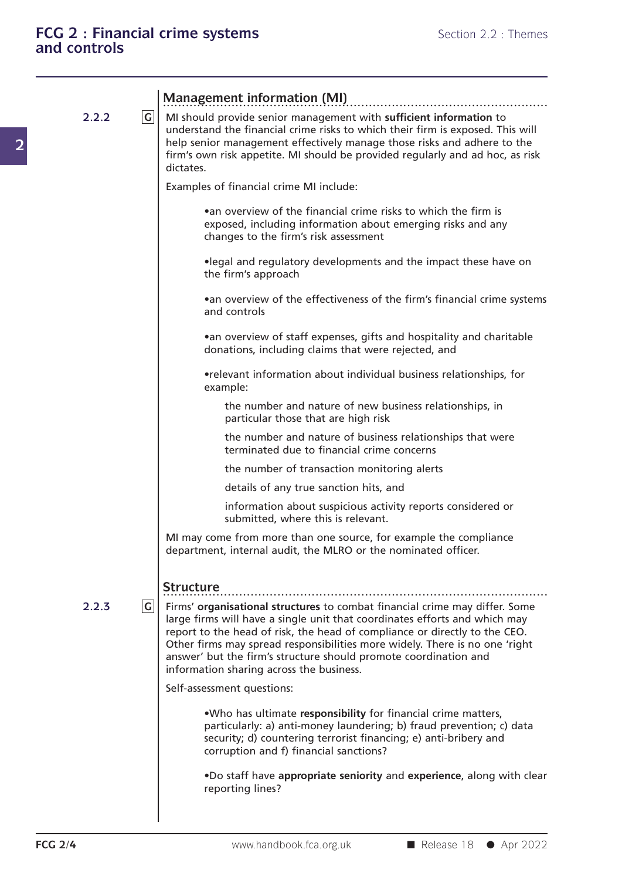## Management information (MI)

**2.2.2** G

MI should provide senior management with **sufficient information** to understand the financial crime risks to which their firm is exposed. This will help senior management effectively manage those risks and adhere to the firm's own risk appetite. MI should be provided regularly and ad hoc, as risk dictates.

Examples of financial crime MI include:

- an overview of the financial crime risks to which the firm is exposed, including information about emerging risks and any changes to the firm's risk assessment
- legal and regulatory developments and the impact these have on the firm's approach
- an overview of the effectiveness of the firm's financial crime systems and controls
- an overview of staff expenses, gifts and hospitality and charitable donations, including claims that were rejected, and
- relevant information about individual business relationships, for example:
  - the number and nature of new business relationships, in particular those that are high risk
  - the number and nature of business relationships that were terminated due to financial crime concerns
  - the number of transaction monitoring alerts
  - details of any true sanction hits, and
  - information about suspicious activity reports considered or submitted, where this is relevant.

MI may come from more than one source, for example the compliance department, internal audit, the MLRO or the nominated officer.

## Structure

**2.2.3** G

Firms' **organisational structures** to combat financial crime may differ. Some large firms will have a single unit that coordinates efforts and which may report to the head of risk, the head of compliance or directly to the CEO. Other firms may spread responsibilities more widely. There is no one 'right answer' but the firm's structure should promote coordination and information sharing across the business.

Self-assessment questions:

- Who has ultimate **responsibility** for financial crime matters, particularly: a) anti-money laundering; b) fraud prevention; c) data security; d) countering terrorist financing; e) anti-bribery and corruption and f) financial sanctions?
- Do staff have **appropriate seniority** and **experience**, along with clear reporting lines?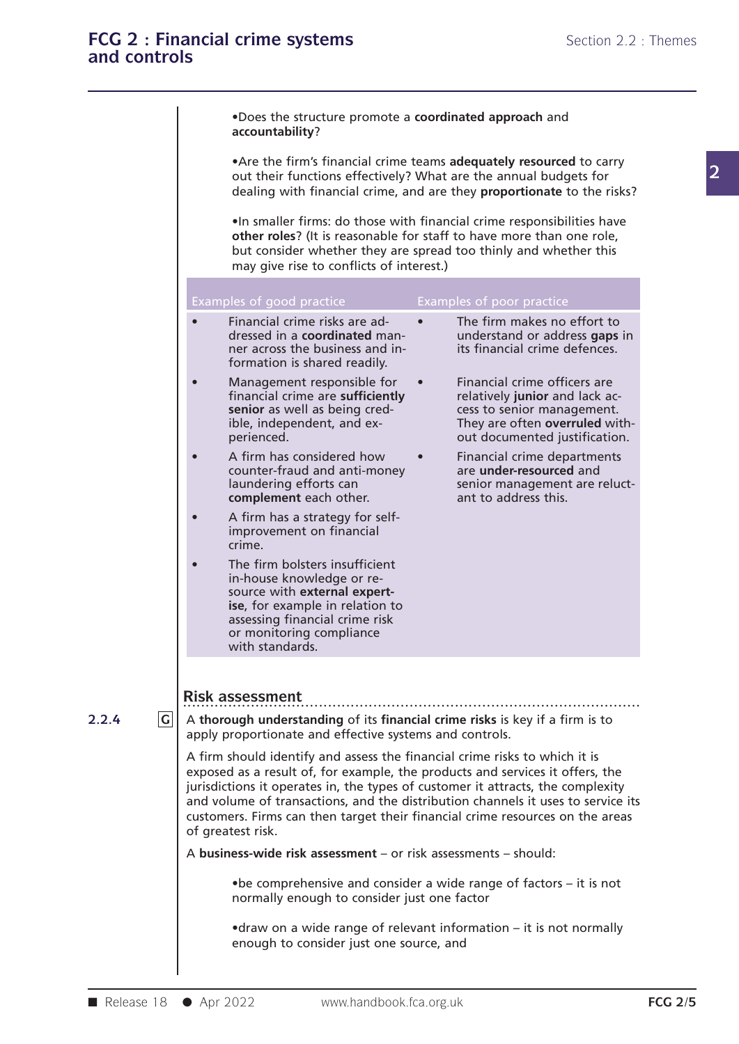- Does the structure promote a **coordinated approach** and **accountability**?

- Are the firm's financial crime teams **adequately resourced** to carry out their functions effectively? What are the annual budgets for dealing with financial crime, and are they **proportionate** to the risks?

- In smaller firms: do those with financial crime responsibilities have **other roles**? (It is reasonable for staff to have more than one role, but consider whether they are spread too thinly and whether this may give rise to conflicts of interest.)

| Examples of good practice | Examples of poor practice |
|---|---|
| • Financial crime risks are addressed in a **coordinated** manner across the business and information is shared readily. | • The firm makes no effort to understand or address **gaps** in its financial crime defences. |
| • Management responsible for financial crime are **sufficiently senior** as well as being credible, independent, and experienced. | • Financial crime officers are relatively **junior** and lack access to senior management. They are often **overruled** without documented justification. |
| • A firm has considered how counter-fraud and anti-money laundering efforts can **complement** each other. | • Financial crime departments are **under-resourced** and senior management are reluctant to address this. |
| • A firm has a strategy for self-improvement on financial crime. | |
| • The firm bolsters insufficient in-house knowledge or resource with **external expertise**, for example in relation to assessing financial crime risk or monitoring compliance with standards. | |

## Risk assessment

**2.2.4** G A **thorough understanding** of its **financial crime risks** is key if a firm is to apply proportionate and effective systems and controls.

A firm should identify and assess the financial crime risks to which it is exposed as a result of, for example, the products and services it offers, the jurisdictions it operates in, the types of customer it attracts, the complexity and volume of transactions, and the distribution channels it uses to service its customers. Firms can then target their financial crime resources on the areas of greatest risk.

A **business-wide risk assessment** – or risk assessments – should:

- be comprehensive and consider a wide range of factors – it is not normally enough to consider just one factor

- draw on a wide range of relevant information – it is not normally enough to consider just one source, and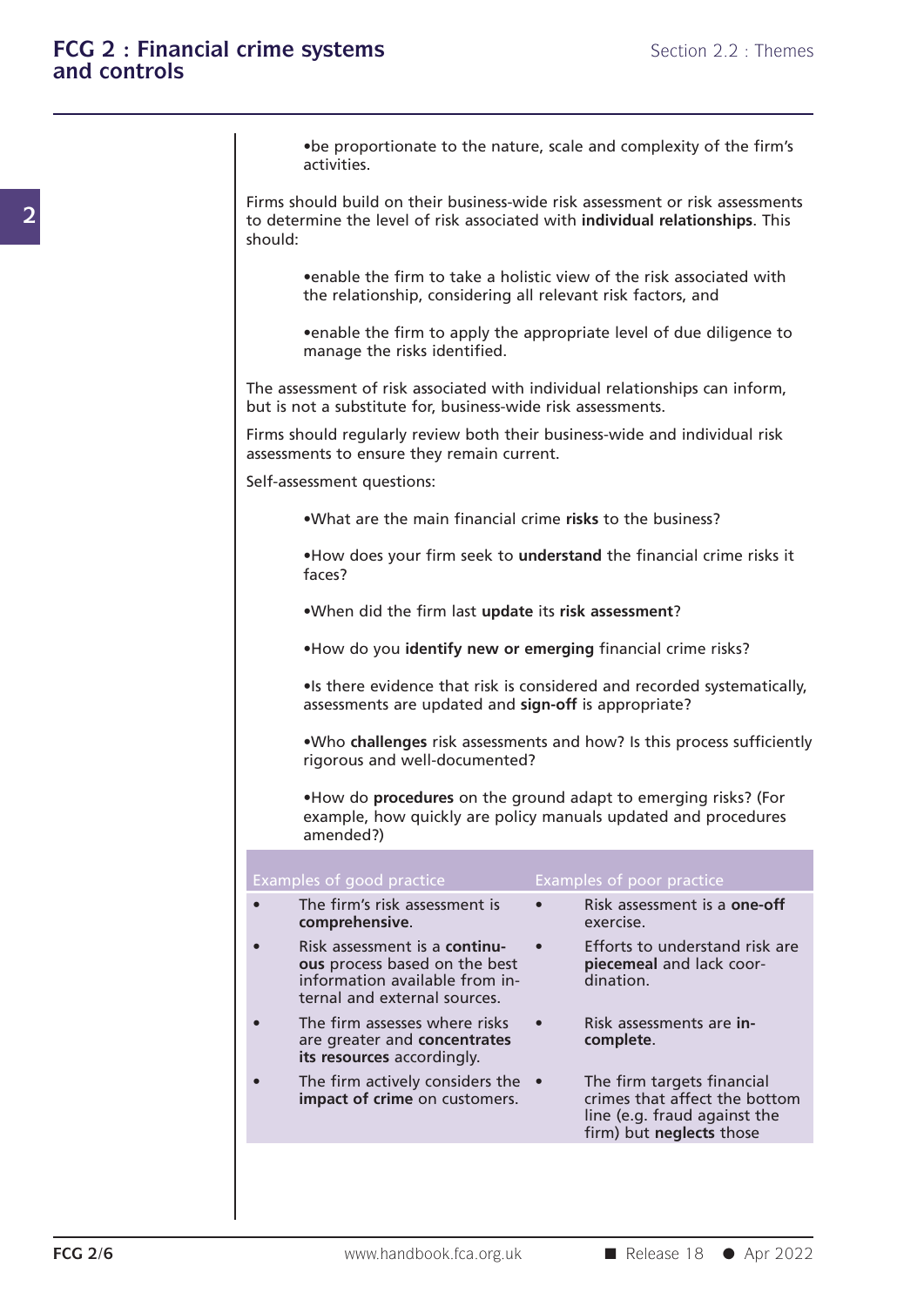- be proportionate to the nature, scale and complexity of the firm's activities.

Firms should build on their business-wide risk assessment or risk assessments to determine the level of risk associated with **individual relationships**. This should:

- enable the firm to take a holistic view of the risk associated with the relationship, considering all relevant risk factors, and
- enable the firm to apply the appropriate level of due diligence to manage the risks identified.

The assessment of risk associated with individual relationships can inform, but is not a substitute for, business-wide risk assessments.

Firms should regularly review both their business-wide and individual risk assessments to ensure they remain current.

Self-assessment questions:

- What are the main financial crime **risks** to the business?
- How does your firm seek to **understand** the financial crime risks it faces?
- When did the firm last **update** its **risk assessment**?
- How do you **identify new or emerging** financial crime risks?
- Is there evidence that risk is considered and recorded systematically, assessments are updated and **sign-off** is appropriate?
- Who **challenges** risk assessments and how? Is this process sufficiently rigorous and well-documented?
- How do **procedures** on the ground adapt to emerging risks? (For example, how quickly are policy manuals updated and procedures amended?)

| Examples of good practice | Examples of poor practice |
|---|---|
| • The firm's risk assessment is **comprehensive**. | • Risk assessment is a **one-off** exercise. |
| • Risk assessment is a **continuous** process based on the best information available from internal and external sources. | • Efforts to understand risk are **piecemeal** and lack coordination. |
| • The firm assesses where risks are greater and **concentrates its resources** accordingly. | • Risk assessments are **incomplete**. |
| • The firm actively considers the **impact of crime** on customers. | • The firm targets financial crimes that affect the bottom line (e.g. fraud against the firm) but **neglects** those |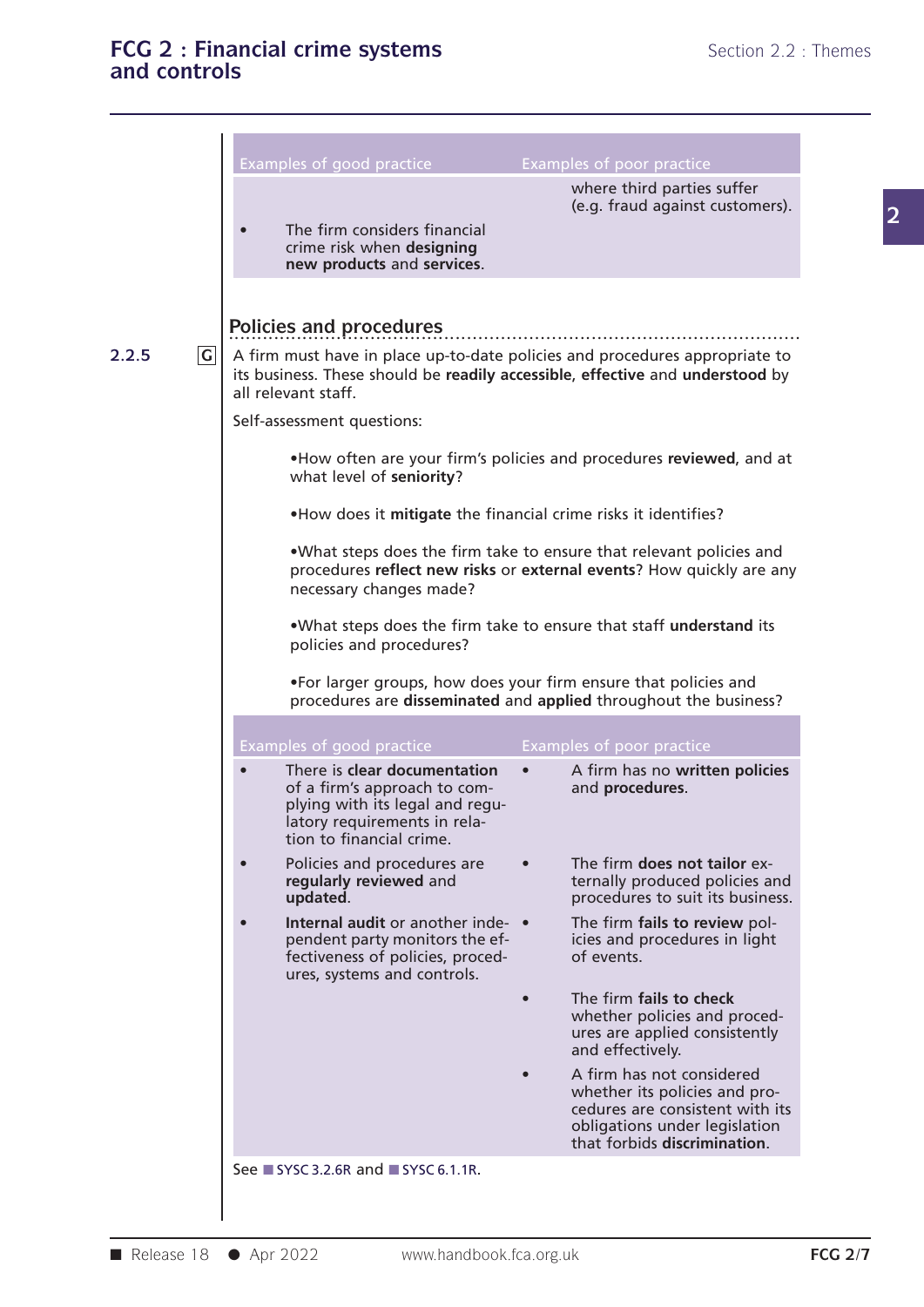| Examples of good practice | Examples of poor practice |
|---|---|
| | where third parties suffer (e.g. fraud against customers). |
| • The firm considers financial crime risk when **designing new products** and **services**. | |

## Policies and procedures

2.2.5 G A firm must have in place up-to-date policies and procedures appropriate to its business. These should be **readily accessible**, **effective** and **understood** by all relevant staff.

Self-assessment questions:

- How often are your firm's policies and procedures **reviewed**, and at what level of **seniority**?
- How does it **mitigate** the financial crime risks it identifies?
- What steps does the firm take to ensure that relevant policies and procedures **reflect new risks** or **external events**? How quickly are any necessary changes made?
- What steps does the firm take to ensure that staff **understand** its policies and procedures?
- For larger groups, how does your firm ensure that policies and procedures are **disseminated** and **applied** throughout the business?

| Examples of good practice | Examples of poor practice |
|---|---|
| • There is **clear documentation** of a firm's approach to complying with its legal and regulatory requirements in relation to financial crime. | • A firm has no **written policies** and **procedures**. |
| • Policies and procedures are **regularly reviewed** and **updated**. | • The firm **does not tailor** externally produced policies and procedures to suit its business. |
| • **Internal audit** or another independent party monitors the effectiveness of policies, procedures, systems and controls. | • The firm **fails to review** policies and procedures in light of events. |
| | • The firm **fails to check** whether policies and procedures are applied consistently and effectively. |
| | • A firm has not considered whether its policies and procedures are consistent with its obligations under legislation that forbids **discrimination**. |

See SYSC 3.2.6R and SYSC 6.1.1R.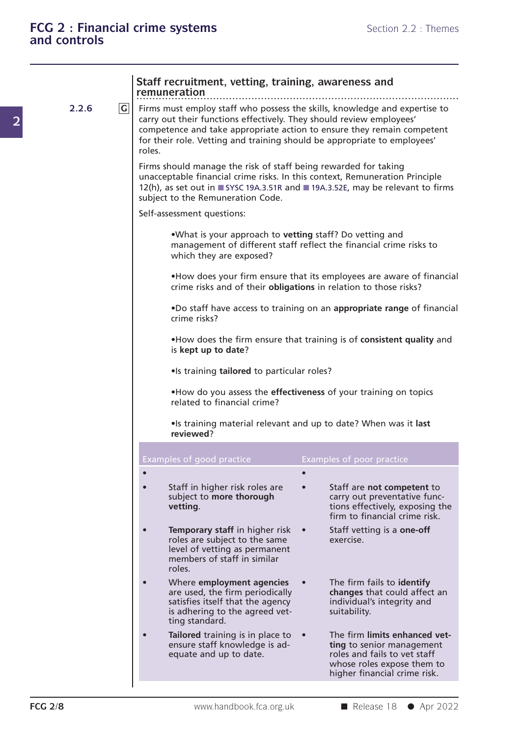### Staff recruitment, vetting, training, awareness and remuneration

**2.2.6** G

Firms must employ staff who possess the skills, knowledge and expertise to carry out their functions effectively. They should review employees' competence and take appropriate action to ensure they remain competent for their role. Vetting and training should be appropriate to employees' roles.

Firms should manage the risk of staff being rewarded for taking unacceptable financial crime risks. In this context, Remuneration Principle 12(h), as set out in SYSC 19A.3.51R and 19A.3.52E, may be relevant to firms subject to the Remuneration Code.

Self-assessment questions:

- What is your approach to **vetting** staff? Do vetting and management of different staff reflect the financial crime risks to which they are exposed?
- How does your firm ensure that its employees are aware of financial crime risks and of their **obligations** in relation to those risks?
- Do staff have access to training on an **appropriate range** of financial crime risks?
- How does the firm ensure that training is of **consistent quality** and is **kept up to date**?
- Is training **tailored** to particular roles?
- How do you assess the **effectiveness** of your training on topics related to financial crime?
- Is training material relevant and up to date? When was it **last reviewed**?

| Examples of good practice | Examples of poor practice |
|---|---|
| • | • |
| • Staff in higher risk roles are subject to **more thorough vetting**. | • Staff are **not competent** to carry out preventative functions effectively, exposing the firm to financial crime risk. |
| • **Temporary staff** in higher risk roles are subject to the same level of vetting as permanent members of staff in similar roles. | • Staff vetting is a **one-off** exercise. |
| • Where **employment agencies** are used, the firm periodically satisfies itself that the agency is adhering to the agreed vetting standard. | • The firm fails to **identify changes** that could affect an individual's integrity and suitability. |
| • **Tailored** training is in place to ensure staff knowledge is adequate and up to date. | • The firm **limits enhanced vetting** to senior management roles and fails to vet staff whose roles expose them to higher financial crime risk. |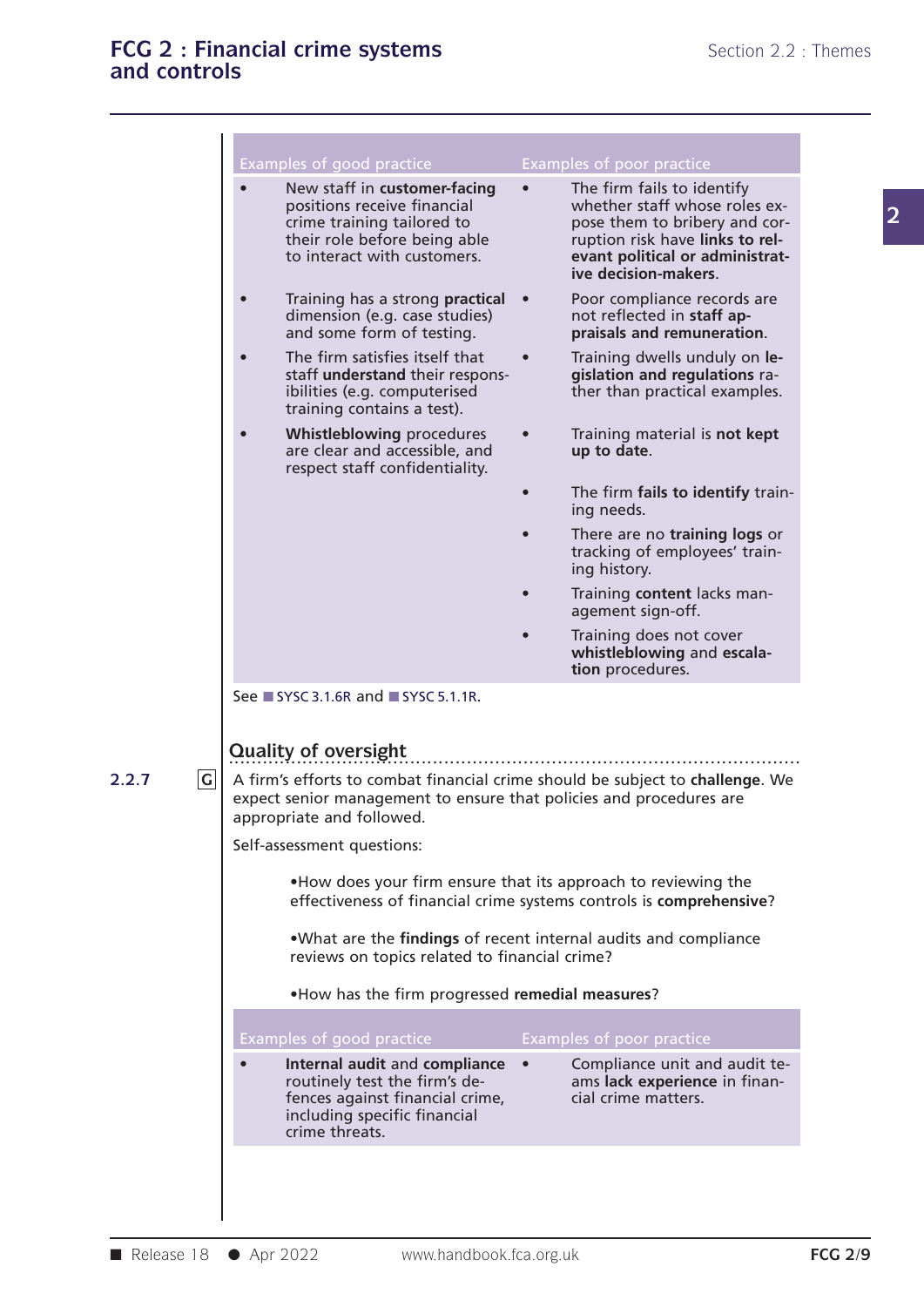| Examples of good practice | Examples of poor practice |
| --- | --- |
| • New staff in **customer-facing** positions receive financial crime training tailored to their role before being able to interact with customers. | • The firm fails to identify whether staff whose roles expose them to bribery and corruption risk have **links to relevant political or administrative decision-makers**. |
| • Training has a strong **practical** dimension (e.g. case studies) and some form of testing. | • Poor compliance records are not reflected in **staff appraisals and remuneration**. |
| • The firm satisfies itself that staff **understand** their responsibilities (e.g. computerised training contains a test). | • Training dwells unduly on **legislation and regulations** rather than practical examples. |
| • **Whistleblowing** procedures are clear and accessible, and respect staff confidentiality. | • Training material is **not kept up to date**. |
| | • The firm **fails to identify** training needs. |
| | • There are no **training logs** or tracking of employees' training history. |
| | • Training **content** lacks management sign-off. |
| | • Training does not cover **whistleblowing** and **escalation** procedures. |

See SYSC 3.1.6R and SYSC 5.1.1R.

### Quality of oversight

**2.2.7** G A firm's efforts to combat financial crime should be subject to **challenge**. We expect senior management to ensure that policies and procedures are appropriate and followed.

Self-assessment questions:

- How does your firm ensure that its approach to reviewing the effectiveness of financial crime systems controls is **comprehensive**?
- What are the **findings** of recent internal audits and compliance reviews on topics related to financial crime?
- How has the firm progressed **remedial measures**?

| Examples of good practice | Examples of poor practice |
| --- | --- |
| • **Internal audit** and **compliance** routinely test the firm's defences against financial crime, including specific financial crime threats. | • Compliance unit and audit teams **lack experience** in financial crime matters. |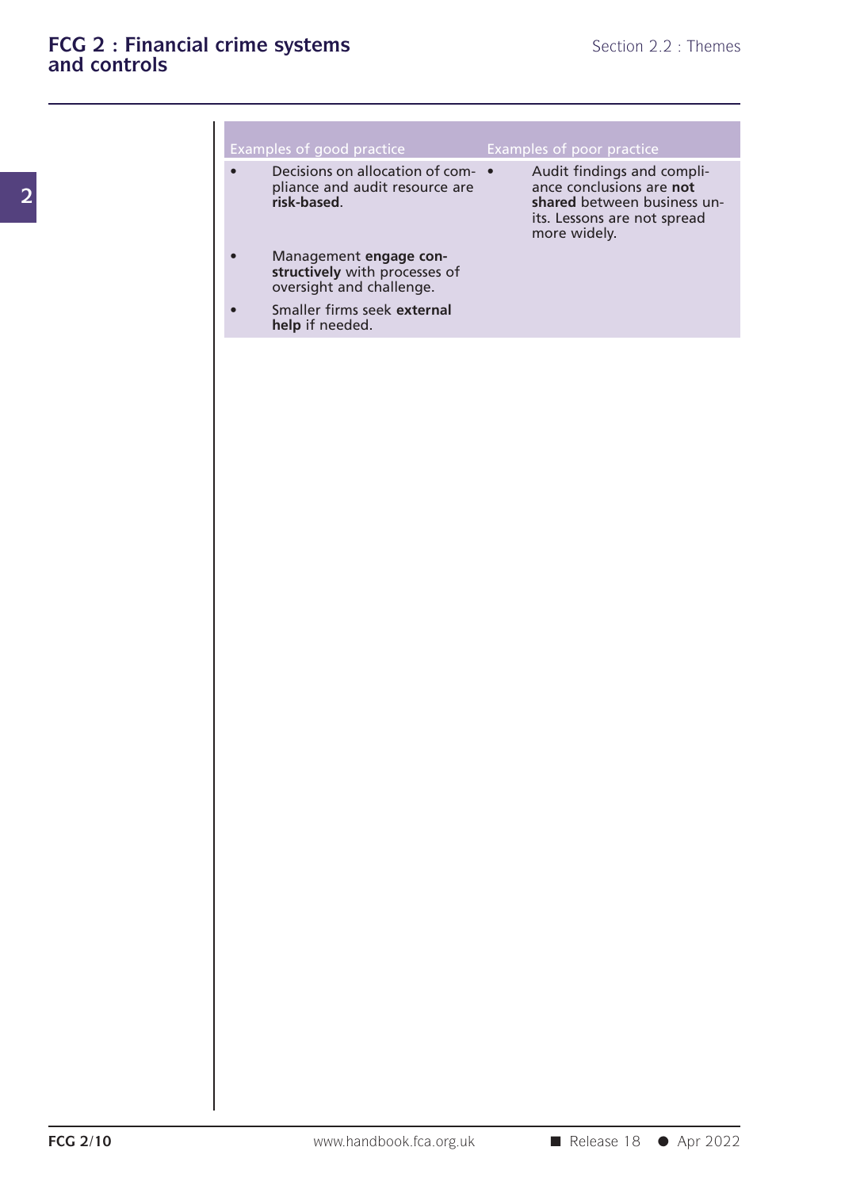| Examples of good practice | Examples of poor practice |
|---|---|
| • Decisions on allocation of compliance and audit resource are **risk-based**. | • Audit findings and compliance conclusions are **not shared** between business units. Lessons are not spread more widely. |
| • Management **engage constructively** with processes of oversight and challenge. | |
| • Smaller firms seek **external help** if needed. | |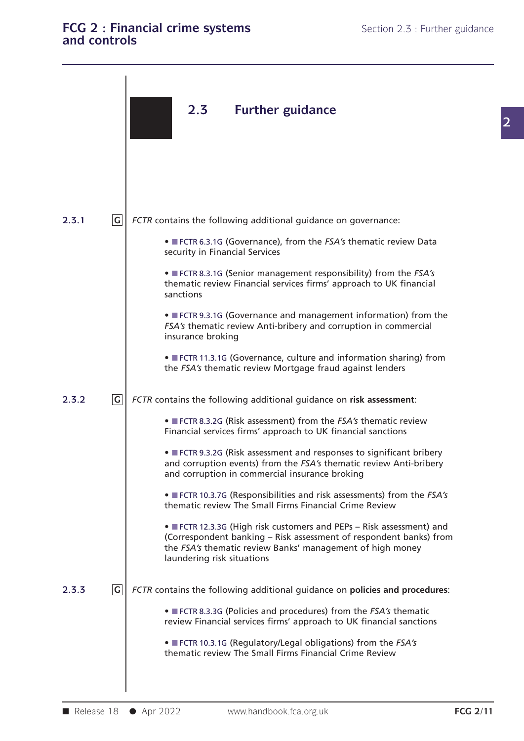## 2.3 Further guidance

**2.3.1** G *FCTR* contains the following additional guidance on governance:

- FCTR 6.3.1G (Governance), from the *FSA's* thematic review Data security in Financial Services
- FCTR 8.3.1G (Senior management responsibility) from the *FSA's* thematic review Financial services firms' approach to UK financial sanctions
- FCTR 9.3.1G (Governance and management information) from the *FSA's* thematic review Anti-bribery and corruption in commercial insurance broking
- FCTR 11.3.1G (Governance, culture and information sharing) from the *FSA's* thematic review Mortgage fraud against lenders

**2.3.2** G *FCTR* contains the following additional guidance on **risk assessment**:

- FCTR 8.3.2G (Risk assessment) from the *FSA's* thematic review Financial services firms' approach to UK financial sanctions
- FCTR 9.3.2G (Risk assessment and responses to significant bribery and corruption events) from the *FSA's* thematic review Anti-bribery and corruption in commercial insurance broking
- FCTR 10.3.7G (Responsibilities and risk assessments) from the *FSA's* thematic review The Small Firms Financial Crime Review
- FCTR 12.3.3G (High risk customers and PEPs – Risk assessment) and (Correspondent banking – Risk assessment of respondent banks) from the *FSA's* thematic review Banks' management of high money laundering risk situations

**2.3.3** G *FCTR* contains the following additional guidance on **policies and procedures**:

- FCTR 8.3.3G (Policies and procedures) from the *FSA's* thematic review Financial services firms' approach to UK financial sanctions
- FCTR 10.3.1G (Regulatory/Legal obligations) from the *FSA's* thematic review The Small Firms Financial Crime Review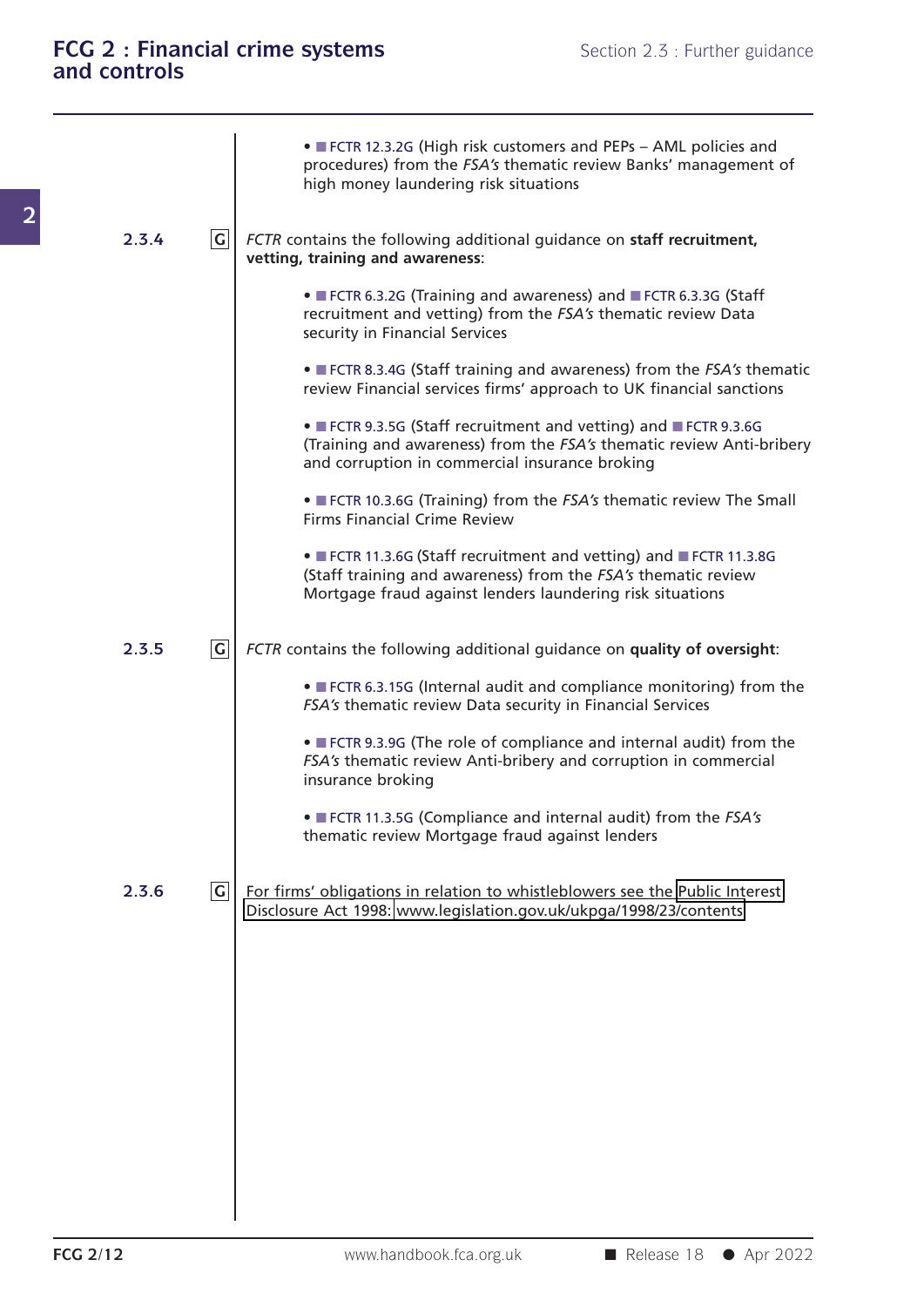- FCTR 12.3.2G (High risk customers and PEPs – AML policies and procedures) from the *FSA's* thematic review Banks' management of high money laundering risk situations

**2.3.4** G *FCTR* contains the following additional guidance on **staff recruitment, vetting, training and awareness**:

- FCTR 6.3.2G (Training and awareness) and FCTR 6.3.3G (Staff recruitment and vetting) from the *FSA's* thematic review Data security in Financial Services
- FCTR 8.3.4G (Staff training and awareness) from the *FSA's* thematic review Financial services firms' approach to UK financial sanctions
- FCTR 9.3.5G (Staff recruitment and vetting) and FCTR 9.3.6G (Training and awareness) from the *FSA's* thematic review Anti-bribery and corruption in commercial insurance broking
- FCTR 10.3.6G (Training) from the *FSA's* thematic review The Small Firms Financial Crime Review
- FCTR 11.3.6G (Staff recruitment and vetting) and FCTR 11.3.8G (Staff training and awareness) from the *FSA's* thematic review Mortgage fraud against lenders laundering risk situations

**2.3.5** G *FCTR* contains the following additional guidance on **quality of oversight**:

- FCTR 6.3.15G (Internal audit and compliance monitoring) from the *FSA's* thematic review Data security in Financial Services
- FCTR 9.3.9G (The role of compliance and internal audit) from the *FSA's* thematic review Anti-bribery and corruption in commercial insurance broking
- FCTR 11.3.5G (Compliance and internal audit) from the *FSA's* thematic review Mortgage fraud against lenders

**2.3.6** G For firms' obligations in relation to whistleblowers see the Public Interest Disclosure Act 1998: www.legislation.gov.uk/ukpga/1998/23/contents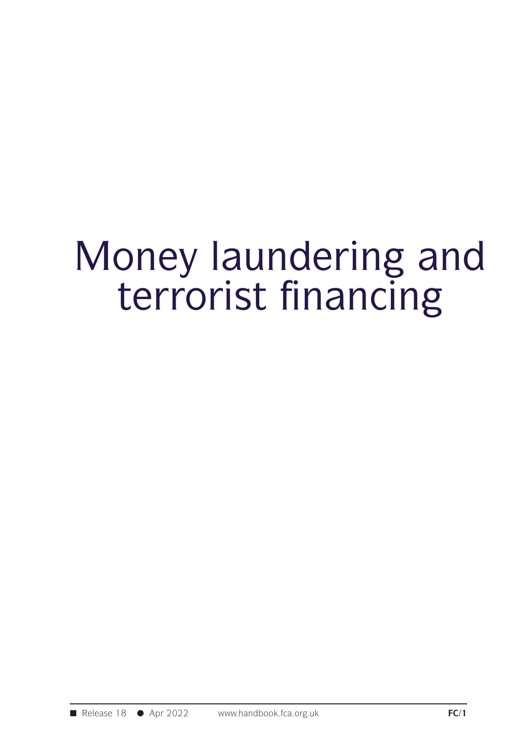# Money laundering and terrorist financing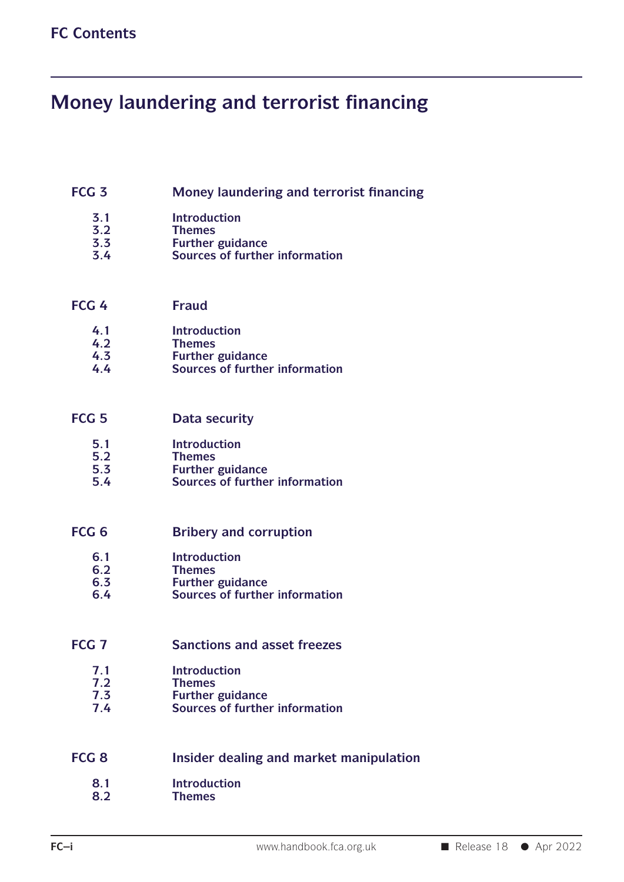# Money laundering and terrorist financing

**FCG 3 Money laundering and terrorist financing**

- 3.1 Introduction
- 3.2 Themes
- 3.3 Further guidance
- 3.4 Sources of further information

**FCG 4 Fraud**

- 4.1 Introduction
- 4.2 Themes
- 4.3 Further guidance
- 4.4 Sources of further information

**FCG 5 Data security**

- 5.1 Introduction
- 5.2 Themes
- 5.3 Further guidance
- 5.4 Sources of further information

**FCG 6 Bribery and corruption**

- 6.1 Introduction
- 6.2 Themes
- 6.3 Further guidance
- 6.4 Sources of further information

**FCG 7 Sanctions and asset freezes**

- 7.1 Introduction
- 7.2 Themes
- 7.3 Further guidance
- 7.4 Sources of further information

**FCG 8 Insider dealing and market manipulation**

- 8.1 Introduction
- 8.2 Themes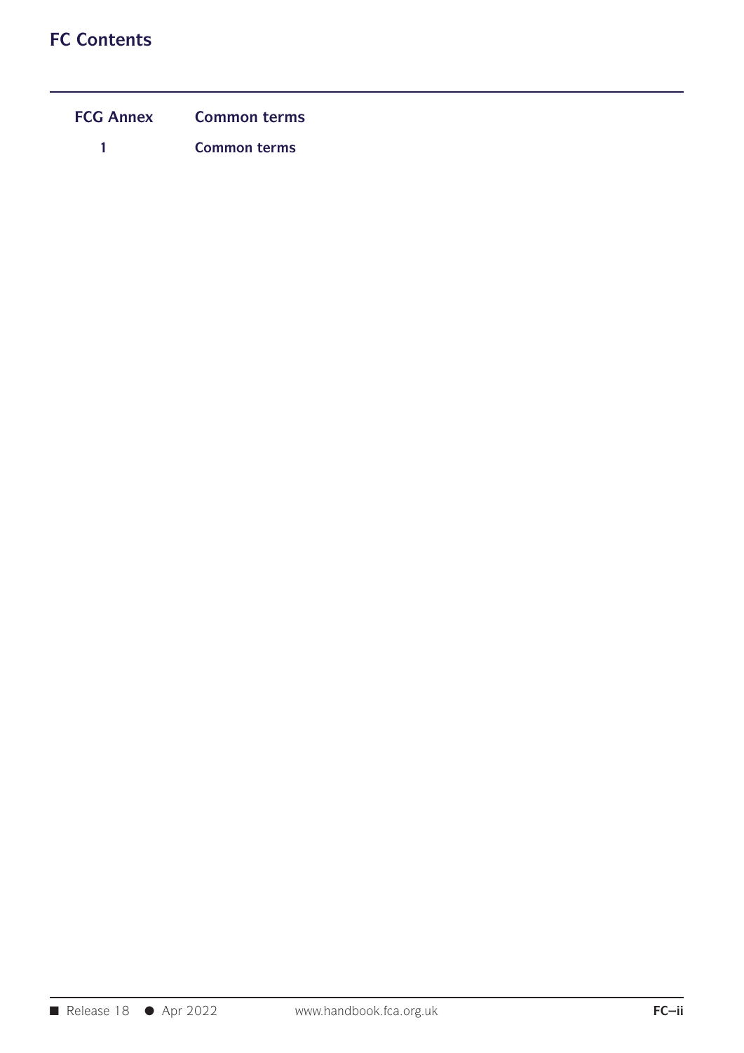# FC Contents

| | |
|---|---|
| **FCG Annex** | **Common terms** |
| **1** | **Common terms** |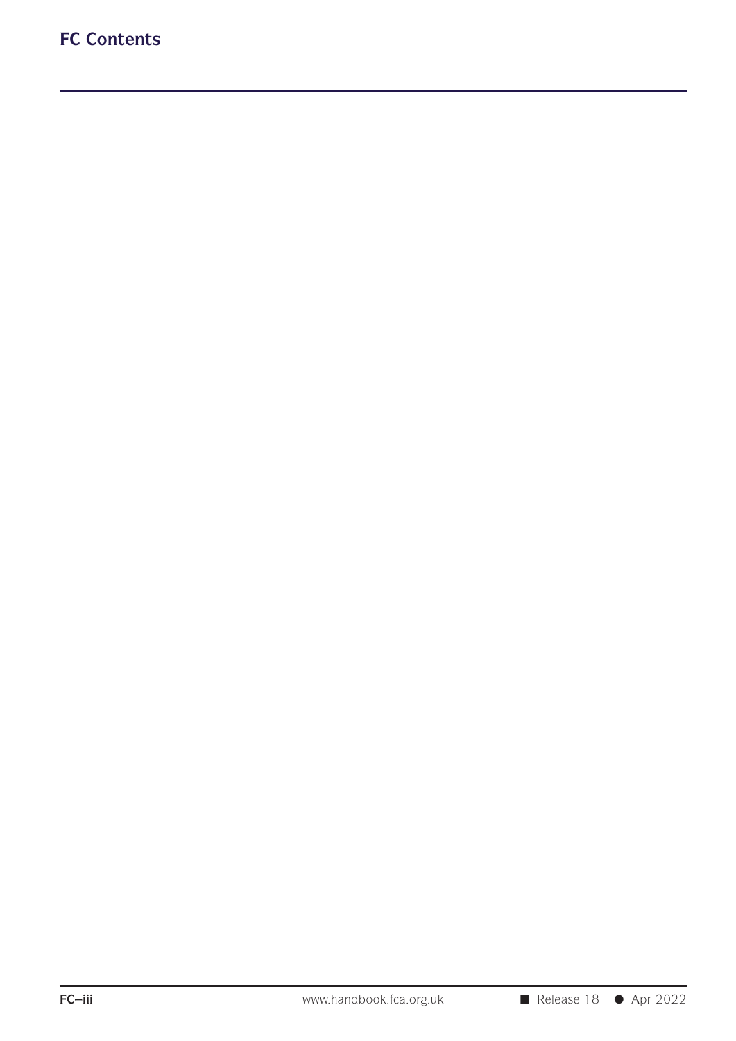# FC Contents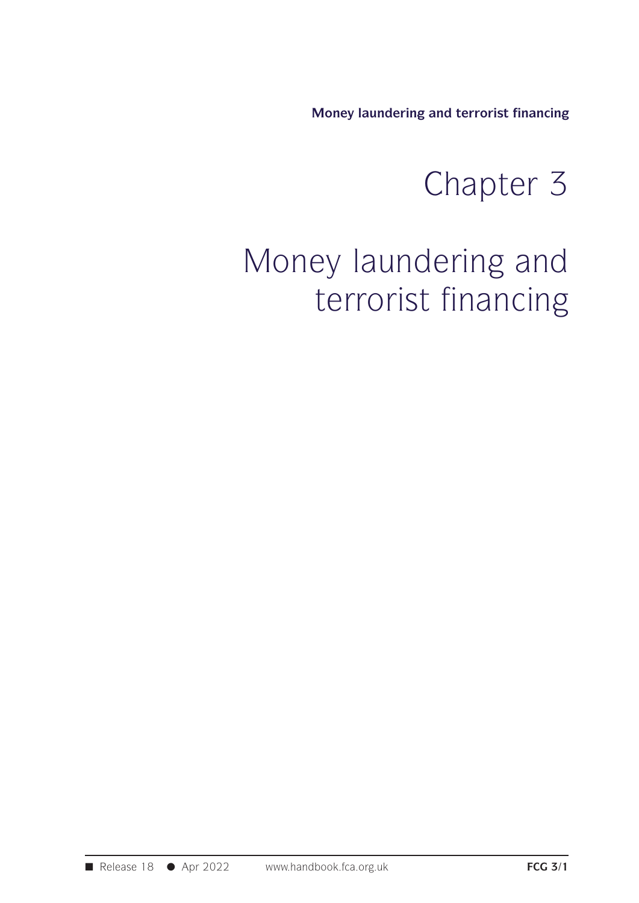# Chapter 3

# Money laundering and terrorist financing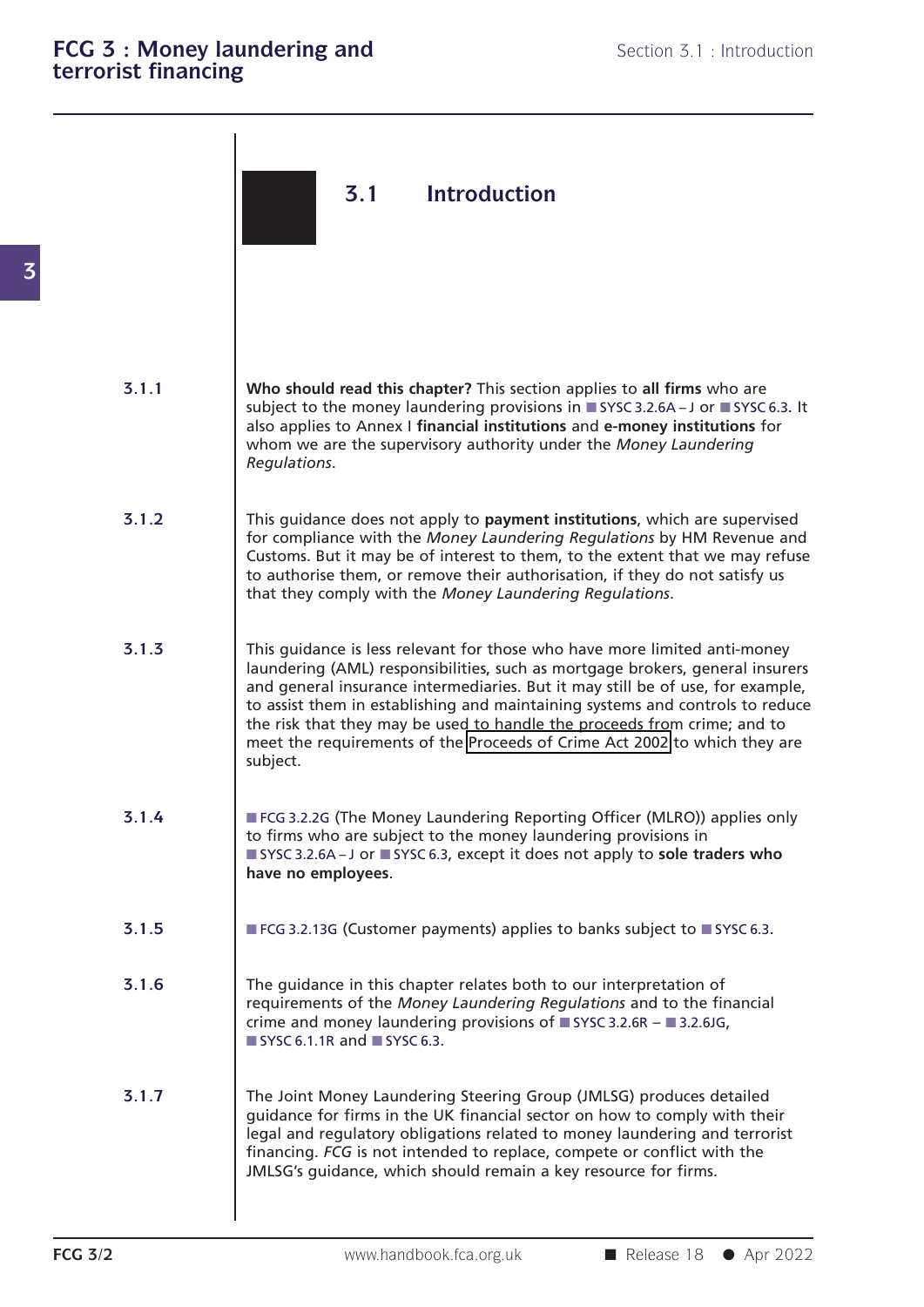## 3.1 Introduction

**3.1.1** **Who should read this chapter?** This section applies to **all firms** who are subject to the money laundering provisions in SYSC 3.2.6A – J or SYSC 6.3. It also applies to Annex I **financial institutions** and **e-money institutions** for whom we are the supervisory authority under the *Money Laundering Regulations*.

**3.1.2** This guidance does not apply to **payment institutions**, which are supervised for compliance with the *Money Laundering Regulations* by HM Revenue and Customs. But it may be of interest to them, to the extent that we may refuse to authorise them, or remove their authorisation, if they do not satisfy us that they comply with the *Money Laundering Regulations*.

**3.1.3** This guidance is less relevant for those who have more limited anti-money laundering (AML) responsibilities, such as mortgage brokers, general insurers and general insurance intermediaries. But it may still be of use, for example, to assist them in establishing and maintaining systems and controls to reduce the risk that they may be used to handle the proceeds from crime; and to meet the requirements of the Proceeds of Crime Act 2002 to which they are subject.

**3.1.4** FCG 3.2.2G (The Money Laundering Reporting Officer (MLRO)) applies only to firms who are subject to the money laundering provisions in SYSC 3.2.6A – J or SYSC 6.3, except it does not apply to **sole traders who have no employees**.

**3.1.5** FCG 3.2.13G (Customer payments) applies to banks subject to SYSC 6.3.

**3.1.6** The guidance in this chapter relates both to our interpretation of requirements of the *Money Laundering Regulations* and to the financial crime and money laundering provisions of SYSC 3.2.6R – 3.2.6JG, SYSC 6.1.1R and SYSC 6.3.

**3.1.7** The Joint Money Laundering Steering Group (JMLSG) produces detailed guidance for firms in the UK financial sector on how to comply with their legal and regulatory obligations related to money laundering and terrorist financing. *FCG* is not intended to replace, compete or conflict with the JMLSG's guidance, which should remain a key resource for firms.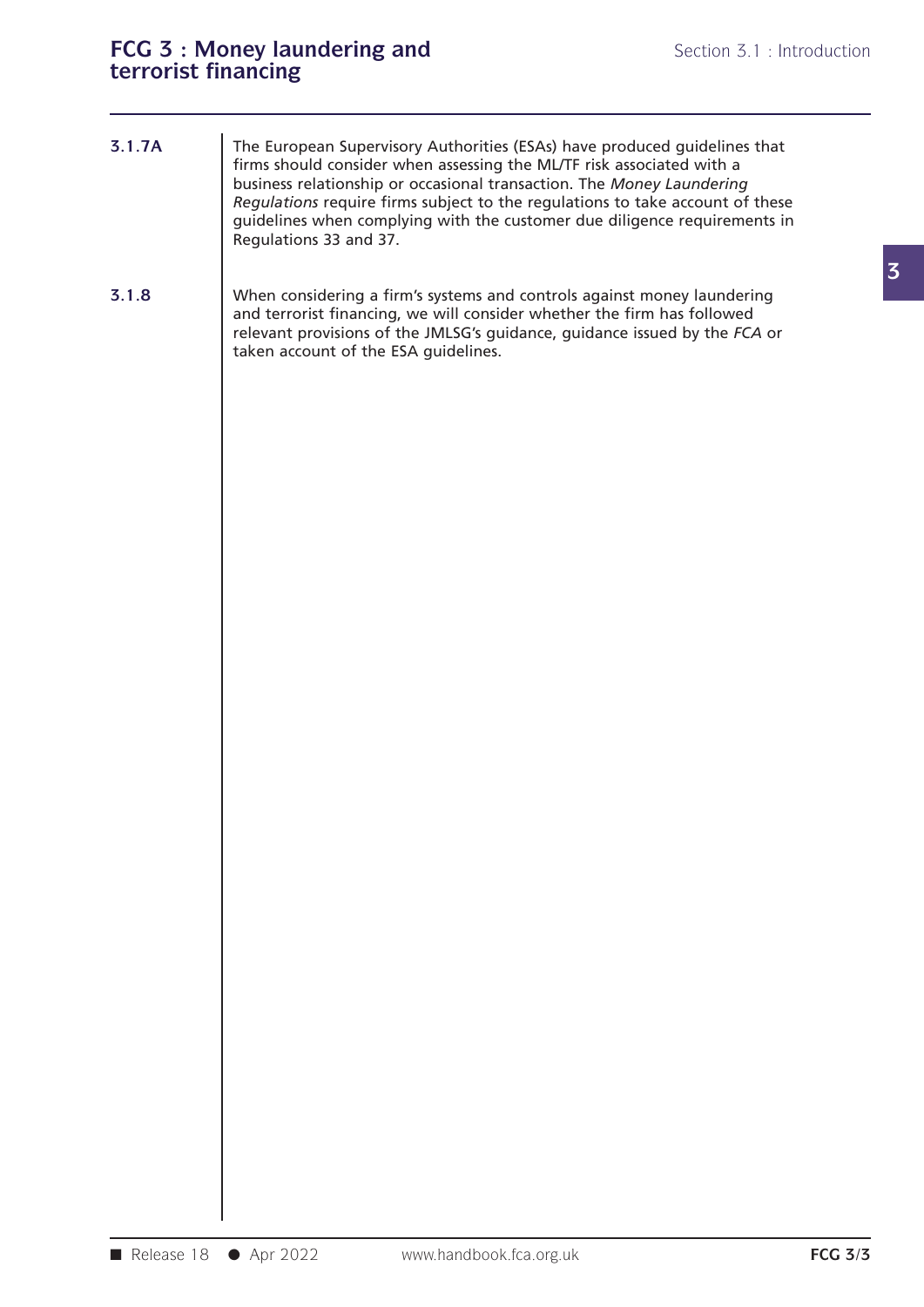**3.1.7A** The European Supervisory Authorities (ESAs) have produced guidelines that firms should consider when assessing the ML/TF risk associated with a business relationship or occasional transaction. The *Money Laundering Regulations* require firms subject to the regulations to take account of these guidelines when complying with the customer due diligence requirements in Regulations 33 and 37.

**3.1.8** When considering a firm's systems and controls against money laundering and terrorist financing, we will consider whether the firm has followed relevant provisions of the JMLSG's guidance, guidance issued by the *FCA* or taken account of the ESA guidelines.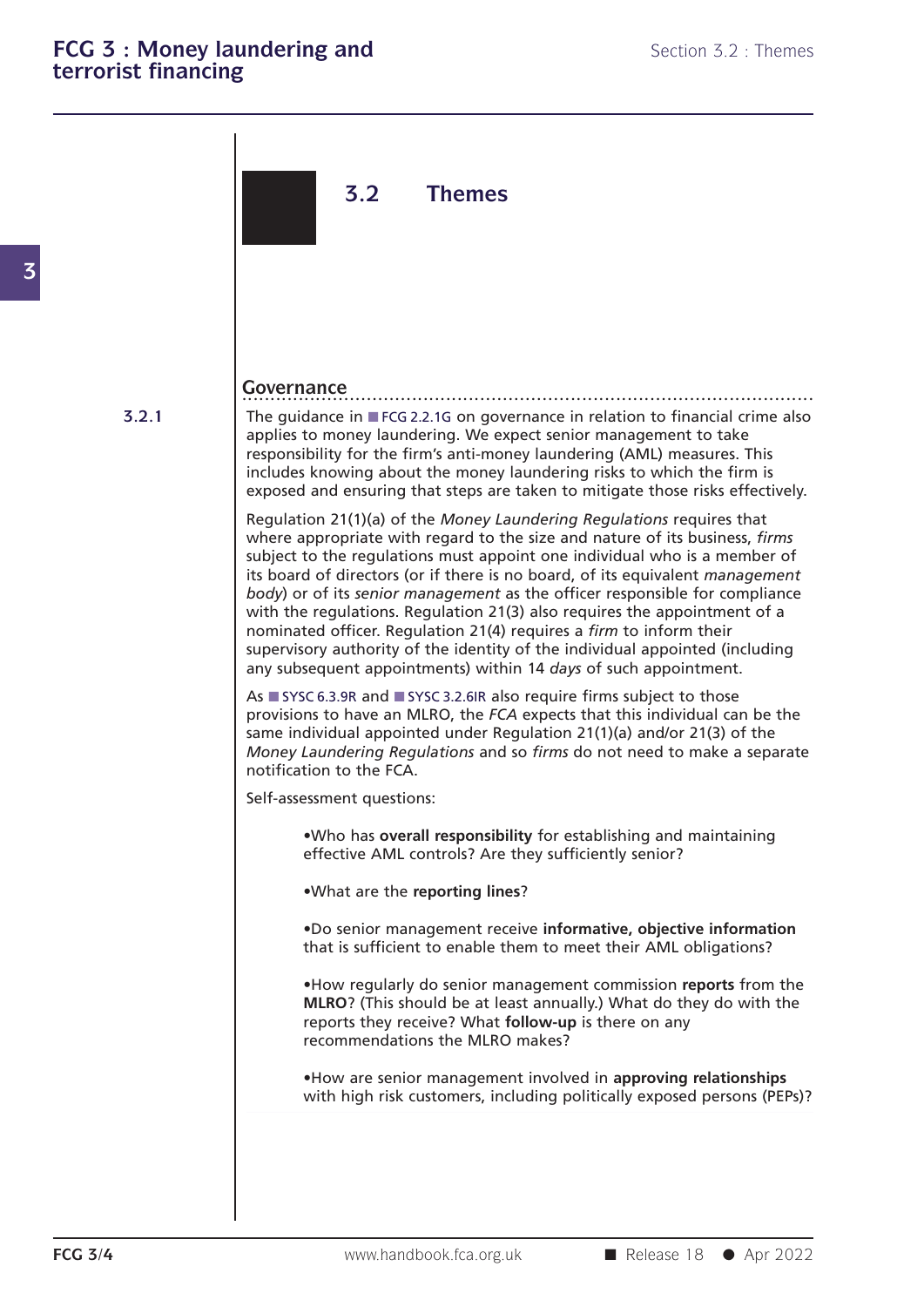## 3.2 Themes

### Governance

**3.2.1** The guidance in FCG 2.2.1G on governance in relation to financial crime also applies to money laundering. We expect senior management to take responsibility for the firm's anti-money laundering (AML) measures. This includes knowing about the money laundering risks to which the firm is exposed and ensuring that steps are taken to mitigate those risks effectively.

Regulation 21(1)(a) of the *Money Laundering Regulations* requires that where appropriate with regard to the size and nature of its business, *firms* subject to the regulations must appoint one individual who is a member of its board of directors (or if there is no board, of its equivalent *management body*) or of its *senior management* as the officer responsible for compliance with the regulations. Regulation 21(3) also requires the appointment of a nominated officer. Regulation 21(4) requires a *firm* to inform their supervisory authority of the identity of the individual appointed (including any subsequent appointments) within 14 *days* of such appointment.

As SYSC 6.3.9R and SYSC 3.2.6IR also require firms subject to those provisions to have an MLRO, the *FCA* expects that this individual can be the same individual appointed under Regulation 21(1)(a) and/or 21(3) of the *Money Laundering Regulations* and so *firms* do not need to make a separate notification to the FCA.

Self-assessment questions:

- Who has **overall responsibility** for establishing and maintaining effective AML controls? Are they sufficiently senior?
- What are the **reporting lines**?
- Do senior management receive **informative, objective information** that is sufficient to enable them to meet their AML obligations?
- How regularly do senior management commission **reports** from the **MLRO**? (This should be at least annually.) What do they do with the reports they receive? What **follow-up** is there on any recommendations the MLRO makes?
- How are senior management involved in **approving relationships** with high risk customers, including politically exposed persons (PEPs)?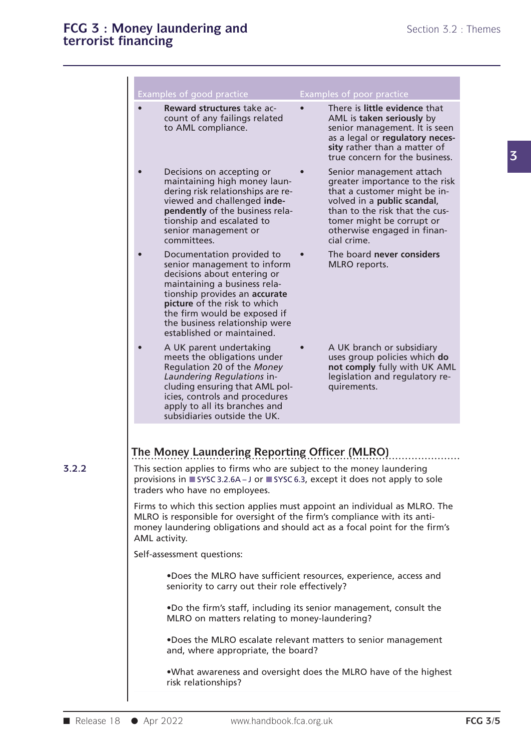| Examples of good practice | Examples of poor practice |
|---|---|
| • **Reward structures** take account of any failings related to AML compliance. | • There is **little evidence** that AML is **taken seriously** by senior management. It is seen as a legal or **regulatory necessity** rather than a matter of true concern for the business. |
| • Decisions on accepting or maintaining high money laundering risk relationships are reviewed and challenged **independently** of the business relationship and escalated to senior management or committees. | • Senior management attach greater importance to the risk that a customer might be involved in a **public scandal**, than to the risk that the customer might be corrupt or otherwise engaged in financial crime. |
| • Documentation provided to senior management to inform decisions about entering or maintaining a business relationship provides an **accurate picture** of the risk to which the firm would be exposed if the business relationship were established or maintained. | • The board **never considers** MLRO reports. |
| • A UK parent undertaking meets the obligations under Regulation 20 of the *Money Laundering Regulations* including ensuring that AML policies, controls and procedures apply to all its branches and subsidiaries outside the UK. | • A UK branch or subsidiary uses group policies which **do not comply** fully with UK AML legislation and regulatory requirements. |

## The Money Laundering Reporting Officer (MLRO)

**3.2.2** This section applies to firms who are subject to the money laundering provisions in SYSC 3.2.6A – J or SYSC 6.3, except it does not apply to sole traders who have no employees.

Firms to which this section applies must appoint an individual as MLRO. The MLRO is responsible for oversight of the firm's compliance with its anti-money laundering obligations and should act as a focal point for the firm's AML activity.

Self-assessment questions:

- Does the MLRO have sufficient resources, experience, access and seniority to carry out their role effectively?
- Do the firm's staff, including its senior management, consult the MLRO on matters relating to money-laundering?
- Does the MLRO escalate relevant matters to senior management and, where appropriate, the board?
- What awareness and oversight does the MLRO have of the highest risk relationships?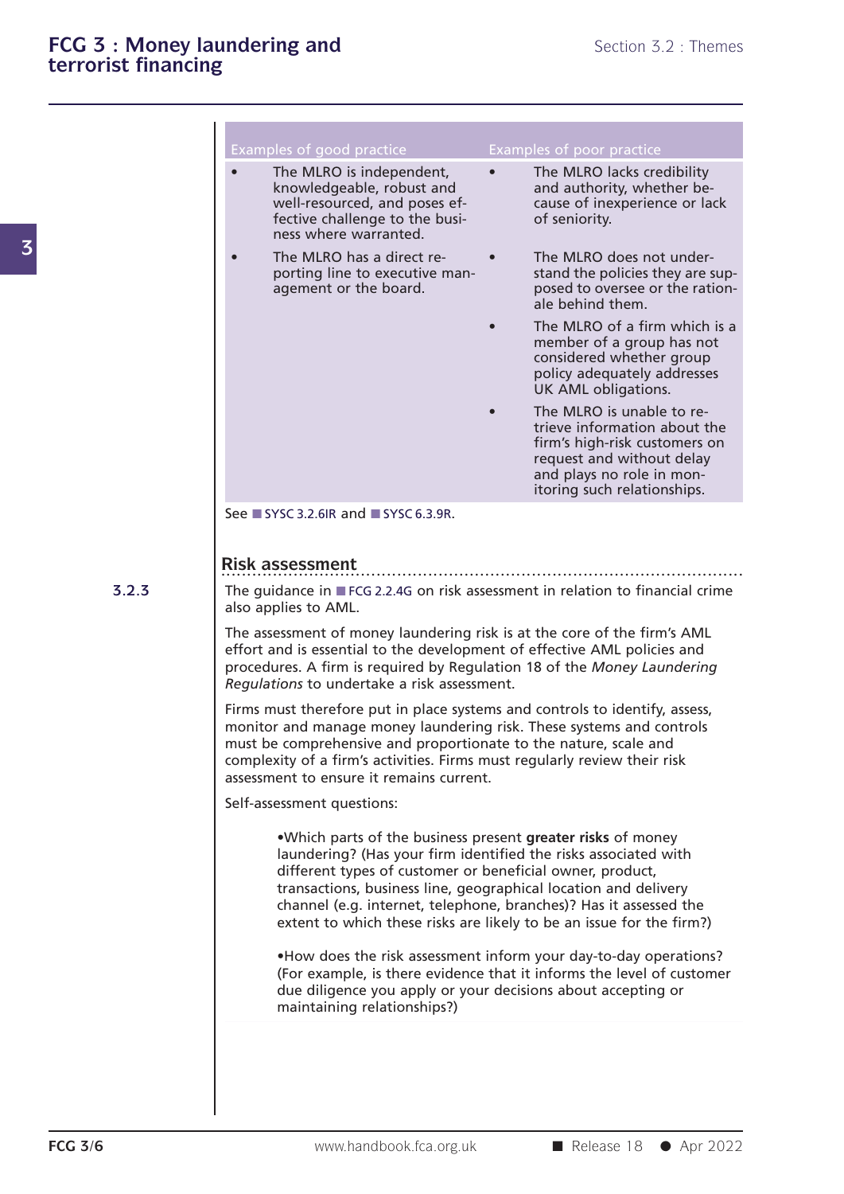| Examples of good practice | Examples of poor practice |
| --- | --- |
| • The MLRO is independent, knowledgeable, robust and well-resourced, and poses effective challenge to the business where warranted. | • The MLRO lacks credibility and authority, whether because of inexperience or lack of seniority. |
| • The MLRO has a direct reporting line to executive management or the board. | • The MLRO does not understand the policies they are supposed to oversee or the rationale behind them. |
| | • The MLRO of a firm which is a member of a group has not considered whether group policy adequately addresses UK AML obligations. |
| | • The MLRO is unable to retrieve information about the firm's high-risk customers on request and without delay and plays no role in monitoring such relationships. |

See SYSC 3.2.6IR and SYSC 6.3.9R.

## Risk assessment

**3.2.3** The guidance in FCG 2.2.4G on risk assessment in relation to financial crime also applies to AML.

The assessment of money laundering risk is at the core of the firm's AML effort and is essential to the development of effective AML policies and procedures. A firm is required by Regulation 18 of the *Money Laundering Regulations* to undertake a risk assessment.

Firms must therefore put in place systems and controls to identify, assess, monitor and manage money laundering risk. These systems and controls must be comprehensive and proportionate to the nature, scale and complexity of a firm's activities. Firms must regularly review their risk assessment to ensure it remains current.

Self-assessment questions:

- Which parts of the business present **greater risks** of money laundering? (Has your firm identified the risks associated with different types of customer or beneficial owner, product, transactions, business line, geographical location and delivery channel (e.g. internet, telephone, branches)? Has it assessed the extent to which these risks are likely to be an issue for the firm?)

- How does the risk assessment inform your day-to-day operations? (For example, is there evidence that it informs the level of customer due diligence you apply or your decisions about accepting or maintaining relationships?)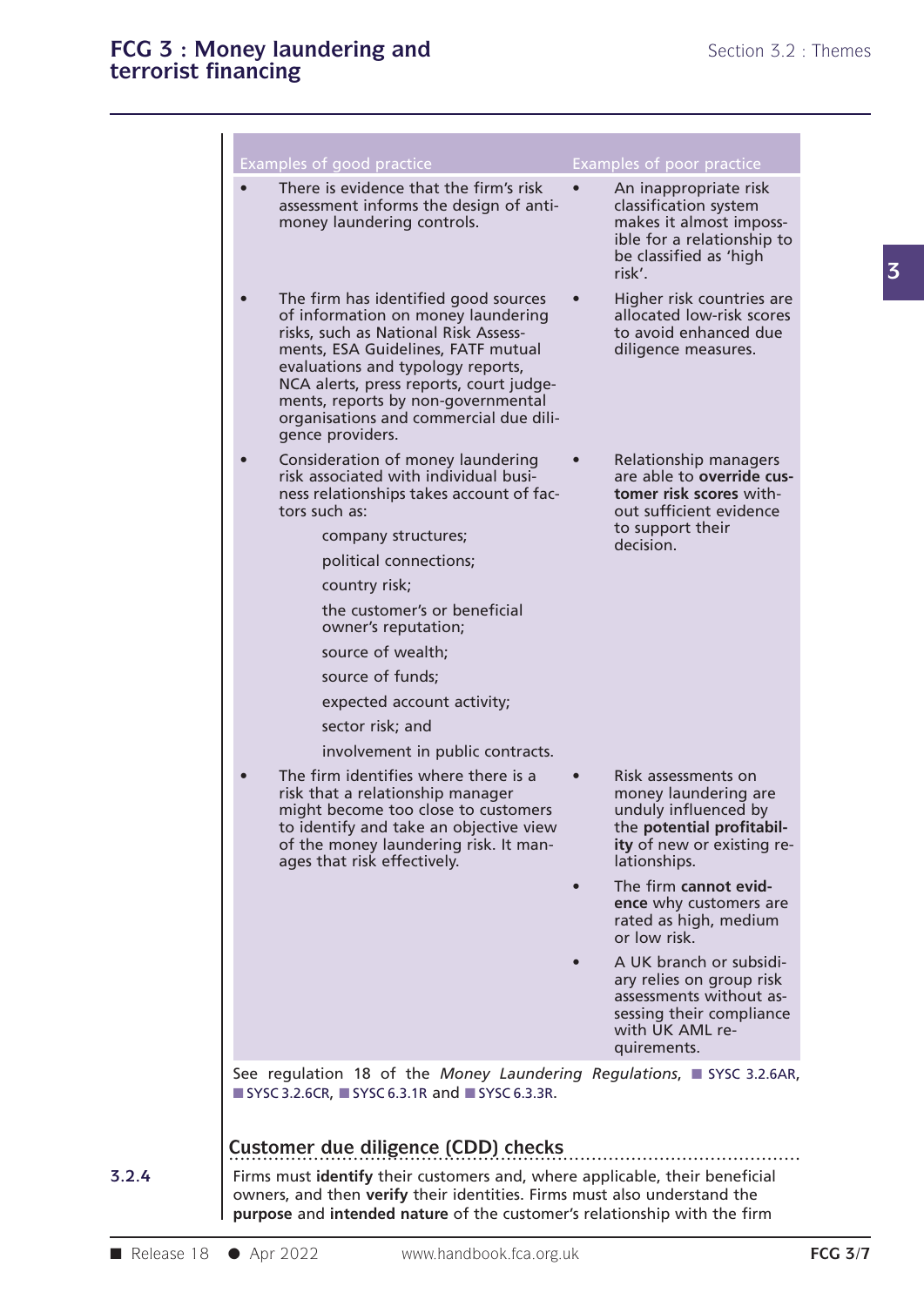| Examples of good practice | Examples of poor practice |
|---|---|
| • There is evidence that the firm's risk assessment informs the design of anti-money laundering controls. | • An inappropriate risk classification system makes it almost impossible for a relationship to be classified as 'high risk'. |
| • The firm has identified good sources of information on money laundering risks, such as National Risk Assessments, ESA Guidelines, FATF mutual evaluations and typology reports, NCA alerts, press reports, court judgements, reports by non-governmental organisations and commercial due diligence providers. | • Higher risk countries are allocated low-risk scores to avoid enhanced due diligence measures. |
| • Consideration of money laundering risk associated with individual business relationships takes account of factors such as: company structures; political connections; country risk; the customer's or beneficial owner's reputation; source of wealth; source of funds; expected account activity; sector risk; and involvement in public contracts. | • Relationship managers are able to **override customer risk scores** without sufficient evidence to support their decision. |
| • The firm identifies where there is a risk that a relationship manager might become too close to customers to identify and take an objective view of the money laundering risk. It manages that risk effectively. | • Risk assessments on money laundering are unduly influenced by the **potential profitability** of new or existing relationships. |
| | • The firm **cannot evidence** why customers are rated as high, medium or low risk. |
| | • A UK branch or subsidiary relies on group risk assessments without assessing their compliance with UK AML requirements. |

See regulation 18 of the *Money Laundering Regulations*, SYSC 3.2.6AR, SYSC 3.2.6CR, SYSC 6.3.1R and SYSC 6.3.3R.

## Customer due diligence (CDD) checks

**3.2.4** Firms must **identify** their customers and, where applicable, their beneficial owners, and then **verify** their identities. Firms must also understand the **purpose** and **intended nature** of the customer's relationship with the firm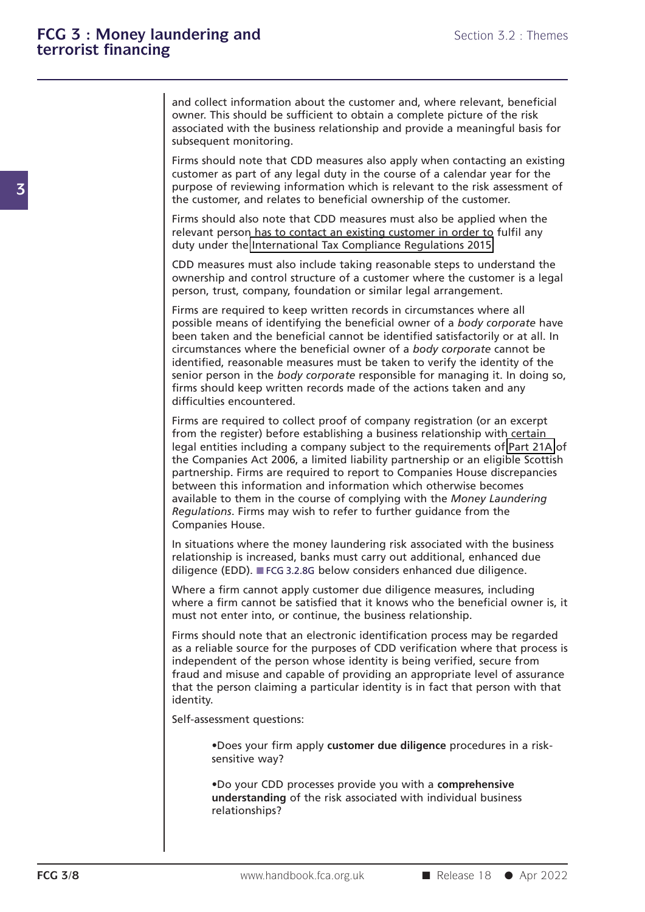and collect information about the customer and, where relevant, beneficial owner. This should be sufficient to obtain a complete picture of the risk associated with the business relationship and provide a meaningful basis for subsequent monitoring.

Firms should note that CDD measures also apply when contacting an existing customer as part of any legal duty in the course of a calendar year for the purpose of reviewing information which is relevant to the risk assessment of the customer, and relates to beneficial ownership of the customer.

Firms should also note that CDD measures must also be applied when the relevant person has to contact an existing customer in order to fulfil any duty under the International Tax Compliance Regulations 2015.

CDD measures must also include taking reasonable steps to understand the ownership and control structure of a customer where the customer is a legal person, trust, company, foundation or similar legal arrangement.

Firms are required to keep written records in circumstances where all possible means of identifying the beneficial owner of a *body corporate* have been taken and the beneficial cannot be identified satisfactorily or at all. In circumstances where the beneficial owner of a *body corporate* cannot be identified, reasonable measures must be taken to verify the identity of the senior person in the *body corporate* responsible for managing it. In doing so, firms should keep written records made of the actions taken and any difficulties encountered.

Firms are required to collect proof of company registration (or an excerpt from the register) before establishing a business relationship with certain legal entities including a company subject to the requirements of Part 21A of the Companies Act 2006, a limited liability partnership or an eligible Scottish partnership. Firms are required to report to Companies House discrepancies between this information and information which otherwise becomes available to them in the course of complying with the *Money Laundering Regulations*. Firms may wish to refer to further guidance from the Companies House.

In situations where the money laundering risk associated with the business relationship is increased, banks must carry out additional, enhanced due diligence (EDD). FCG 3.2.8G below considers enhanced due diligence.

Where a firm cannot apply customer due diligence measures, including where a firm cannot be satisfied that it knows who the beneficial owner is, it must not enter into, or continue, the business relationship.

Firms should note that an electronic identification process may be regarded as a reliable source for the purposes of CDD verification where that process is independent of the person whose identity is being verified, secure from fraud and misuse and capable of providing an appropriate level of assurance that the person claiming a particular identity is in fact that person with that identity.

Self-assessment questions:

- Does your firm apply **customer due diligence** procedures in a risk-sensitive way?
- Do your CDD processes provide you with a **comprehensive understanding** of the risk associated with individual business relationships?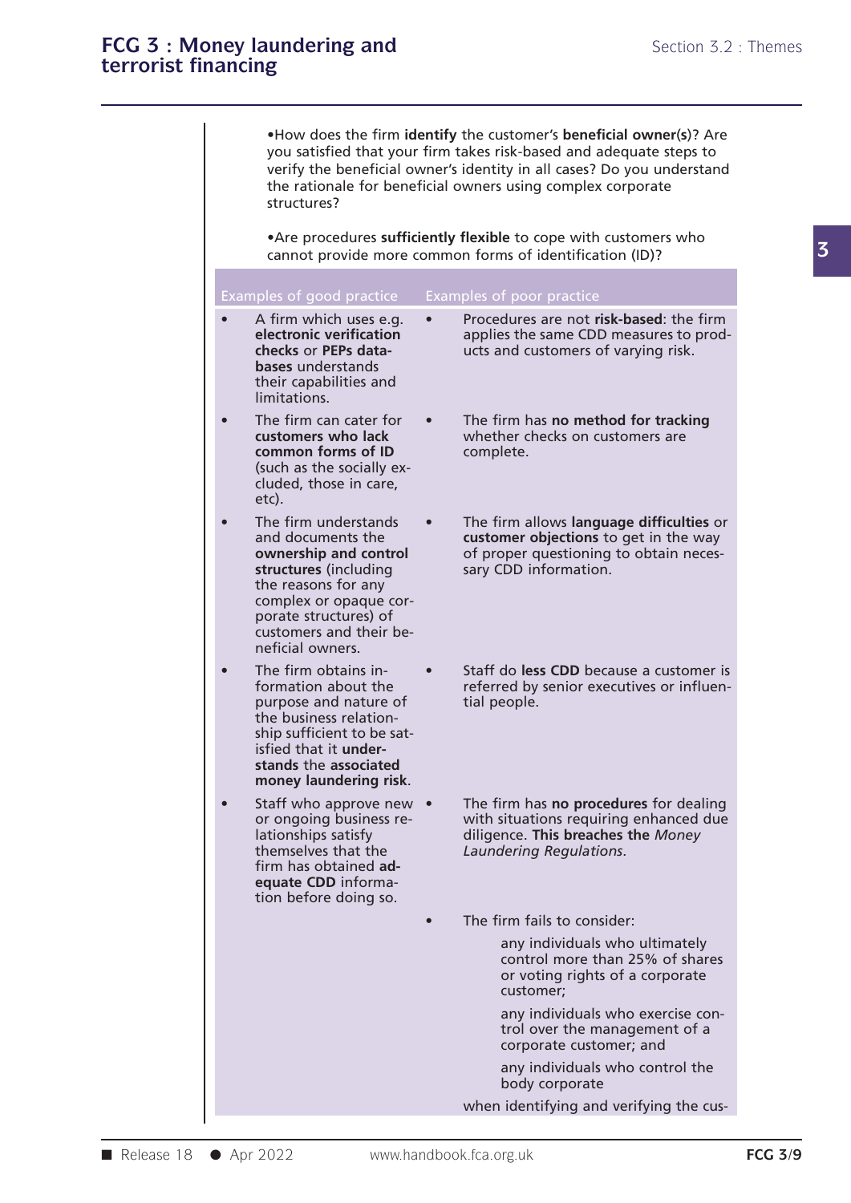- How does the firm **identify** the customer's **beneficial owner(s)**? Are you satisfied that your firm takes risk-based and adequate steps to verify the beneficial owner's identity in all cases? Do you understand the rationale for beneficial owners using complex corporate structures?

- Are procedures **sufficiently flexible** to cope with customers who cannot provide more common forms of identification (ID)?

| Examples of good practice | Examples of poor practice |
|---|---|
| • A firm which uses e.g. **electronic verification checks** or **PEPs databases** understands their capabilities and limitations. | • Procedures are not **risk-based**: the firm applies the same CDD measures to products and customers of varying risk. |
| • The firm can cater for **customers who lack common forms of ID** (such as the socially excluded, those in care, etc). | • The firm has **no method for tracking** whether checks on customers are complete. |
| • The firm understands and documents the **ownership and control structures** (including the reasons for any complex or opaque corporate structures) of customers and their beneficial owners. | • The firm allows **language difficulties** or **customer objections** to get in the way of proper questioning to obtain necessary CDD information. |
| • The firm obtains information about the purpose and nature of the business relationship sufficient to be satisfied that it **understands** the **associated money laundering risk**. | • Staff do **less CDD** because a customer is referred by senior executives or influential people. |
| • Staff who approve new or ongoing business relationships satisfy themselves that the firm has obtained **adequate CDD** information before doing so. | • The firm has **no procedures** for dealing with situations requiring enhanced due diligence. **This breaches the** ***Money Laundering Regulations***. |
| | • The firm fails to consider: any individuals who ultimately control more than 25% of shares or voting rights of a corporate customer; any individuals who exercise control over the management of a corporate customer; and any individuals who control the body corporate when identifying and verifying the cus- |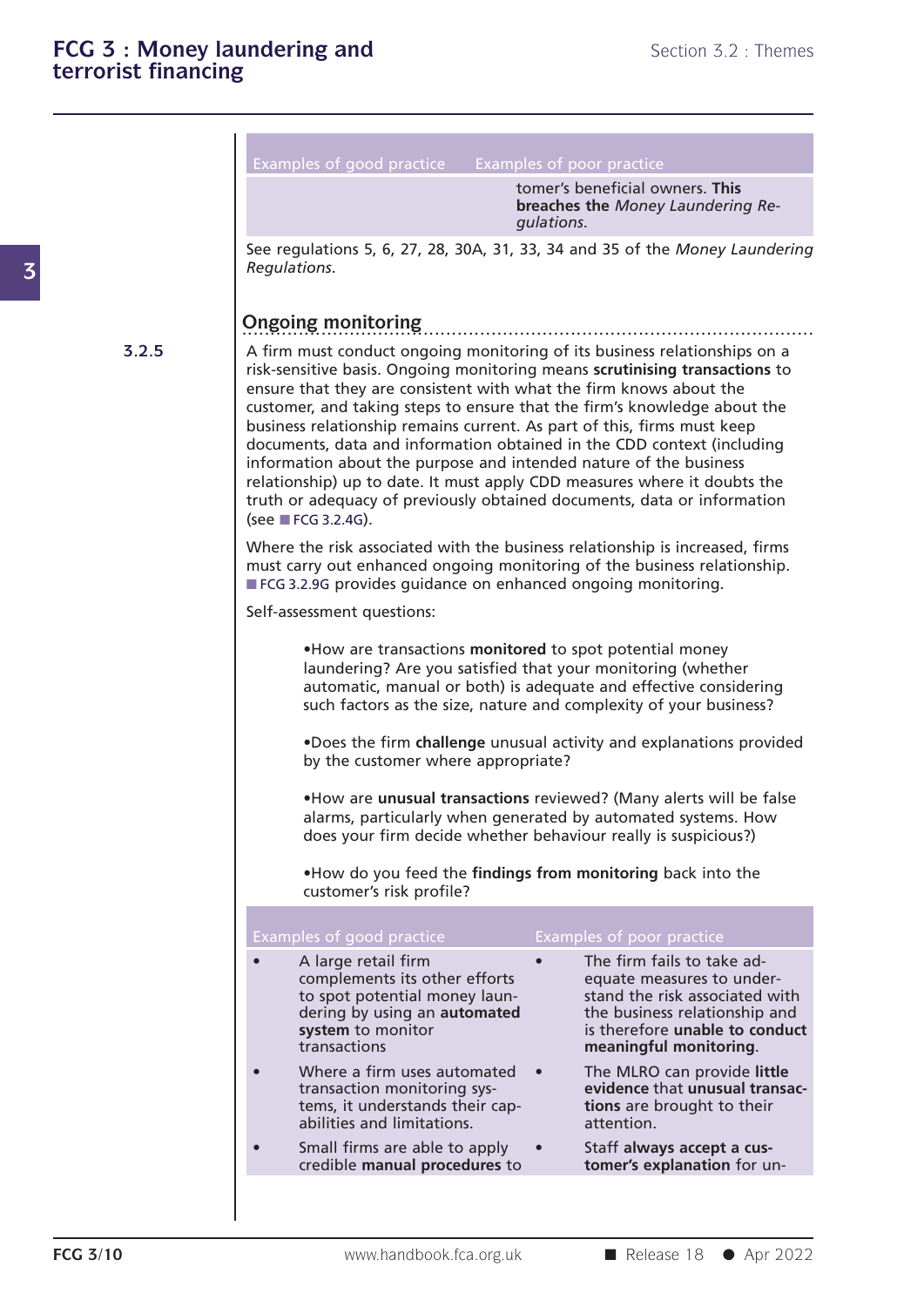| Examples of good practice | Examples of poor practice |
| --- | --- |
| | tomer's beneficial owners. **This breaches the** *Money Laundering Regulations*. |

See regulations 5, 6, 27, 28, 30A, 31, 33, 34 and 35 of the *Money Laundering Regulations*.

## Ongoing monitoring

**3.2.5** A firm must conduct ongoing monitoring of its business relationships on a risk-sensitive basis. Ongoing monitoring means **scrutinising transactions** to ensure that they are consistent with what the firm knows about the customer, and taking steps to ensure that the firm's knowledge about the business relationship remains current. As part of this, firms must keep documents, data and information obtained in the CDD context (including information about the purpose and intended nature of the business relationship) up to date. It must apply CDD measures where it doubts the truth or adequacy of previously obtained documents, data or information (see FCG 3.2.4G).

Where the risk associated with the business relationship is increased, firms must carry out enhanced ongoing monitoring of the business relationship. FCG 3.2.9G provides guidance on enhanced ongoing monitoring.

Self-assessment questions:

- How are transactions **monitored** to spot potential money laundering? Are you satisfied that your monitoring (whether automatic, manual or both) is adequate and effective considering such factors as the size, nature and complexity of your business?
- Does the firm **challenge** unusual activity and explanations provided by the customer where appropriate?
- How are **unusual transactions** reviewed? (Many alerts will be false alarms, particularly when generated by automated systems. How does your firm decide whether behaviour really is suspicious?)
- How do you feed the **findings from monitoring** back into the customer's risk profile?

| Examples of good practice | Examples of poor practice |
| --- | --- |
| • A large retail firm complements its other efforts to spot potential money laundering by using an **automated system** to monitor transactions | • The firm fails to take adequate measures to understand the risk associated with the business relationship and is therefore **unable to conduct meaningful monitoring**. |
| • Where a firm uses automated transaction monitoring systems, it understands their capabilities and limitations. | • The MLRO can provide **little evidence** that **unusual transactions** are brought to their attention. |
| • Small firms are able to apply credible **manual procedures** to | • Staff **always accept a customer's explanation** for un- |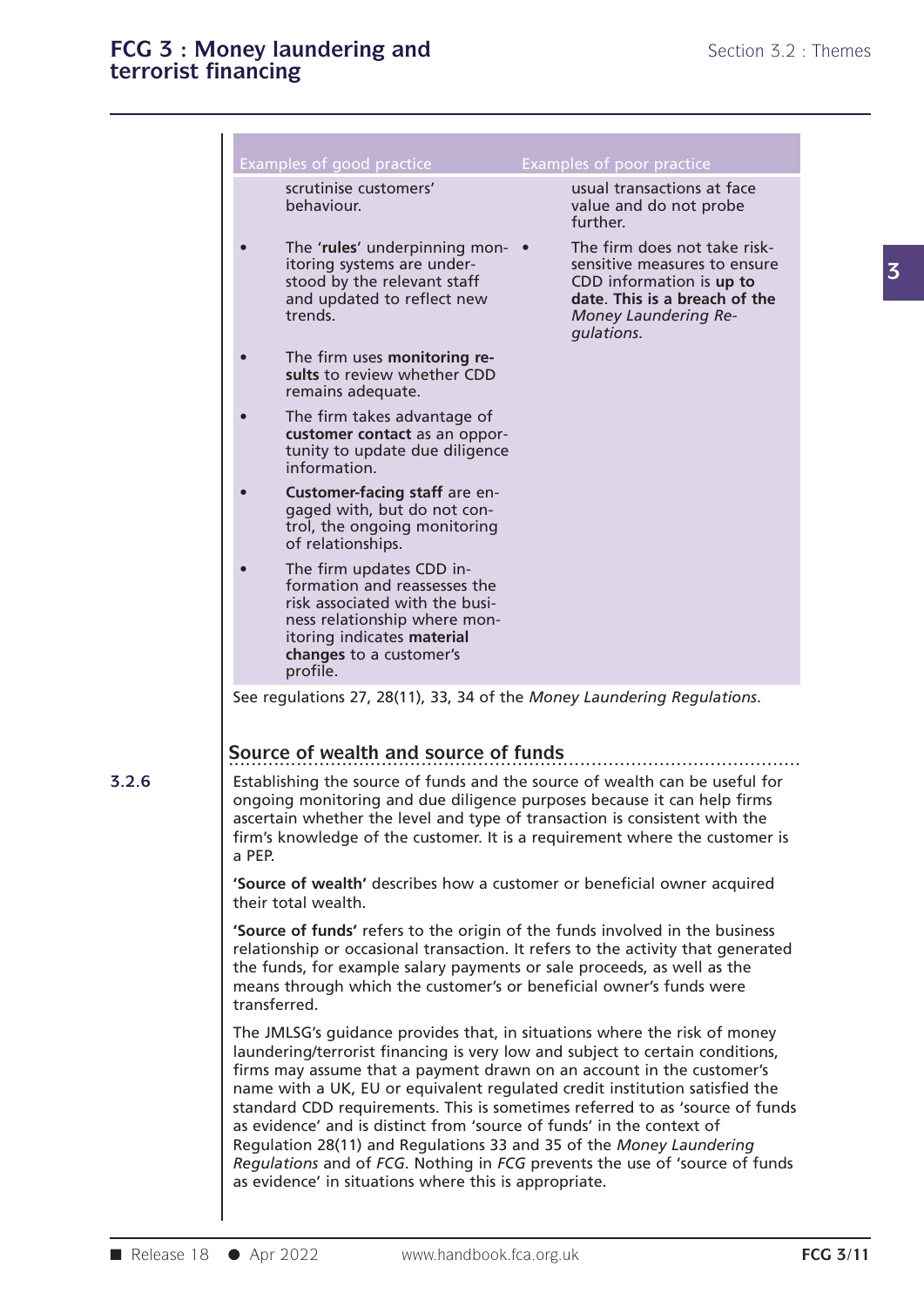| Examples of good practice | Examples of poor practice |
|---|---|
| scrutinise customers' behaviour. | usual transactions at face value and do not probe further. |
| • The '**rules**' underpinning monitoring systems are understood by the relevant staff and updated to reflect new trends. | • The firm does not take risk-sensitive measures to ensure CDD information is **up to date**. **This is a breach of the** *Money Laundering Regulations*. |
| • The firm uses **monitoring results** to review whether CDD remains adequate. | |
| • The firm takes advantage of **customer contact** as an opportunity to update due diligence information. | |
| • **Customer-facing staff** are engaged with, but do not control, the ongoing monitoring of relationships. | |
| • The firm updates CDD information and reassesses the risk associated with the business relationship where monitoring indicates **material changes** to a customer's profile. | |

See regulations 27, 28(11), 33, 34 of the *Money Laundering Regulations*.

## Source of wealth and source of funds

3.2.6

Establishing the source of funds and the source of wealth can be useful for ongoing monitoring and due diligence purposes because it can help firms ascertain whether the level and type of transaction is consistent with the firm's knowledge of the customer. It is a requirement where the customer is a PEP.

**'Source of wealth'** describes how a customer or beneficial owner acquired their total wealth.

**'Source of funds'** refers to the origin of the funds involved in the business relationship or occasional transaction. It refers to the activity that generated the funds, for example salary payments or sale proceeds, as well as the means through which the customer's or beneficial owner's funds were transferred.

The JMLSG's guidance provides that, in situations where the risk of money laundering/terrorist financing is very low and subject to certain conditions, firms may assume that a payment drawn on an account in the customer's name with a UK, EU or equivalent regulated credit institution satisfied the standard CDD requirements. This is sometimes referred to as 'source of funds as evidence' and is distinct from 'source of funds' in the context of Regulation 28(11) and Regulations 33 and 35 of the *Money Laundering Regulations* and of *FCG*. Nothing in *FCG* prevents the use of 'source of funds as evidence' in situations where this is appropriate.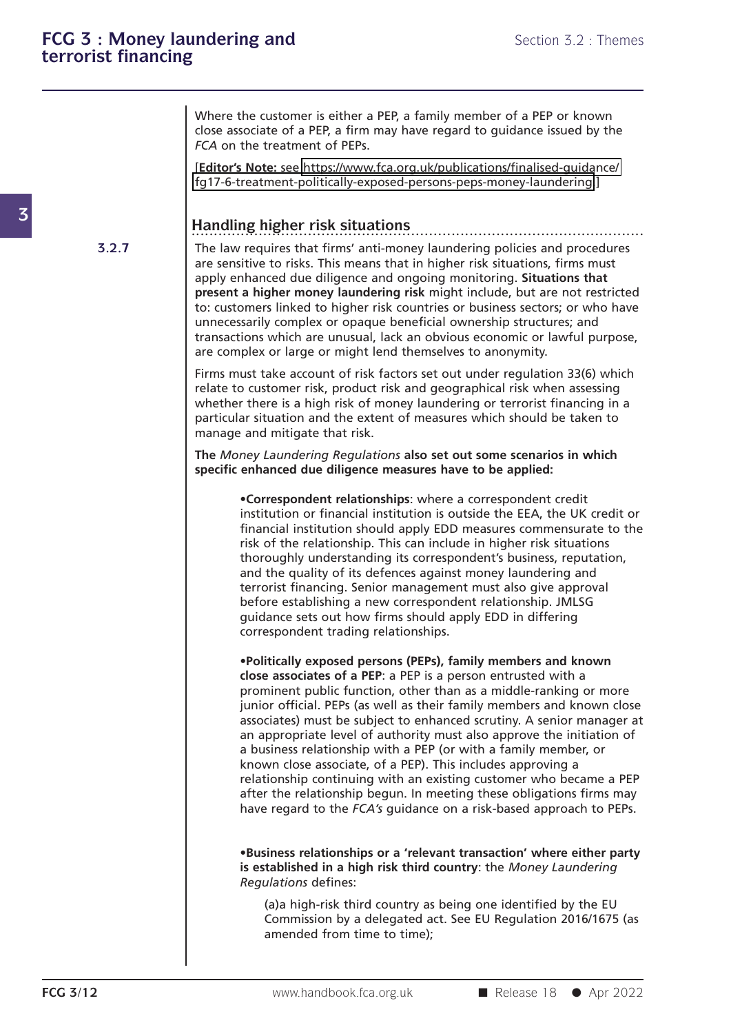Where the customer is either a PEP, a family member of a PEP or known close associate of a PEP, a firm may have regard to guidance issued by the *FCA* on the treatment of PEPs.

[**Editor's Note:** see https://www.fca.org.uk/publications/finalised-guidance/fg17-6-treatment-politically-exposed-persons-peps-money-laundering]

## Handling higher risk situations

**3.2.7**

The law requires that firms' anti-money laundering policies and procedures are sensitive to risks. This means that in higher risk situations, firms must apply enhanced due diligence and ongoing monitoring. **Situations that present a higher money laundering risk** might include, but are not restricted to: customers linked to higher risk countries or business sectors; or who have unnecessarily complex or opaque beneficial ownership structures; and transactions which are unusual, lack an obvious economic or lawful purpose, are complex or large or might lend themselves to anonymity.

Firms must take account of risk factors set out under regulation 33(6) which relate to customer risk, product risk and geographical risk when assessing whether there is a high risk of money laundering or terrorist financing in a particular situation and the extent of measures which should be taken to manage and mitigate that risk.

**The** ***Money Laundering Regulations*** **also set out some scenarios in which specific enhanced due diligence measures have to be applied:**

- **Correspondent relationships**: where a correspondent credit institution or financial institution is outside the EEA, the UK credit or financial institution should apply EDD measures commensurate to the risk of the relationship. This can include in higher risk situations thoroughly understanding its correspondent's business, reputation, and the quality of its defences against money laundering and terrorist financing. Senior management must also give approval before establishing a new correspondent relationship. JMLSG guidance sets out how firms should apply EDD in differing correspondent trading relationships.

- **Politically exposed persons (PEPs), family members and known close associates of a PEP**: a PEP is a person entrusted with a prominent public function, other than as a middle-ranking or more junior official. PEPs (as well as their family members and known close associates) must be subject to enhanced scrutiny. A senior manager at an appropriate level of authority must also approve the initiation of a business relationship with a PEP (or with a family member, or known close associate, of a PEP). This includes approving a relationship continuing with an existing customer who became a PEP after the relationship begun. In meeting these obligations firms may have regard to the *FCA's* guidance on a risk-based approach to PEPs.

- **Business relationships or a 'relevant transaction' where either party is established in a high risk third country**: the *Money Laundering Regulations* defines:

  (a)a high-risk third country as being one identified by the EU Commission by a delegated act. See EU Regulation 2016/1675 (as amended from time to time);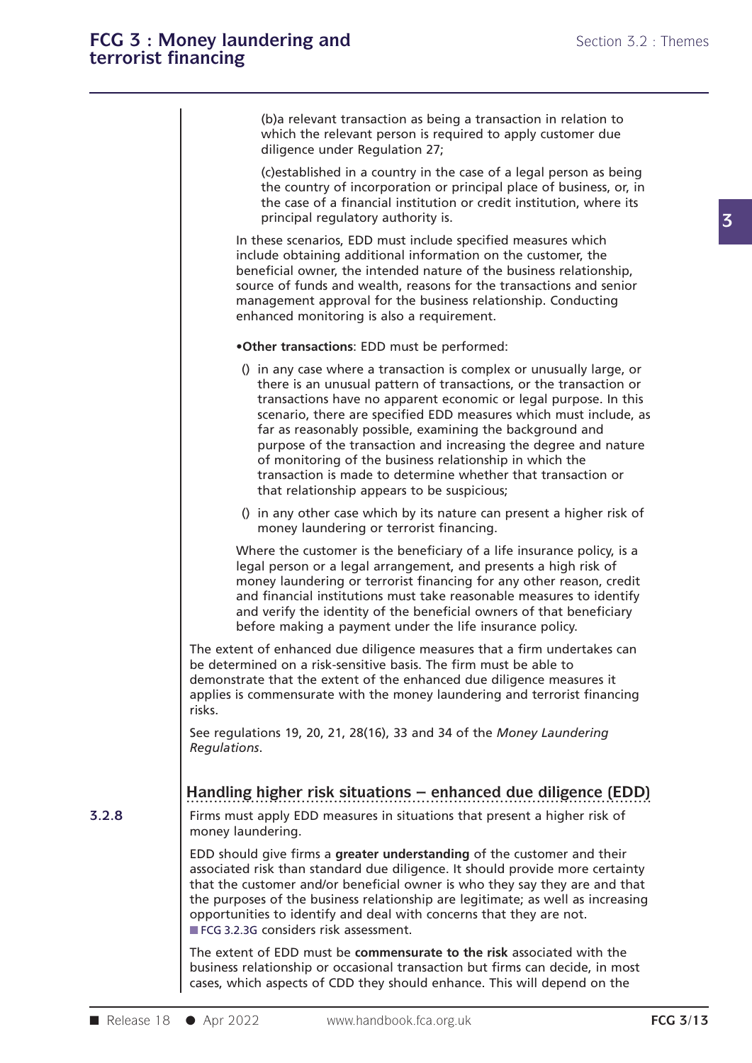(b)a relevant transaction as being a transaction in relation to which the relevant person is required to apply customer due diligence under Regulation 27;

(c)established in a country in the case of a legal person as being the country of incorporation or principal place of business, or, in the case of a financial institution or credit institution, where its principal regulatory authority is.

In these scenarios, EDD must include specified measures which include obtaining additional information on the customer, the beneficial owner, the intended nature of the business relationship, source of funds and wealth, reasons for the transactions and senior management approval for the business relationship. Conducting enhanced monitoring is also a requirement.

•**Other transactions**: EDD must be performed:

() in any case where a transaction is complex or unusually large, or there is an unusual pattern of transactions, or the transaction or transactions have no apparent economic or legal purpose. In this scenario, there are specified EDD measures which must include, as far as reasonably possible, examining the background and purpose of the transaction and increasing the degree and nature of monitoring of the business relationship in which the transaction is made to determine whether that transaction or that relationship appears to be suspicious;

() in any other case which by its nature can present a higher risk of money laundering or terrorist financing.

Where the customer is the beneficiary of a life insurance policy, is a legal person or a legal arrangement, and presents a high risk of money laundering or terrorist financing for any other reason, credit and financial institutions must take reasonable measures to identify and verify the identity of the beneficial owners of that beneficiary before making a payment under the life insurance policy.

The extent of enhanced due diligence measures that a firm undertakes can be determined on a risk-sensitive basis. The firm must be able to demonstrate that the extent of the enhanced due diligence measures it applies is commensurate with the money laundering and terrorist financing risks.

See regulations 19, 20, 21, 28(16), 33 and 34 of the *Money Laundering Regulations*.

## Handling higher risk situations – enhanced due diligence (EDD)

**3.2.8**

Firms must apply EDD measures in situations that present a higher risk of money laundering.

EDD should give firms a **greater understanding** of the customer and their associated risk than standard due diligence. It should provide more certainty that the customer and/or beneficial owner is who they say they are and that the purposes of the business relationship are legitimate; as well as increasing opportunities to identify and deal with concerns that they are not. FCG 3.2.3G considers risk assessment.

The extent of EDD must be **commensurate to the risk** associated with the business relationship or occasional transaction but firms can decide, in most cases, which aspects of CDD they should enhance. This will depend on the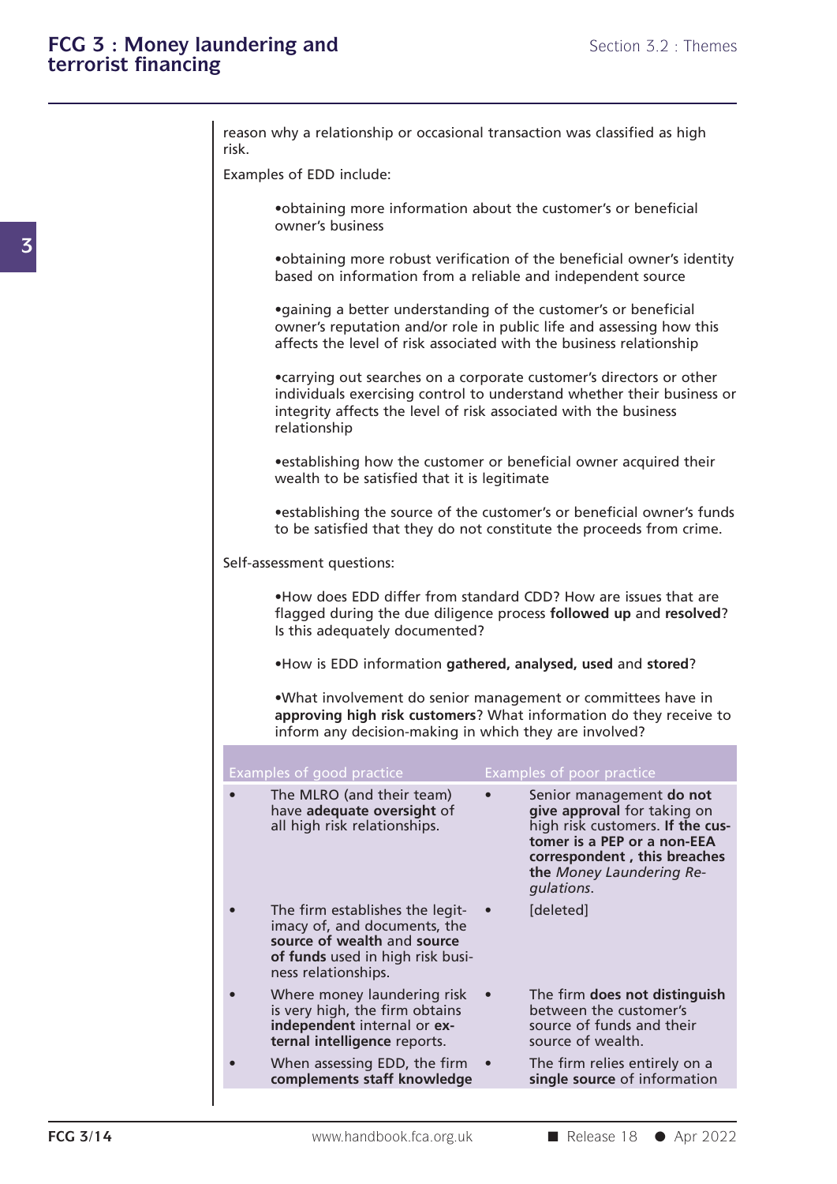reason why a relationship or occasional transaction was classified as high risk.

Examples of EDD include:

- obtaining more information about the customer's or beneficial owner's business
- obtaining more robust verification of the beneficial owner's identity based on information from a reliable and independent source
- gaining a better understanding of the customer's or beneficial owner's reputation and/or role in public life and assessing how this affects the level of risk associated with the business relationship
- carrying out searches on a corporate customer's directors or other individuals exercising control to understand whether their business or integrity affects the level of risk associated with the business relationship
- establishing how the customer or beneficial owner acquired their wealth to be satisfied that it is legitimate
- establishing the source of the customer's or beneficial owner's funds to be satisfied that they do not constitute the proceeds from crime.

Self-assessment questions:

- How does EDD differ from standard CDD? How are issues that are flagged during the due diligence process **followed up** and **resolved**? Is this adequately documented?
- How is EDD information **gathered, analysed, used** and **stored**?
- What involvement do senior management or committees have in **approving high risk customers**? What information do they receive to inform any decision-making in which they are involved?

| Examples of good practice | Examples of poor practice |
|---|---|
| • The MLRO (and their team) have **adequate oversight** of all high risk relationships. | • Senior management **do not give approval** for taking on high risk customers. **If the customer is a PEP or a non-EEA correspondent , this breaches the** *Money Laundering Regulations.* |
| • The firm establishes the legitimacy of, and documents, the **source of wealth** and **source of funds** used in high risk business relationships. | • [deleted] |
| • Where money laundering risk is very high, the firm obtains **independent** internal or **external intelligence** reports. | • The firm **does not distinguish** between the customer's source of funds and their source of wealth. |
| • When assessing EDD, the firm **complements staff knowledge** | • The firm relies entirely on a **single source** of information |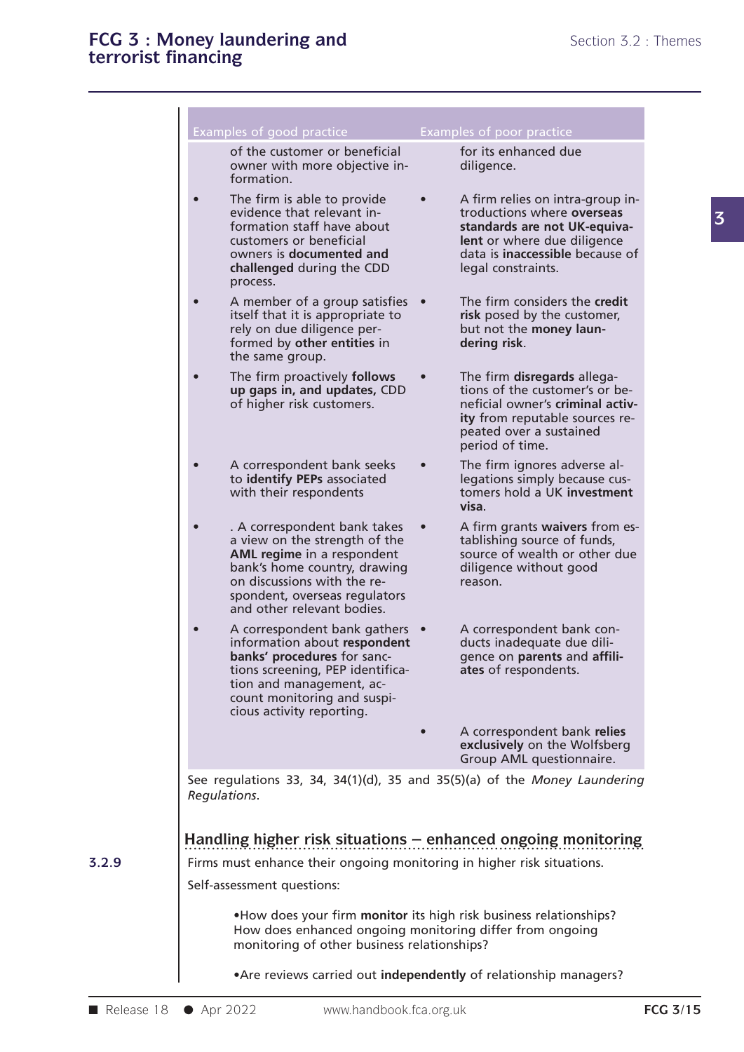| Examples of good practice | Examples of poor practice |
|---|---|
| of the customer or beneficial owner with more objective information. | for its enhanced due diligence. |
| • The firm is able to provide evidence that relevant information staff have about customers or beneficial owners is **documented and challenged** during the CDD process. | • A firm relies on intra-group introductions where **overseas standards are not UK-equivalent** or where due diligence data is **inaccessible** because of legal constraints. |
| • A member of a group satisfies itself that it is appropriate to rely on due diligence performed by **other entities** in the same group. | • The firm considers the **credit risk** posed by the customer, but not the **money laundering risk**. |
| • The firm proactively **follows up gaps in, and updates,** CDD of higher risk customers. | • The firm **disregards** allegations of the customer's or beneficial owner's **criminal activity** from reputable sources repeated over a sustained period of time. |
| • A correspondent bank seeks to **identify PEPs** associated with their respondents | • The firm ignores adverse allegations simply because customers hold a UK **investment visa**. |
| • . A correspondent bank takes a view on the strength of the **AML regime** in a respondent bank's home country, drawing on discussions with the respondent, overseas regulators and other relevant bodies. | • A firm grants **waivers** from establishing source of funds, source of wealth or other due diligence without good reason. |
| • A correspondent bank gathers information about **respondent banks' procedures** for sanctions screening, PEP identification and management, account monitoring and suspicious activity reporting. | • A correspondent bank conducts inadequate due diligence on **parents** and **affiliates** of respondents. |
| | • A correspondent bank **relies exclusively** on the Wolfsberg Group AML questionnaire. |

See regulations 33, 34, 34(1)(d), 35 and 35(5)(a) of the *Money Laundering Regulations*.

## Handling higher risk situations – enhanced ongoing monitoring

**3.2.9** Firms must enhance their ongoing monitoring in higher risk situations.

Self-assessment questions:

- How does your firm **monitor** its high risk business relationships? How does enhanced ongoing monitoring differ from ongoing monitoring of other business relationships?
- Are reviews carried out **independently** of relationship managers?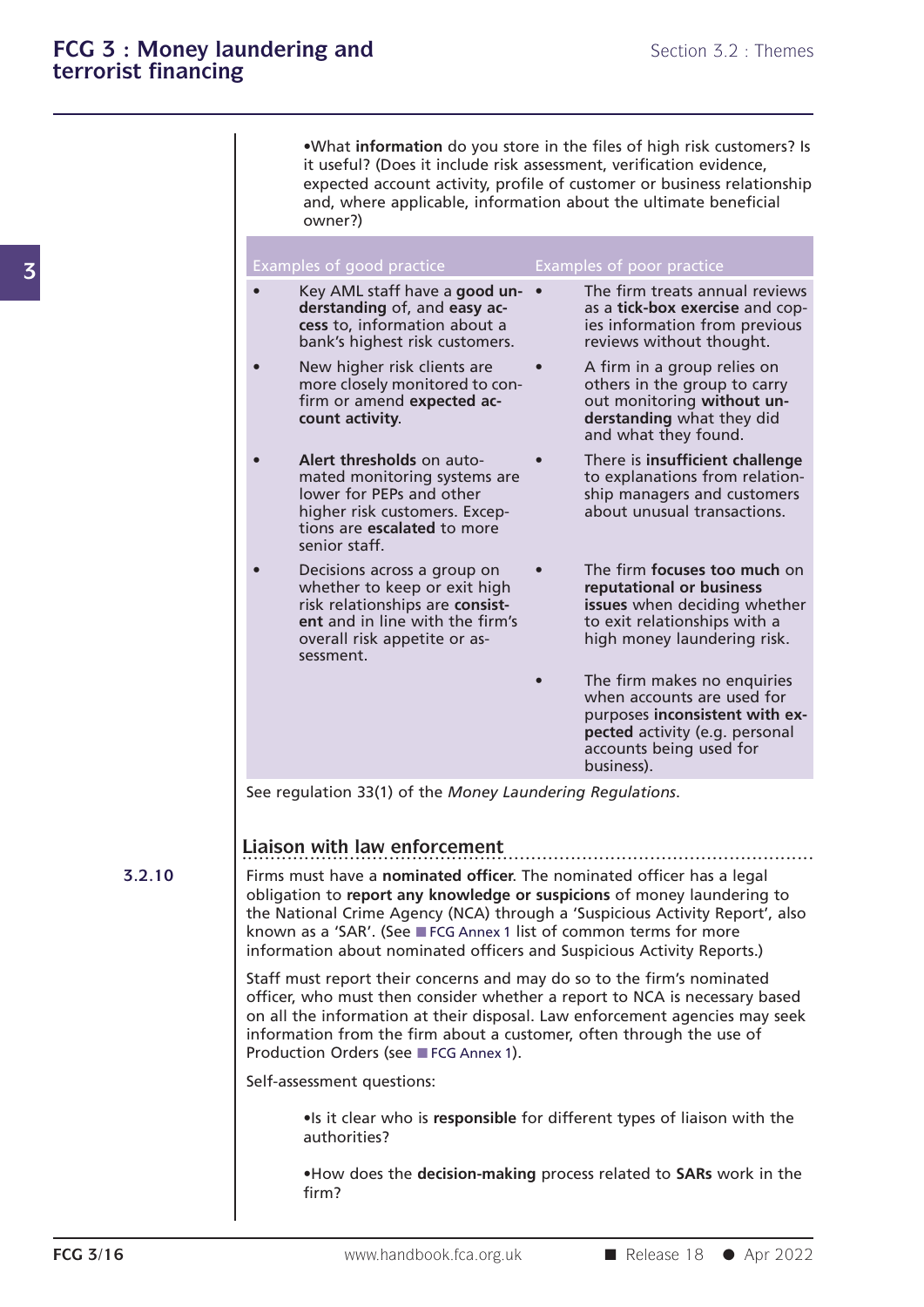- What **information** do you store in the files of high risk customers? Is it useful? (Does it include risk assessment, verification evidence, expected account activity, profile of customer or business relationship and, where applicable, information about the ultimate beneficial owner?)

| Examples of good practice | Examples of poor practice |
|---|---|
| • Key AML staff have a **good understanding** of, and **easy access** to, information about a bank's highest risk customers. | • The firm treats annual reviews as a **tick-box exercise** and copies information from previous reviews without thought. |
| • New higher risk clients are more closely monitored to confirm or amend **expected account activity**. | • A firm in a group relies on others in the group to carry out monitoring **without understanding** what they did and what they found. |
| • **Alert thresholds** on automated monitoring systems are lower for PEPs and other higher risk customers. Exceptions are **escalated** to more senior staff. | • There is **insufficient challenge** to explanations from relationship managers and customers about unusual transactions. |
| • Decisions across a group on whether to keep or exit high risk relationships are **consistent** and in line with the firm's overall risk appetite or assessment. | • The firm **focuses too much** on **reputational or business issues** when deciding whether to exit relationships with a high money laundering risk. |
| | • The firm makes no enquiries when accounts are used for purposes **inconsistent with expected** activity (e.g. personal accounts being used for business). |

See regulation 33(1) of the *Money Laundering Regulations*.

## Liaison with law enforcement

**3.2.10**

Firms must have a **nominated officer**. The nominated officer has a legal obligation to **report any knowledge or suspicions** of money laundering to the National Crime Agency (NCA) through a 'Suspicious Activity Report', also known as a 'SAR'. (See FCG Annex 1 list of common terms for more information about nominated officers and Suspicious Activity Reports.)

Staff must report their concerns and may do so to the firm's nominated officer, who must then consider whether a report to NCA is necessary based on all the information at their disposal. Law enforcement agencies may seek information from the firm about a customer, often through the use of Production Orders (see FCG Annex 1).

Self-assessment questions:

- Is it clear who is **responsible** for different types of liaison with the authorities?
- How does the **decision-making** process related to **SARs** work in the firm?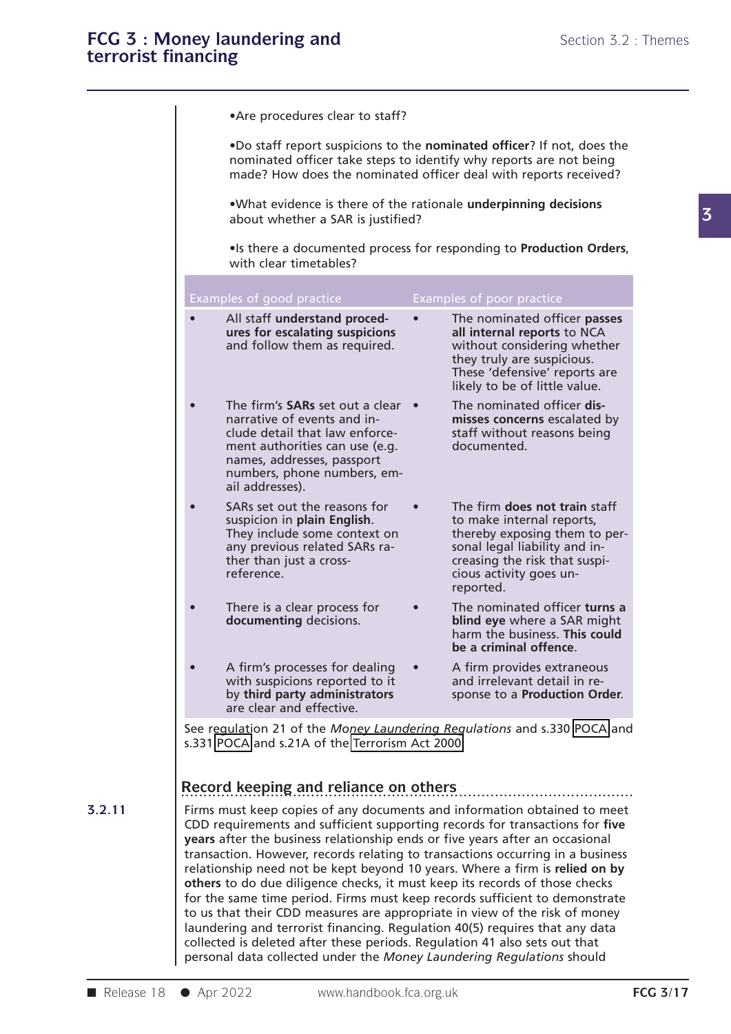- Are procedures clear to staff?

- Do staff report suspicions to the **nominated officer**? If not, does the nominated officer take steps to identify why reports are not being made? How does the nominated officer deal with reports received?

- What evidence is there of the rationale **underpinning decisions** about whether a SAR is justified?

- Is there a documented process for responding to **Production Orders**, with clear timetables?

| Examples of good practice | Examples of poor practice |
|---|---|
| • All staff **understand procedures for escalating suspicions** and follow them as required. | • The nominated officer **passes all internal reports** to NCA without considering whether they truly are suspicious. These 'defensive' reports are likely to be of little value. |
| • The firm's **SARs** set out a clear narrative of events and include detail that law enforcement authorities can use (e.g. names, addresses, passport numbers, phone numbers, email addresses). | • The nominated officer **dismisses concerns** escalated by staff without reasons being documented. |
| • SARs set out the reasons for suspicion in **plain English**. They include some context on any previous related SARs rather than just a cross-reference. | • The firm **does not train** staff to make internal reports, thereby exposing them to personal legal liability and increasing the risk that suspicious activity goes unreported. |
| • There is a clear process for **documenting** decisions. | • The nominated officer **turns a blind eye** where a SAR might harm the business. **This could be a criminal offence**. |
| • A firm's processes for dealing with suspicions reported to it by **third party administrators** are clear and effective. | • A firm provides extraneous and irrelevant detail in response to a **Production Order**. |

See regulation 21 of the *Money Laundering Regulations* and s.330 POCA and s.331 POCA and s.21A of the Terrorism Act 2000

## Record keeping and reliance on others

**3.2.11** Firms must keep copies of any documents and information obtained to meet CDD requirements and sufficient supporting records for transactions for **five years** after the business relationship ends or five years after an occasional transaction. However, records relating to transactions occurring in a business relationship need not be kept beyond 10 years. Where a firm is **relied on by others** to do due diligence checks, it must keep its records of those checks for the same time period. Firms must keep records sufficient to demonstrate to us that their CDD measures are appropriate in view of the risk of money laundering and terrorist financing. Regulation 40(5) requires that any data collected is deleted after these periods. Regulation 41 also sets out that personal data collected under the *Money Laundering Regulations* should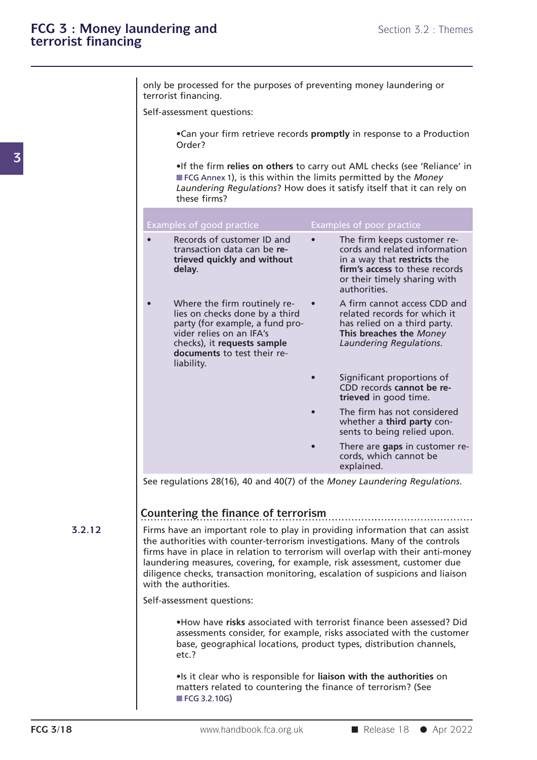only be processed for the purposes of preventing money laundering or terrorist financing.

Self-assessment questions:

- Can your firm retrieve records **promptly** in response to a Production Order?
- If the firm **relies on others** to carry out AML checks (see 'Reliance' in FCG Annex 1), is this within the limits permitted by the *Money Laundering Regulations*? How does it satisfy itself that it can rely on these firms?

| Examples of good practice | Examples of poor practice |
|---|---|
| • Records of customer ID and transaction data can be **retrieved quickly and without delay**. | • The firm keeps customer records and related information in a way that **restricts** the **firm's access** to these records or their timely sharing with authorities. |
| • Where the firm routinely relies on checks done by a third party (for example, a fund provider relies on an IFA's checks), it **requests sample documents** to test their reliability. | • A firm cannot access CDD and related records for which it has relied on a third party. **This breaches the *Money Laundering Regulations***. |
| | • Significant proportions of CDD records **cannot be retrieved** in good time. |
| | • The firm has not considered whether a **third party** consents to being relied upon. |
| | • There are **gaps** in customer records, which cannot be explained. |

See regulations 28(16), 40 and 40(7) of the *Money Laundering Regulations*.

## Countering the finance of terrorism

**3.2.12** Firms have an important role to play in providing information that can assist the authorities with counter-terrorism investigations. Many of the controls firms have in place in relation to terrorism will overlap with their anti-money laundering measures, covering, for example, risk assessment, customer due diligence checks, transaction monitoring, escalation of suspicions and liaison with the authorities.

Self-assessment questions:

- How have **risks** associated with terrorist finance been assessed? Did assessments consider, for example, risks associated with the customer base, geographical locations, product types, distribution channels, etc.?
- Is it clear who is responsible for **liaison with the authorities** on matters related to countering the finance of terrorism? (See FCG 3.2.10G)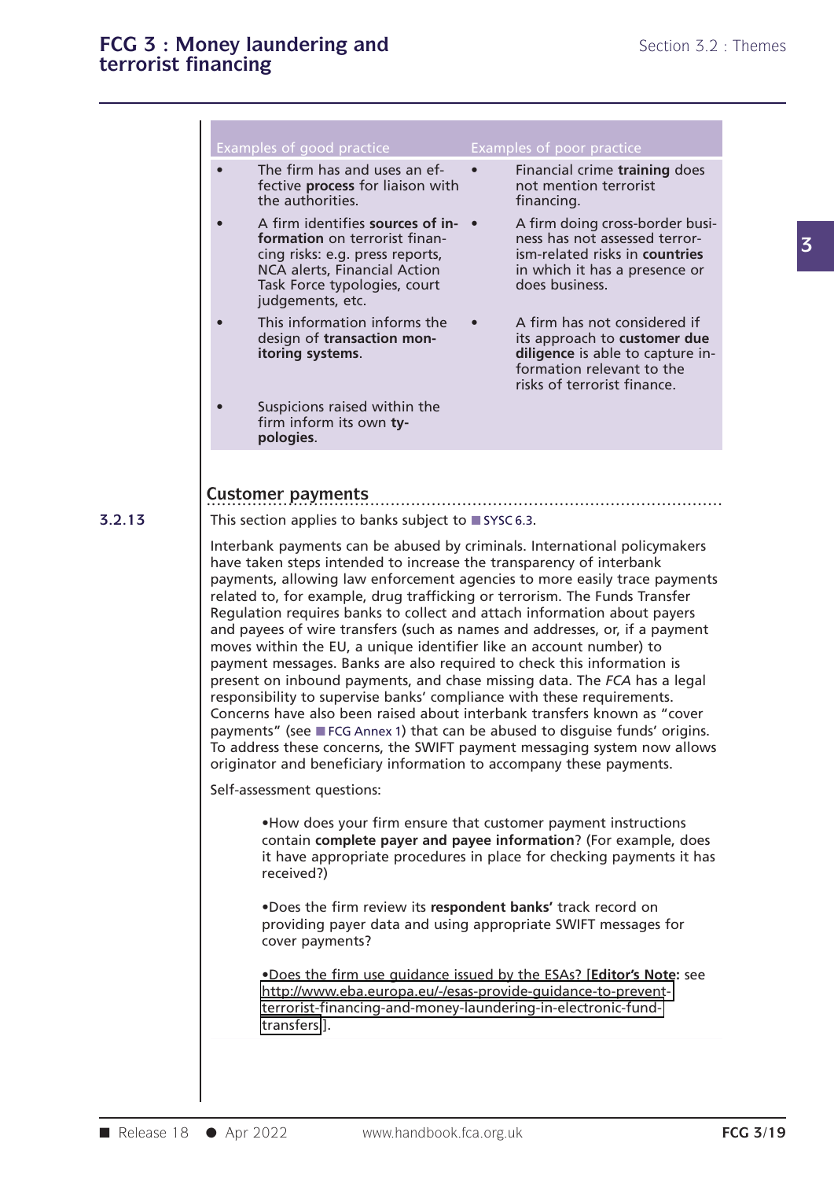| Examples of good practice | Examples of poor practice |
| --- | --- |
| • The firm has and uses an effective **process** for liaison with the authorities. | • Financial crime **training** does not mention terrorist financing. |
| • A firm identifies **sources of information** on terrorist financing risks: e.g. press reports, NCA alerts, Financial Action Task Force typologies, court judgements, etc. | • A firm doing cross-border business has not assessed terrorism-related risks in **countries** in which it has a presence or does business. |
| • This information informs the design of **transaction monitoring systems**. | • A firm has not considered if its approach to **customer due diligence** is able to capture information relevant to the risks of terrorist finance. |
| • Suspicions raised within the firm inform its own **typologies**. | |

## Customer payments

**3.2.13** This section applies to banks subject to SYSC 6.3.

Interbank payments can be abused by criminals. International policymakers have taken steps intended to increase the transparency of interbank payments, allowing law enforcement agencies to more easily trace payments related to, for example, drug trafficking or terrorism. The Funds Transfer Regulation requires banks to collect and attach information about payers and payees of wire transfers (such as names and addresses, or, if a payment moves within the EU, a unique identifier like an account number) to payment messages. Banks are also required to check this information is present on inbound payments, and chase missing data. The *FCA* has a legal responsibility to supervise banks' compliance with these requirements. Concerns have also been raised about interbank transfers known as "cover payments" (see FCG Annex 1) that can be abused to disguise funds' origins. To address these concerns, the SWIFT payment messaging system now allows originator and beneficiary information to accompany these payments.

Self-assessment questions:

- How does your firm ensure that customer payment instructions contain **complete payer and payee information**? (For example, does it have appropriate procedures in place for checking payments it has received?)
- Does the firm review its **respondent banks'** track record on providing payer data and using appropriate SWIFT messages for cover payments?
- Does the firm use guidance issued by the ESAs? [**Editor's Note:** see http://www.eba.europa.eu/-/esas-provide-guidance-to-prevent-terrorist-financing-and-money-laundering-in-electronic-fund-transfers].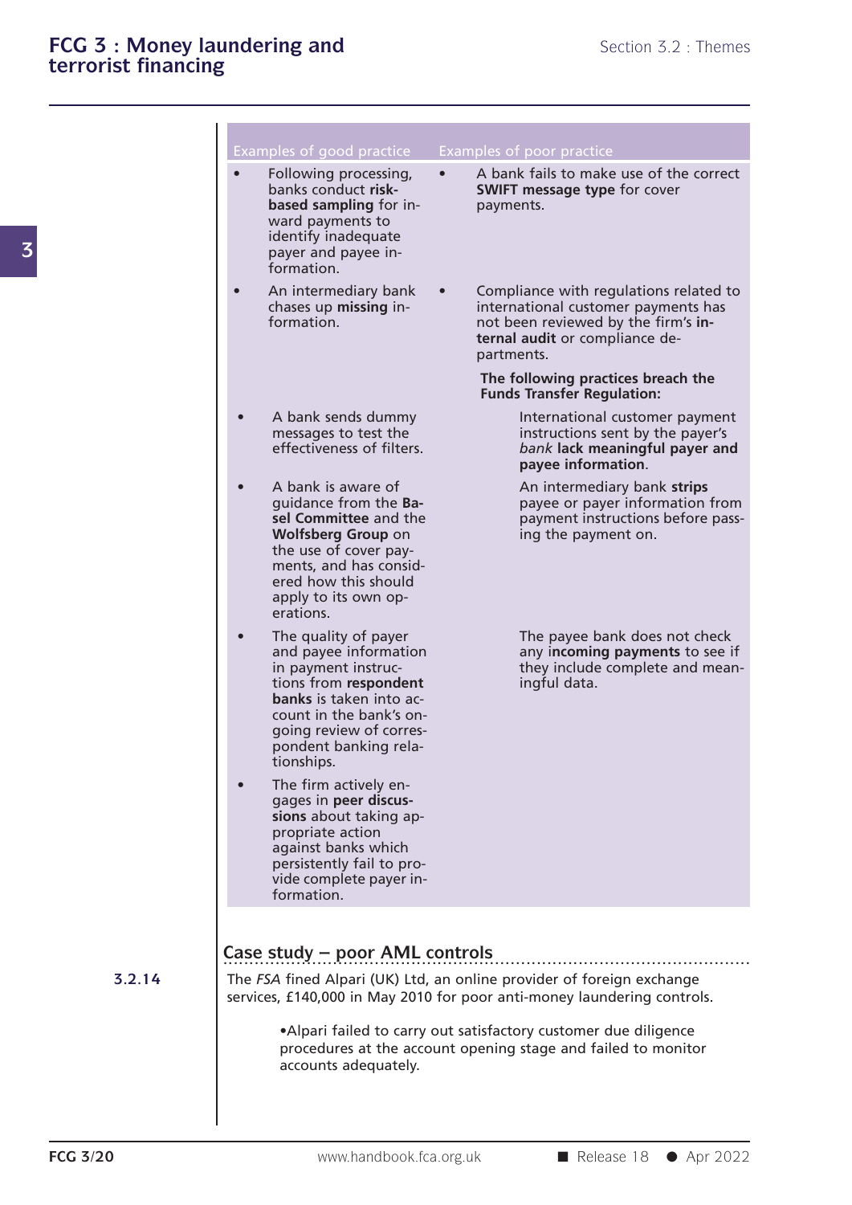| Examples of good practice | Examples of poor practice |
|---|---|
| • Following processing, banks conduct **risk-based sampling** for inward payments to identify inadequate payer and payee information. | • A bank fails to make use of the correct **SWIFT message type** for cover payments. |
| • An intermediary bank chases up **missing** information. | • Compliance with regulations related to international customer payments has not been reviewed by the firm's **internal audit** or compliance departments.<br><br>**The following practices breach the Funds Transfer Regulation:** |
| • A bank sends dummy messages to test the effectiveness of filters. | International customer payment instructions sent by the payer's *bank* **lack meaningful payer and payee information**. |
| • A bank is aware of guidance from the **Basel Committee** and the **Wolfsberg Group** on the use of cover payments, and has considered how this should apply to its own operations. | An intermediary bank **strips** payee or payer information from payment instructions before passing the payment on. |
| • The quality of payer and payee information in payment instructions from **respondent banks** is taken into account in the bank's ongoing review of correspondent banking relationships. | The payee bank does not check any **incoming payments** to see if they include complete and meaningful data. |
| • The firm actively engages in **peer discussions** about taking appropriate action against banks which persistently fail to provide complete payer information. | |

## Case study – poor AML controls

**3.2.14**

The *FSA* fined Alpari (UK) Ltd, an online provider of foreign exchange services, £140,000 in May 2010 for poor anti-money laundering controls.

- Alpari failed to carry out satisfactory customer due diligence procedures at the account opening stage and failed to monitor accounts adequately.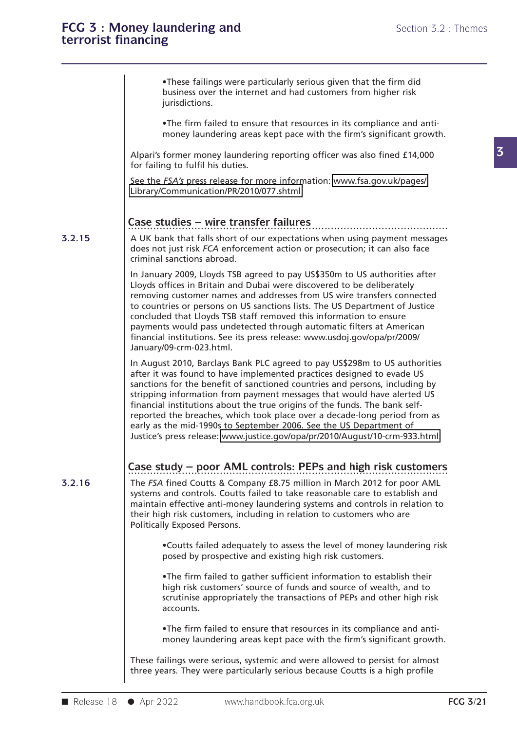- These failings were particularly serious given that the firm did business over the internet and had customers from higher risk jurisdictions.
- The firm failed to ensure that resources in its compliance and anti-money laundering areas kept pace with the firm's significant growth.

Alpari's former money laundering reporting officer was also fined £14,000 for failing to fulfil his duties.

See the *FSA's* press release for more information: www.fsa.gov.uk/pages/Library/Communication/PR/2010/077.shtml

## Case studies – wire transfer failures

**3.2.15** A UK bank that falls short of our expectations when using payment messages does not just risk *FCA* enforcement action or prosecution; it can also face criminal sanctions abroad.

In January 2009, Lloyds TSB agreed to pay US$350m to US authorities after Lloyds offices in Britain and Dubai were discovered to be deliberately removing customer names and addresses from US wire transfers connected to countries or persons on US sanctions lists. The US Department of Justice concluded that Lloyds TSB staff removed this information to ensure payments would pass undetected through automatic filters at American financial institutions. See its press release: www.usdoj.gov/opa/pr/2009/January/09-crm-023.html.

In August 2010, Barclays Bank PLC agreed to pay US$298m to US authorities after it was found to have implemented practices designed to evade US sanctions for the benefit of sanctioned countries and persons, including by stripping information from payment messages that would have alerted US financial institutions about the true origins of the funds. The bank self-reported the breaches, which took place over a decade-long period from as early as the mid-1990s to September 2006. See the US Department of Justice's press release: www.justice.gov/opa/pr/2010/August/10-crm-933.html

## Case study – poor AML controls: PEPs and high risk customers

**3.2.16** The *FSA* fined Coutts & Company £8.75 million in March 2012 for poor AML systems and controls. Coutts failed to take reasonable care to establish and maintain effective anti-money laundering systems and controls in relation to their high risk customers, including in relation to customers who are Politically Exposed Persons.

- Coutts failed adequately to assess the level of money laundering risk posed by prospective and existing high risk customers.
- The firm failed to gather sufficient information to establish their high risk customers' source of funds and source of wealth, and to scrutinise appropriately the transactions of PEPs and other high risk accounts.
- The firm failed to ensure that resources in its compliance and anti-money laundering areas kept pace with the firm's significant growth.

These failings were serious, systemic and were allowed to persist for almost three years. They were particularly serious because Coutts is a high profile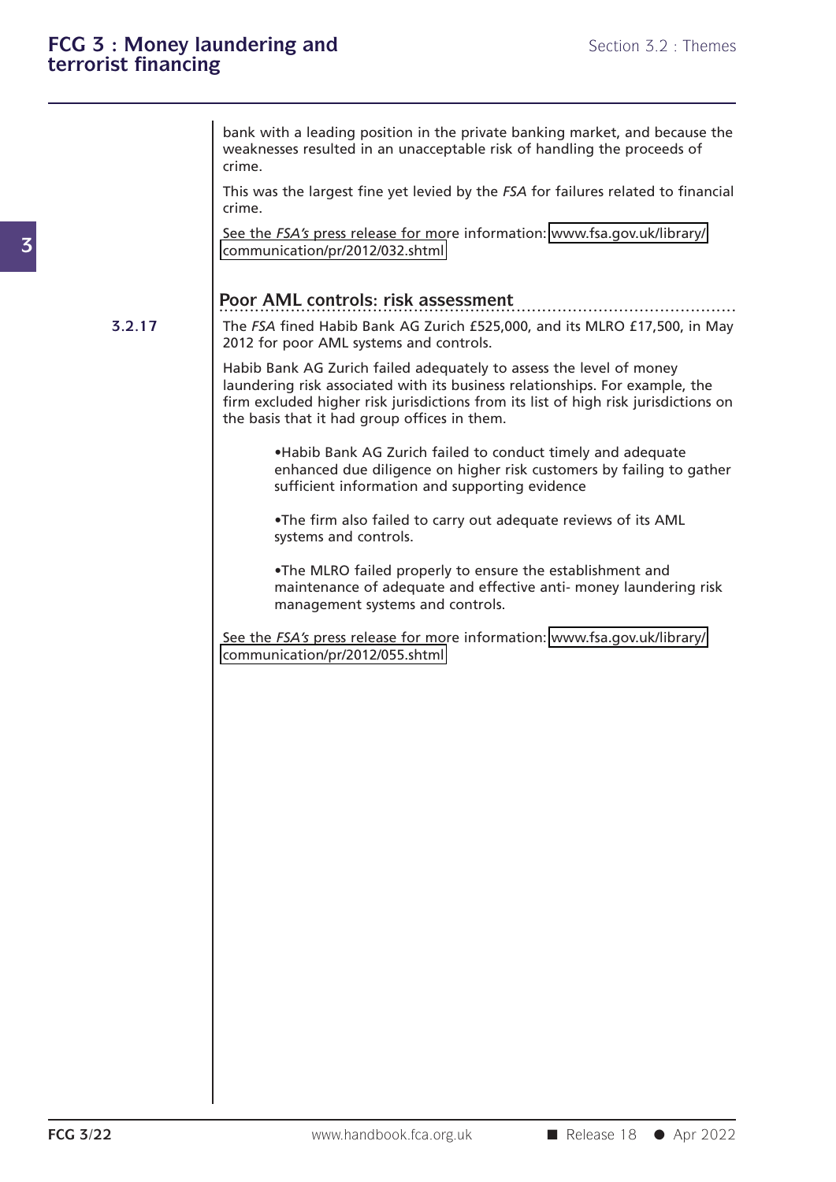bank with a leading position in the private banking market, and because the weaknesses resulted in an unacceptable risk of handling the proceeds of crime.

This was the largest fine yet levied by the *FSA* for failures related to financial crime.

See the *FSA's* press release for more information: www.fsa.gov.uk/library/communication/pr/2012/032.shtml

### Poor AML controls: risk assessment

**3.2.17** The *FSA* fined Habib Bank AG Zurich £525,000, and its MLRO £17,500, in May 2012 for poor AML systems and controls.

Habib Bank AG Zurich failed adequately to assess the level of money laundering risk associated with its business relationships. For example, the firm excluded higher risk jurisdictions from its list of high risk jurisdictions on the basis that it had group offices in them.

- Habib Bank AG Zurich failed to conduct timely and adequate enhanced due diligence on higher risk customers by failing to gather sufficient information and supporting evidence

- The firm also failed to carry out adequate reviews of its AML systems and controls.

- The MLRO failed properly to ensure the establishment and maintenance of adequate and effective anti- money laundering risk management systems and controls.

See the *FSA's* press release for more information: www.fsa.gov.uk/library/communication/pr/2012/055.shtml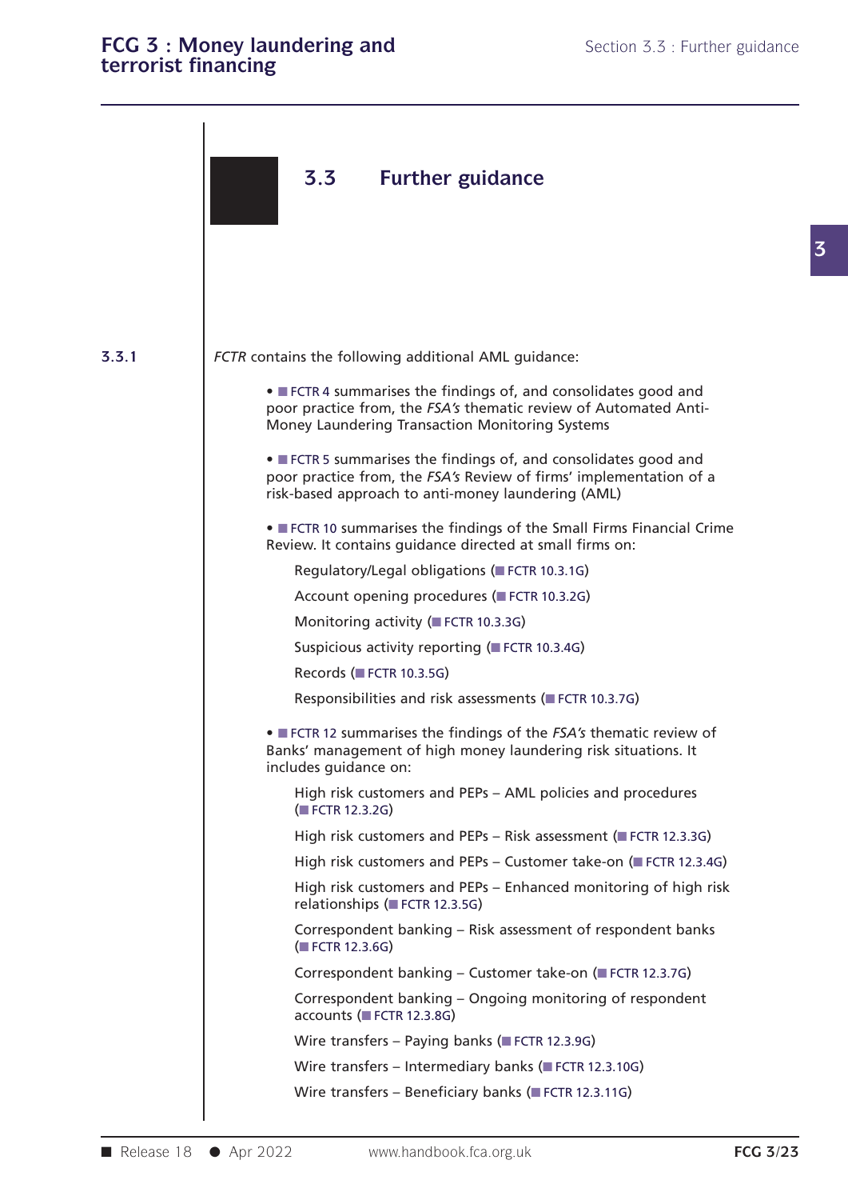## 3.3 Further guidance

**3.3.1** *FCTR* contains the following additional AML guidance:

- FCTR 4 summarises the findings of, and consolidates good and poor practice from, the *FSA's* thematic review of Automated Anti-Money Laundering Transaction Monitoring Systems

- FCTR 5 summarises the findings of, and consolidates good and poor practice from, the *FSA's* Review of firms' implementation of a risk-based approach to anti-money laundering (AML)

- FCTR 10 summarises the findings of the Small Firms Financial Crime Review. It contains guidance directed at small firms on:

  Regulatory/Legal obligations (FCTR 10.3.1G)

  Account opening procedures (FCTR 10.3.2G)

  Monitoring activity (FCTR 10.3.3G)

  Suspicious activity reporting (FCTR 10.3.4G)

  Records (FCTR 10.3.5G)

  Responsibilities and risk assessments (FCTR 10.3.7G)

- FCTR 12 summarises the findings of the *FSA's* thematic review of Banks' management of high money laundering risk situations. It includes guidance on:

  High risk customers and PEPs – AML policies and procedures (FCTR 12.3.2G)

  High risk customers and PEPs – Risk assessment (FCTR 12.3.3G)

  High risk customers and PEPs – Customer take-on (FCTR 12.3.4G)

  High risk customers and PEPs – Enhanced monitoring of high risk relationships (FCTR 12.3.5G)

  Correspondent banking – Risk assessment of respondent banks (FCTR 12.3.6G)

  Correspondent banking – Customer take-on (FCTR 12.3.7G)

  Correspondent banking – Ongoing monitoring of respondent accounts (FCTR 12.3.8G)

  Wire transfers – Paying banks (FCTR 12.3.9G)

  Wire transfers – Intermediary banks (FCTR 12.3.10G)

  Wire transfers – Beneficiary banks (FCTR 12.3.11G)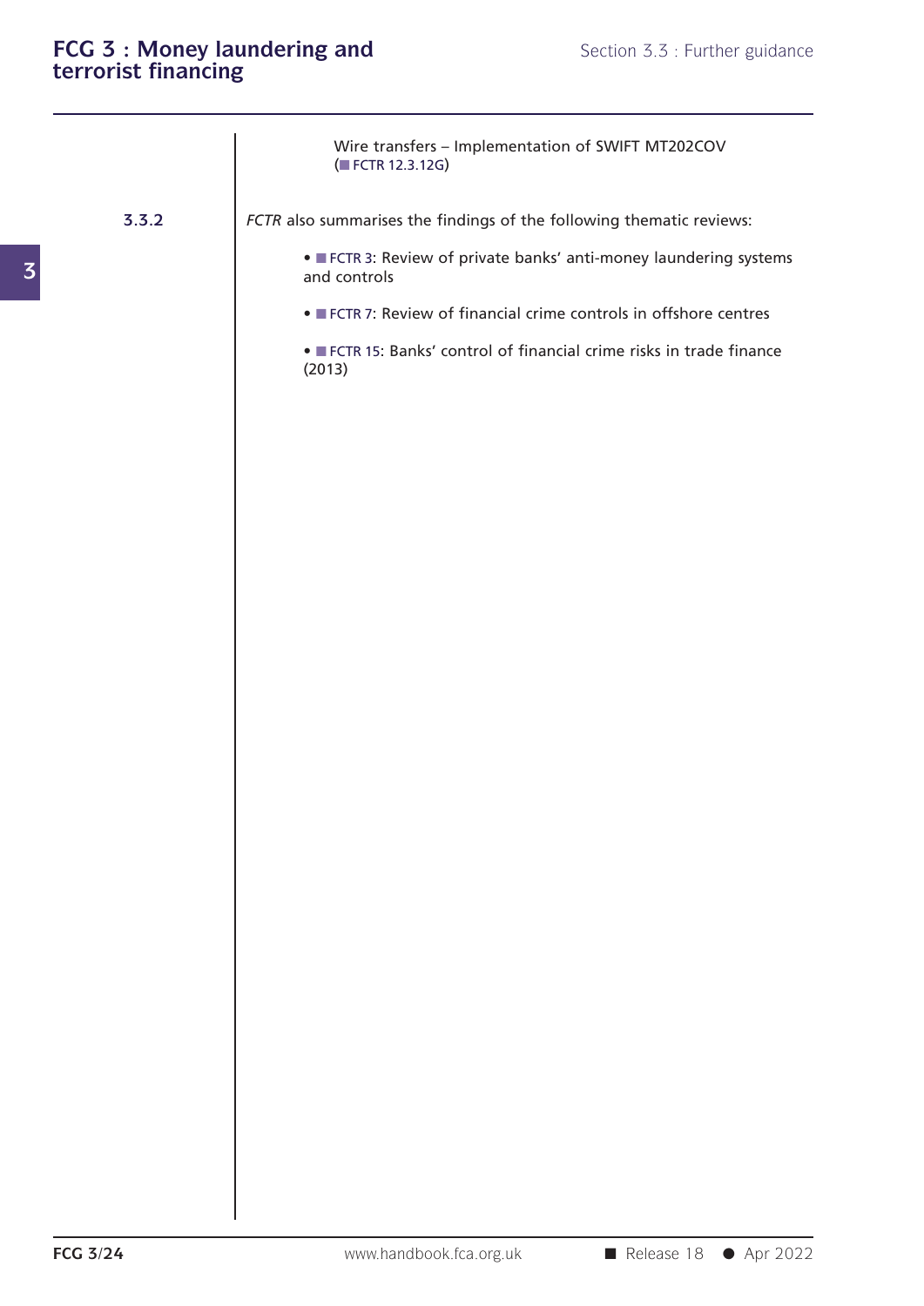Wire transfers – Implementation of SWIFT MT202COV (FCTR 12.3.12G)

**3.3.2** *FCTR* also summarises the findings of the following thematic reviews:

- FCTR 3: Review of private banks' anti-money laundering systems and controls
- FCTR 7: Review of financial crime controls in offshore centres
- FCTR 15: Banks' control of financial crime risks in trade finance (2013)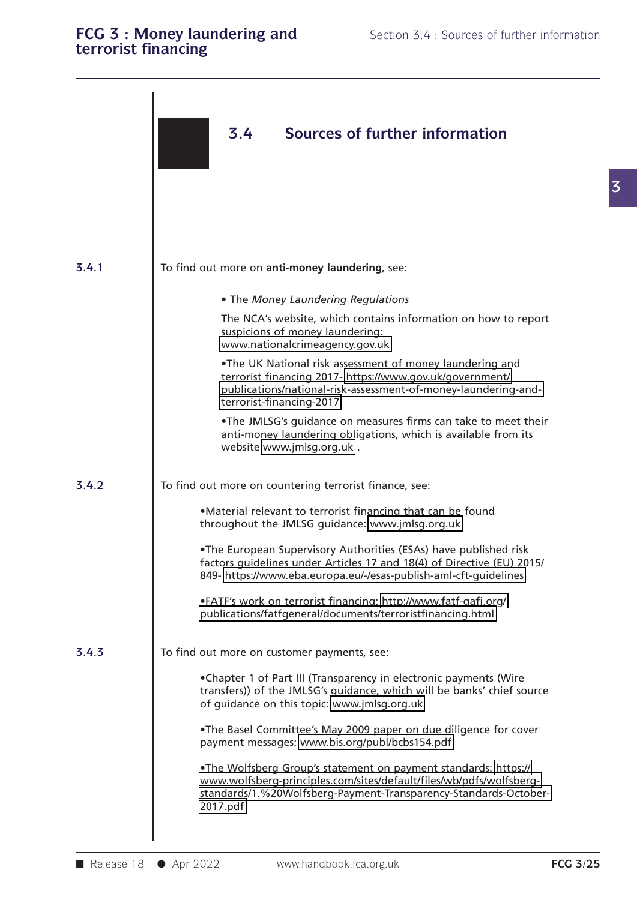## 3.4 Sources of further information

**3.4.1** To find out more on **anti-money laundering**, see:

- The *Money Laundering Regulations*

  The NCA's website, which contains information on how to report suspicions of money laundering: www.nationalcrimeagency.gov.uk

- The UK National risk assessment of money laundering and terrorist financing 2017- https://www.gov.uk/government/publications/national-risk-assessment-of-money-laundering-and-terrorist-financing-2017

- The JMLSG's guidance on measures firms can take to meet their anti-money laundering obligations, which is available from its website www.jmlsg.org.uk .

**3.4.2** To find out more on countering terrorist finance, see:

- Material relevant to terrorist financing that can be found throughout the JMLSG guidance: www.jmlsg.org.uk

- The European Supervisory Authorities (ESAs) have published risk factors guidelines under Articles 17 and 18(4) of Directive (EU) 2015/849- https://www.eba.europa.eu/-/esas-publish-aml-cft-guidelines

- FATF's work on terrorist financing: http://www.fatf-gafi.org/publications/fatfgeneral/documents/terroristfinancing.html

**3.4.3** To find out more on customer payments, see:

- Chapter 1 of Part III (Transparency in electronic payments (Wire transfers)) of the JMLSG's guidance, which will be banks' chief source of guidance on this topic: www.jmlsg.org.uk

- The Basel Committee's May 2009 paper on due diligence for cover payment messages: www.bis.org/publ/bcbs154.pdf

- The Wolfsberg Group's statement on payment standards: https://www.wolfsberg-principles.com/sites/default/files/wb/pdfs/wolfsberg-standards/1.%20Wolfsberg-Payment-Transparency-Standards-October-2017.pdf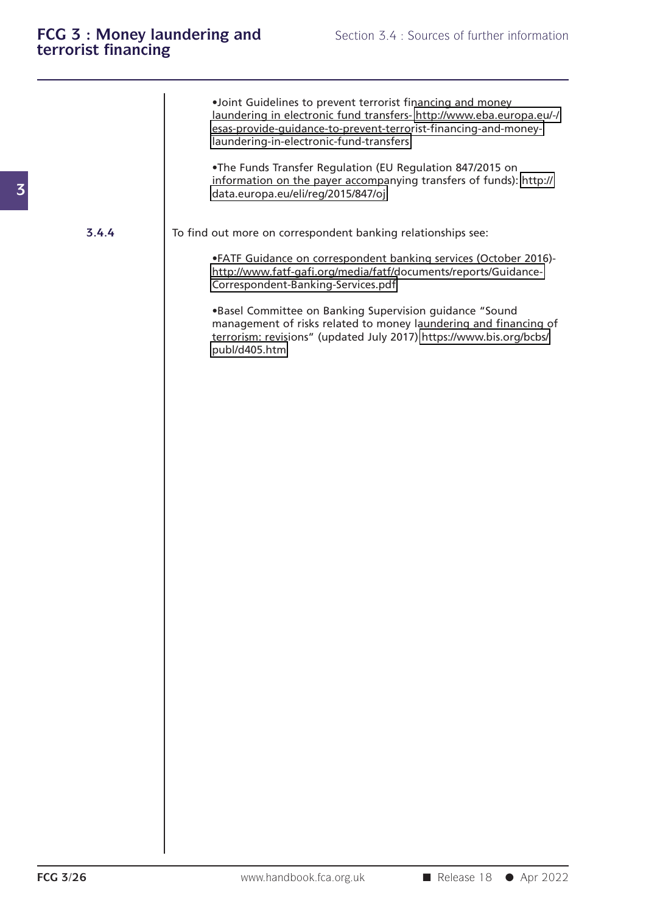- Joint Guidelines to prevent terrorist financing and money laundering in electronic fund transfers- http://www.eba.europa.eu/-/esas-provide-guidance-to-prevent-terrorist-financing-and-money-laundering-in-electronic-fund-transfers

- The Funds Transfer Regulation (EU Regulation 847/2015 on information on the payer accompanying transfers of funds): http://data.europa.eu/eli/reg/2015/847/oj

**3.4.4** To find out more on correspondent banking relationships see:

- FATF Guidance on correspondent banking services (October 2016)- http://www.fatf-gafi.org/media/fatf/documents/reports/Guidance-Correspondent-Banking-Services.pdf

- Basel Committee on Banking Supervision guidance "Sound management of risks related to money laundering and financing of terrorism: revisions" (updated July 2017) https://www.bis.org/bcbs/publ/d405.htm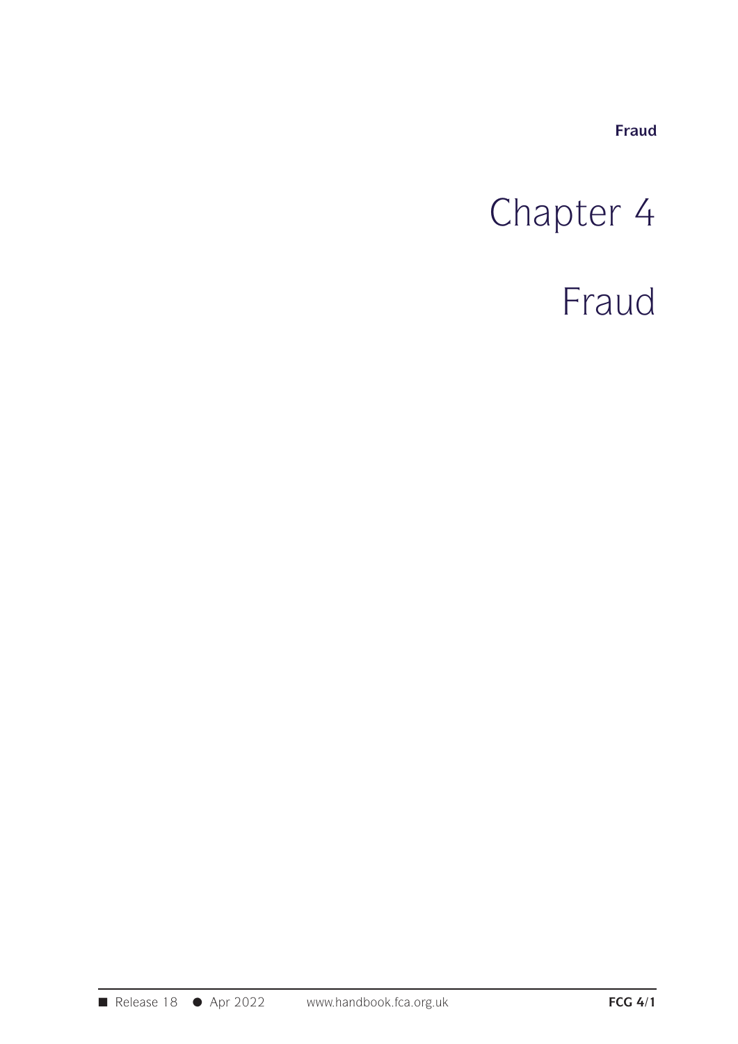# Chapter 4

# Fraud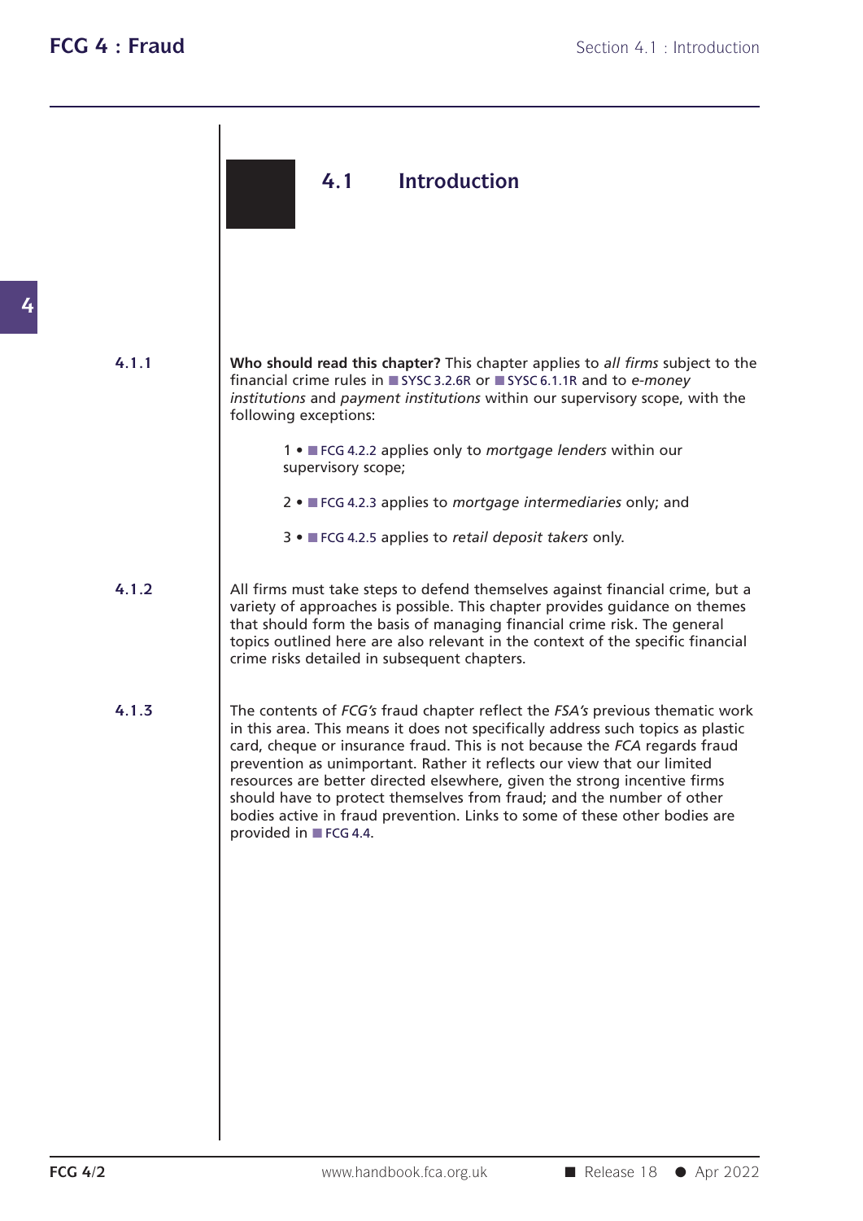## 4.1 Introduction

**4.1.1** **Who should read this chapter?** This chapter applies to *all firms* subject to the financial crime rules in SYSC 3.2.6R or SYSC 6.1.1R and to *e-money institutions* and *payment institutions* within our supervisory scope, with the following exceptions:

1 • FCG 4.2.2 applies only to *mortgage lenders* within our supervisory scope;

2 • FCG 4.2.3 applies to *mortgage intermediaries* only; and

3 • FCG 4.2.5 applies to *retail deposit takers* only.

**4.1.2** All firms must take steps to defend themselves against financial crime, but a variety of approaches is possible. This chapter provides guidance on themes that should form the basis of managing financial crime risk. The general topics outlined here are also relevant in the context of the specific financial crime risks detailed in subsequent chapters.

**4.1.3** The contents of *FCG's* fraud chapter reflect the *FSA's* previous thematic work in this area. This means it does not specifically address such topics as plastic card, cheque or insurance fraud. This is not because the *FCA* regards fraud prevention as unimportant. Rather it reflects our view that our limited resources are better directed elsewhere, given the strong incentive firms should have to protect themselves from fraud; and the number of other bodies active in fraud prevention. Links to some of these other bodies are provided in FCG 4.4.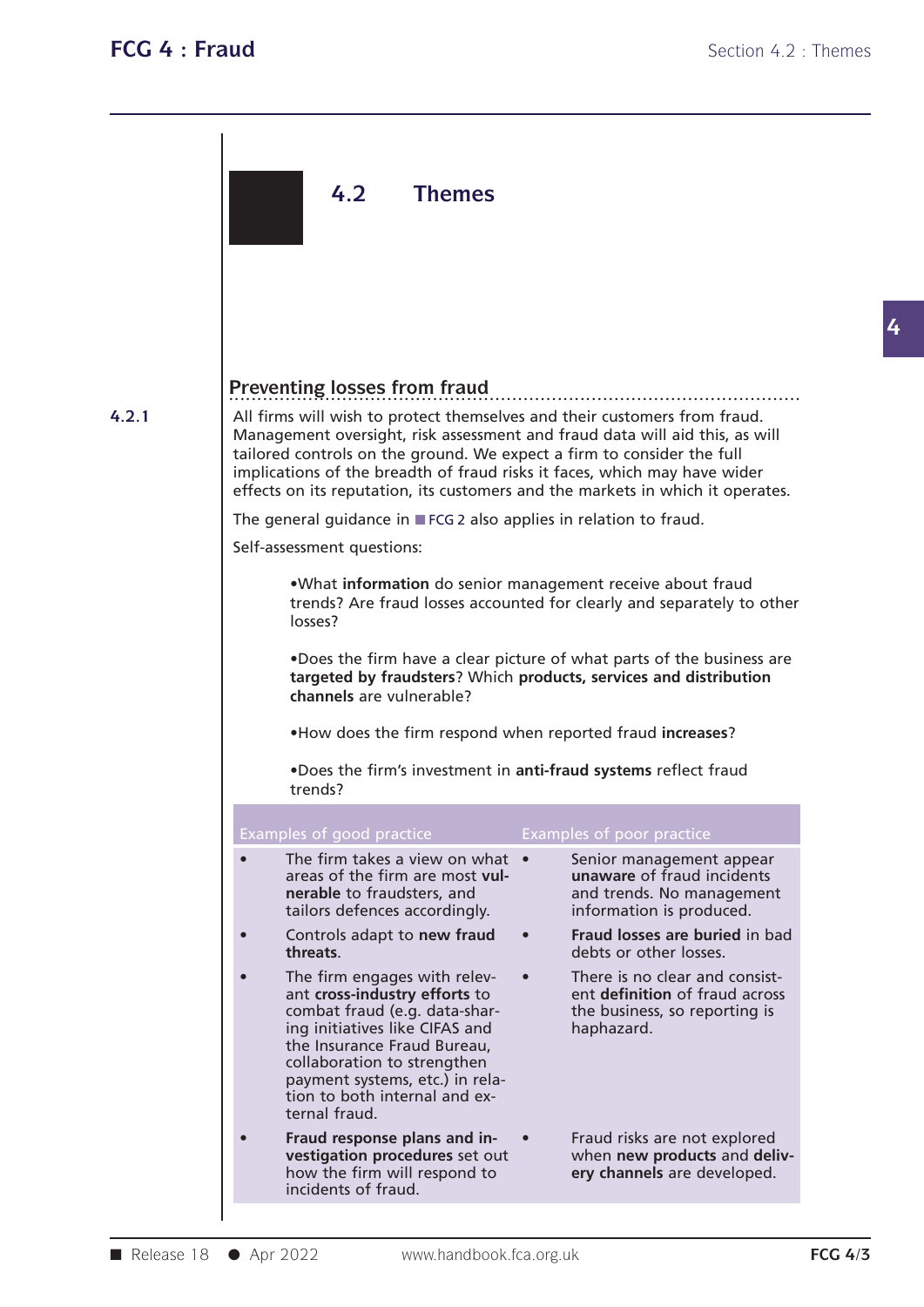## 4.2 Themes

### Preventing losses from fraud

4.2.1

All firms will wish to protect themselves and their customers from fraud. Management oversight, risk assessment and fraud data will aid this, as will tailored controls on the ground. We expect a firm to consider the full implications of the breadth of fraud risks it faces, which may have wider effects on its reputation, its customers and the markets in which it operates.

The general guidance in FCG 2 also applies in relation to fraud.

Self-assessment questions:

- What **information** do senior management receive about fraud trends? Are fraud losses accounted for clearly and separately to other losses?
- Does the firm have a clear picture of what parts of the business are **targeted by fraudsters**? Which **products, services and distribution channels** are vulnerable?
- How does the firm respond when reported fraud **increases**?
- Does the firm's investment in **anti-fraud systems** reflect fraud trends?

| Examples of good practice | Examples of poor practice |
|---|---|
| • The firm takes a view on what areas of the firm are most **vulnerable** to fraudsters, and tailors defences accordingly. | • Senior management appear **unaware** of fraud incidents and trends. No management information is produced. |
| • Controls adapt to **new fraud threats**. | • **Fraud losses are buried** in bad debts or other losses. |
| • The firm engages with relevant **cross-industry efforts** to combat fraud (e.g. data-sharing initiatives like CIFAS and the Insurance Fraud Bureau, collaboration to strengthen payment systems, etc.) in relation to both internal and external fraud. | • There is no clear and consistent **definition** of fraud across the business, so reporting is haphazard. |
| • **Fraud response plans and investigation procedures** set out how the firm will respond to incidents of fraud. | • Fraud risks are not explored when **new products** and **delivery channels** are developed. |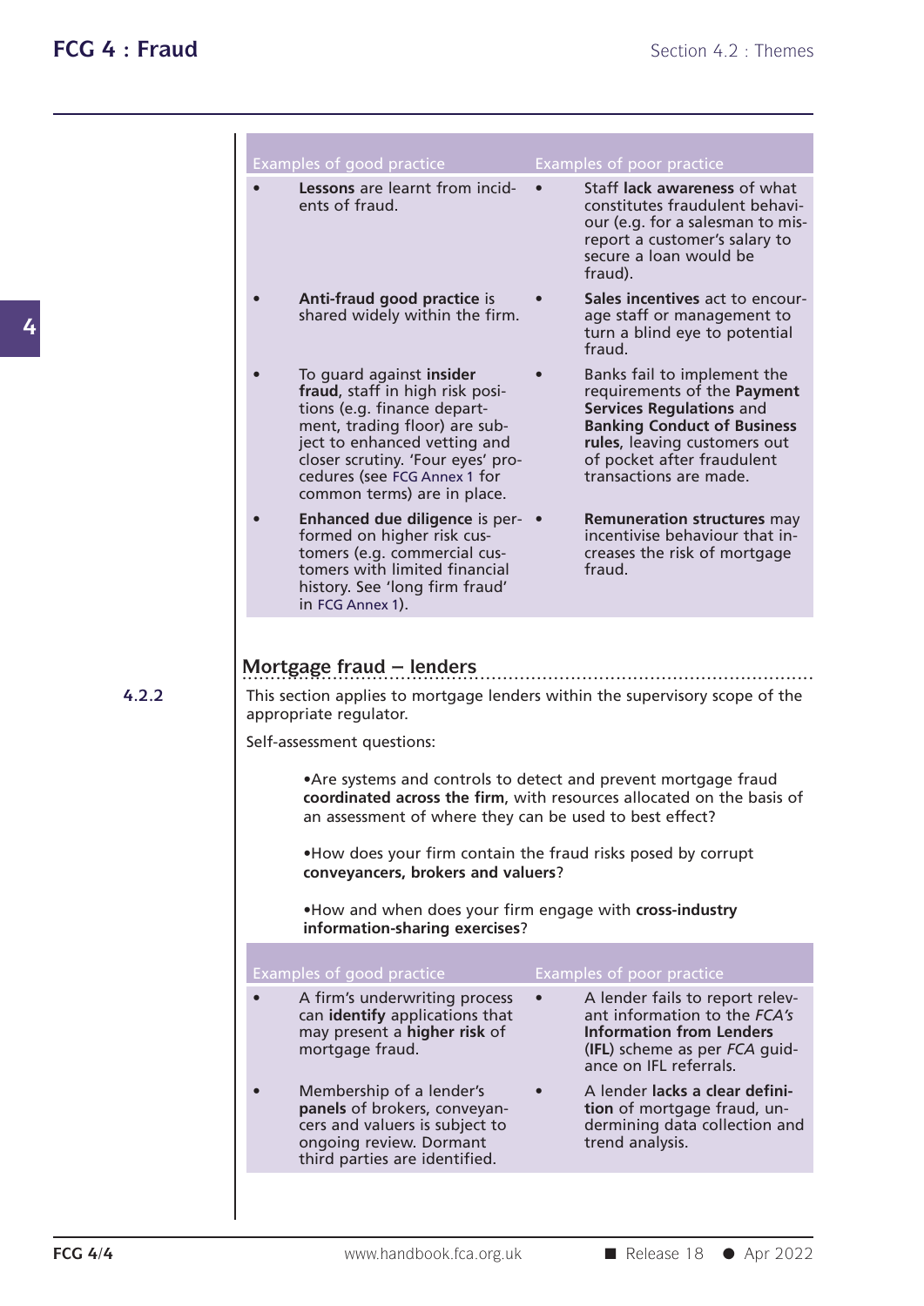| Examples of good practice | Examples of poor practice |
|---|---|
| • **Lessons** are learnt from incidents of fraud. | • Staff **lack awareness** of what constitutes fraudulent behaviour (e.g. for a salesman to misreport a customer's salary to secure a loan would be fraud). |
| • **Anti-fraud good practice** is shared widely within the firm. | • **Sales incentives** act to encourage staff or management to turn a blind eye to potential fraud. |
| • To guard against **insider fraud**, staff in high risk positions (e.g. finance department, trading floor) are subject to enhanced vetting and closer scrutiny. 'Four eyes' procedures (see FCG Annex 1 for common terms) are in place. | • Banks fail to implement the requirements of the **Payment Services Regulations** and **Banking Conduct of Business rules**, leaving customers out of pocket after fraudulent transactions are made. |
| • **Enhanced due diligence** is performed on higher risk customers (e.g. commercial customers with limited financial history. See 'long firm fraud' in FCG Annex 1). | • **Remuneration structures** may incentivise behaviour that increases the risk of mortgage fraud. |

## Mortgage fraud – lenders

**4.2.2** This section applies to mortgage lenders within the supervisory scope of the appropriate regulator.

Self-assessment questions:

- Are systems and controls to detect and prevent mortgage fraud **coordinated across the firm**, with resources allocated on the basis of an assessment of where they can be used to best effect?
- How does your firm contain the fraud risks posed by corrupt **conveyancers, brokers and valuers**?
- How and when does your firm engage with **cross-industry information-sharing exercises**?

| Examples of good practice | Examples of poor practice |
|---|---|
| • A firm's underwriting process can **identify** applications that may present a **higher risk** of mortgage fraud. | • A lender fails to report relevant information to the *FCA's* **Information from Lenders (IFL)** scheme as per *FCA* guidance on IFL referrals. |
| • Membership of a lender's **panels** of brokers, conveyancers and valuers is subject to ongoing review. Dormant third parties are identified. | • A lender **lacks a clear definition** of mortgage fraud, undermining data collection and trend analysis. |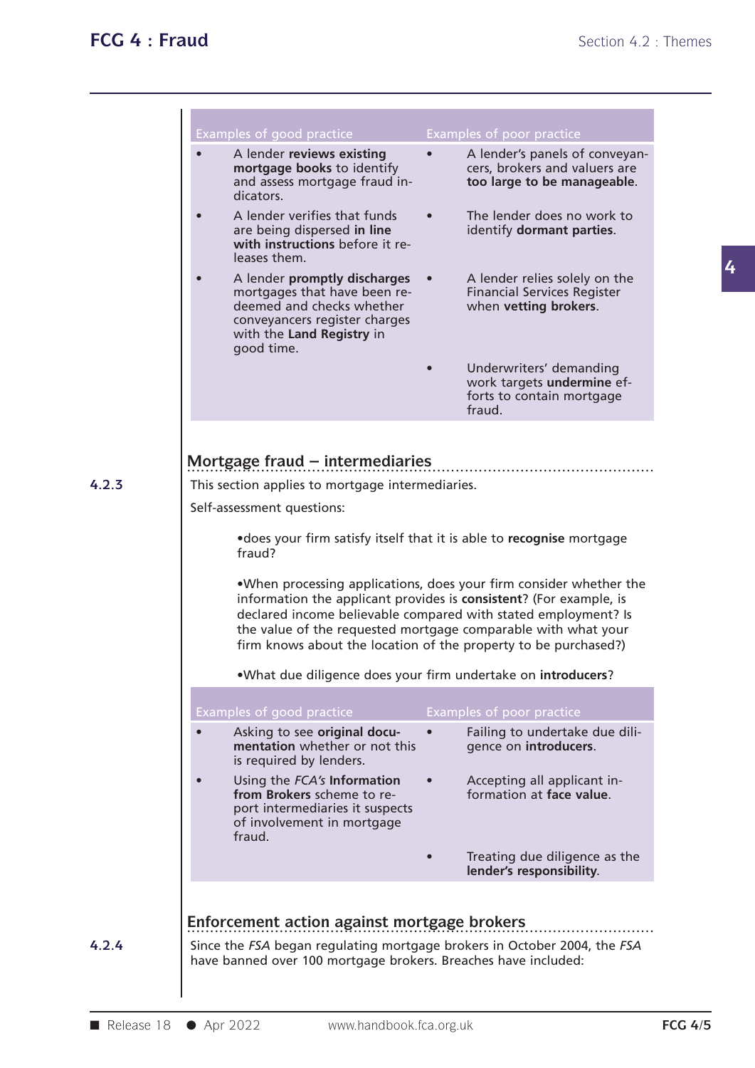| Examples of good practice | Examples of poor practice |
| --- | --- |
| • A lender **reviews existing mortgage books** to identify and assess mortgage fraud indicators. | • A lender's panels of conveyancers, brokers and valuers are **too large to be manageable**. |
| • A lender verifies that funds are being dispersed **in line with instructions** before it releases them. | • The lender does no work to identify **dormant parties**. |
| • A lender **promptly discharges** mortgages that have been redeemed and checks whether conveyancers register charges with the **Land Registry** in good time. | • A lender relies solely on the Financial Services Register when **vetting brokers**. |
| | • Underwriters' demanding work targets **undermine** efforts to contain mortgage fraud. |

## Mortgage fraud – intermediaries

**4.2.3** This section applies to mortgage intermediaries.

Self-assessment questions:

- does your firm satisfy itself that it is able to **recognise** mortgage fraud?
- When processing applications, does your firm consider whether the information the applicant provides is **consistent**? (For example, is declared income believable compared with stated employment? Is the value of the requested mortgage comparable with what your firm knows about the location of the property to be purchased?)
- What due diligence does your firm undertake on **introducers**?

| Examples of good practice | Examples of poor practice |
| --- | --- |
| • Asking to see **original documentation** whether or not this is required by lenders. | • Failing to undertake due diligence on **introducers**. |
| • Using the *FCA's* **Information from Brokers** scheme to report intermediaries it suspects of involvement in mortgage fraud. | • Accepting all applicant information at **face value**. |
| | • Treating due diligence as the **lender's responsibility**. |

## Enforcement action against mortgage brokers

**4.2.4** Since the *FSA* began regulating mortgage brokers in October 2004, the *FSA* have banned over 100 mortgage brokers. Breaches have included: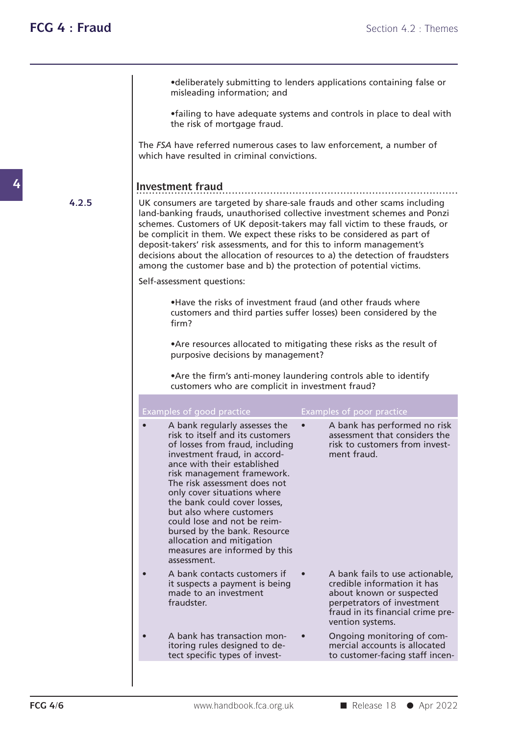- deliberately submitting to lenders applications containing false or misleading information; and

- failing to have adequate systems and controls in place to deal with the risk of mortgage fraud.

The *FSA* have referred numerous cases to law enforcement, a number of which have resulted in criminal convictions.

## Investment fraud

4.2.5

UK consumers are targeted by share-sale frauds and other scams including land-banking frauds, unauthorised collective investment schemes and Ponzi schemes. Customers of UK deposit-takers may fall victim to these frauds, or be complicit in them. We expect these risks to be considered as part of deposit-takers' risk assessments, and for this to inform management's decisions about the allocation of resources to a) the detection of fraudsters among the customer base and b) the protection of potential victims.

Self-assessment questions:

- Have the risks of investment fraud (and other frauds where customers and third parties suffer losses) been considered by the firm?

- Are resources allocated to mitigating these risks as the result of purposive decisions by management?

- Are the firm's anti-money laundering controls able to identify customers who are complicit in investment fraud?

| Examples of good practice | Examples of poor practice |
| --- | --- |
| • A bank regularly assesses the risk to itself and its customers of losses from fraud, including investment fraud, in accordance with their established risk management framework. The risk assessment does not only cover situations where the bank could cover losses, but also where customers could lose and not be reimbursed by the bank. Resource allocation and mitigation measures are informed by this assessment. | • A bank has performed no risk assessment that considers the risk to customers from investment fraud. |
| • A bank contacts customers if it suspects a payment is being made to an investment fraudster. | • A bank fails to use actionable, credible information it has about known or suspected perpetrators of investment fraud in its financial crime prevention systems. |
| • A bank has transaction monitoring rules designed to detect specific types of invest- | • Ongoing monitoring of commercial accounts is allocated to customer-facing staff incen- |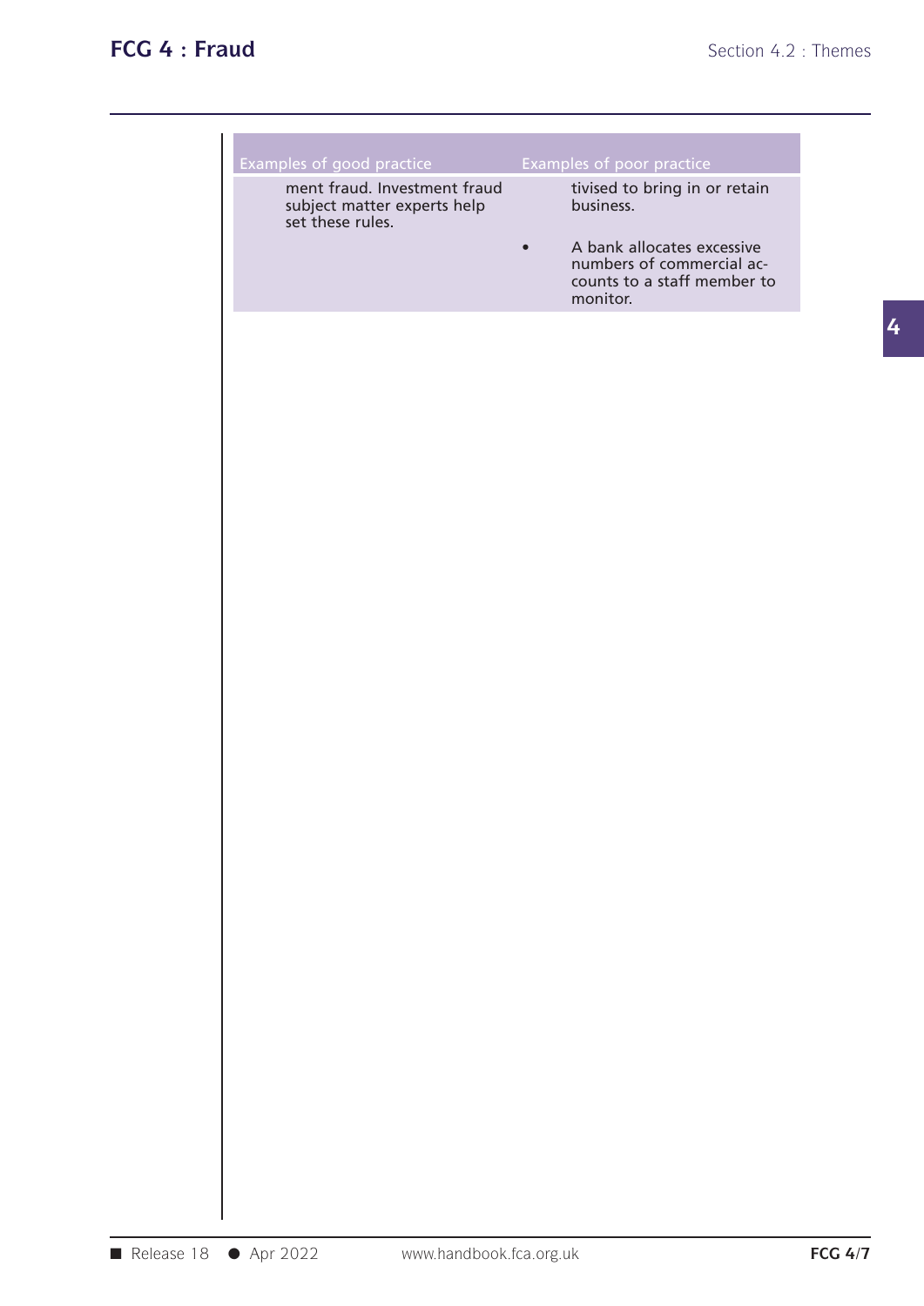| Examples of good practice | Examples of poor practice |
| --- | --- |
| ment fraud. Investment fraud subject matter experts help set these rules. | tivised to bring in or retain business. |
| | • A bank allocates excessive numbers of commercial accounts to a staff member to monitor. |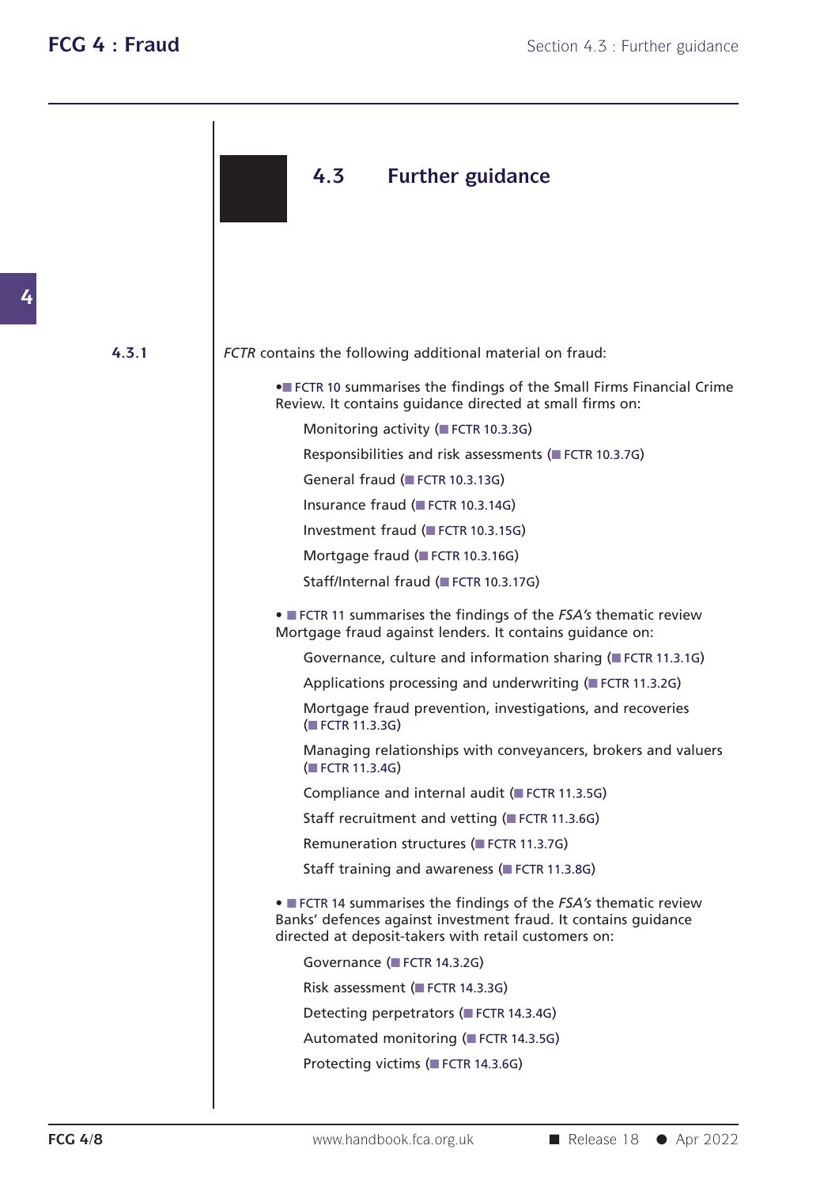## 4.3 Further guidance

**4.3.1** *FCTR* contains the following additional material on fraud:

- FCTR 10 summarises the findings of the Small Firms Financial Crime Review. It contains guidance directed at small firms on:

  Monitoring activity (FCTR 10.3.3G)

  Responsibilities and risk assessments (FCTR 10.3.7G)

  General fraud (FCTR 10.3.13G)

  Insurance fraud (FCTR 10.3.14G)

  Investment fraud (FCTR 10.3.15G)

  Mortgage fraud (FCTR 10.3.16G)

  Staff/Internal fraud (FCTR 10.3.17G)

- FCTR 11 summarises the findings of the *FSA's* thematic review Mortgage fraud against lenders. It contains guidance on:

  Governance, culture and information sharing (FCTR 11.3.1G)

  Applications processing and underwriting (FCTR 11.3.2G)

  Mortgage fraud prevention, investigations, and recoveries (FCTR 11.3.3G)

  Managing relationships with conveyancers, brokers and valuers (FCTR 11.3.4G)

  Compliance and internal audit (FCTR 11.3.5G)

  Staff recruitment and vetting (FCTR 11.3.6G)

  Remuneration structures (FCTR 11.3.7G)

  Staff training and awareness (FCTR 11.3.8G)

- FCTR 14 summarises the findings of the *FSA's* thematic review Banks' defences against investment fraud. It contains guidance directed at deposit-takers with retail customers on:

  Governance (FCTR 14.3.2G)

  Risk assessment (FCTR 14.3.3G)

  Detecting perpetrators (FCTR 14.3.4G)

  Automated monitoring (FCTR 14.3.5G)

  Protecting victims (FCTR 14.3.6G)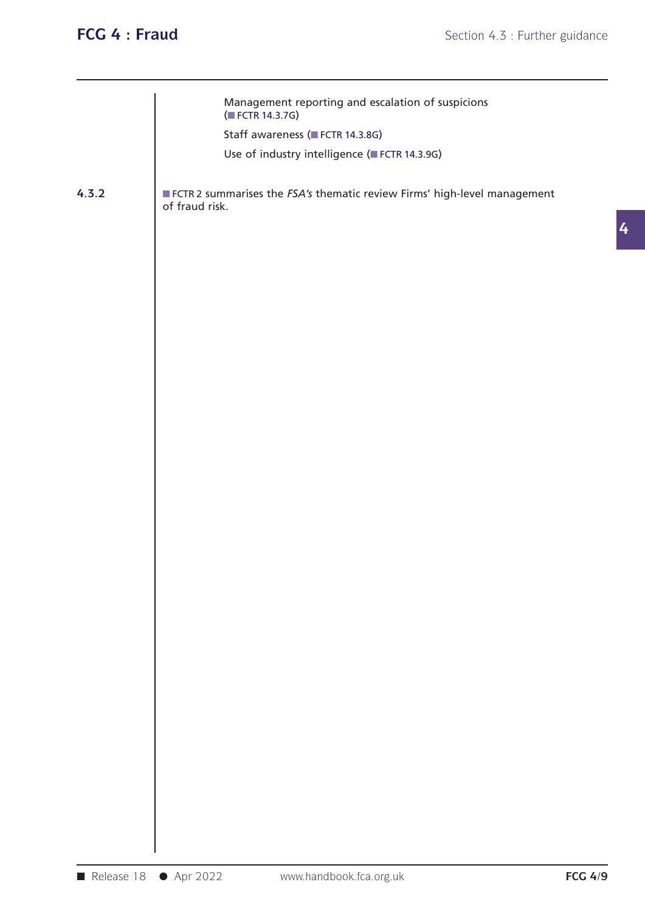Management reporting and escalation of suspicions (FCTR 14.3.7G)

Staff awareness (FCTR 14.3.8G)

Use of industry intelligence (FCTR 14.3.9G)

**4.3.2** FCTR 2 summarises the *FSA's* thematic review Firms' high-level management of fraud risk.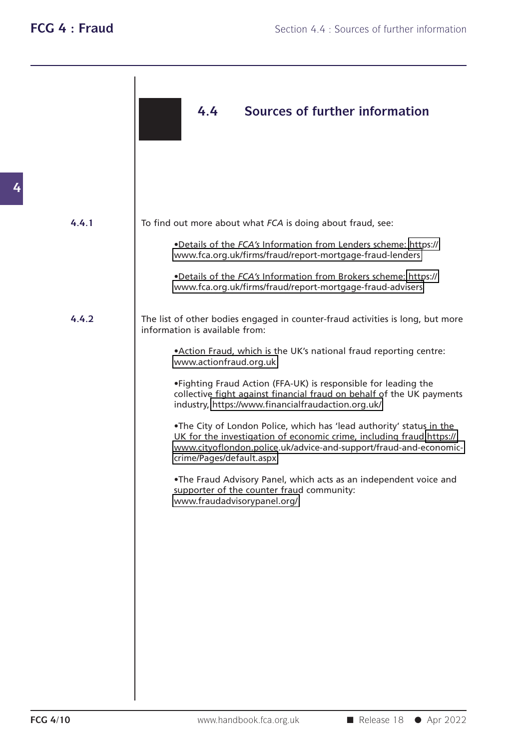## 4.4 Sources of further information

**4.4.1** To find out more about what *FCA* is doing about fraud, see:

- Details of the *FCA's* Information from Lenders scheme: https://www.fca.org.uk/firms/fraud/report-mortgage-fraud-lenders
- Details of the *FCA's* Information from Brokers scheme: https://www.fca.org.uk/firms/fraud/report-mortgage-fraud-advisers

**4.4.2** The list of other bodies engaged in counter-fraud activities is long, but more information is available from:

- Action Fraud, which is the UK's national fraud reporting centre: www.actionfraud.org.uk
- Fighting Fraud Action (FFA-UK) is responsible for leading the collective fight against financial fraud on behalf of the UK payments industry, https://www.financialfraudaction.org.uk/
- The City of London Police, which has 'lead authority' status in the UK for the investigation of economic crime, including fraud https://www.cityoflondon.police.uk/advice-and-support/fraud-and-economic-crime/Pages/default.aspx
- The Fraud Advisory Panel, which acts as an independent voice and supporter of the counter fraud community: www.fraudadvisorypanel.org/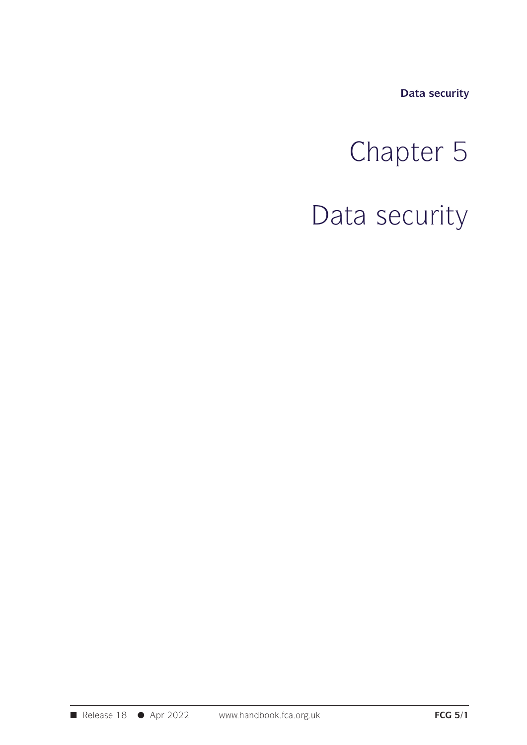# Chapter 5

# Data security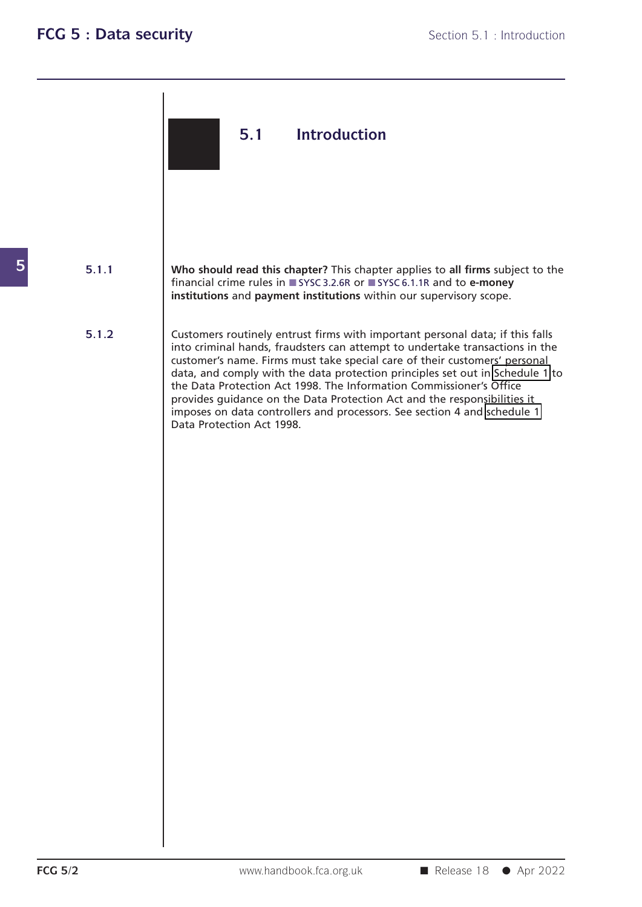## 5.1 Introduction

**5.1.1** **Who should read this chapter?** This chapter applies to **all firms** subject to the financial crime rules in SYSC 3.2.6R or SYSC 6.1.1R and to **e-money institutions** and **payment institutions** within our supervisory scope.

**5.1.2** Customers routinely entrust firms with important personal data; if this falls into criminal hands, fraudsters can attempt to undertake transactions in the customer's name. Firms must take special care of their customers' personal data, and comply with the data protection principles set out in Schedule 1 to the Data Protection Act 1998. The Information Commissioner's Office provides guidance on the Data Protection Act and the responsibilities it imposes on data controllers and processors. See section 4 and schedule 1 Data Protection Act 1998.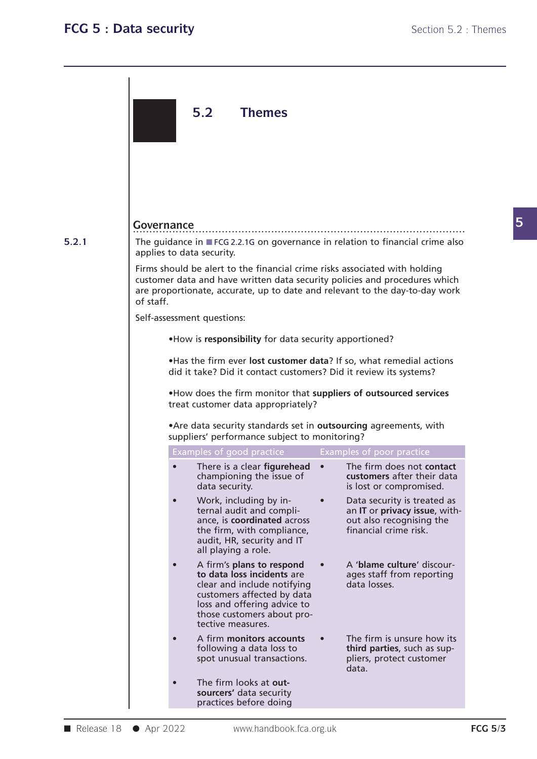## 5.2 Themes

### Governance

**5.2.1** The guidance in FCG 2.2.1G on governance in relation to financial crime also applies to data security.

Firms should be alert to the financial crime risks associated with holding customer data and have written data security policies and procedures which are proportionate, accurate, up to date and relevant to the day-to-day work of staff.

Self-assessment questions:

- How is **responsibility** for data security apportioned?
- Has the firm ever **lost customer data**? If so, what remedial actions did it take? Did it contact customers? Did it review its systems?
- How does the firm monitor that **suppliers of outsourced services** treat customer data appropriately?
- Are data security standards set in **outsourcing** agreements, with suppliers' performance subject to monitoring?

| Examples of good practice | Examples of poor practice |
|---|---|
| • There is a clear **figurehead** championing the issue of data security. | • The firm does not **contact customers** after their data is lost or compromised. |
| • Work, including by internal audit and compliance, is **coordinated** across the firm, with compliance, audit, HR, security and IT all playing a role. | • Data security is treated as an **IT** or **privacy issue**, without also recognising the financial crime risk. |
| • A firm's **plans to respond to data loss incidents** are clear and include notifying customers affected by data loss and offering advice to those customers about protective measures. | • A **'blame culture'** discourages staff from reporting data losses. |
| • A firm **monitors accounts** following a data loss to spot unusual transactions. | • The firm is unsure how its **third parties**, such as suppliers, protect customer data. |
| • The firm looks at **outsourcers'** data security practices before doing | |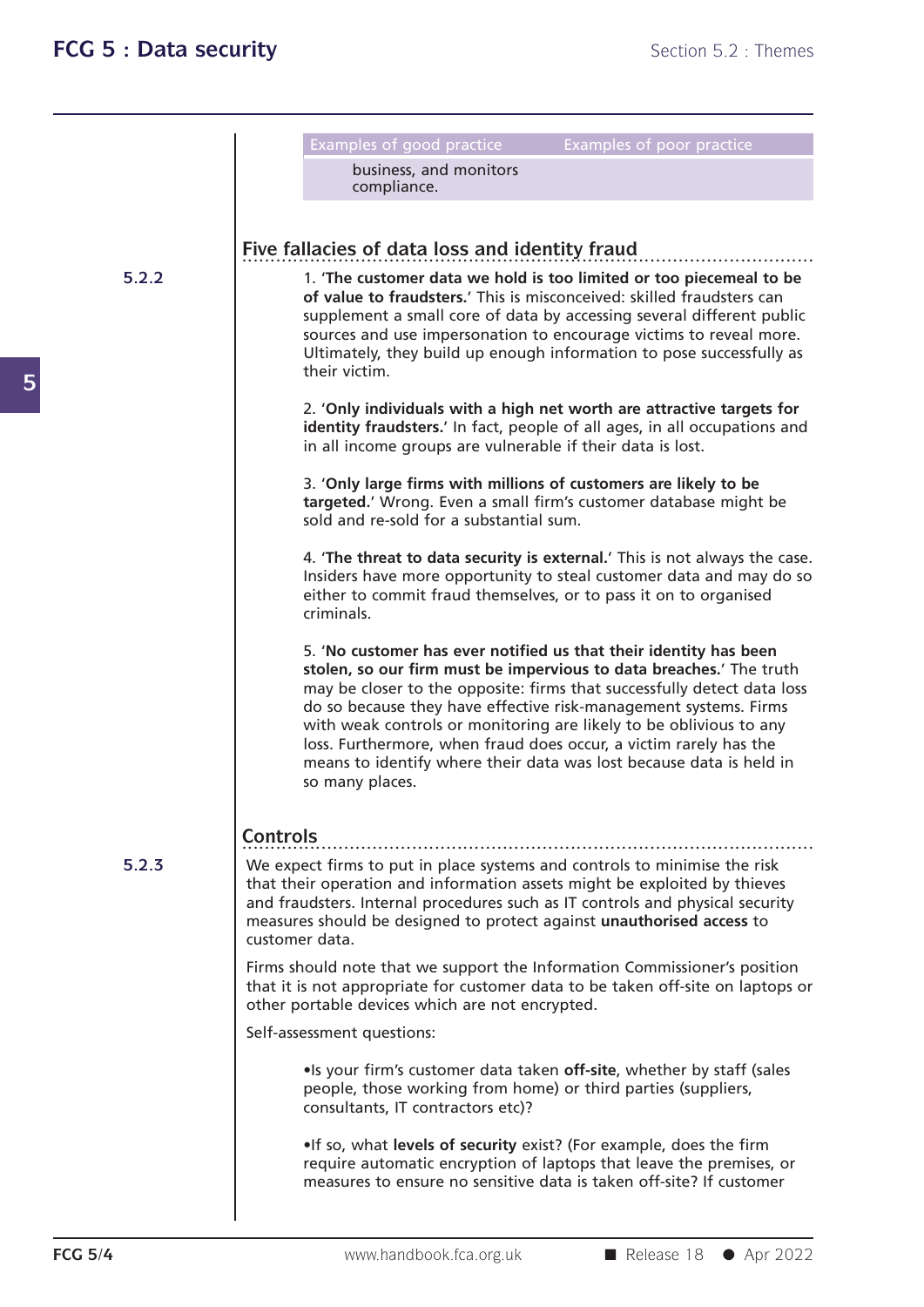| Examples of good practice | Examples of poor practice |
| --- | --- |
| business, and monitors compliance. | |

## Five fallacies of data loss and identity fraud

5.2.2

1. **'The customer data we hold is too limited or too piecemeal to be of value to fraudsters.'** This is misconceived: skilled fraudsters can supplement a small core of data by accessing several different public sources and use impersonation to encourage victims to reveal more. Ultimately, they build up enough information to pose successfully as their victim.

2. **'Only individuals with a high net worth are attractive targets for identity fraudsters.'** In fact, people of all ages, in all occupations and in all income groups are vulnerable if their data is lost.

3. **'Only large firms with millions of customers are likely to be targeted.'** Wrong. Even a small firm's customer database might be sold and re-sold for a substantial sum.

4. **'The threat to data security is external.'** This is not always the case. Insiders have more opportunity to steal customer data and may do so either to commit fraud themselves, or to pass it on to organised criminals.

5. **'No customer has ever notified us that their identity has been stolen, so our firm must be impervious to data breaches.'** The truth may be closer to the opposite: firms that successfully detect data loss do so because they have effective risk-management systems. Firms with weak controls or monitoring are likely to be oblivious to any loss. Furthermore, when fraud does occur, a victim rarely has the means to identify where their data was lost because data is held in so many places.

## Controls

5.2.3

We expect firms to put in place systems and controls to minimise the risk that their operation and information assets might be exploited by thieves and fraudsters. Internal procedures such as IT controls and physical security measures should be designed to protect against **unauthorised access** to customer data.

Firms should note that we support the Information Commissioner's position that it is not appropriate for customer data to be taken off-site on laptops or other portable devices which are not encrypted.

Self-assessment questions:

- Is your firm's customer data taken **off-site**, whether by staff (sales people, those working from home) or third parties (suppliers, consultants, IT contractors etc)?

- If so, what **levels of security** exist? (For example, does the firm require automatic encryption of laptops that leave the premises, or measures to ensure no sensitive data is taken off-site? If customer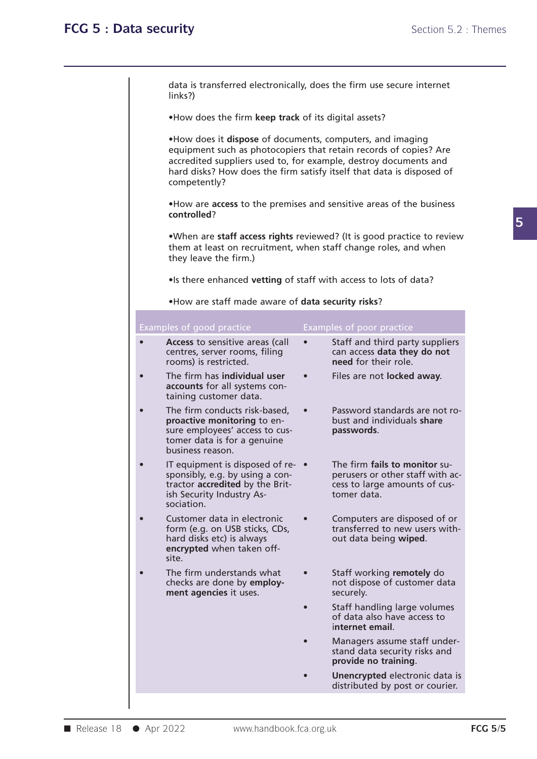data is transferred electronically, does the firm use secure internet links?)

- How does the firm **keep track** of its digital assets?

- How does it **dispose** of documents, computers, and imaging equipment such as photocopiers that retain records of copies? Are accredited suppliers used to, for example, destroy documents and hard disks? How does the firm satisfy itself that data is disposed of competently?

- How are **access** to the premises and sensitive areas of the business **controlled**?

- When are **staff access rights** reviewed? (It is good practice to review them at least on recruitment, when staff change roles, and when they leave the firm.)

- Is there enhanced **vetting** of staff with access to lots of data?

- How are staff made aware of **data security risks**?

| Examples of good practice | Examples of poor practice |
| --- | --- |
| • **Access** to sensitive areas (call centres, server rooms, filing rooms) is restricted. | • Staff and third party suppliers can access **data they do not need** for their role. |
| • The firm has **individual user accounts** for all systems containing customer data. | • Files are not **locked away**. |
| • The firm conducts risk-based, **proactive monitoring** to ensure employees' access to customer data is for a genuine business reason. | • Password standards are not robust and individuals **share passwords**. |
| • IT equipment is disposed of responsibly, e.g. by using a contractor **accredited** by the British Security Industry Association. | • The firm **fails to monitor** superusers or other staff with access to large amounts of customer data. |
| • Customer data in electronic form (e.g. on USB sticks, CDs, hard disks etc) is always **encrypted** when taken off-site. | • Computers are disposed of or transferred to new users without data being **wiped**. |
| • The firm understands what checks are done by **employment agencies** it uses. | • Staff working **remotely** do not dispose of customer data securely. |
| | • Staff handling large volumes of data also have access to **internet email**. |
| | • Managers assume staff understand data security risks and **provide no training**. |
| | • **Unencrypted** electronic data is distributed by post or courier. |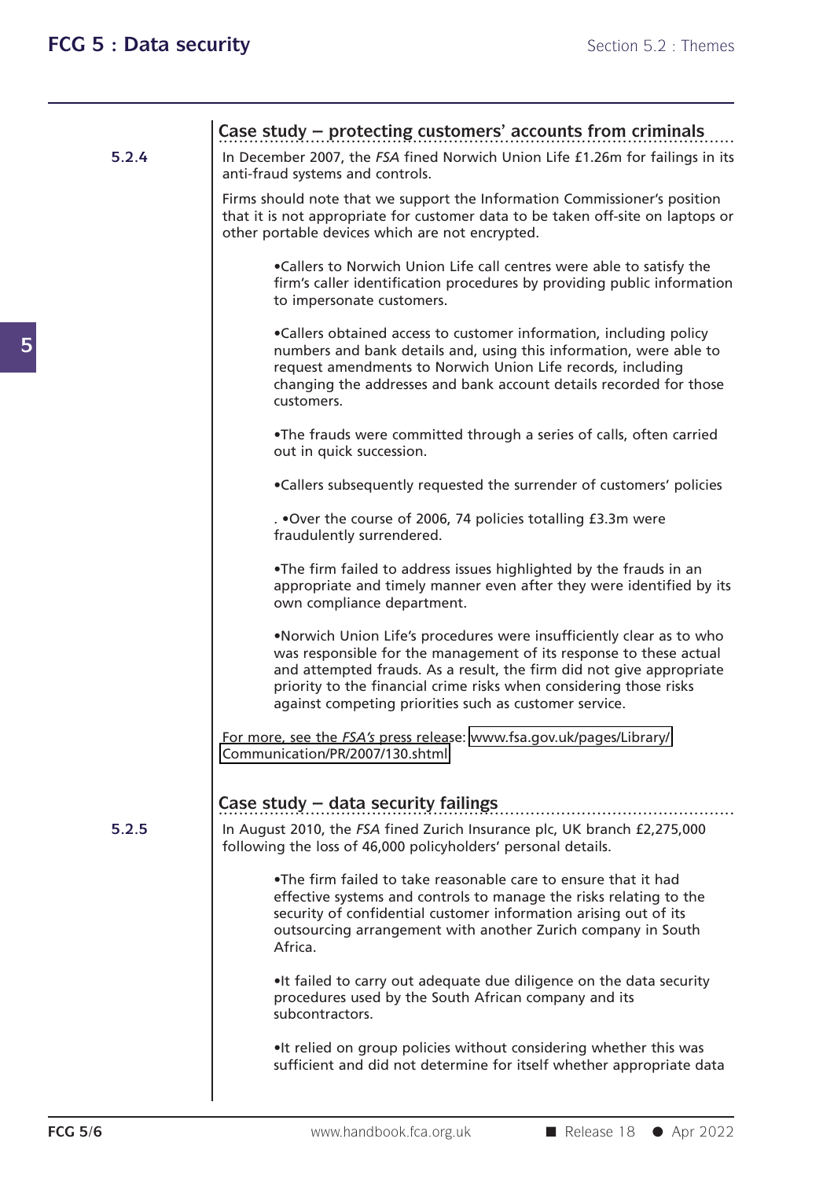### Case study – protecting customers' accounts from criminals

**5.2.4** In December 2007, the *FSA* fined Norwich Union Life £1.26m for failings in its anti-fraud systems and controls.

Firms should note that we support the Information Commissioner's position that it is not appropriate for customer data to be taken off-site on laptops or other portable devices which are not encrypted.

- Callers to Norwich Union Life call centres were able to satisfy the firm's caller identification procedures by providing public information to impersonate customers.
- Callers obtained access to customer information, including policy numbers and bank details and, using this information, were able to request amendments to Norwich Union Life records, including changing the addresses and bank account details recorded for those customers.
- The frauds were committed through a series of calls, often carried out in quick succession.
- Callers subsequently requested the surrender of customers' policies
- . •Over the course of 2006, 74 policies totalling £3.3m were fraudulently surrendered.
- The firm failed to address issues highlighted by the frauds in an appropriate and timely manner even after they were identified by its own compliance department.
- Norwich Union Life's procedures were insufficiently clear as to who was responsible for the management of its response to these actual and attempted frauds. As a result, the firm did not give appropriate priority to the financial crime risks when considering those risks against competing priorities such as customer service.

For more, see the *FSA's* press release: www.fsa.gov.uk/pages/Library/Communication/PR/2007/130.shtml

### Case study – data security failings

**5.2.5** In August 2010, the *FSA* fined Zurich Insurance plc, UK branch £2,275,000 following the loss of 46,000 policyholders' personal details.

- The firm failed to take reasonable care to ensure that it had effective systems and controls to manage the risks relating to the security of confidential customer information arising out of its outsourcing arrangement with another Zurich company in South Africa.
- It failed to carry out adequate due diligence on the data security procedures used by the South African company and its subcontractors.
- It relied on group policies without considering whether this was sufficient and did not determine for itself whether appropriate data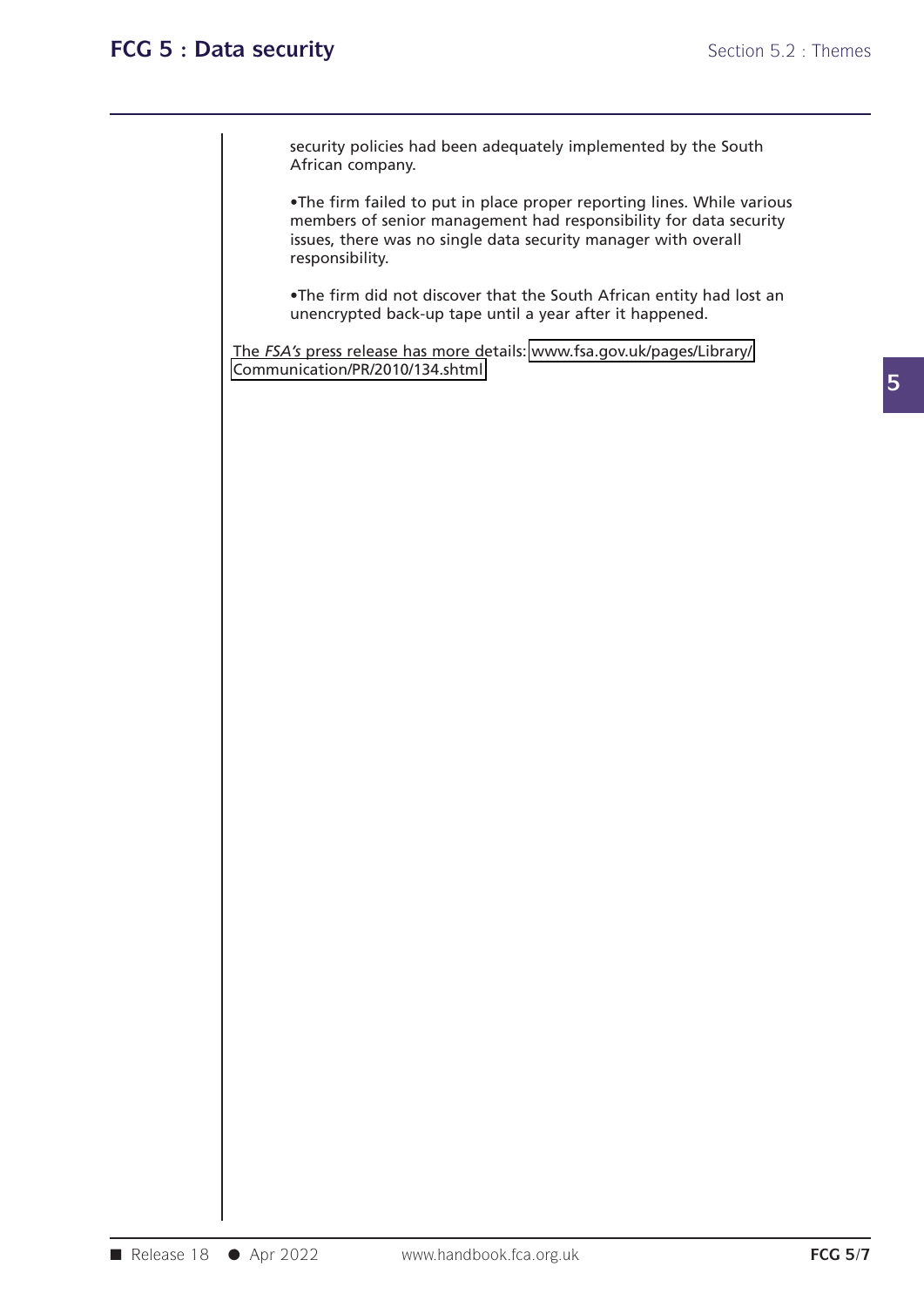security policies had been adequately implemented by the South African company.

•The firm failed to put in place proper reporting lines. While various members of senior management had responsibility for data security issues, there was no single data security manager with overall responsibility.

•The firm did not discover that the South African entity had lost an unencrypted back-up tape until a year after it happened.

The *FSA's* press release has more details: www.fsa.gov.uk/pages/Library/Communication/PR/2010/134.shtml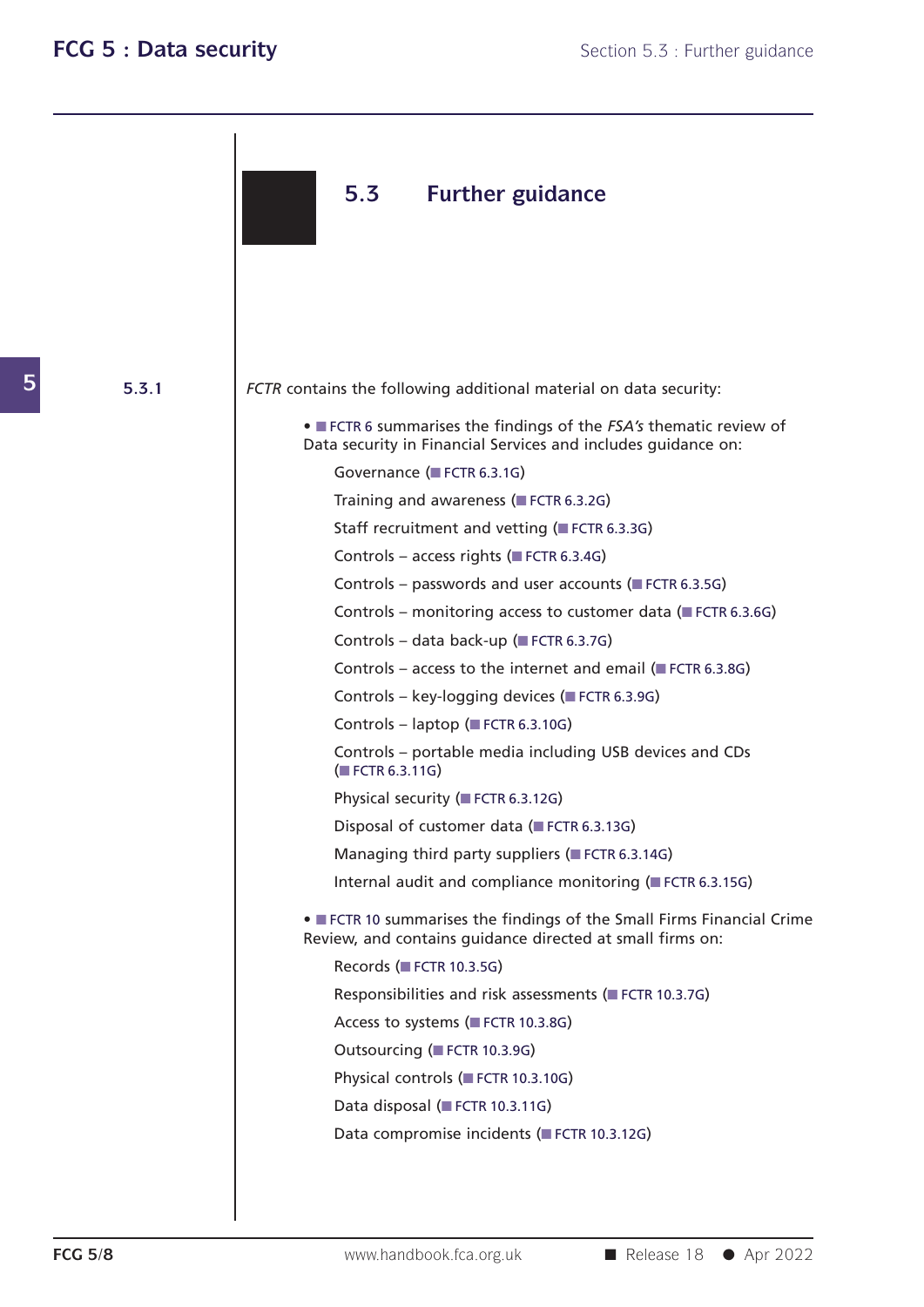## 5.3 Further guidance

**5.3.1** *FCTR* contains the following additional material on data security:

- FCTR 6 summarises the findings of the *FSA's* thematic review of Data security in Financial Services and includes guidance on:
  - Governance (FCTR 6.3.1G)
  - Training and awareness (FCTR 6.3.2G)
  - Staff recruitment and vetting (FCTR 6.3.3G)
  - Controls – access rights (FCTR 6.3.4G)
  - Controls – passwords and user accounts (FCTR 6.3.5G)
  - Controls – monitoring access to customer data (FCTR 6.3.6G)
  - Controls – data back-up (FCTR 6.3.7G)
  - Controls – access to the internet and email (FCTR 6.3.8G)
  - Controls – key-logging devices (FCTR 6.3.9G)
  - Controls – laptop (FCTR 6.3.10G)
  - Controls – portable media including USB devices and CDs (FCTR 6.3.11G)
  - Physical security (FCTR 6.3.12G)
  - Disposal of customer data (FCTR 6.3.13G)
  - Managing third party suppliers (FCTR 6.3.14G)
  - Internal audit and compliance monitoring (FCTR 6.3.15G)
- FCTR 10 summarises the findings of the Small Firms Financial Crime Review, and contains guidance directed at small firms on:
  - Records (FCTR 10.3.5G)
  - Responsibilities and risk assessments (FCTR 10.3.7G)
  - Access to systems (FCTR 10.3.8G)
  - Outsourcing (FCTR 10.3.9G)
  - Physical controls (FCTR 10.3.10G)
  - Data disposal (FCTR 10.3.11G)
  - Data compromise incidents (FCTR 10.3.12G)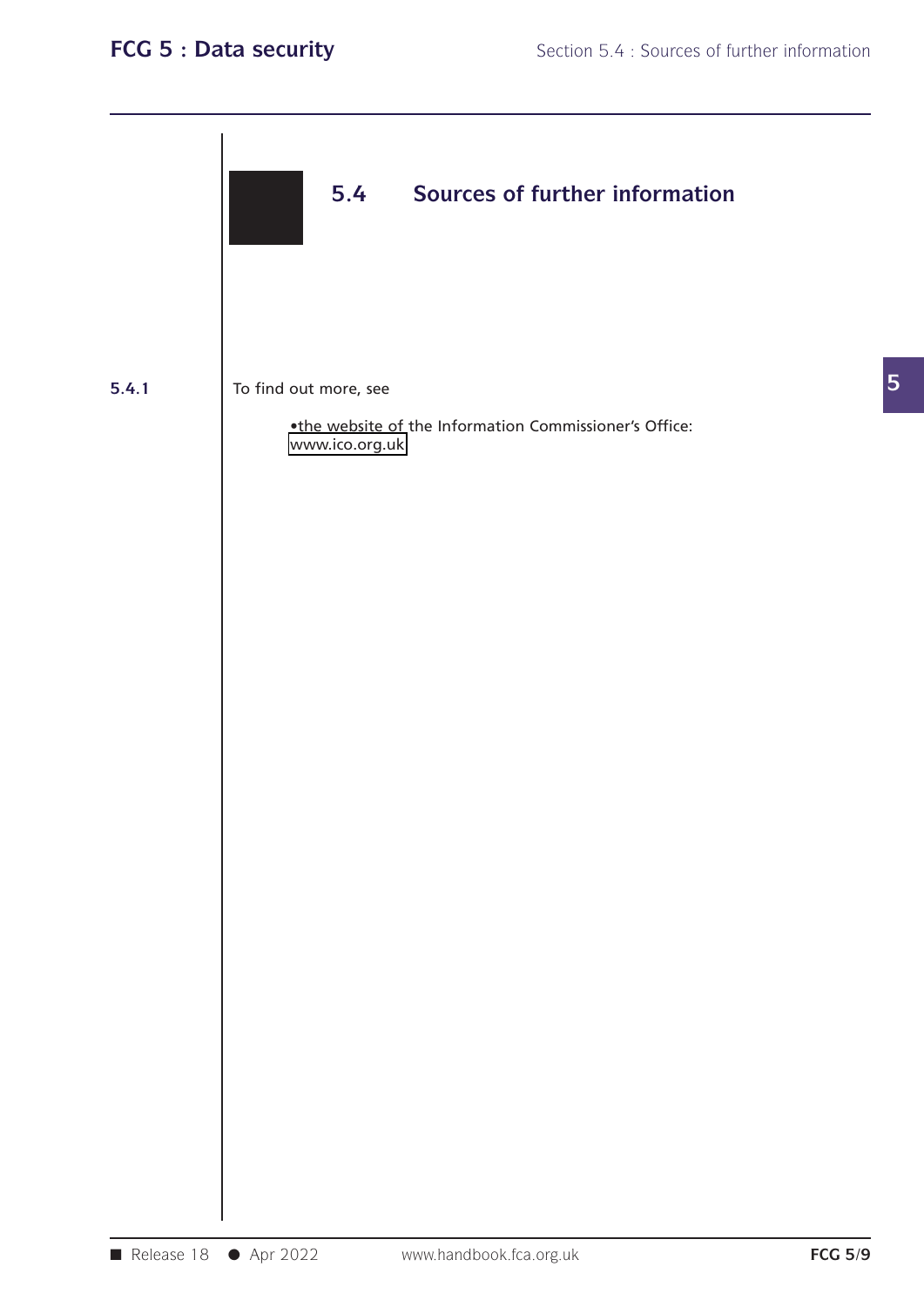## 5.4 Sources of further information

**5.4.1** To find out more, see

- the website of the Information Commissioner's Office: www.ico.org.uk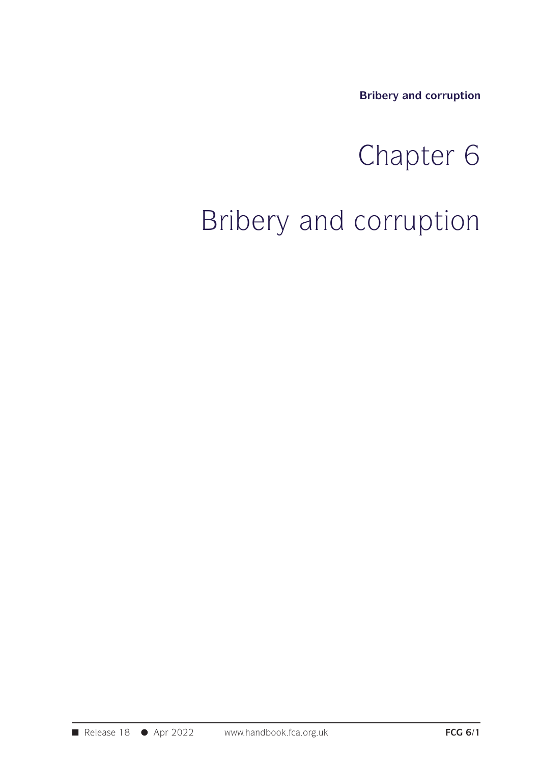# Chapter 6

# Bribery and corruption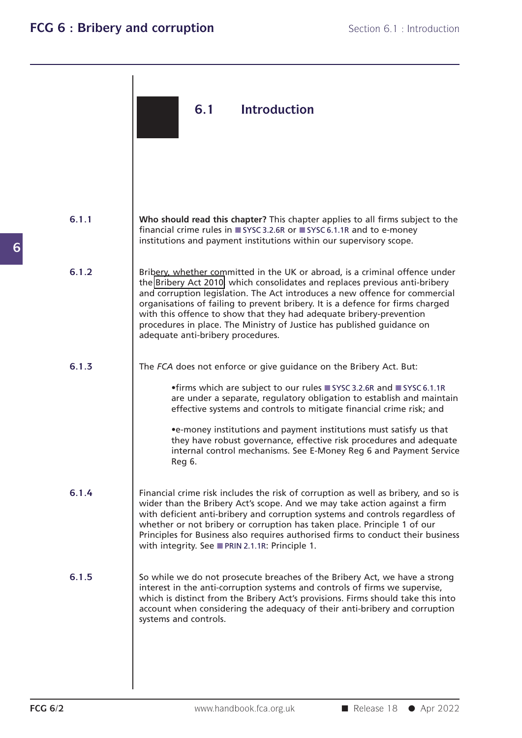## 6.1 Introduction

**6.1.1** **Who should read this chapter?** This chapter applies to all firms subject to the financial crime rules in SYSC 3.2.6R or SYSC 6.1.1R and to e-money institutions and payment institutions within our supervisory scope.

**6.1.2** Bribery, whether committed in the UK or abroad, is a criminal offence under the Bribery Act 2010 which consolidates and replaces previous anti-bribery and corruption legislation. The Act introduces a new offence for commercial organisations of failing to prevent bribery. It is a defence for firms charged with this offence to show that they had adequate bribery-prevention procedures in place. The Ministry of Justice has published guidance on adequate anti-bribery procedures.

**6.1.3** The *FCA* does not enforce or give guidance on the Bribery Act. But:

- firms which are subject to our rules SYSC 3.2.6R and SYSC 6.1.1R are under a separate, regulatory obligation to establish and maintain effective systems and controls to mitigate financial crime risk; and
- e-money institutions and payment institutions must satisfy us that they have robust governance, effective risk procedures and adequate internal control mechanisms. See E-Money Reg 6 and Payment Service Reg 6.

**6.1.4** Financial crime risk includes the risk of corruption as well as bribery, and so is wider than the Bribery Act's scope. And we may take action against a firm with deficient anti-bribery and corruption systems and controls regardless of whether or not bribery or corruption has taken place. Principle 1 of our Principles for Business also requires authorised firms to conduct their business with integrity. See PRIN 2.1.1R: Principle 1.

**6.1.5** So while we do not prosecute breaches of the Bribery Act, we have a strong interest in the anti-corruption systems and controls of firms we supervise, which is distinct from the Bribery Act's provisions. Firms should take this into account when considering the adequacy of their anti-bribery and corruption systems and controls.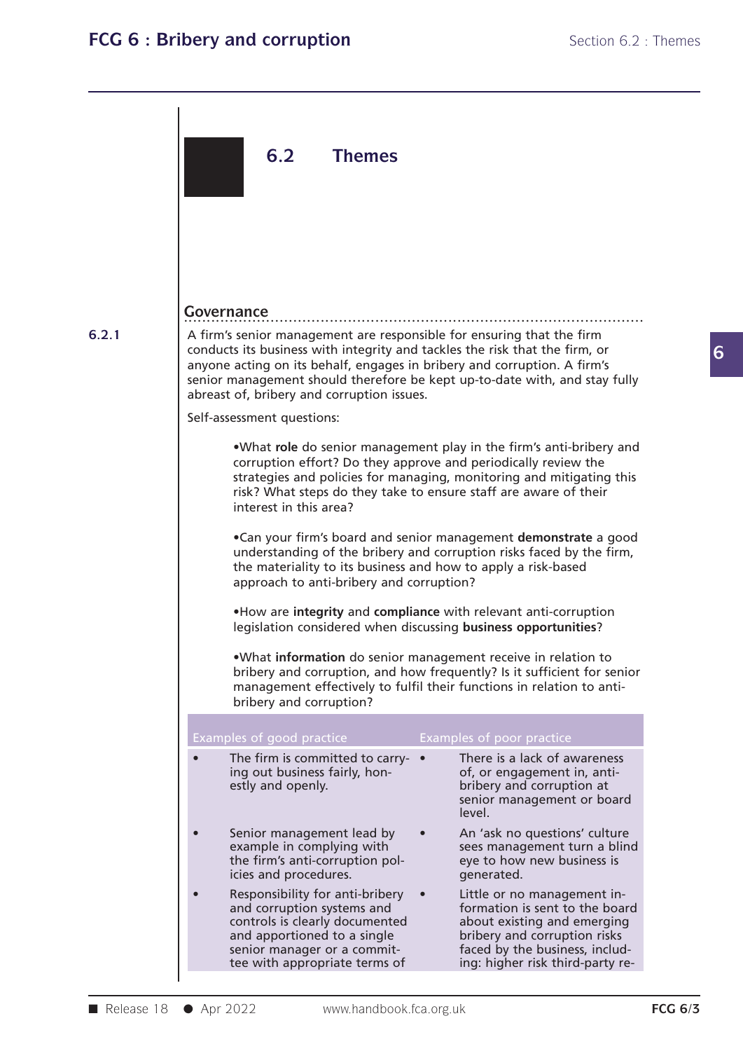## 6.2 Themes

### Governance

**6.2.1** A firm's senior management are responsible for ensuring that the firm conducts its business with integrity and tackles the risk that the firm, or anyone acting on its behalf, engages in bribery and corruption. A firm's senior management should therefore be kept up-to-date with, and stay fully abreast of, bribery and corruption issues.

Self-assessment questions:

- What **role** do senior management play in the firm's anti-bribery and corruption effort? Do they approve and periodically review the strategies and policies for managing, monitoring and mitigating this risk? What steps do they take to ensure staff are aware of their interest in this area?

- Can your firm's board and senior management **demonstrate** a good understanding of the bribery and corruption risks faced by the firm, the materiality to its business and how to apply a risk-based approach to anti-bribery and corruption?

- How are **integrity** and **compliance** with relevant anti-corruption legislation considered when discussing **business opportunities**?

- What **information** do senior management receive in relation to bribery and corruption, and how frequently? Is it sufficient for senior management effectively to fulfil their functions in relation to anti-bribery and corruption?

| Examples of good practice | Examples of poor practice |
| --- | --- |
| • The firm is committed to carrying out business fairly, honestly and openly. | • There is a lack of awareness of, or engagement in, anti-bribery and corruption at senior management or board level. |
| • Senior management lead by example in complying with the firm's anti-corruption policies and procedures. | • An 'ask no questions' culture sees management turn a blind eye to how new business is generated. |
| • Responsibility for anti-bribery and corruption systems and controls is clearly documented and apportioned to a single senior manager or a committee with appropriate terms of | • Little or no management information is sent to the board about existing and emerging bribery and corruption risks faced by the business, including: higher risk third-party re- |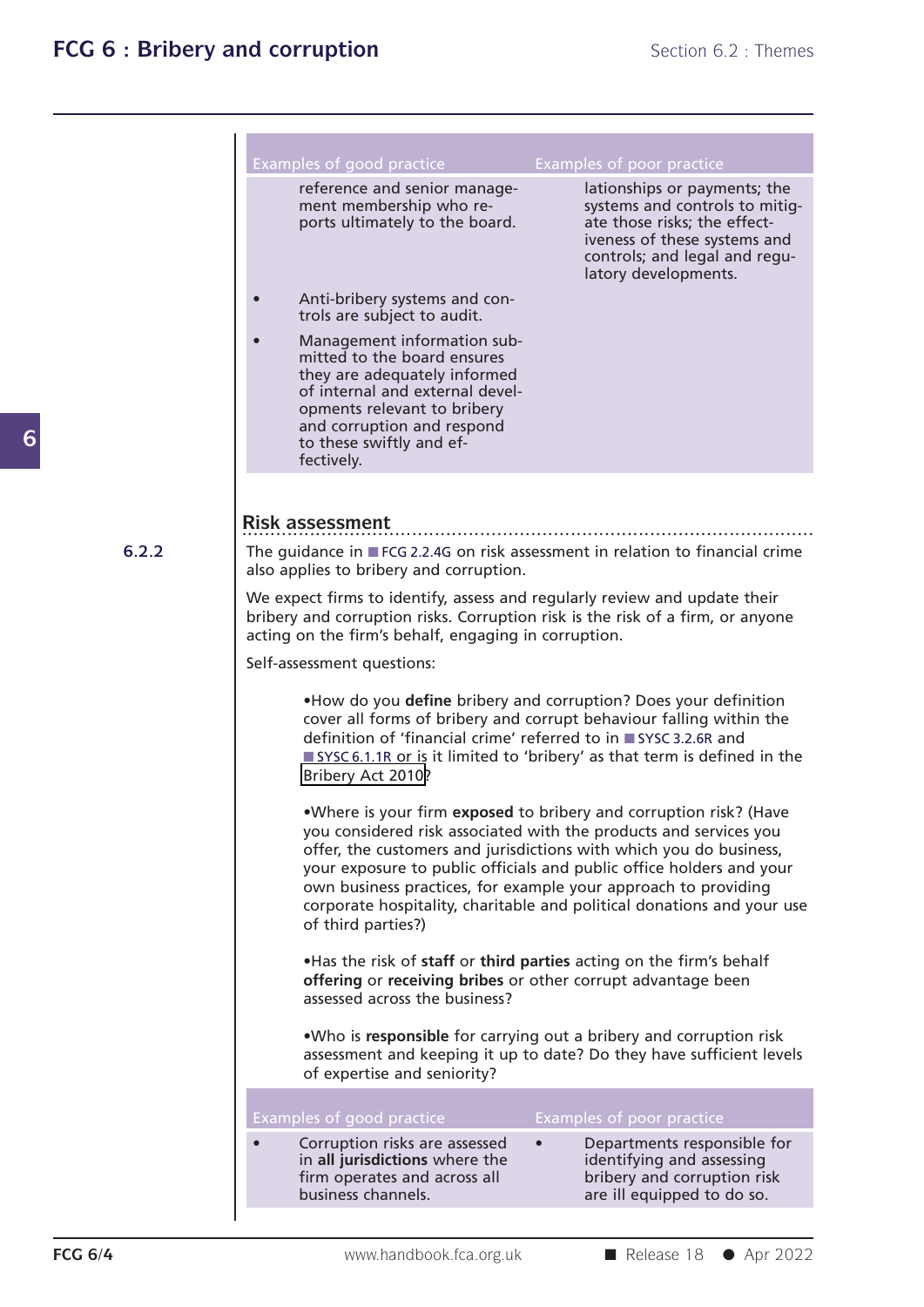| Examples of good practice | Examples of poor practice |
| --- | --- |
| reference and senior management membership who reports ultimately to the board.<br>• Anti-bribery systems and controls are subject to audit.<br>• Management information submitted to the board ensures they are adequately informed of internal and external developments relevant to bribery and corruption and respond to these swiftly and effectively. | lationships or payments; the systems and controls to mitigate those risks; the effectiveness of these systems and controls; and legal and regulatory developments. |

## Risk assessment

6.2.2

The guidance in FCG 2.2.4G on risk assessment in relation to financial crime also applies to bribery and corruption.

We expect firms to identify, assess and regularly review and update their bribery and corruption risks. Corruption risk is the risk of a firm, or anyone acting on the firm's behalf, engaging in corruption.

Self-assessment questions:

- How do you **define** bribery and corruption? Does your definition cover all forms of bribery and corrupt behaviour falling within the definition of 'financial crime' referred to in SYSC 3.2.6R and SYSC 6.1.1R or is it limited to 'bribery' as that term is defined in the Bribery Act 2010?

- Where is your firm **exposed** to bribery and corruption risk? (Have you considered risk associated with the products and services you offer, the customers and jurisdictions with which you do business, your exposure to public officials and public office holders and your own business practices, for example your approach to providing corporate hospitality, charitable and political donations and your use of third parties?)

- Has the risk of **staff** or **third parties** acting on the firm's behalf **offering** or **receiving bribes** or other corrupt advantage been assessed across the business?

- Who is **responsible** for carrying out a bribery and corruption risk assessment and keeping it up to date? Do they have sufficient levels of expertise and seniority?

| Examples of good practice | Examples of poor practice |
| --- | --- |
| • Corruption risks are assessed in **all jurisdictions** where the firm operates and across all business channels. | • Departments responsible for identifying and assessing bribery and corruption risk are ill equipped to do so. |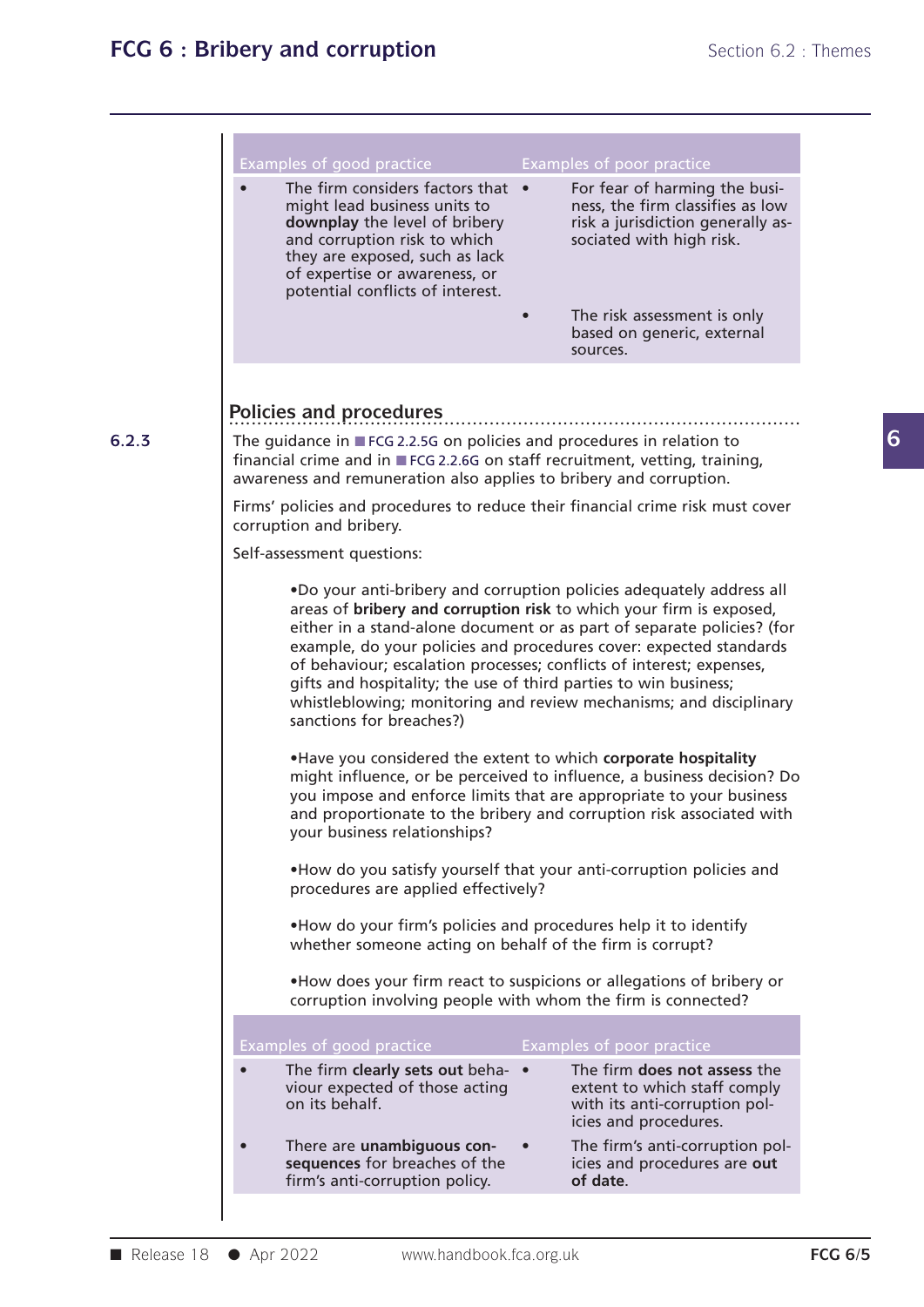| Examples of good practice | Examples of poor practice |
|---|---|
| • The firm considers factors that might lead business units to **downplay** the level of bribery and corruption risk to which they are exposed, such as lack of expertise or awareness, or potential conflicts of interest. | • For fear of harming the business, the firm classifies as low risk a jurisdiction generally associated with high risk. |
| | • The risk assessment is only based on generic, external sources. |

## Policies and procedures

**6.2.3**

The guidance in FCG 2.2.5G on policies and procedures in relation to financial crime and in FCG 2.2.6G on staff recruitment, vetting, training, awareness and remuneration also applies to bribery and corruption.

Firms' policies and procedures to reduce their financial crime risk must cover corruption and bribery.

Self-assessment questions:

- Do your anti-bribery and corruption policies adequately address all areas of **bribery and corruption risk** to which your firm is exposed, either in a stand-alone document or as part of separate policies? (for example, do your policies and procedures cover: expected standards of behaviour; escalation processes; conflicts of interest; expenses, gifts and hospitality; the use of third parties to win business; whistleblowing; monitoring and review mechanisms; and disciplinary sanctions for breaches?)

- Have you considered the extent to which **corporate hospitality** might influence, or be perceived to influence, a business decision? Do you impose and enforce limits that are appropriate to your business and proportionate to the bribery and corruption risk associated with your business relationships?

- How do you satisfy yourself that your anti-corruption policies and procedures are applied effectively?

- How do your firm's policies and procedures help it to identify whether someone acting on behalf of the firm is corrupt?

- How does your firm react to suspicions or allegations of bribery or corruption involving people with whom the firm is connected?

| Examples of good practice | Examples of poor practice |
|---|---|
| • The firm **clearly sets out** behaviour expected of those acting on its behalf. | • The firm **does not assess** the extent to which staff comply with its anti-corruption policies and procedures. |
| • There are **unambiguous consequences** for breaches of the firm's anti-corruption policy. | • The firm's anti-corruption policies and procedures are **out of date**. |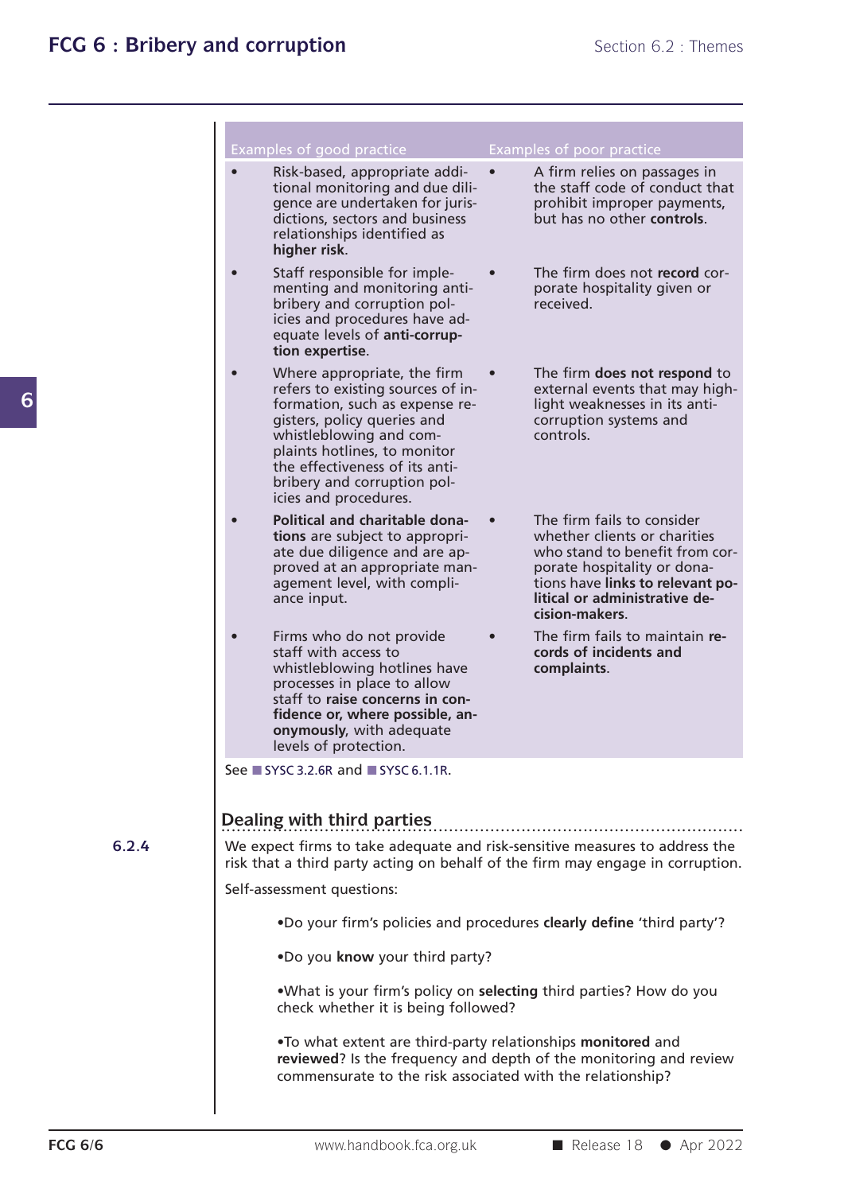| Examples of good practice | Examples of poor practice |
|---|---|
| • Risk-based, appropriate additional monitoring and due diligence are undertaken for jurisdictions, sectors and business relationships identified as **higher risk**. | • A firm relies on passages in the staff code of conduct that prohibit improper payments, but has no other **controls**. |
| • Staff responsible for implementing and monitoring anti-bribery and corruption policies and procedures have adequate levels of **anti-corruption expertise**. | • The firm does not **record** corporate hospitality given or received. |
| • Where appropriate, the firm refers to existing sources of information, such as expense registers, policy queries and whistleblowing and complaints hotlines, to monitor the effectiveness of its anti-bribery and corruption policies and procedures. | • The firm **does not respond** to external events that may highlight weaknesses in its anti-corruption systems and controls. |
| • **Political and charitable donations** are subject to appropriate due diligence and are approved at an appropriate management level, with compliance input. | • The firm fails to consider whether clients or charities who stand to benefit from corporate hospitality or donations have **links to relevant political or administrative decision-makers**. |
| • Firms who do not provide staff with access to whistleblowing hotlines have processes in place to allow staff to **raise concerns in confidence or, where possible, anonymously**, with adequate levels of protection. | • The firm fails to maintain **records of incidents and complaints**. |

See SYSC 3.2.6R and SYSC 6.1.1R.

## Dealing with third parties

**6.2.4** We expect firms to take adequate and risk-sensitive measures to address the risk that a third party acting on behalf of the firm may engage in corruption.

Self-assessment questions:

- Do your firm's policies and procedures **clearly define** 'third party'?
- Do you **know** your third party?
- What is your firm's policy on **selecting** third parties? How do you check whether it is being followed?
- To what extent are third-party relationships **monitored** and **reviewed**? Is the frequency and depth of the monitoring and review commensurate to the risk associated with the relationship?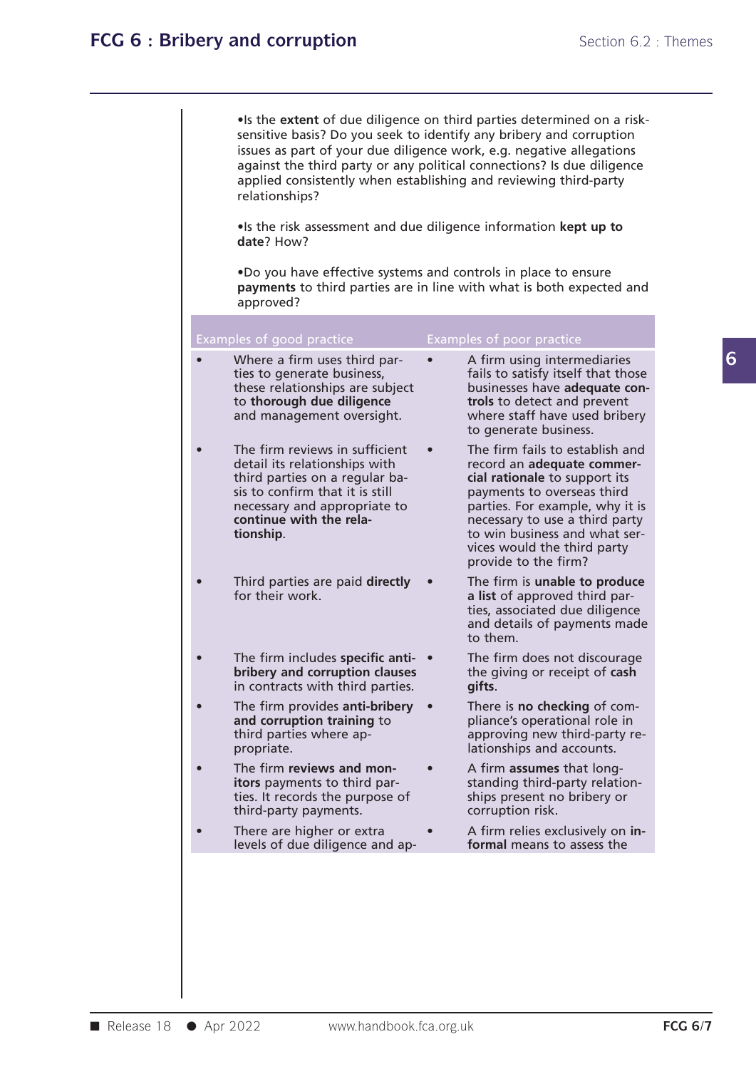- Is the **extent** of due diligence on third parties determined on a risk-sensitive basis? Do you seek to identify any bribery and corruption issues as part of your due diligence work, e.g. negative allegations against the third party or any political connections? Is due diligence applied consistently when establishing and reviewing third-party relationships?

- Is the risk assessment and due diligence information **kept up to date**? How?

- Do you have effective systems and controls in place to ensure **payments** to third parties are in line with what is both expected and approved?

| Examples of good practice | Examples of poor practice |
| --- | --- |
| • Where a firm uses third parties to generate business, these relationships are subject to **thorough due diligence** and management oversight. | • A firm using intermediaries fails to satisfy itself that those businesses have **adequate controls** to detect and prevent where staff have used bribery to generate business. |
| • The firm reviews in sufficient detail its relationships with third parties on a regular basis to confirm that it is still necessary and appropriate to **continue with the relationship**. | • The firm fails to establish and record an **adequate commercial rationale** to support its payments to overseas third parties. For example, why it is necessary to use a third party to win business and what services would the third party provide to the firm? |
| • Third parties are paid **directly** for their work. | • The firm is **unable to produce a list** of approved third parties, associated due diligence and details of payments made to them. |
| • The firm includes **specific anti-bribery and corruption clauses** in contracts with third parties. | • The firm does not discourage the giving or receipt of **cash gifts**. |
| • The firm provides **anti-bribery and corruption training** to third parties where appropriate. | • There is **no checking** of compliance's operational role in approving new third-party relationships and accounts. |
| • The firm **reviews and monitors** payments to third parties. It records the purpose of third-party payments. | • A firm **assumes** that long-standing third-party relationships present no bribery or corruption risk. |
| • There are higher or extra levels of due diligence and ap- | • A firm relies exclusively on **informal** means to assess the |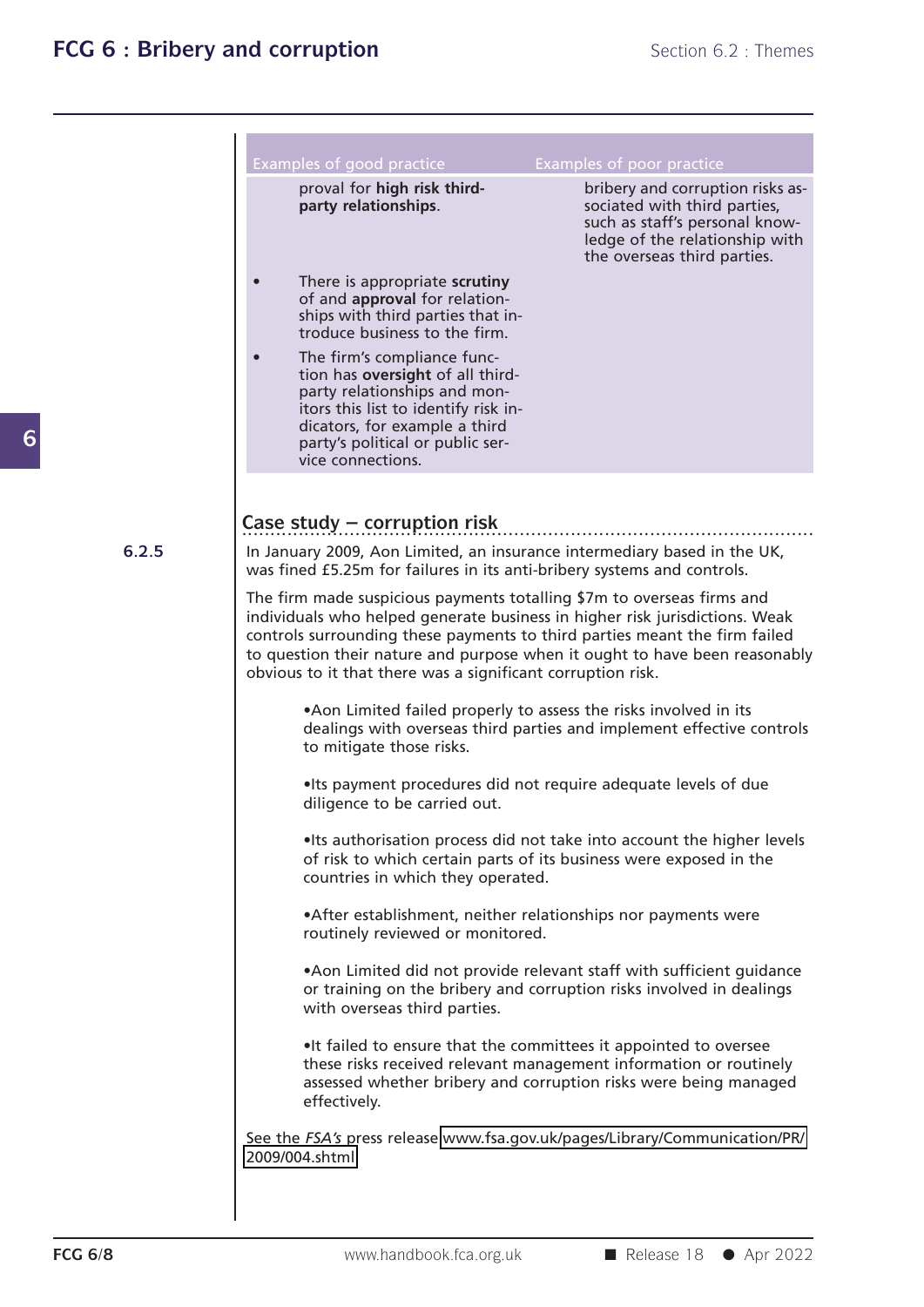| Examples of good practice | Examples of poor practice |
| --- | --- |
| proval for **high risk third-party relationships**.<br>• There is appropriate **scrutiny** of and **approval** for relationships with third parties that introduce business to the firm.<br>• The firm's compliance function has **oversight** of all third-party relationships and monitors this list to identify risk indicators, for example a third party's political or public service connections. | bribery and corruption risks associated with third parties, such as staff's personal knowledge of the relationship with the overseas third parties. |

## Case study – corruption risk

6.2.5

In January 2009, Aon Limited, an insurance intermediary based in the UK, was fined £5.25m for failures in its anti-bribery systems and controls.

The firm made suspicious payments totalling $7m to overseas firms and individuals who helped generate business in higher risk jurisdictions. Weak controls surrounding these payments to third parties meant the firm failed to question their nature and purpose when it ought to have been reasonably obvious to it that there was a significant corruption risk.

- Aon Limited failed properly to assess the risks involved in its dealings with overseas third parties and implement effective controls to mitigate those risks.
- Its payment procedures did not require adequate levels of due diligence to be carried out.
- Its authorisation process did not take into account the higher levels of risk to which certain parts of its business were exposed in the countries in which they operated.
- After establishment, neither relationships nor payments were routinely reviewed or monitored.
- Aon Limited did not provide relevant staff with sufficient guidance or training on the bribery and corruption risks involved in dealings with overseas third parties.
- It failed to ensure that the committees it appointed to oversee these risks received relevant management information or routinely assessed whether bribery and corruption risks were being managed effectively.

See the *FSA's* press release www.fsa.gov.uk/pages/Library/Communication/PR/2009/004.shtml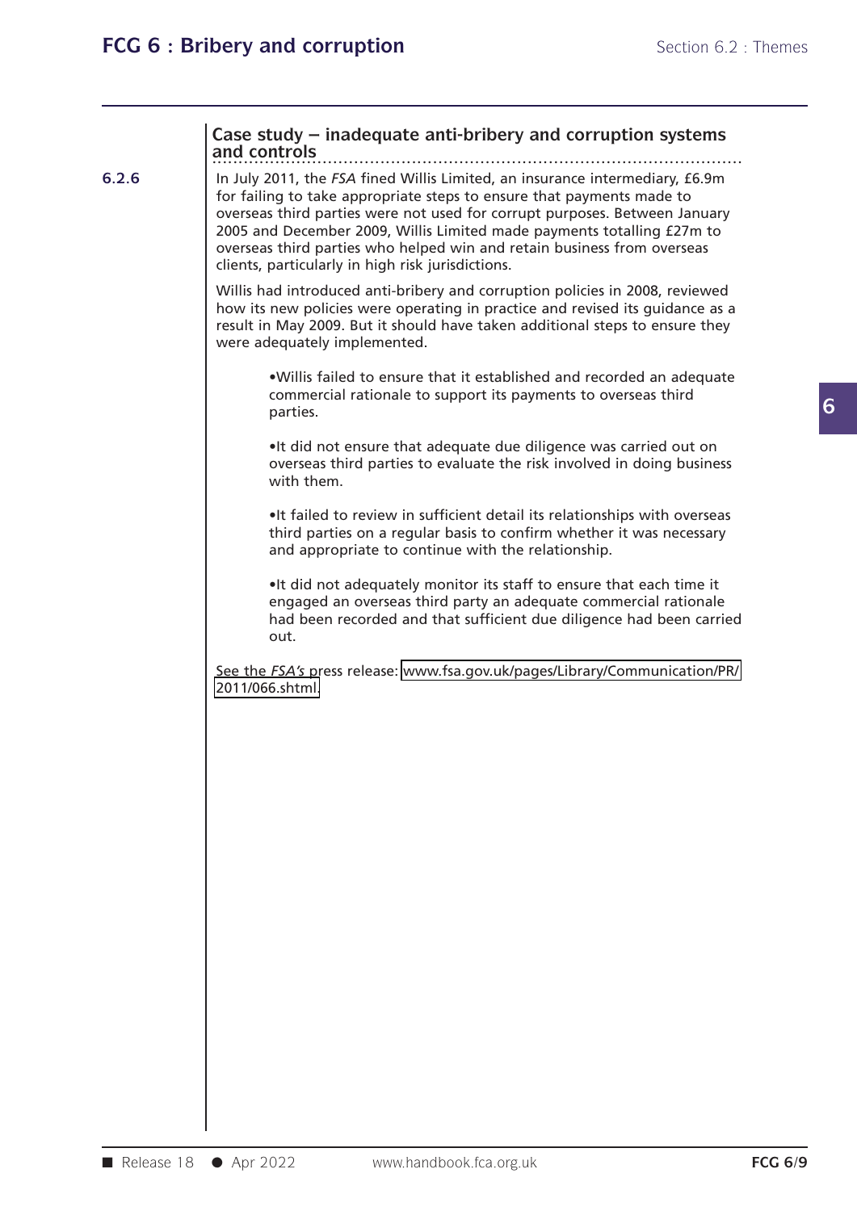### Case study – inadequate anti-bribery and corruption systems and controls

**6.2.6**

In July 2011, the *FSA* fined Willis Limited, an insurance intermediary, £6.9m for failing to take appropriate steps to ensure that payments made to overseas third parties were not used for corrupt purposes. Between January 2005 and December 2009, Willis Limited made payments totalling £27m to overseas third parties who helped win and retain business from overseas clients, particularly in high risk jurisdictions.

Willis had introduced anti-bribery and corruption policies in 2008, reviewed how its new policies were operating in practice and revised its guidance as a result in May 2009. But it should have taken additional steps to ensure they were adequately implemented.

- Willis failed to ensure that it established and recorded an adequate commercial rationale to support its payments to overseas third parties.
- It did not ensure that adequate due diligence was carried out on overseas third parties to evaluate the risk involved in doing business with them.
- It failed to review in sufficient detail its relationships with overseas third parties on a regular basis to confirm whether it was necessary and appropriate to continue with the relationship.
- It did not adequately monitor its staff to ensure that each time it engaged an overseas third party an adequate commercial rationale had been recorded and that sufficient due diligence had been carried out.

See the *FSA's* press release: www.fsa.gov.uk/pages/Library/Communication/PR/2011/066.shtml.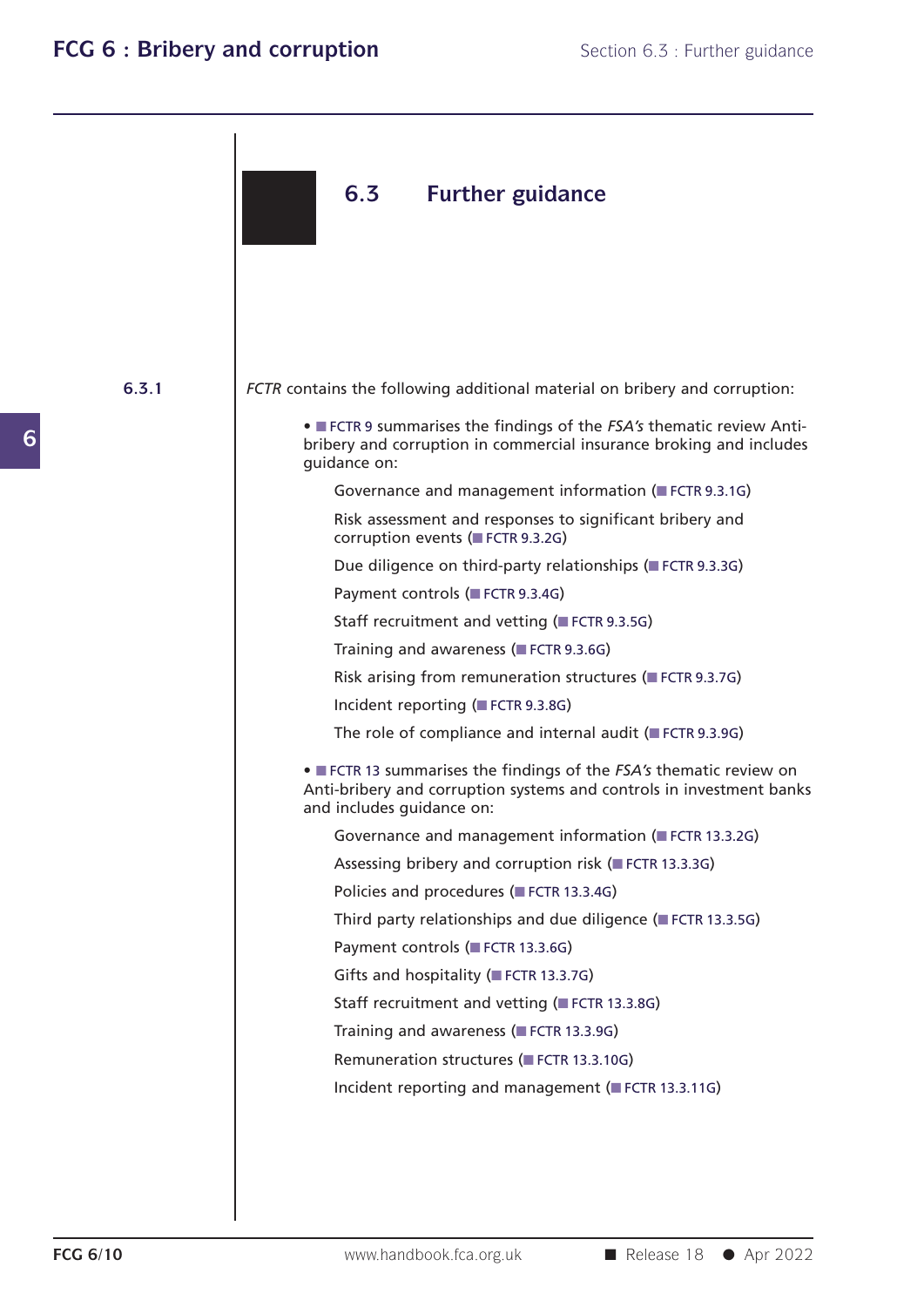## 6.3 Further guidance

**6.3.1** *FCTR* contains the following additional material on bribery and corruption:

- FCTR 9 summarises the findings of the *FSA's* thematic review Anti-bribery and corruption in commercial insurance broking and includes guidance on:

  Governance and management information (FCTR 9.3.1G)

  Risk assessment and responses to significant bribery and corruption events (FCTR 9.3.2G)

  Due diligence on third-party relationships (FCTR 9.3.3G)

  Payment controls (FCTR 9.3.4G)

  Staff recruitment and vetting (FCTR 9.3.5G)

  Training and awareness (FCTR 9.3.6G)

  Risk arising from remuneration structures (FCTR 9.3.7G)

  Incident reporting (FCTR 9.3.8G)

  The role of compliance and internal audit (FCTR 9.3.9G)

- FCTR 13 summarises the findings of the *FSA's* thematic review on Anti-bribery and corruption systems and controls in investment banks and includes guidance on:

  Governance and management information (FCTR 13.3.2G)

  Assessing bribery and corruption risk (FCTR 13.3.3G)

  Policies and procedures (FCTR 13.3.4G)

  Third party relationships and due diligence (FCTR 13.3.5G)

  Payment controls (FCTR 13.3.6G)

  Gifts and hospitality (FCTR 13.3.7G)

  Staff recruitment and vetting (FCTR 13.3.8G)

  Training and awareness (FCTR 13.3.9G)

  Remuneration structures (FCTR 13.3.10G)

  Incident reporting and management (FCTR 13.3.11G)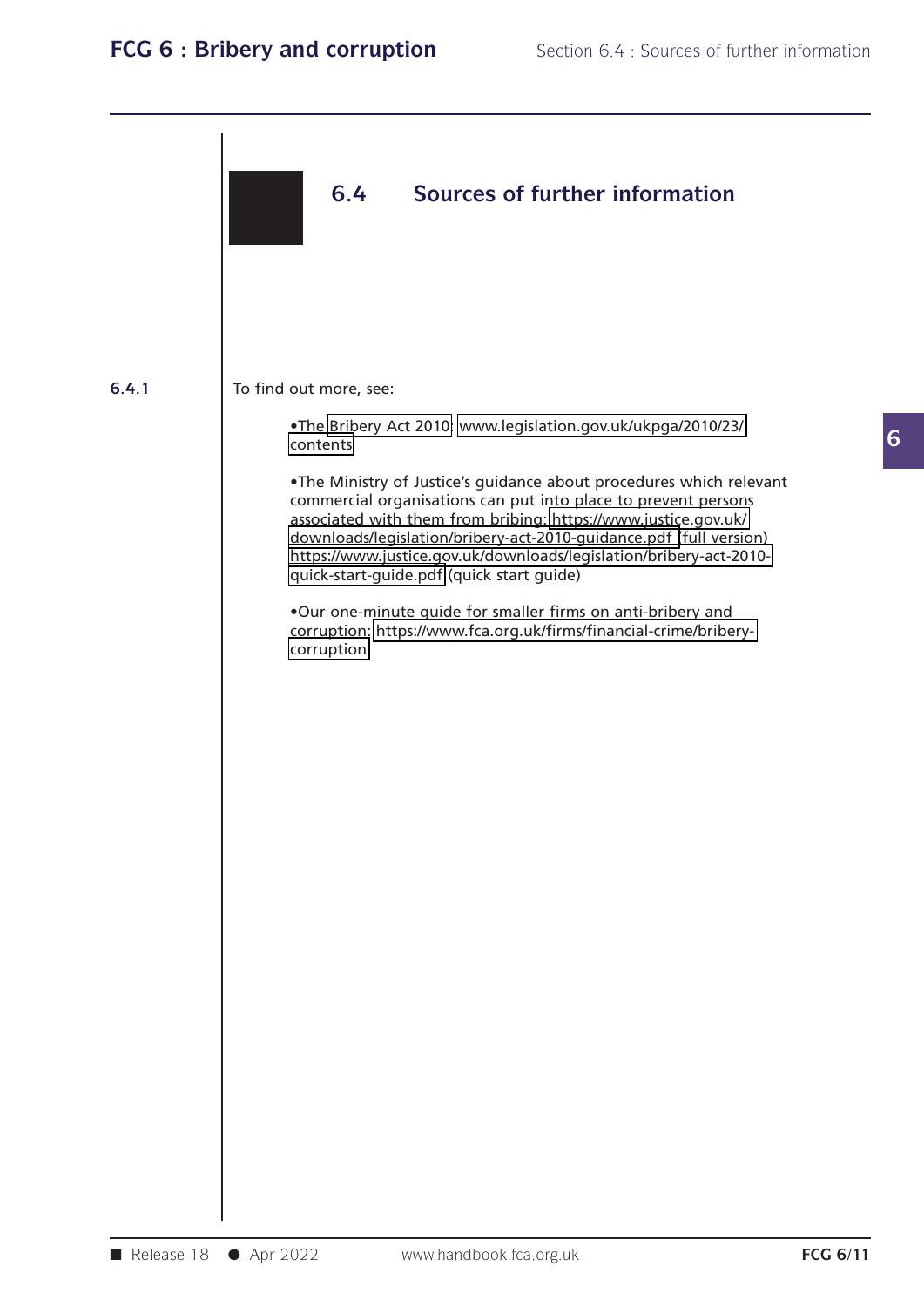## 6.4 Sources of further information

**6.4.1** To find out more, see:

- The Bribery Act 2010: www.legislation.gov.uk/ukpga/2010/23/contents
- The Ministry of Justice's guidance about procedures which relevant commercial organisations can put into place to prevent persons associated with them from bribing: https://www.justice.gov.uk/downloads/legislation/bribery-act-2010-guidance.pdf (full version) https://www.justice.gov.uk/downloads/legislation/bribery-act-2010-quick-start-guide.pdf (quick start guide)
- Our one-minute guide for smaller firms on anti-bribery and corruption: https://www.fca.org.uk/firms/financial-crime/bribery-corruption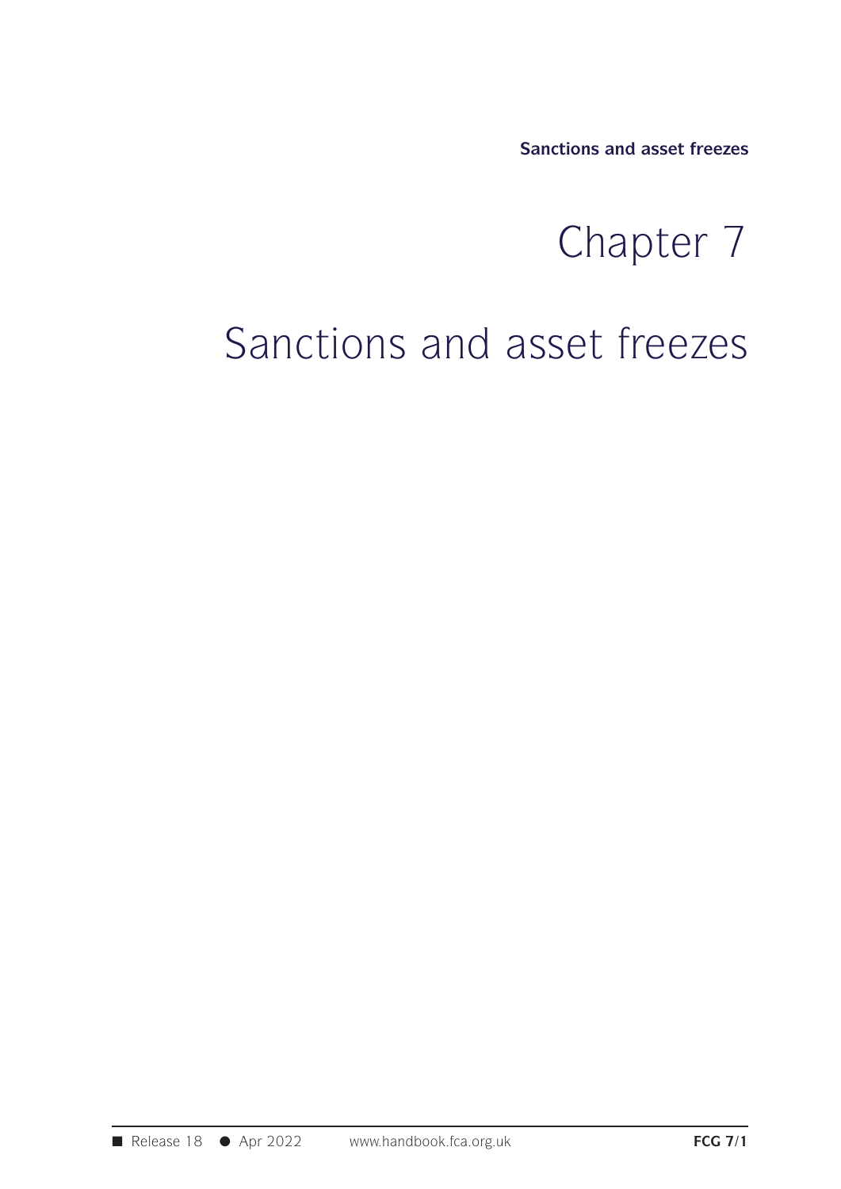# Chapter 7

# Sanctions and asset freezes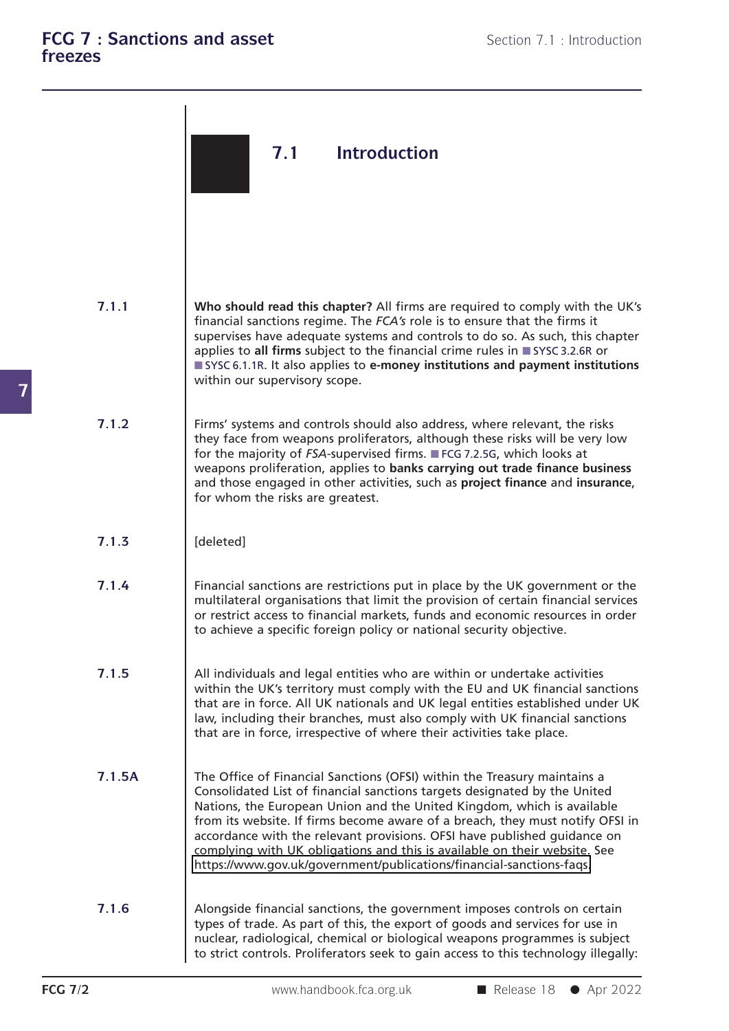## 7.1 Introduction

**7.1.1** **Who should read this chapter?** All firms are required to comply with the UK's financial sanctions regime. The *FCA's* role is to ensure that the firms it supervises have adequate systems and controls to do so. As such, this chapter applies to **all firms** subject to the financial crime rules in SYSC 3.2.6R or SYSC 6.1.1R. It also applies to **e-money institutions and payment institutions** within our supervisory scope.

**7.1.2** Firms' systems and controls should also address, where relevant, the risks they face from weapons proliferators, although these risks will be very low for the majority of *FSA*-supervised firms. FCG 7.2.5G, which looks at weapons proliferation, applies to **banks carrying out trade finance business** and those engaged in other activities, such as **project finance** and **insurance**, for whom the risks are greatest.

**7.1.3** [deleted]

**7.1.4** Financial sanctions are restrictions put in place by the UK government or the multilateral organisations that limit the provision of certain financial services or restrict access to financial markets, funds and economic resources in order to achieve a specific foreign policy or national security objective.

**7.1.5** All individuals and legal entities who are within or undertake activities within the UK's territory must comply with the EU and UK financial sanctions that are in force. All UK nationals and UK legal entities established under UK law, including their branches, must also comply with UK financial sanctions that are in force, irrespective of where their activities take place.

**7.1.5A** The Office of Financial Sanctions (OFSI) within the Treasury maintains a Consolidated List of financial sanctions targets designated by the United Nations, the European Union and the United Kingdom, which is available from its website. If firms become aware of a breach, they must notify OFSI in accordance with the relevant provisions. OFSI have published guidance on complying with UK obligations and this is available on their website. See https://www.gov.uk/government/publications/financial-sanctions-faqs

**7.1.6** Alongside financial sanctions, the government imposes controls on certain types of trade. As part of this, the export of goods and services for use in nuclear, radiological, chemical or biological weapons programmes is subject to strict controls. Proliferators seek to gain access to this technology illegally: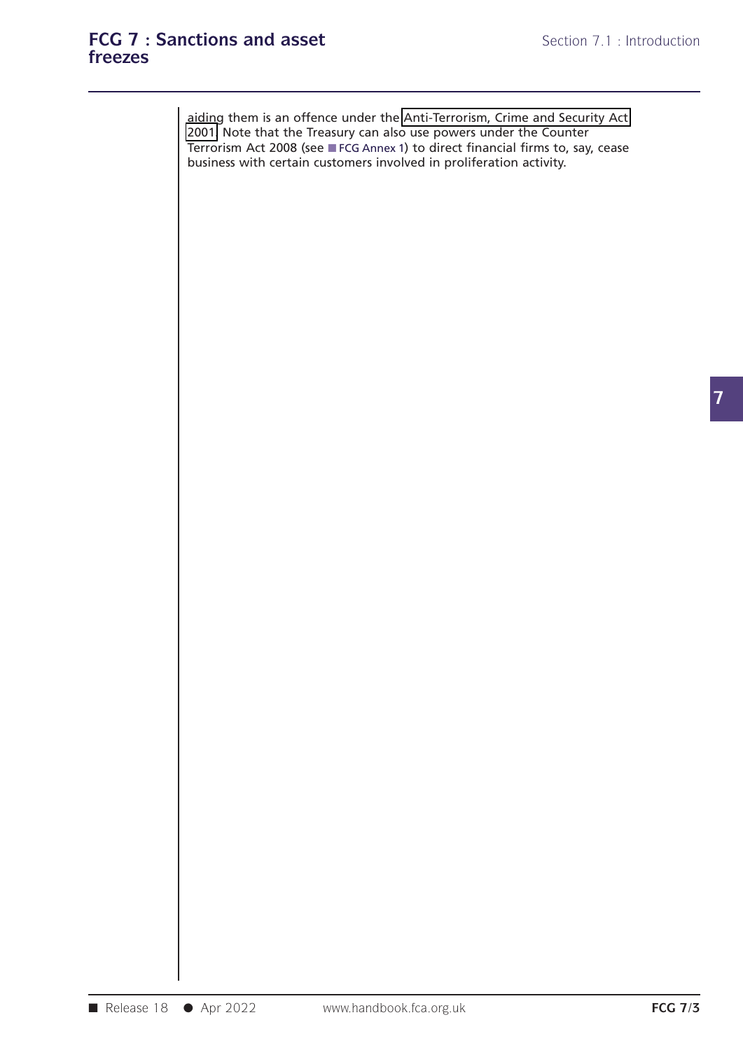aiding them is an offence under the Anti-Terrorism, Crime and Security Act 2001. Note that the Treasury can also use powers under the Counter Terrorism Act 2008 (see FCG Annex 1) to direct financial firms to, say, cease business with certain customers involved in proliferation activity.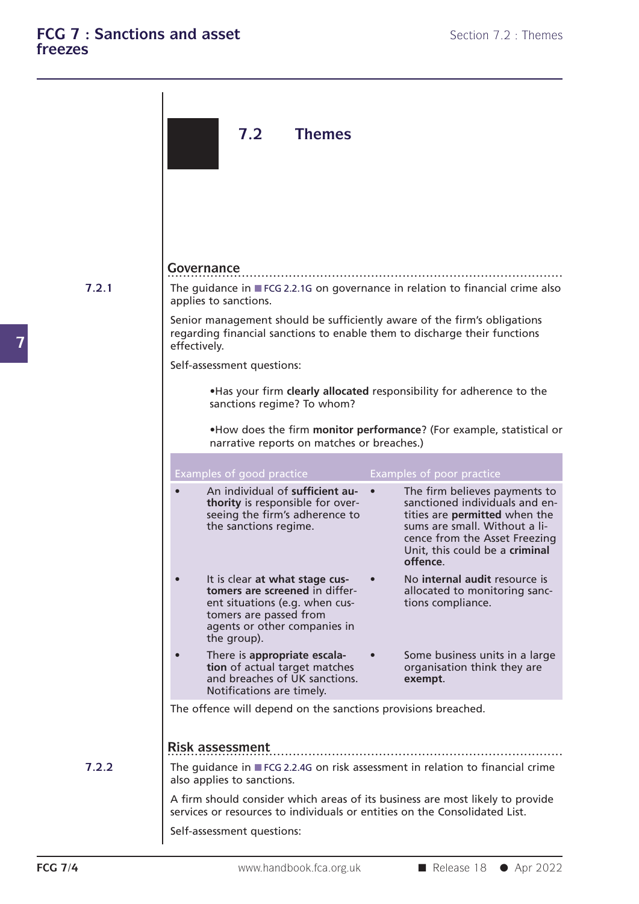## 7.2 Themes

### Governance

**7.2.1**

The guidance in FCG 2.2.1G on governance in relation to financial crime also applies to sanctions.

Senior management should be sufficiently aware of the firm's obligations regarding financial sanctions to enable them to discharge their functions effectively.

Self-assessment questions:

- Has your firm **clearly allocated** responsibility for adherence to the sanctions regime? To whom?
- How does the firm **monitor performance**? (For example, statistical or narrative reports on matches or breaches.)

| Examples of good practice | Examples of poor practice |
|---|---|
| • An individual of **sufficient authority** is responsible for overseeing the firm's adherence to the sanctions regime. | • The firm believes payments to sanctioned individuals and entities are **permitted** when the sums are small. Without a licence from the Asset Freezing Unit, this could be a **criminal offence**. |
| • It is clear **at what stage customers are screened** in different situations (e.g. when customers are passed from agents or other companies in the group). | • No **internal audit** resource is allocated to monitoring sanctions compliance. |
| • There is **appropriate escalation** of actual target matches and breaches of UK sanctions. Notifications are timely. | • Some business units in a large organisation think they are **exempt**. |

The offence will depend on the sanctions provisions breached.

### Risk assessment

**7.2.2**

The guidance in FCG 2.2.4G on risk assessment in relation to financial crime also applies to sanctions.

A firm should consider which areas of its business are most likely to provide services or resources to individuals or entities on the Consolidated List.

Self-assessment questions: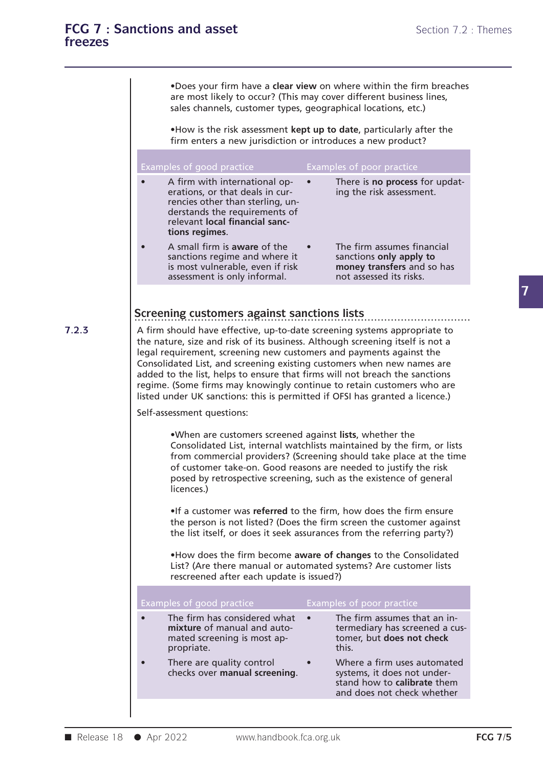- Does your firm have a **clear view** on where within the firm breaches are most likely to occur? (This may cover different business lines, sales channels, customer types, geographical locations, etc.)
- How is the risk assessment **kept up to date**, particularly after the firm enters a new jurisdiction or introduces a new product?

| Examples of good practice | Examples of poor practice |
|---|---|
| • A firm with international operations, or that deals in currencies other than sterling, understands the requirements of relevant **local financial sanctions regimes**. | • There is **no process** for updating the risk assessment. |
| • A small firm is **aware** of the sanctions regime and where it is most vulnerable, even if risk assessment is only informal. | • The firm assumes financial sanctions **only apply to money transfers** and so has not assessed its risks. |

## Screening customers against sanctions lists

**7.2.3** A firm should have effective, up-to-date screening systems appropriate to the nature, size and risk of its business. Although screening itself is not a legal requirement, screening new customers and payments against the Consolidated List, and screening existing customers when new names are added to the list, helps to ensure that firms will not breach the sanctions regime. (Some firms may knowingly continue to retain customers who are listed under UK sanctions: this is permitted if OFSI has granted a licence.)

Self-assessment questions:

- When are customers screened against **lists**, whether the Consolidated List, internal watchlists maintained by the firm, or lists from commercial providers? (Screening should take place at the time of customer take-on. Good reasons are needed to justify the risk posed by retrospective screening, such as the existence of general licences.)
- If a customer was **referred** to the firm, how does the firm ensure the person is not listed? (Does the firm screen the customer against the list itself, or does it seek assurances from the referring party?)
- How does the firm become **aware of changes** to the Consolidated List? (Are there manual or automated systems? Are customer lists rescreened after each update is issued?)

| Examples of good practice | Examples of poor practice |
|---|---|
| • The firm has considered what **mixture** of manual and automated screening is most appropriate. | • The firm assumes that an intermediary has screened a customer, but **does not check** this. |
| • There are quality control checks over **manual screening**. | • Where a firm uses automated systems, it does not understand how to **calibrate** them and does not check whether |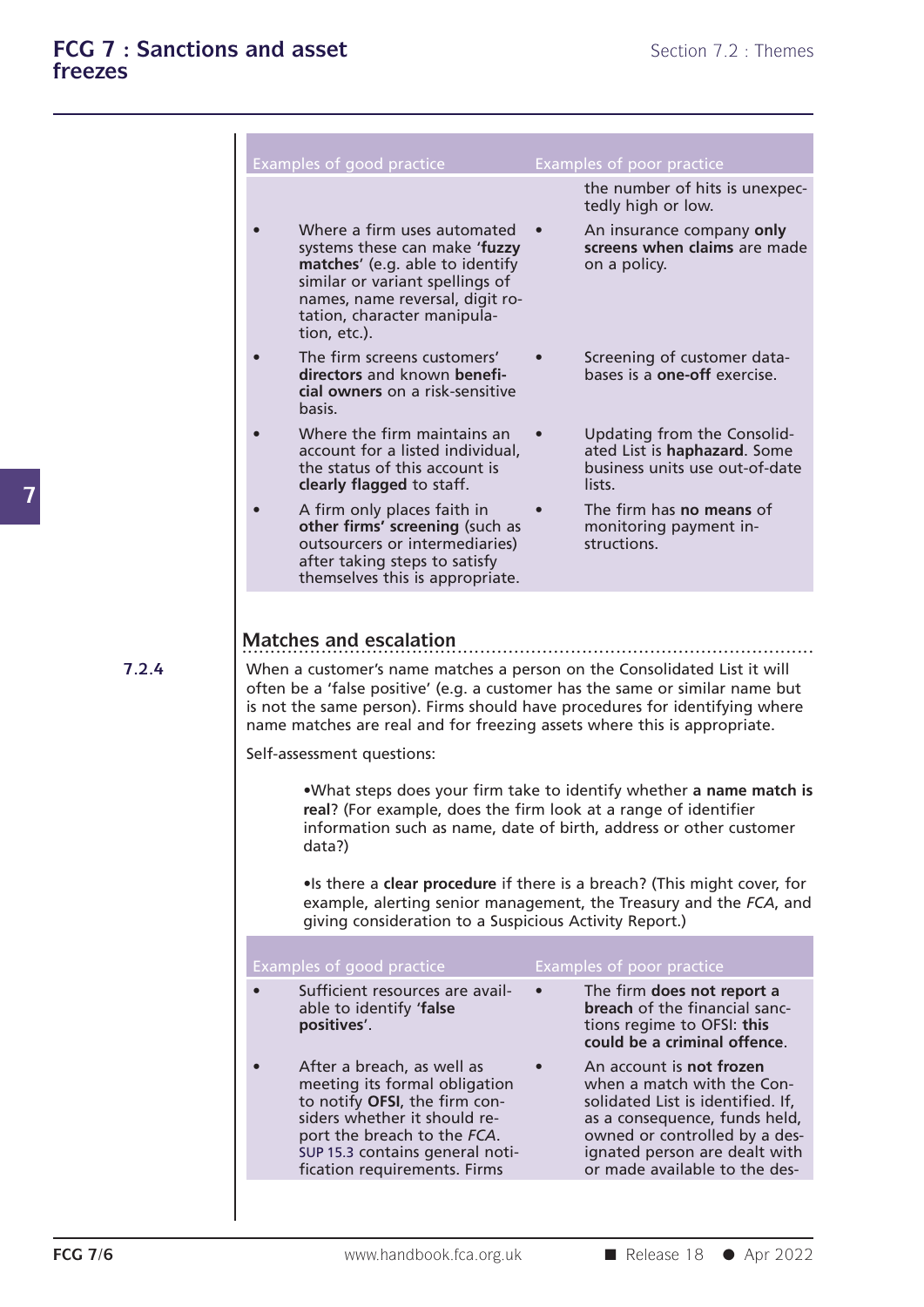| Examples of good practice | Examples of poor practice |
|---|---|
| | the number of hits is unexpectedly high or low. |
| • Where a firm uses automated systems these can make '**fuzzy matches**' (e.g. able to identify similar or variant spellings of names, name reversal, digit rotation, character manipulation, etc.). | • An insurance company **only screens when claims** are made on a policy. |
| • The firm screens customers' **directors** and known **beneficial owners** on a risk-sensitive basis. | • Screening of customer databases is a **one-off** exercise. |
| • Where the firm maintains an account for a listed individual, the status of this account is **clearly flagged** to staff. | • Updating from the Consolidated List is **haphazard**. Some business units use out-of-date lists. |
| • A firm only places faith in **other firms' screening** (such as outsourcers or intermediaries) after taking steps to satisfy themselves this is appropriate. | • The firm has **no means** of monitoring payment instructions. |

## Matches and escalation

**7.2.4** When a customer's name matches a person on the Consolidated List it will often be a 'false positive' (e.g. a customer has the same or similar name but is not the same person). Firms should have procedures for identifying where name matches are real and for freezing assets where this is appropriate.

Self-assessment questions:

- What steps does your firm take to identify whether **a name match is real**? (For example, does the firm look at a range of identifier information such as name, date of birth, address or other customer data?)
- Is there a **clear procedure** if there is a breach? (This might cover, for example, alerting senior management, the Treasury and the *FCA*, and giving consideration to a Suspicious Activity Report.)

| Examples of good practice | Examples of poor practice |
|---|---|
| • Sufficient resources are available to identify **'false positives'**. | • The firm **does not report a breach** of the financial sanctions regime to OFSI: **this could be a criminal offence**. |
| • After a breach, as well as meeting its formal obligation to notify **OFSI**, the firm considers whether it should report the breach to the *FCA*. SUP 15.3 contains general notification requirements. Firms | • An account is **not frozen** when a match with the Consolidated List is identified. If, as a consequence, funds held, owned or controlled by a designated person are dealt with or made available to the des- |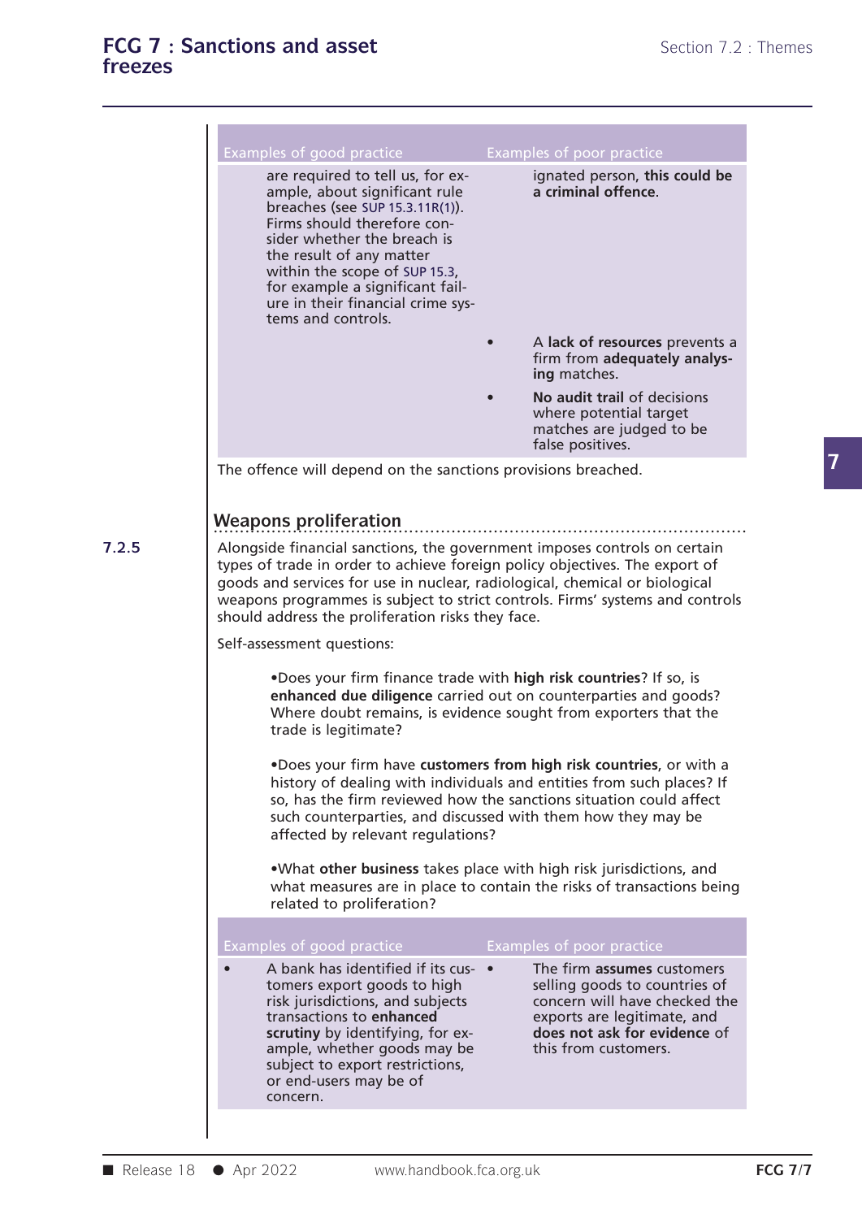| Examples of good practice | Examples of poor practice |
|---|---|
| are required to tell us, for example, about significant rule breaches (see SUP 15.3.11R(1)). Firms should therefore consider whether the breach is the result of any matter within the scope of SUP 15.3, for example a significant failure in their financial crime systems and controls. | ignated person, **this could be a criminal offence**. |
| | • A **lack of resources** prevents a firm from **adequately analysing** matches. |
| | • **No audit trail** of decisions where potential target matches are judged to be false positives. |

The offence will depend on the sanctions provisions breached.

## Weapons proliferation

7.2.5

Alongside financial sanctions, the government imposes controls on certain types of trade in order to achieve foreign policy objectives. The export of goods and services for use in nuclear, radiological, chemical or biological weapons programmes is subject to strict controls. Firms' systems and controls should address the proliferation risks they face.

Self-assessment questions:

- Does your firm finance trade with **high risk countries**? If so, is **enhanced due diligence** carried out on counterparties and goods? Where doubt remains, is evidence sought from exporters that the trade is legitimate?

- Does your firm have **customers from high risk countries**, or with a history of dealing with individuals and entities from such places? If so, has the firm reviewed how the sanctions situation could affect such counterparties, and discussed with them how they may be affected by relevant regulations?

- What **other business** takes place with high risk jurisdictions, and what measures are in place to contain the risks of transactions being related to proliferation?

| Examples of good practice | Examples of poor practice |
|---|---|
| • A bank has identified if its customers export goods to high risk jurisdictions, and subjects transactions to **enhanced scrutiny** by identifying, for example, whether goods may be subject to export restrictions, or end-users may be of concern. | • The firm **assumes** customers selling goods to countries of concern will have checked the exports are legitimate, and **does not ask for evidence** of this from customers. |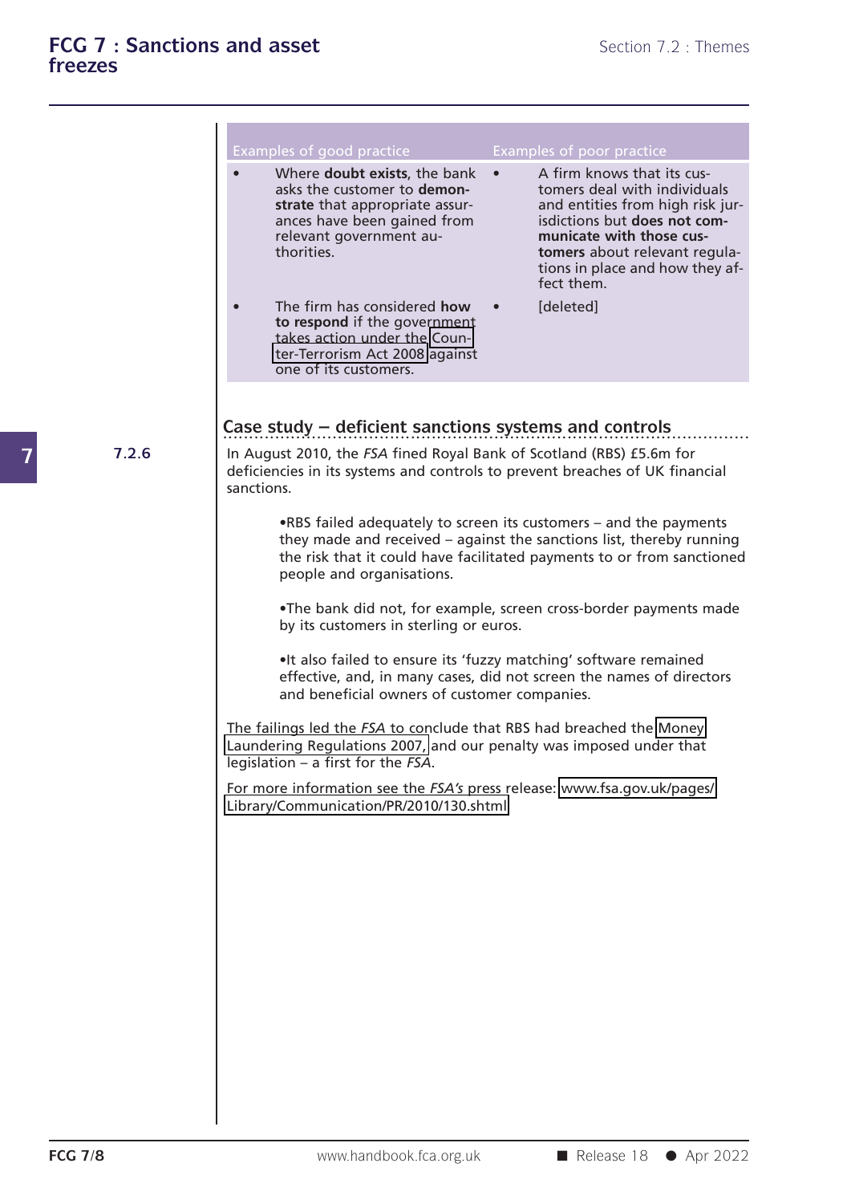| Examples of good practice | Examples of poor practice |
|---|---|
| • Where **doubt exists**, the bank asks the customer to **demonstrate** that appropriate assurances have been gained from relevant government authorities. | • A firm knows that its customers deal with individuals and entities from high risk jurisdictions but **does not communicate with those customers** about relevant regulations in place and how they affect them. |
| • The firm has considered **how to respond** if the government takes action under the Counter-Terrorism Act 2008 against one of its customers. | • [deleted] |

**7.2.6**

### Case study – deficient sanctions systems and controls

In August 2010, the *FSA* fined Royal Bank of Scotland (RBS) £5.6m for deficiencies in its systems and controls to prevent breaches of UK financial sanctions.

- RBS failed adequately to screen its customers – and the payments they made and received – against the sanctions list, thereby running the risk that it could have facilitated payments to or from sanctioned people and organisations.
- The bank did not, for example, screen cross-border payments made by its customers in sterling or euros.
- It also failed to ensure its 'fuzzy matching' software remained effective, and, in many cases, did not screen the names of directors and beneficial owners of customer companies.

The failings led the *FSA* to conclude that RBS had breached the Money Laundering Regulations 2007, and our penalty was imposed under that legislation – a first for the *FSA*.

For more information see the *FSA's* press release: www.fsa.gov.uk/pages/Library/Communication/PR/2010/130.shtml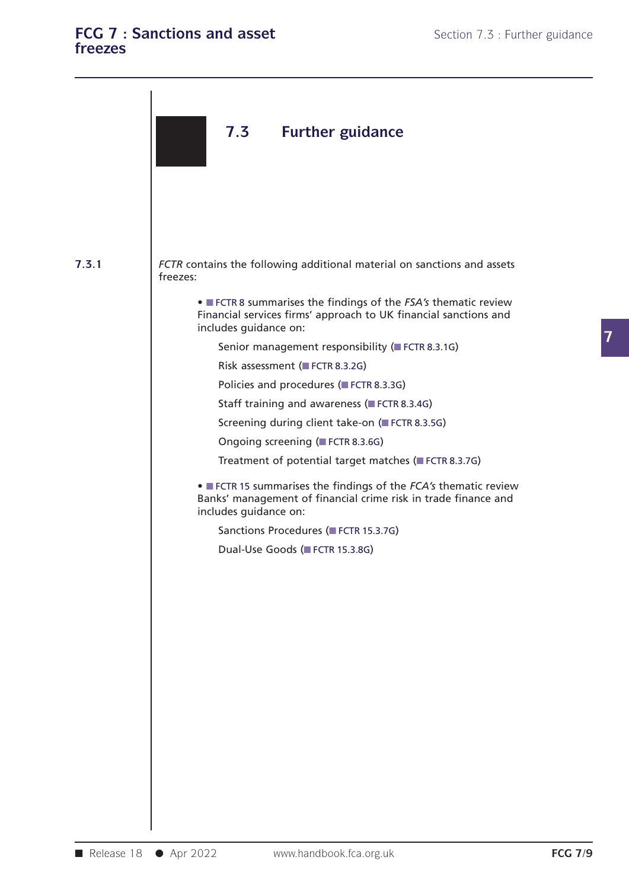## 7.3 Further guidance

**7.3.1**

*FCTR* contains the following additional material on sanctions and assets freezes:

- FCTR 8 summarises the findings of the *FSA's* thematic review Financial services firms' approach to UK financial sanctions and includes guidance on:

  Senior management responsibility (FCTR 8.3.1G)

  Risk assessment (FCTR 8.3.2G)

  Policies and procedures (FCTR 8.3.3G)

  Staff training and awareness (FCTR 8.3.4G)

  Screening during client take-on (FCTR 8.3.5G)

  Ongoing screening (FCTR 8.3.6G)

  Treatment of potential target matches (FCTR 8.3.7G)

- FCTR 15 summarises the findings of the *FCA's* thematic review Banks' management of financial crime risk in trade finance and includes guidance on:

  Sanctions Procedures (FCTR 15.3.7G)

  Dual-Use Goods (FCTR 15.3.8G)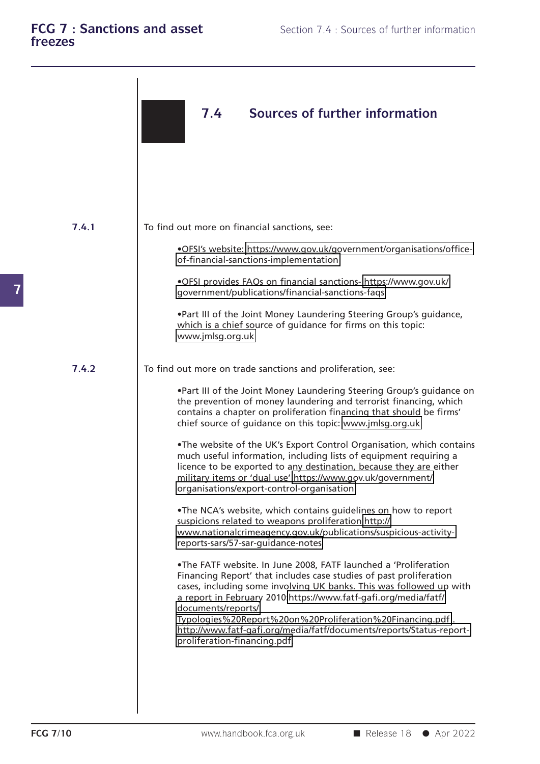## 7.4 Sources of further information

**7.4.1** To find out more on financial sanctions, see:

- OFSI's website: https://www.gov.uk/government/organisations/office-of-financial-sanctions-implementation
- OFSI provides FAQs on financial sanctions- https://www.gov.uk/government/publications/financial-sanctions-faqs
- Part III of the Joint Money Laundering Steering Group's guidance, which is a chief source of guidance for firms on this topic: www.jmlsg.org.uk

**7.4.2** To find out more on trade sanctions and proliferation, see:

- Part III of the Joint Money Laundering Steering Group's guidance on the prevention of money laundering and terrorist financing, which contains a chapter on proliferation financing that should be firms' chief source of guidance on this topic: www.jmlsg.org.uk
- The website of the UK's Export Control Organisation, which contains much useful information, including lists of equipment requiring a licence to be exported to any destination, because they are either military items or 'dual use' https://www.gov.uk/government/organisations/export-control-organisation
- The NCA's website, which contains guidelines on how to report suspicions related to weapons proliferation http://www.nationalcrimeagency.gov.uk/publications/suspicious-activity-reports-sars/57-sar-guidance-notes
- The FATF website. In June 2008, FATF launched a 'Proliferation Financing Report' that includes case studies of past proliferation cases, including some involving UK banks. This was followed up with a report in February 2010 https://www.fatf-gafi.org/media/fatf/documents/reports/Typologies%20Report%20on%20Proliferation%20Financing.pdf, http://www.fatf-gafi.org/media/fatf/documents/reports/Status-report-proliferation-financing.pdf.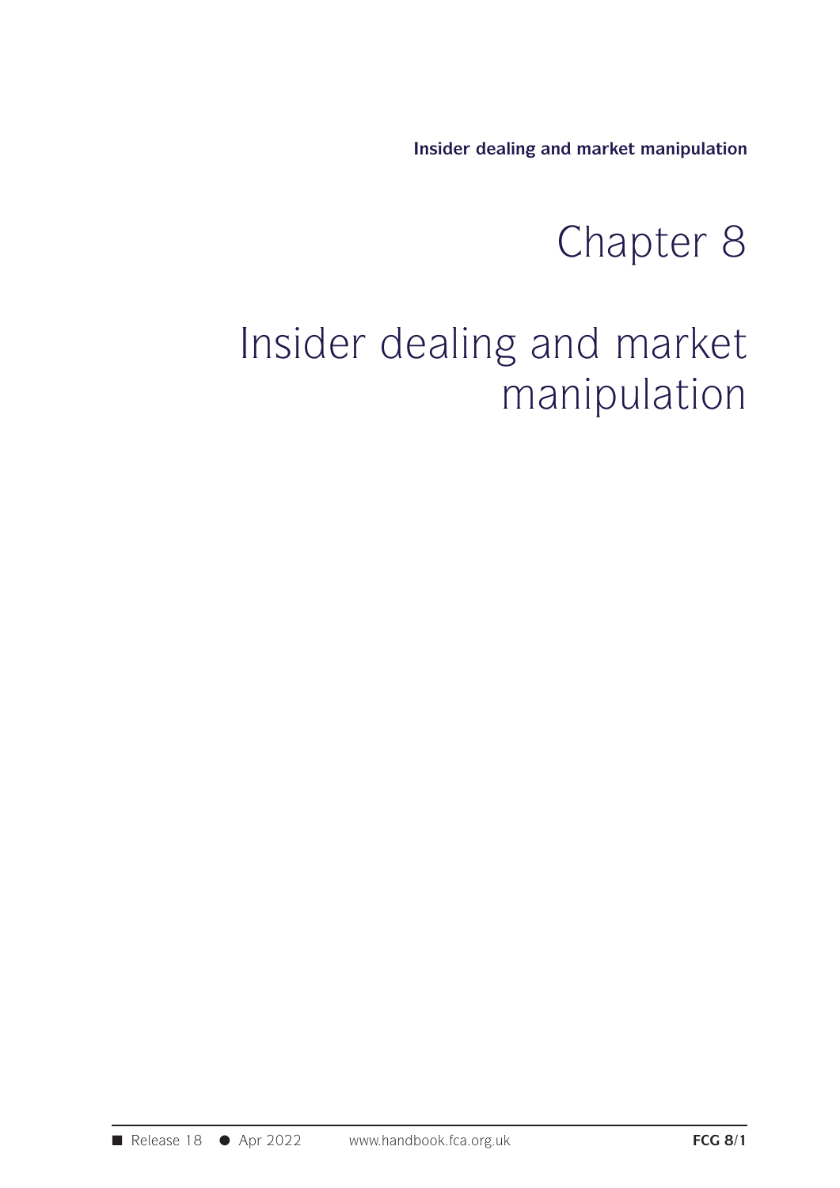# Chapter 8

# Insider dealing and market manipulation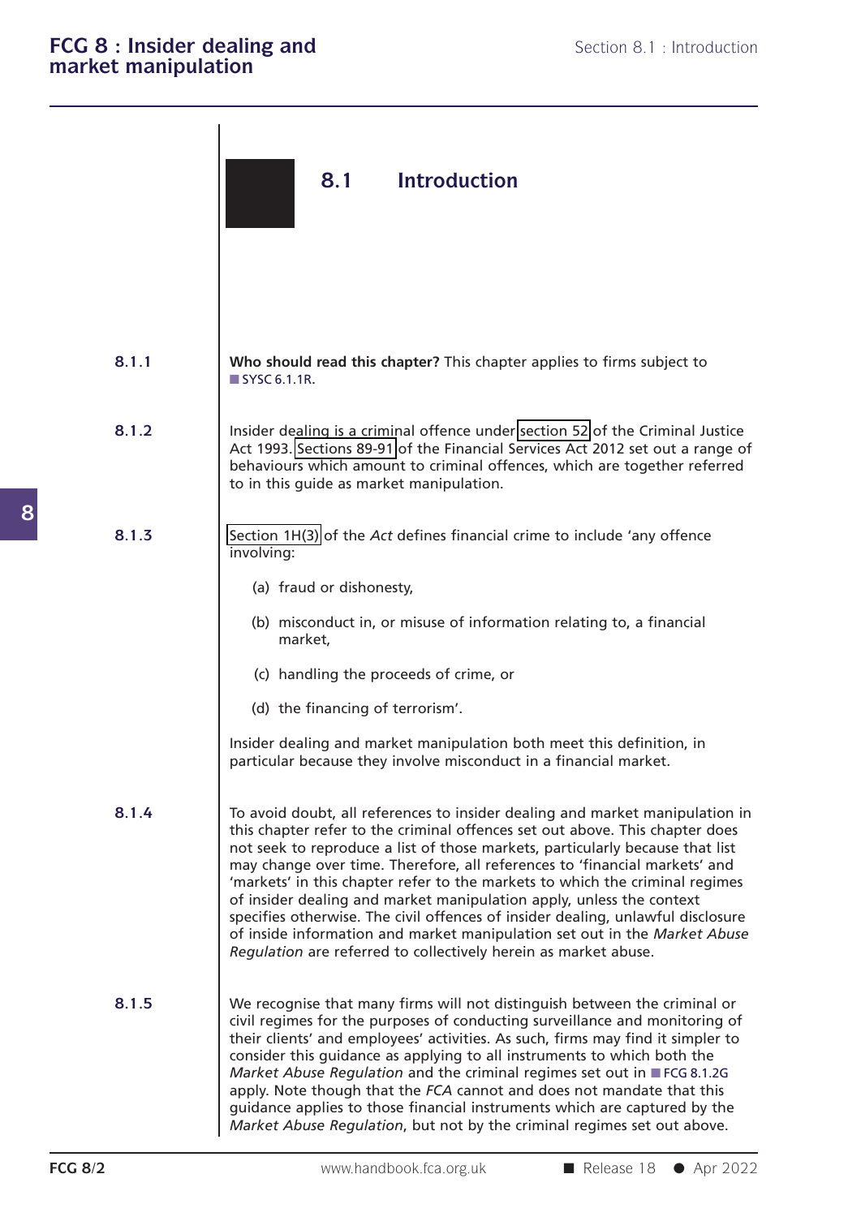## 8.1 Introduction

8.1.1 **Who should read this chapter?** This chapter applies to firms subject to SYSC 6.1.1R.

8.1.2 Insider dealing is a criminal offence under section 52 of the Criminal Justice Act 1993. Sections 89-91 of the Financial Services Act 2012 set out a range of behaviours which amount to criminal offences, which are together referred to in this guide as market manipulation.

8.1.3 Section 1H(3) of the *Act* defines financial crime to include 'any offence involving:

(a) fraud or dishonesty,

(b) misconduct in, or misuse of information relating to, a financial market,

(c) handling the proceeds of crime, or

(d) the financing of terrorism'.

Insider dealing and market manipulation both meet this definition, in particular because they involve misconduct in a financial market.

8.1.4 To avoid doubt, all references to insider dealing and market manipulation in this chapter refer to the criminal offences set out above. This chapter does not seek to reproduce a list of those markets, particularly because that list may change over time. Therefore, all references to 'financial markets' and 'markets' in this chapter refer to the markets to which the criminal regimes of insider dealing and market manipulation apply, unless the context specifies otherwise. The civil offences of insider dealing, unlawful disclosure of inside information and market manipulation set out in the *Market Abuse Regulation* are referred to collectively herein as market abuse.

8.1.5 We recognise that many firms will not distinguish between the criminal or civil regimes for the purposes of conducting surveillance and monitoring of their clients' and employees' activities. As such, firms may find it simpler to consider this guidance as applying to all instruments to which both the *Market Abuse Regulation* and the criminal regimes set out in FCG 8.1.2G apply. Note though that the *FCA* cannot and does not mandate that this guidance applies to those financial instruments which are captured by the *Market Abuse Regulation*, but not by the criminal regimes set out above.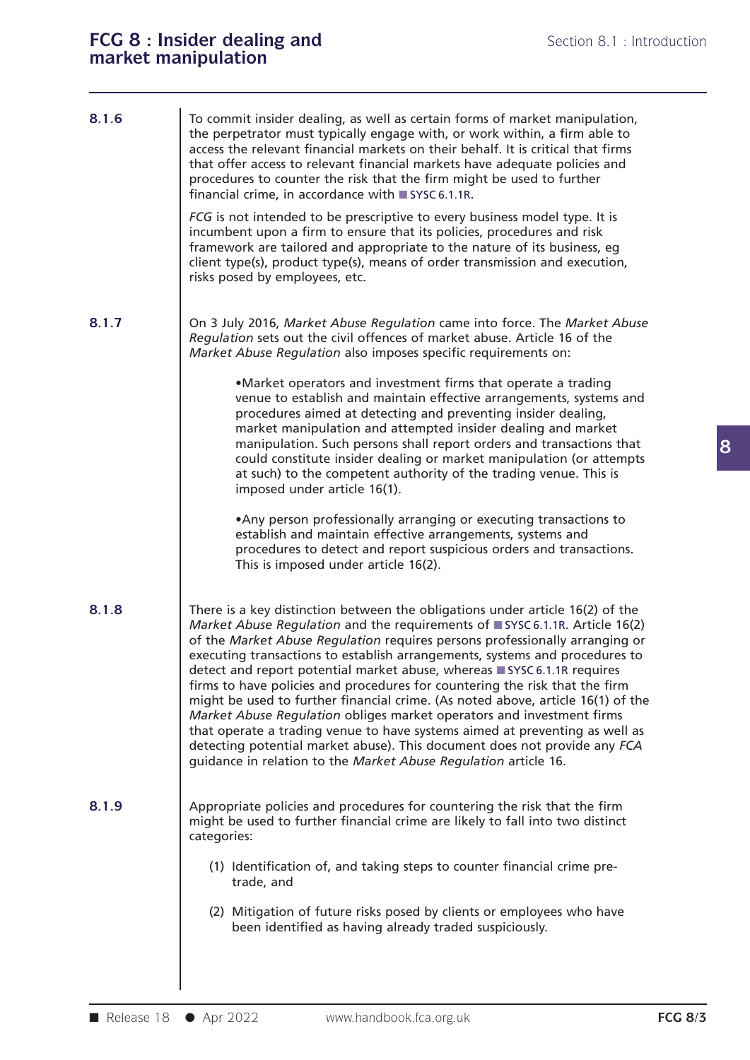**8.1.6**

To commit insider dealing, as well as certain forms of market manipulation, the perpetrator must typically engage with, or work within, a firm able to access the relevant financial markets on their behalf. It is critical that firms that offer access to relevant financial markets have adequate policies and procedures to counter the risk that the firm might be used to further financial crime, in accordance with SYSC 6.1.1R.

*FCG* is not intended to be prescriptive to every business model type. It is incumbent upon a firm to ensure that its policies, procedures and risk framework are tailored and appropriate to the nature of its business, eg client type(s), product type(s), means of order transmission and execution, risks posed by employees, etc.

**8.1.7**

On 3 July 2016, *Market Abuse Regulation* came into force. The *Market Abuse Regulation* sets out the civil offences of market abuse. Article 16 of the *Market Abuse Regulation* also imposes specific requirements on:

- Market operators and investment firms that operate a trading venue to establish and maintain effective arrangements, systems and procedures aimed at detecting and preventing insider dealing, market manipulation and attempted insider dealing and market manipulation. Such persons shall report orders and transactions that could constitute insider dealing or market manipulation (or attempts at such) to the competent authority of the trading venue. This is imposed under article 16(1).

- Any person professionally arranging or executing transactions to establish and maintain effective arrangements, systems and procedures to detect and report suspicious orders and transactions. This is imposed under article 16(2).

**8.1.8**

There is a key distinction between the obligations under article 16(2) of the *Market Abuse Regulation* and the requirements of SYSC 6.1.1R. Article 16(2) of the *Market Abuse Regulation* requires persons professionally arranging or executing transactions to establish arrangements, systems and procedures to detect and report potential market abuse, whereas SYSC 6.1.1R requires firms to have policies and procedures for countering the risk that the firm might be used to further financial crime. (As noted above, article 16(1) of the *Market Abuse Regulation* obliges market operators and investment firms that operate a trading venue to have systems aimed at preventing as well as detecting potential market abuse). This document does not provide any *FCA* guidance in relation to the *Market Abuse Regulation* article 16.

**8.1.9**

Appropriate policies and procedures for countering the risk that the firm might be used to further financial crime are likely to fall into two distinct categories:

(1) Identification of, and taking steps to counter financial crime pre-trade, and

(2) Mitigation of future risks posed by clients or employees who have been identified as having already traded suspiciously.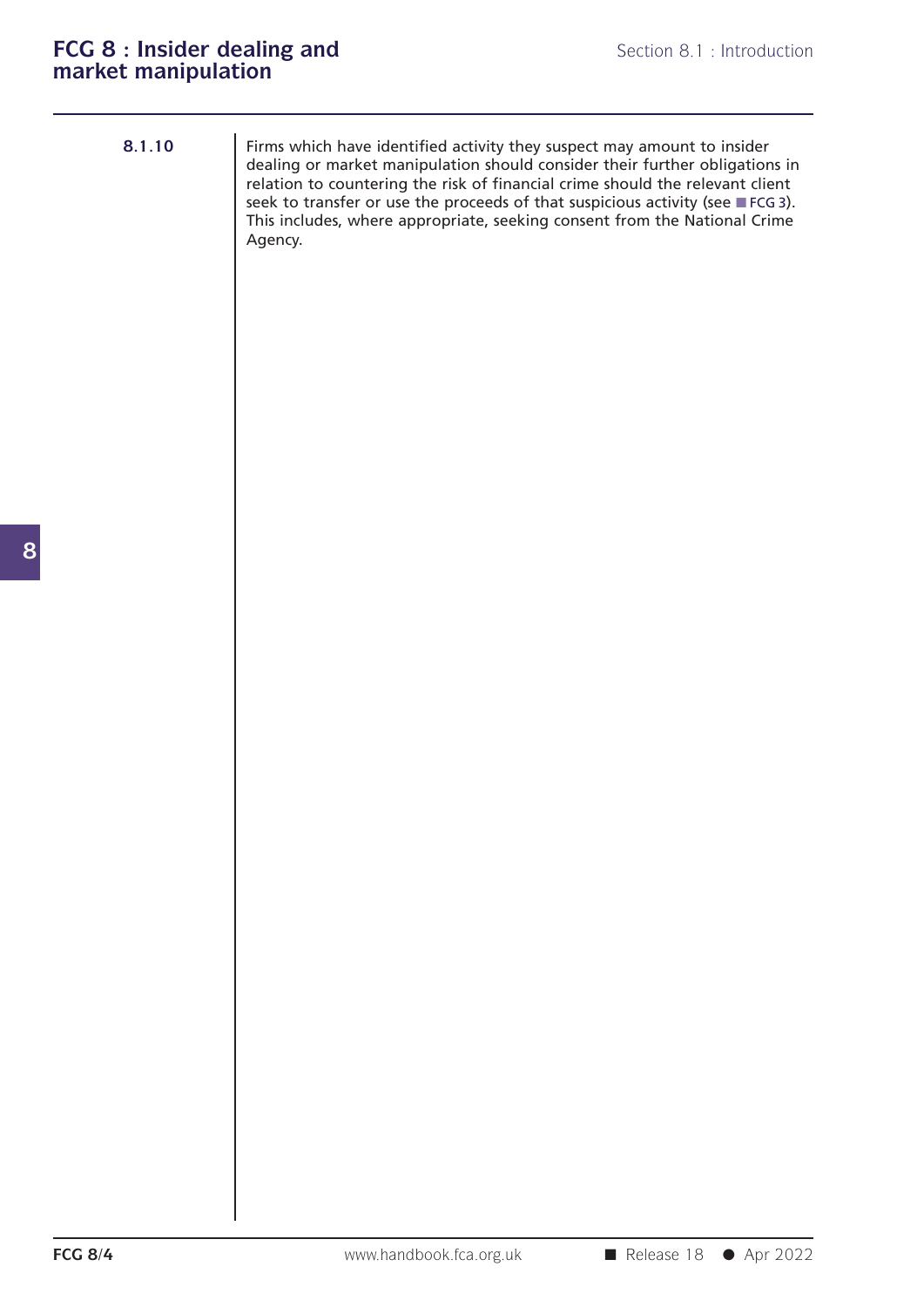**8.1.10** Firms which have identified activity they suspect may amount to insider dealing or market manipulation should consider their further obligations in relation to countering the risk of financial crime should the relevant client seek to transfer or use the proceeds of that suspicious activity (see FCG 3). This includes, where appropriate, seeking consent from the National Crime Agency.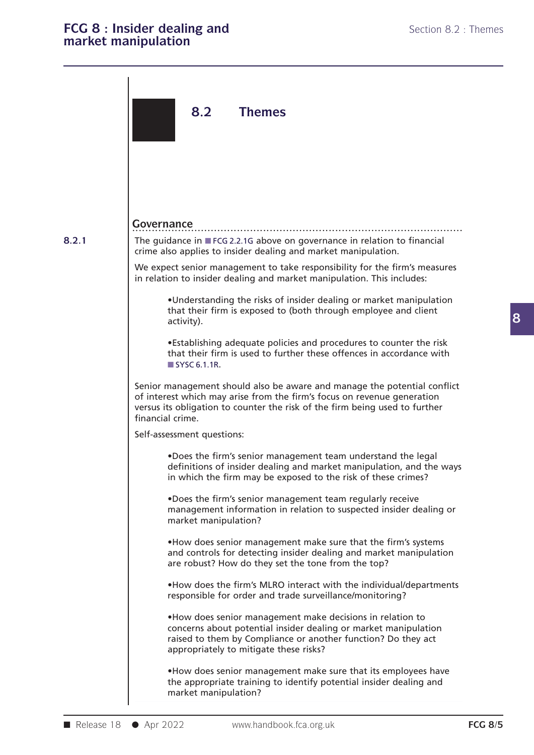## 8.2 Themes

### Governance

**8.2.1** The guidance in FCG 2.2.1G above on governance in relation to financial crime also applies to insider dealing and market manipulation.

We expect senior management to take responsibility for the firm's measures in relation to insider dealing and market manipulation. This includes:

- Understanding the risks of insider dealing or market manipulation that their firm is exposed to (both through employee and client activity).
- Establishing adequate policies and procedures to counter the risk that their firm is used to further these offences in accordance with SYSC 6.1.1R.

Senior management should also be aware and manage the potential conflict of interest which may arise from the firm's focus on revenue generation versus its obligation to counter the risk of the firm being used to further financial crime.

Self-assessment questions:

- Does the firm's senior management team understand the legal definitions of insider dealing and market manipulation, and the ways in which the firm may be exposed to the risk of these crimes?
- Does the firm's senior management team regularly receive management information in relation to suspected insider dealing or market manipulation?
- How does senior management make sure that the firm's systems and controls for detecting insider dealing and market manipulation are robust? How do they set the tone from the top?
- How does the firm's MLRO interact with the individual/departments responsible for order and trade surveillance/monitoring?
- How does senior management make decisions in relation to concerns about potential insider dealing or market manipulation raised to them by Compliance or another function? Do they act appropriately to mitigate these risks?
- How does senior management make sure that its employees have the appropriate training to identify potential insider dealing and market manipulation?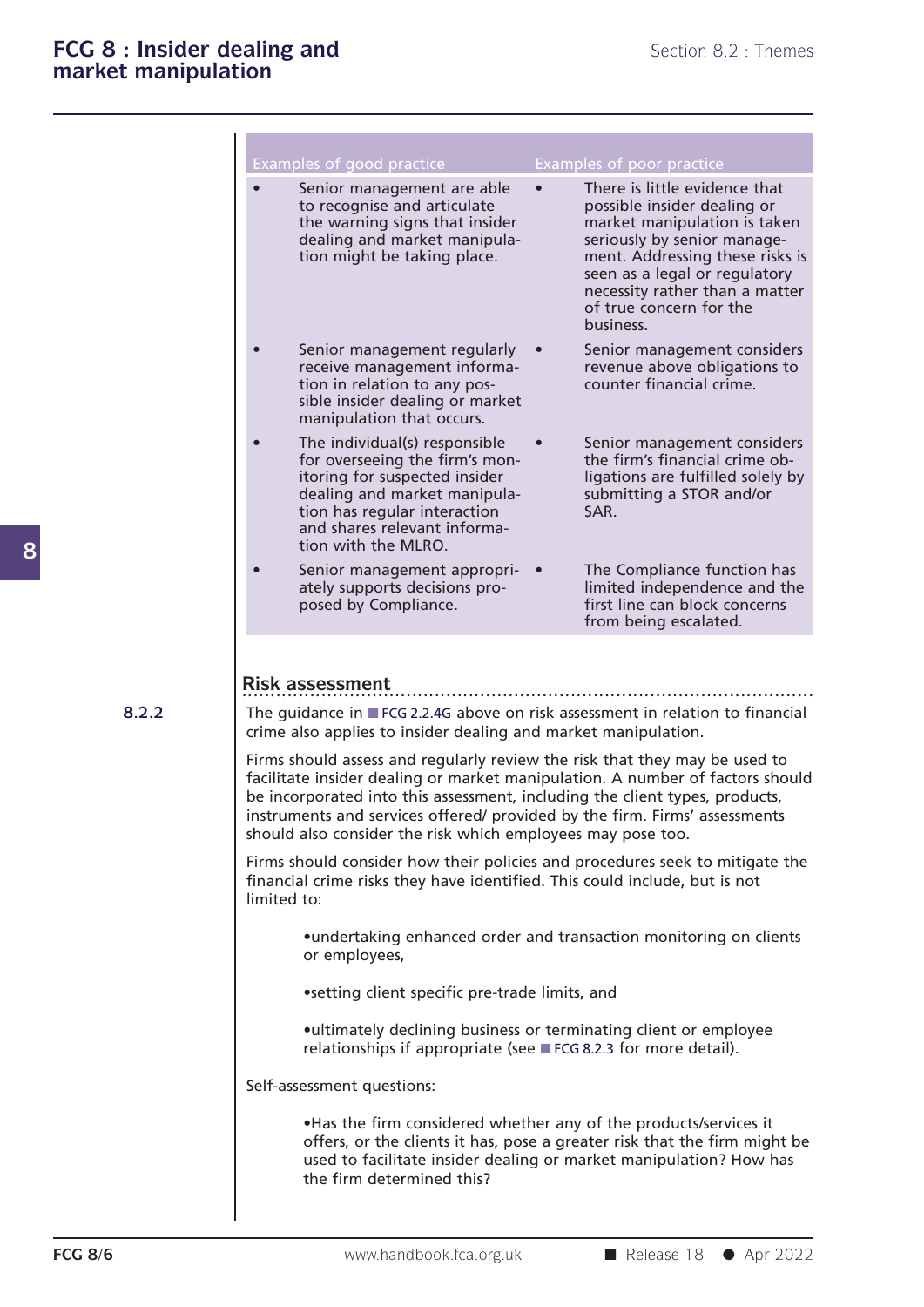| Examples of good practice | Examples of poor practice |
| --- | --- |
| • Senior management are able to recognise and articulate the warning signs that insider dealing and market manipulation might be taking place. | • There is little evidence that possible insider dealing or market manipulation is taken seriously by senior management. Addressing these risks is seen as a legal or regulatory necessity rather than a matter of true concern for the business. |
| • Senior management regularly receive management information in relation to any possible insider dealing or market manipulation that occurs. | • Senior management considers revenue above obligations to counter financial crime. |
| • The individual(s) responsible for overseeing the firm's monitoring for suspected insider dealing and market manipulation has regular interaction and shares relevant information with the MLRO. | • Senior management considers the firm's financial crime obligations are fulfilled solely by submitting a STOR and/or SAR. |
| • Senior management appropriately supports decisions proposed by Compliance. | • The Compliance function has limited independence and the first line can block concerns from being escalated. |

## Risk assessment

8.2.2 The guidance in FCG 2.2.4G above on risk assessment in relation to financial crime also applies to insider dealing and market manipulation.

Firms should assess and regularly review the risk that they may be used to facilitate insider dealing or market manipulation. A number of factors should be incorporated into this assessment, including the client types, products, instruments and services offered/ provided by the firm. Firms' assessments should also consider the risk which employees may pose too.

Firms should consider how their policies and procedures seek to mitigate the financial crime risks they have identified. This could include, but is not limited to:

- undertaking enhanced order and transaction monitoring on clients or employees,
- setting client specific pre-trade limits, and
- ultimately declining business or terminating client or employee relationships if appropriate (see FCG 8.2.3 for more detail).

Self-assessment questions:

- Has the firm considered whether any of the products/services it offers, or the clients it has, pose a greater risk that the firm might be used to facilitate insider dealing or market manipulation? How has the firm determined this?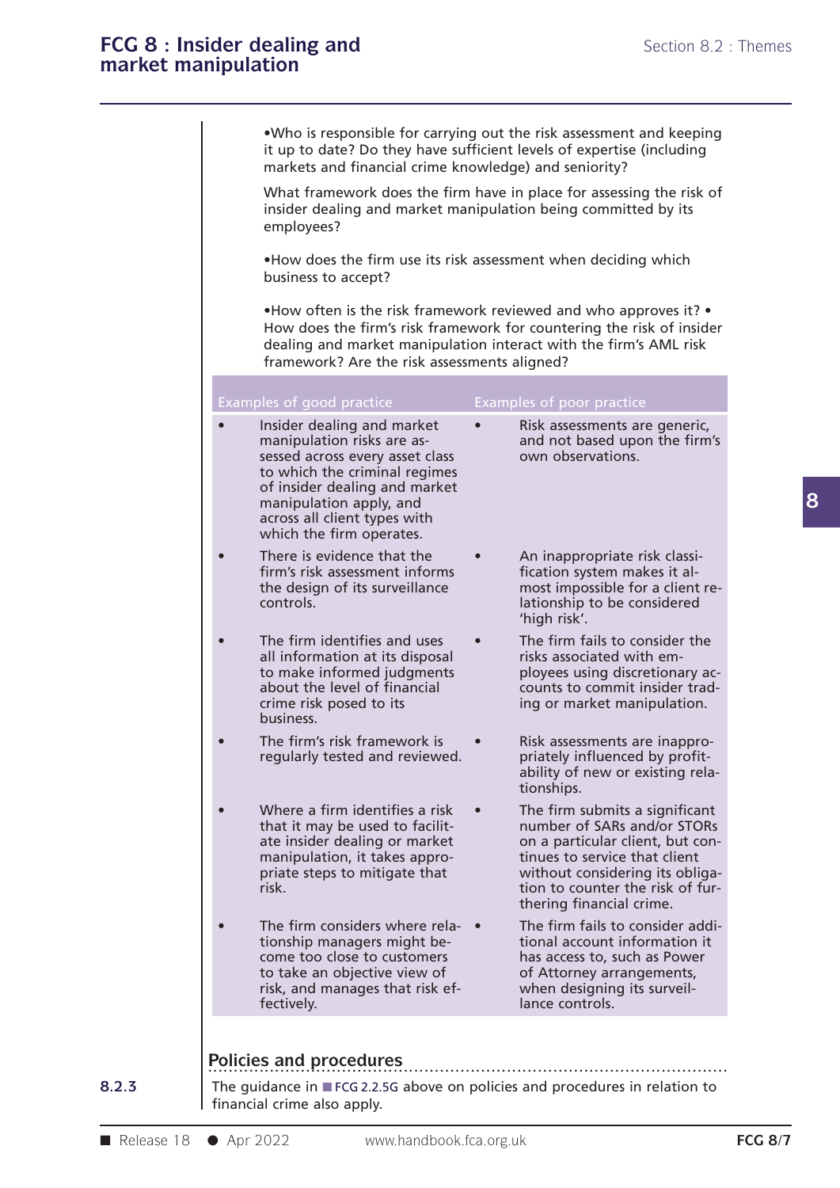•Who is responsible for carrying out the risk assessment and keeping it up to date? Do they have sufficient levels of expertise (including markets and financial crime knowledge) and seniority?

What framework does the firm have in place for assessing the risk of insider dealing and market manipulation being committed by its employees?

•How does the firm use its risk assessment when deciding which business to accept?

•How often is the risk framework reviewed and who approves it? • How does the firm's risk framework for countering the risk of insider dealing and market manipulation interact with the firm's AML risk framework? Are the risk assessments aligned?

| Examples of good practice | Examples of poor practice |
|---|---|
| • Insider dealing and market manipulation risks are assessed across every asset class to which the criminal regimes of insider dealing and market manipulation apply, and across all client types with which the firm operates. | • Risk assessments are generic, and not based upon the firm's own observations. |
| • There is evidence that the firm's risk assessment informs the design of its surveillance controls. | • An inappropriate risk classification system makes it almost impossible for a client relationship to be considered 'high risk'. |
| • The firm identifies and uses all information at its disposal to make informed judgments about the level of financial crime risk posed to its business. | • The firm fails to consider the risks associated with employees using discretionary accounts to commit insider trading or market manipulation. |
| • The firm's risk framework is regularly tested and reviewed. | • Risk assessments are inappropriately influenced by profitability of new or existing relationships. |
| • Where a firm identifies a risk that it may be used to facilitate insider dealing or market manipulation, it takes appropriate steps to mitigate that risk. | • The firm submits a significant number of SARs and/or STORs on a particular client, but continues to service that client without considering its obligation to counter the risk of furthering financial crime. |
| • The firm considers where relationship managers might become too close to customers to take an objective view of risk, and manages that risk effectively. | • The firm fails to consider additional account information it has access to, such as Power of Attorney arrangements, when designing its surveillance controls. |

## Policies and procedures

8.2.3 The guidance in FCG 2.2.5G above on policies and procedures in relation to financial crime also apply.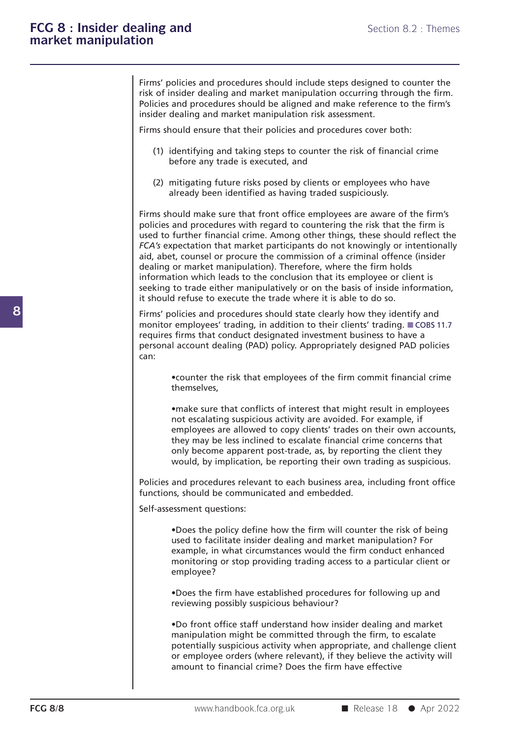Firms' policies and procedures should include steps designed to counter the risk of insider dealing and market manipulation occurring through the firm. Policies and procedures should be aligned and make reference to the firm's insider dealing and market manipulation risk assessment.

Firms should ensure that their policies and procedures cover both:

(1) identifying and taking steps to counter the risk of financial crime before any trade is executed, and

(2) mitigating future risks posed by clients or employees who have already been identified as having traded suspiciously.

Firms should make sure that front office employees are aware of the firm's policies and procedures with regard to countering the risk that the firm is used to further financial crime. Among other things, these should reflect the *FCA's* expectation that market participants do not knowingly or intentionally aid, abet, counsel or procure the commission of a criminal offence (insider dealing or market manipulation). Therefore, where the firm holds information which leads to the conclusion that its employee or client is seeking to trade either manipulatively or on the basis of inside information, it should refuse to execute the trade where it is able to do so.

Firms' policies and procedures should state clearly how they identify and monitor employees' trading, in addition to their clients' trading. COBS 11.7 requires firms that conduct designated investment business to have a personal account dealing (PAD) policy. Appropriately designed PAD policies can:

- counter the risk that employees of the firm commit financial crime themselves,
- make sure that conflicts of interest that might result in employees not escalating suspicious activity are avoided. For example, if employees are allowed to copy clients' trades on their own accounts, they may be less inclined to escalate financial crime concerns that only become apparent post-trade, as, by reporting the client they would, by implication, be reporting their own trading as suspicious.

Policies and procedures relevant to each business area, including front office functions, should be communicated and embedded.

Self-assessment questions:

- Does the policy define how the firm will counter the risk of being used to facilitate insider dealing and market manipulation? For example, in what circumstances would the firm conduct enhanced monitoring or stop providing trading access to a particular client or employee?
- Does the firm have established procedures for following up and reviewing possibly suspicious behaviour?
- Do front office staff understand how insider dealing and market manipulation might be committed through the firm, to escalate potentially suspicious activity when appropriate, and challenge client or employee orders (where relevant), if they believe the activity will amount to financial crime? Does the firm have effective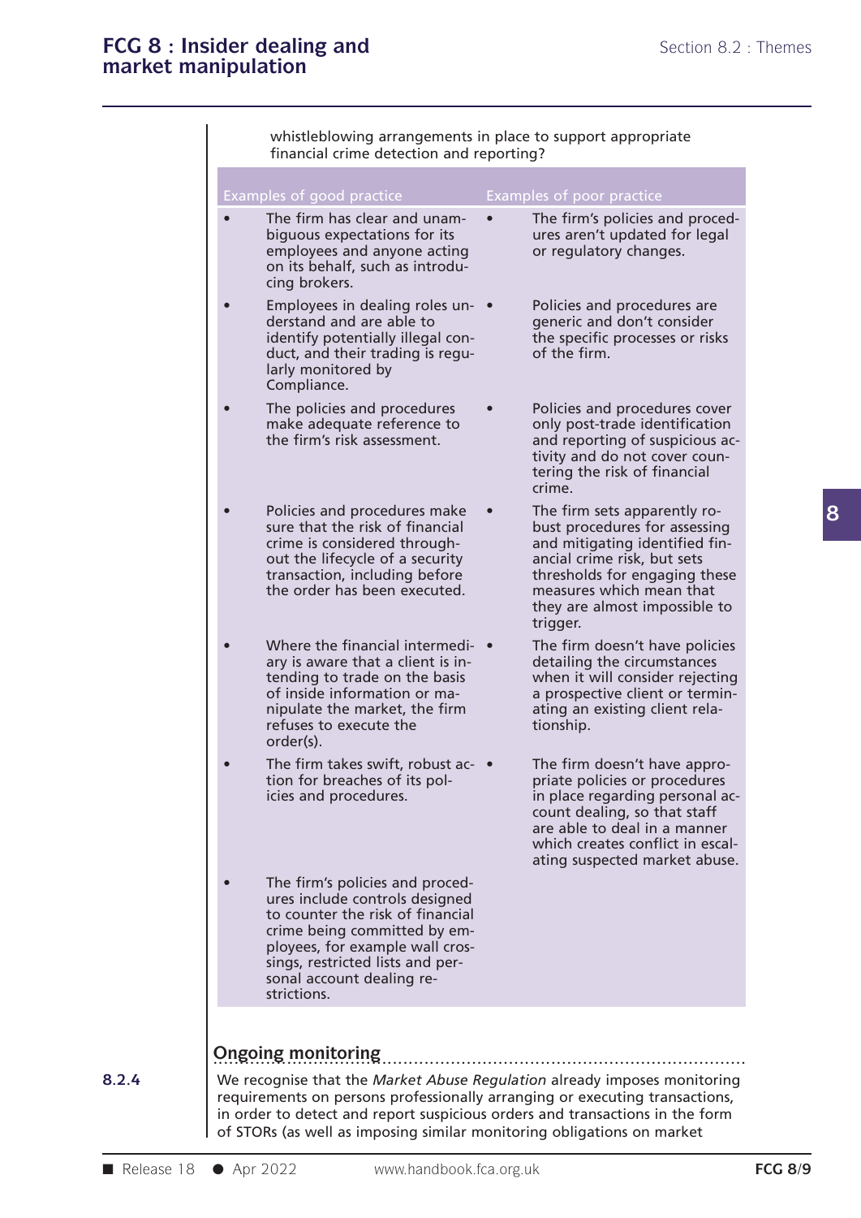whistleblowing arrangements in place to support appropriate financial crime detection and reporting?

| Examples of good practice | Examples of poor practice |
|---|---|
| • The firm has clear and unambiguous expectations for its employees and anyone acting on its behalf, such as introducing brokers. | • The firm's policies and procedures aren't updated for legal or regulatory changes. |
| • Employees in dealing roles understand and are able to identify potentially illegal conduct, and their trading is regularly monitored by Compliance. | • Policies and procedures are generic and don't consider the specific processes or risks of the firm. |
| • The policies and procedures make adequate reference to the firm's risk assessment. | • Policies and procedures cover only post-trade identification and reporting of suspicious activity and do not cover countering the risk of financial crime. |
| • Policies and procedures make sure that the risk of financial crime is considered throughout the lifecycle of a security transaction, including before the order has been executed. | • The firm sets apparently robust procedures for assessing and mitigating identified financial crime risk, but sets thresholds for engaging these measures which mean that they are almost impossible to trigger. |
| • Where the financial intermediary is aware that a client is intending to trade on the basis of inside information or manipulate the market, the firm refuses to execute the order(s). | • The firm doesn't have policies detailing the circumstances when it will consider rejecting a prospective client or terminating an existing client relationship. |
| • The firm takes swift, robust action for breaches of its policies and procedures. | • The firm doesn't have appropriate policies or procedures in place regarding personal account dealing, so that staff are able to deal in a manner which creates conflict in escalating suspected market abuse. |
| • The firm's policies and procedures include controls designed to counter the risk of financial crime being committed by employees, for example wall crossings, restricted lists and personal account dealing restrictions. | |

## Ongoing monitoring

8.2.4 We recognise that the *Market Abuse Regulation* already imposes monitoring requirements on persons professionally arranging or executing transactions, in order to detect and report suspicious orders and transactions in the form of STORs (as well as imposing similar monitoring obligations on market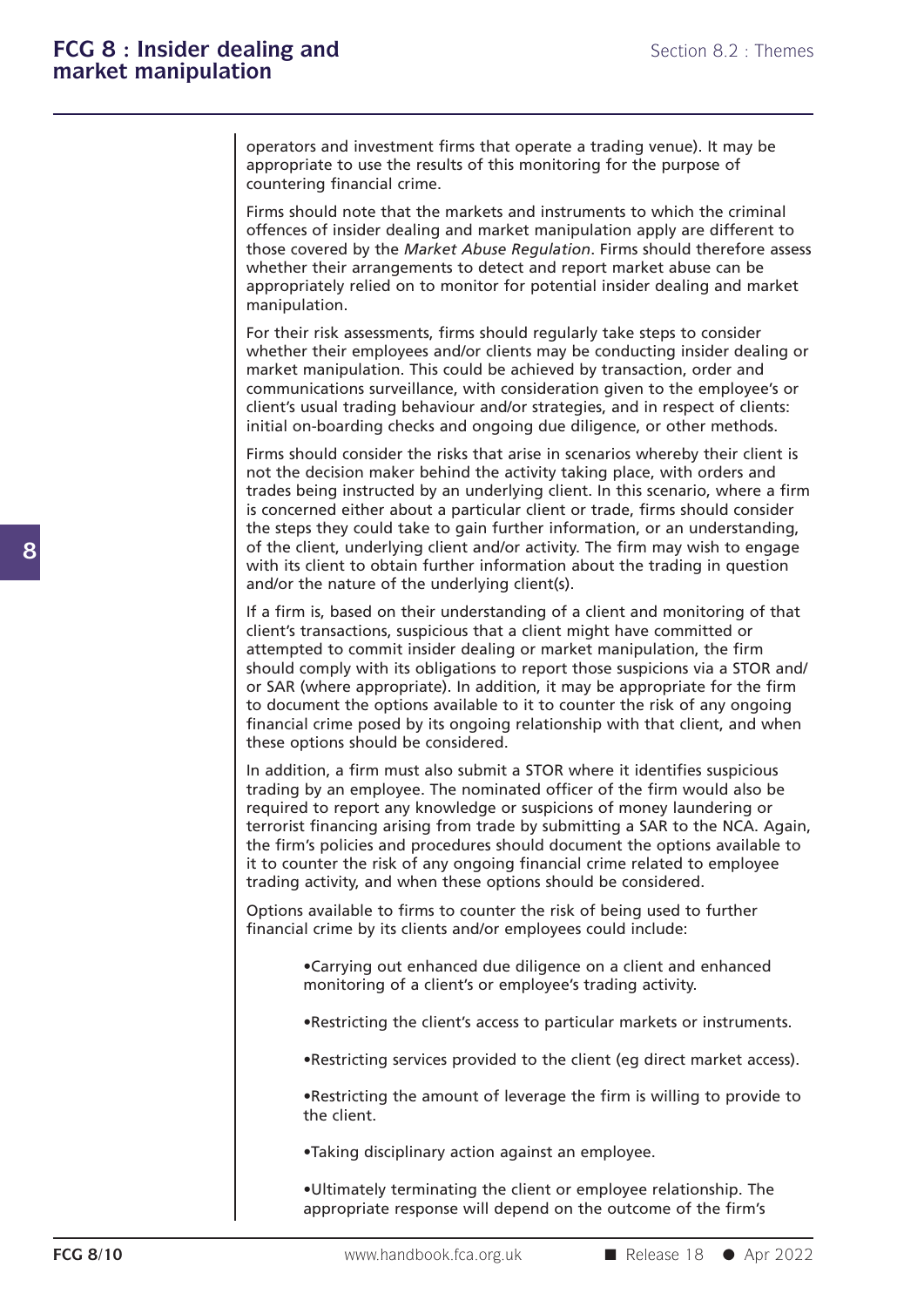operators and investment firms that operate a trading venue). It may be appropriate to use the results of this monitoring for the purpose of countering financial crime.

Firms should note that the markets and instruments to which the criminal offences of insider dealing and market manipulation apply are different to those covered by the *Market Abuse Regulation*. Firms should therefore assess whether their arrangements to detect and report market abuse can be appropriately relied on to monitor for potential insider dealing and market manipulation.

For their risk assessments, firms should regularly take steps to consider whether their employees and/or clients may be conducting insider dealing or market manipulation. This could be achieved by transaction, order and communications surveillance, with consideration given to the employee's or client's usual trading behaviour and/or strategies, and in respect of clients: initial on-boarding checks and ongoing due diligence, or other methods.

Firms should consider the risks that arise in scenarios whereby their client is not the decision maker behind the activity taking place, with orders and trades being instructed by an underlying client. In this scenario, where a firm is concerned either about a particular client or trade, firms should consider the steps they could take to gain further information, or an understanding, of the client, underlying client and/or activity. The firm may wish to engage with its client to obtain further information about the trading in question and/or the nature of the underlying client(s).

If a firm is, based on their understanding of a client and monitoring of that client's transactions, suspicious that a client might have committed or attempted to commit insider dealing or market manipulation, the firm should comply with its obligations to report those suspicions via a STOR and/or SAR (where appropriate). In addition, it may be appropriate for the firm to document the options available to it to counter the risk of any ongoing financial crime posed by its ongoing relationship with that client, and when these options should be considered.

In addition, a firm must also submit a STOR where it identifies suspicious trading by an employee. The nominated officer of the firm would also be required to report any knowledge or suspicions of money laundering or terrorist financing arising from trade by submitting a SAR to the NCA. Again, the firm's policies and procedures should document the options available to it to counter the risk of any ongoing financial crime related to employee trading activity, and when these options should be considered.

Options available to firms to counter the risk of being used to further financial crime by its clients and/or employees could include:

- Carrying out enhanced due diligence on a client and enhanced monitoring of a client's or employee's trading activity.
- Restricting the client's access to particular markets or instruments.
- Restricting services provided to the client (eg direct market access).
- Restricting the amount of leverage the firm is willing to provide to the client.
- Taking disciplinary action against an employee.
- Ultimately terminating the client or employee relationship. The appropriate response will depend on the outcome of the firm's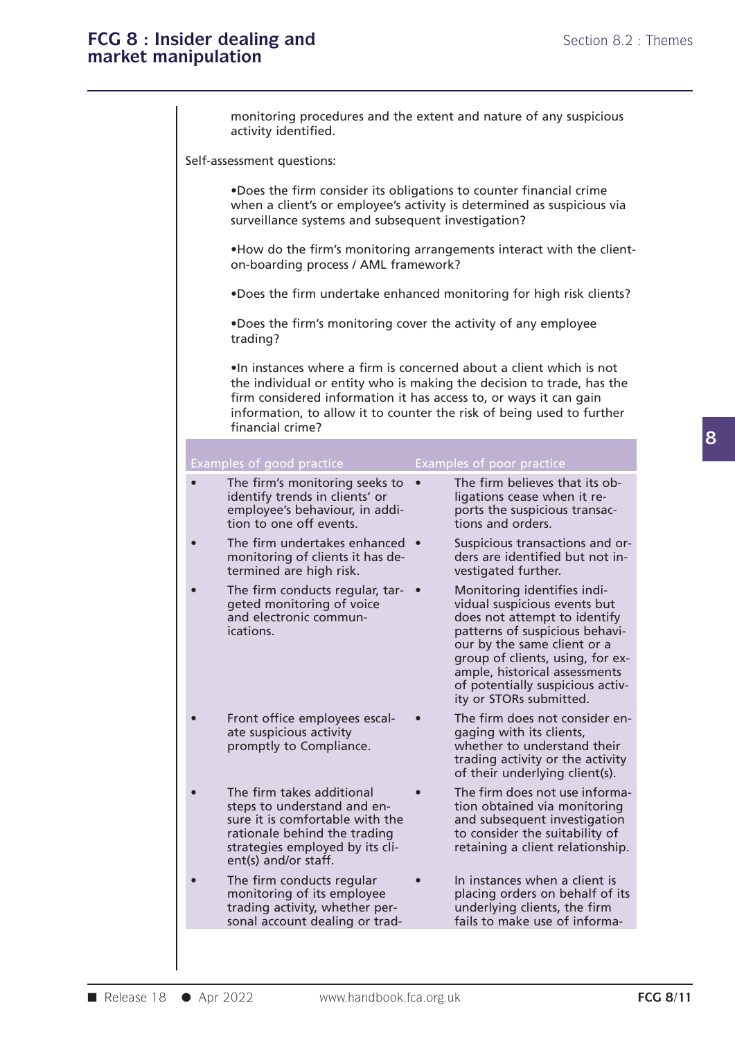monitoring procedures and the extent and nature of any suspicious activity identified.

Self-assessment questions:

- Does the firm consider its obligations to counter financial crime when a client's or employee's activity is determined as suspicious via surveillance systems and subsequent investigation?
- How do the firm's monitoring arrangements interact with the client-on-boarding process / AML framework?
- Does the firm undertake enhanced monitoring for high risk clients?
- Does the firm's monitoring cover the activity of any employee trading?
- In instances where a firm is concerned about a client which is not the individual or entity who is making the decision to trade, has the firm considered information it has access to, or ways it can gain information, to allow it to counter the risk of being used to further financial crime?

| Examples of good practice | Examples of poor practice |
|---|---|
| • The firm's monitoring seeks to identify trends in clients' or employee's behaviour, in addition to one off events. | • The firm believes that its obligations cease when it reports the suspicious transactions and orders. |
| • The firm undertakes enhanced monitoring of clients it has determined are high risk. | • Suspicious transactions and orders are identified but not investigated further. |
| • The firm conducts regular, targeted monitoring of voice and electronic communications. | • Monitoring identifies individual suspicious events but does not attempt to identify patterns of suspicious behaviour by the same client or a group of clients, using, for example, historical assessments of potentially suspicious activity or STORs submitted. |
| • Front office employees escalate suspicious activity promptly to Compliance. | • The firm does not consider engaging with its clients, whether to understand their trading activity or the activity of their underlying client(s). |
| • The firm takes additional steps to understand and ensure it is comfortable with the rationale behind the trading strategies employed by its client(s) and/or staff. | • The firm does not use information obtained via monitoring and subsequent investigation to consider the suitability of retaining a client relationship. |
| • The firm conducts regular monitoring of its employee trading activity, whether personal account dealing or trad- | • In instances when a client is placing orders on behalf of its underlying clients, the firm fails to make use of informa- |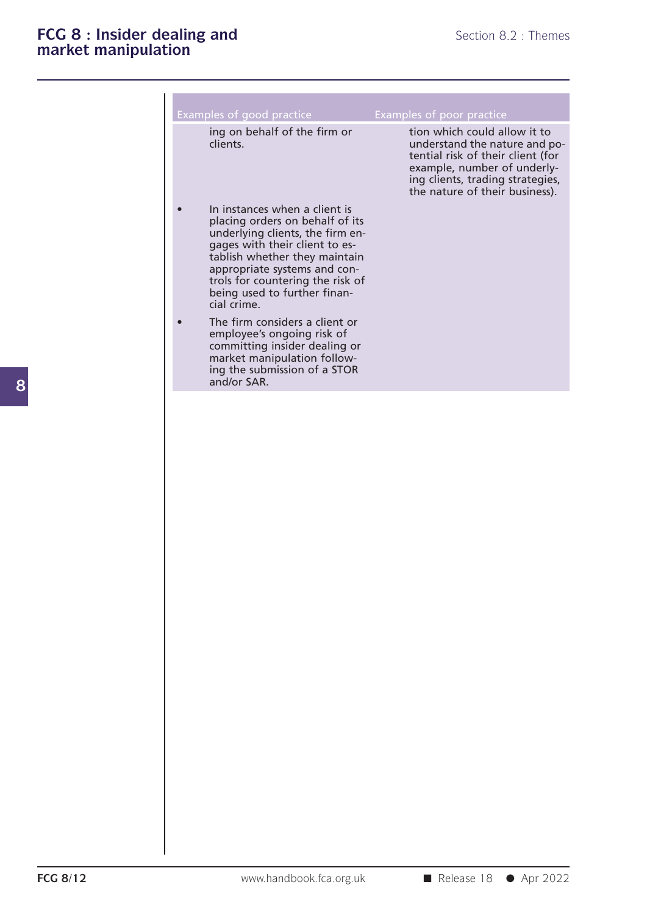| Examples of good practice | Examples of poor practice |
|---|---|
| ing on behalf of the firm or clients. | tion which could allow it to understand the nature and potential risk of their client (for example, number of underlying clients, trading strategies, the nature of their business). |
| • In instances when a client is placing orders on behalf of its underlying clients, the firm engages with their client to establish whether they maintain appropriate systems and controls for countering the risk of being used to further financial crime. | |
| • The firm considers a client or employee's ongoing risk of committing insider dealing or market manipulation following the submission of a STOR and/or SAR. | |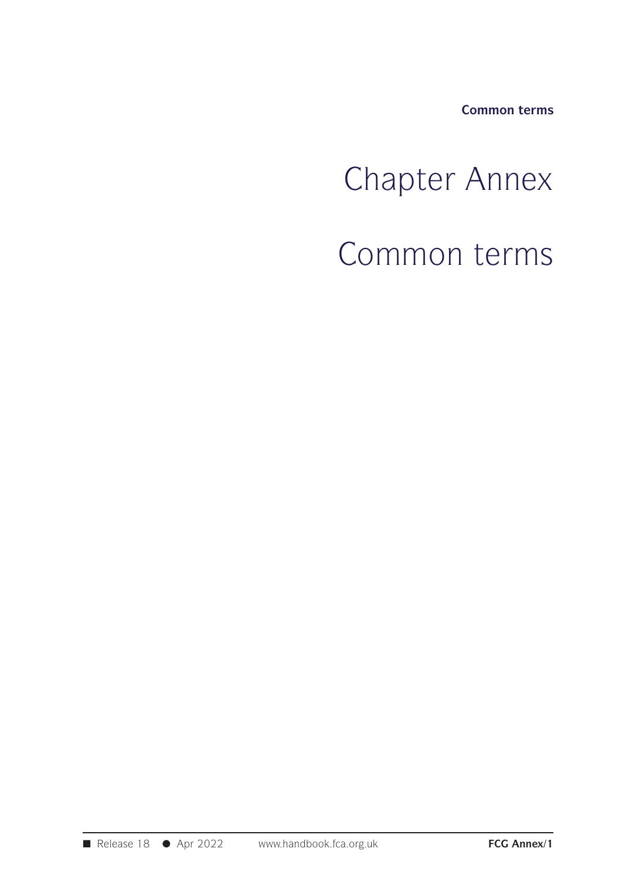# Chapter Annex

# Common terms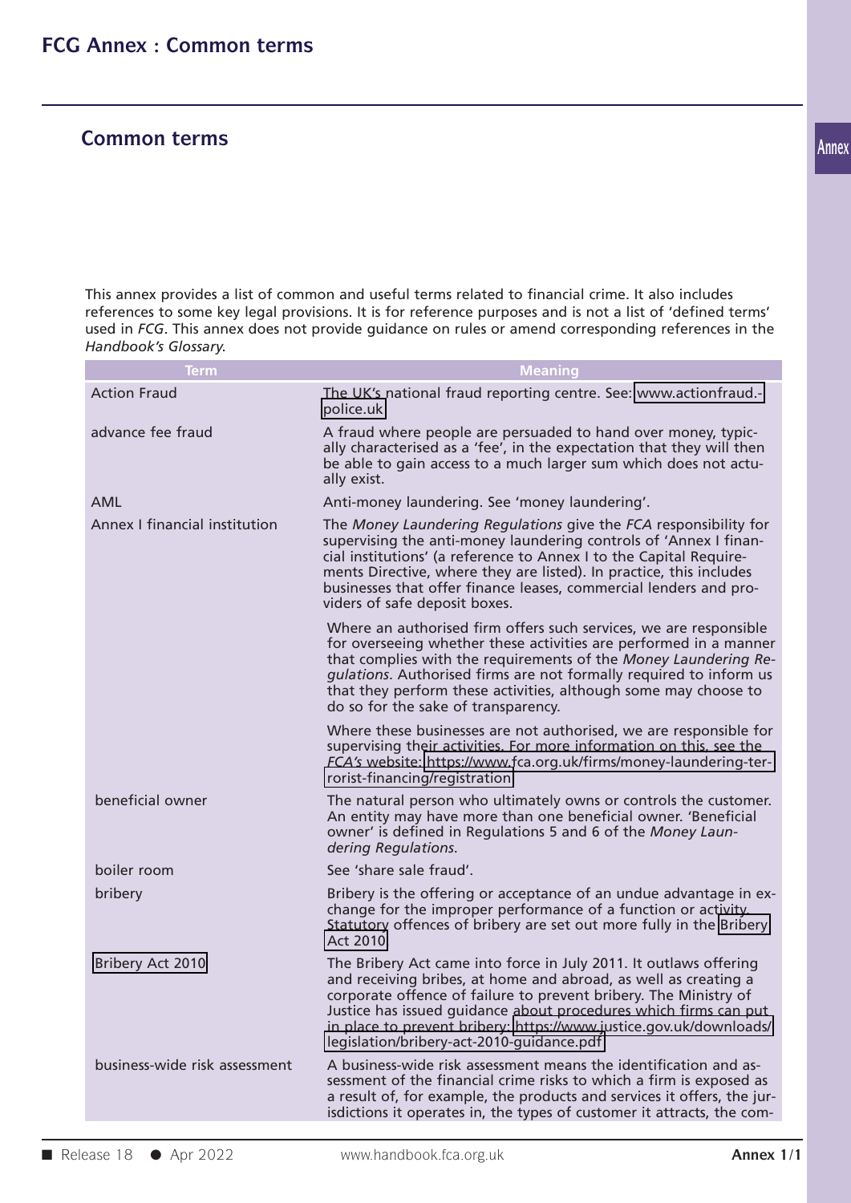## Common terms

This annex provides a list of common and useful terms related to financial crime. It also includes references to some key legal provisions. It is for reference purposes and is not a list of 'defined terms' used in *FCG*. This annex does not provide guidance on rules or amend corresponding references in the *Handbook's Glossary*.

| Term | Meaning |
| --- | --- |
| Action Fraud | The UK's national fraud reporting centre. See: www.actionfraud.police.uk |
| advance fee fraud | A fraud where people are persuaded to hand over money, typically characterised as a 'fee', in the expectation that they will then be able to gain access to a much larger sum which does not actually exist. |
| AML | Anti-money laundering. See 'money laundering'. |
| Annex I financial institution | The *Money Laundering Regulations* give the *FCA* responsibility for supervising the anti-money laundering controls of 'Annex I financial institutions' (a reference to Annex I to the Capital Requirements Directive, where they are listed). In practice, this includes businesses that offer finance leases, commercial lenders and providers of safe deposit boxes. |
| | Where an authorised firm offers such services, we are responsible for overseeing whether these activities are performed in a manner that complies with the requirements of the *Money Laundering Regulations*. Authorised firms are not formally required to inform us that they perform these activities, although some may choose to do so for the sake of transparency. |
| | Where these businesses are not authorised, we are responsible for supervising their activities. For more information on this, see the *FCA's* website: https://www.fca.org.uk/firms/money-laundering-terrorist-financing/registration |
| beneficial owner | The natural person who ultimately owns or controls the customer. An entity may have more than one beneficial owner. 'Beneficial owner' is defined in Regulations 5 and 6 of the *Money Laundering Regulations*. |
| boiler room | See 'share sale fraud'. |
| bribery | Bribery is the offering or acceptance of an undue advantage in exchange for the improper performance of a function or activity. Statutory offences of bribery are set out more fully in the Bribery Act 2010 |
| Bribery Act 2010 | The Bribery Act came into force in July 2011. It outlaws offering and receiving bribes, at home and abroad, as well as creating a corporate offence of failure to prevent bribery. The Ministry of Justice has issued guidance about procedures which firms can put in place to prevent bribery: https://www.justice.gov.uk/downloads/legislation/bribery-act-2010-guidance.pdf |
| business-wide risk assessment | A business-wide risk assessment means the identification and assessment of the financial crime risks to which a firm is exposed as a result of, for example, the products and services it offers, the jurisdictions it operates in, the types of customer it attracts, the com- |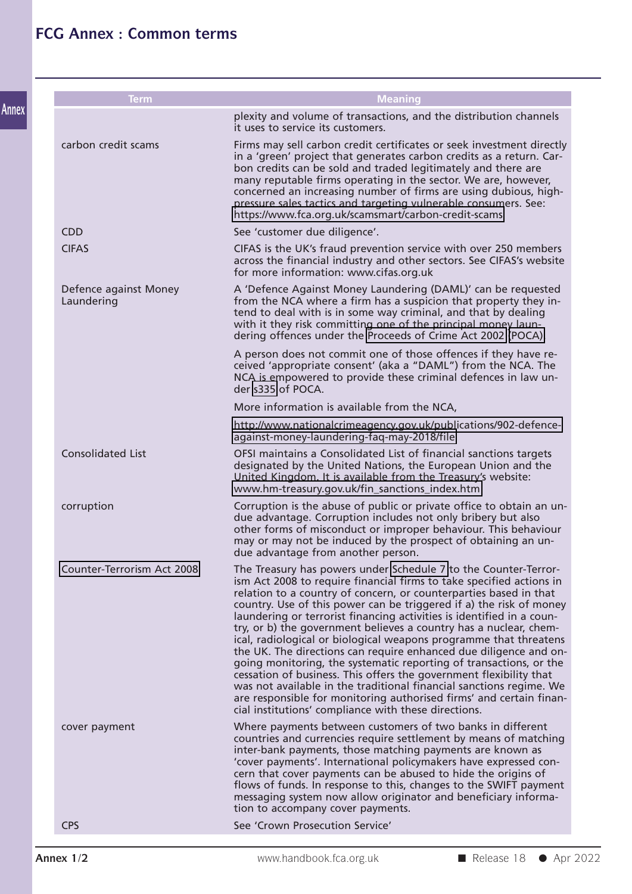| Term | Meaning |
|---|---|
| | plexity and volume of transactions, and the distribution channels it uses to service its customers. |
| carbon credit scams | Firms may sell carbon credit certificates or seek investment directly in a 'green' project that generates carbon credits as a return. Carbon credits can be sold and traded legitimately and there are many reputable firms operating in the sector. We are, however, concerned an increasing number of firms are using dubious, high-pressure sales tactics and targeting vulnerable consumers. See: https://www.fca.org.uk/scamsmart/carbon-credit-scams |
| CDD | See 'customer due diligence'. |
| CIFAS | CIFAS is the UK's fraud prevention service with over 250 members across the financial industry and other sectors. See CIFAS's website for more information: www.cifas.org.uk |
| Defence against Money Laundering | A 'Defence Against Money Laundering (DAML)' can be requested from the NCA where a firm has a suspicion that property they intend to deal with is in some way criminal, and that by dealing with it they risk committing one of the principal money laundering offences under the Proceeds of Crime Act 2002 (POCA).<br><br>A person does not commit one of those offences if they have received 'appropriate consent' (aka a "DAML") from the NCA. The NCA is empowered to provide these criminal defences in law under s335 of POCA.<br><br>More information is available from the NCA,<br><br>http://www.nationalcrimeagency.gov.uk/publications/902-defence-against-money-laundering-faq-may-2018/file |
| Consolidated List | OFSI maintains a Consolidated List of financial sanctions targets designated by the United Nations, the European Union and the United Kingdom. It is available from the Treasury's website: www.hm-treasury.gov.uk/fin_sanctions_index.htm |
| corruption | Corruption is the abuse of public or private office to obtain an undue advantage. Corruption includes not only bribery but also other forms of misconduct or improper behaviour. This behaviour may or may not be induced by the prospect of obtaining an undue advantage from another person. |
| Counter-Terrorism Act 2008 | The Treasury has powers under Schedule 7 to the Counter-Terrorism Act 2008 to require financial firms to take specified actions in relation to a country of concern, or counterparties based in that country. Use of this power can be triggered if a) the risk of money laundering or terrorist financing activities is identified in a country, or b) the government believes a country has a nuclear, chemical, radiological or biological weapons programme that threatens the UK. The directions can require enhanced due diligence and ongoing monitoring, the systematic reporting of transactions, or the cessation of business. This offers the government flexibility that was not available in the traditional financial sanctions regime. We are responsible for monitoring authorised firms' and certain financial institutions' compliance with these directions. |
| cover payment | Where payments between customers of two banks in different countries and currencies require settlement by means of matching inter-bank payments, those matching payments are known as 'cover payments'. International policymakers have expressed concern that cover payments can be abused to hide the origins of flows of funds. In response to this, changes to the SWIFT payment messaging system now allow originator and beneficiary information to accompany cover payments. |
| CPS | See 'Crown Prosecution Service' |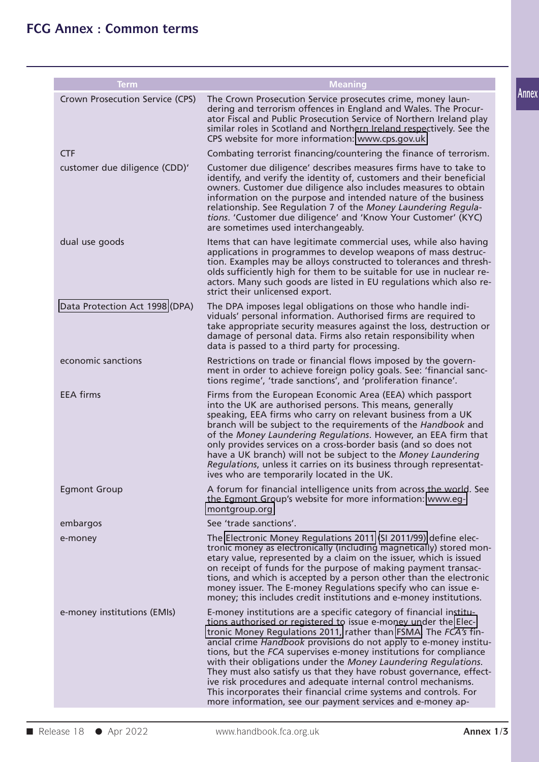# FCG Annex : Common terms

| Term | Meaning |
|---|---|
| Crown Prosecution Service (CPS) | The Crown Prosecution Service prosecutes crime, money laundering and terrorism offences in England and Wales. The Procurator Fiscal and Public Prosecution Service of Northern Ireland play similar roles in Scotland and Northern Ireland respectively. See the CPS website for more information: www.cps.gov.uk |
| CTF | Combating terrorist financing/countering the finance of terrorism. |
| customer due diligence (CDD)' | Customer due diligence' describes measures firms have to take to identify, and verify the identity of, customers and their beneficial owners. Customer due diligence also includes measures to obtain information on the purpose and intended nature of the business relationship. See Regulation 7 of the *Money Laundering Regulations*. 'Customer due diligence' and 'Know Your Customer' (KYC) are sometimes used interchangeably. |
| dual use goods | Items that can have legitimate commercial uses, while also having applications in programmes to develop weapons of mass destruction. Examples may be alloys constructed to tolerances and thresholds sufficiently high for them to be suitable for use in nuclear reactors. Many such goods are listed in EU regulations which also restrict their unlicensed export. |
| Data Protection Act 1998 (DPA) | The DPA imposes legal obligations on those who handle individuals' personal information. Authorised firms are required to take appropriate security measures against the loss, destruction or damage of personal data. Firms also retain responsibility when data is passed to a third party for processing. |
| economic sanctions | Restrictions on trade or financial flows imposed by the government in order to achieve foreign policy goals. See: 'financial sanctions regime', 'trade sanctions', and 'proliferation finance'. |
| EEA firms | Firms from the European Economic Area (EEA) which passport into the UK are authorised persons. This means, generally speaking, EEA firms who carry on relevant business from a UK branch will be subject to the requirements of the *Handbook* and of the *Money Laundering Regulations*. However, an EEA firm that only provides services on a cross-border basis (and so does not have a UK branch) will not be subject to the *Money Laundering Regulations*, unless it carries on its business through representatives who are temporarily located in the UK. |
| Egmont Group | A forum for financial intelligence units from across the world. See the Egmont Group's website for more information: www.egmontgroup.org |
| embargos | See 'trade sanctions'. |
| e-money | The Electronic Money Regulations 2011 (SI 2011/99) define electronic money as electronically (including magnetically) stored monetary value, represented by a claim on the issuer, which is issued on receipt of funds for the purpose of making payment transactions, and which is accepted by a person other than the electronic money issuer. The E-money Regulations specify who can issue e-money; this includes credit institutions and e-money institutions. |
| e-money institutions (EMIs) | E-money institutions are a specific category of financial institutions authorised or registered to issue e-money under the Electronic Money Regulations 2011, rather than FSMA. The *FCA's* financial crime *Handbook* provisions do not apply to e-money institutions, but the *FCA* supervises e-money institutions for compliance with their obligations under the *Money Laundering Regulations*. They must also satisfy us that they have robust governance, effective risk procedures and adequate internal control mechanisms. This incorporates their financial crime systems and controls. For more information, see our payment services and e-money ap- |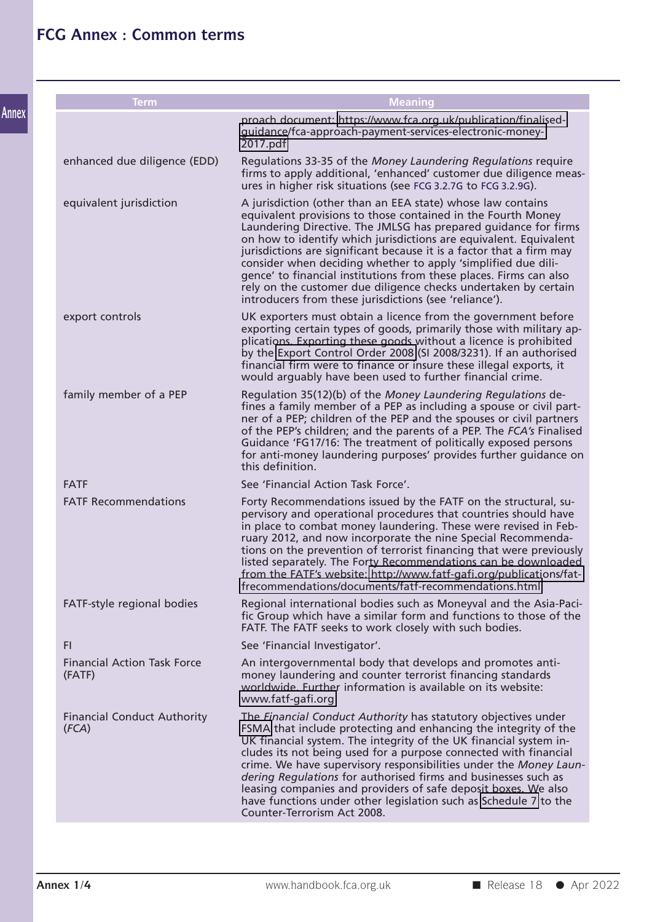| Term | Meaning |
| --- | --- |
| | proach document: https://www.fca.org.uk/publication/finalised-guidance/fca-approach-payment-services-electronic-money-2017.pdf |
| enhanced due diligence (EDD) | Regulations 33-35 of the *Money Laundering Regulations* require firms to apply additional, 'enhanced' customer due diligence measures in higher risk situations (see FCG 3.2.7G to FCG 3.2.9G). |
| equivalent jurisdiction | A jurisdiction (other than an EEA state) whose law contains equivalent provisions to those contained in the Fourth Money Laundering Directive. The JMLSG has prepared guidance for firms on how to identify which jurisdictions are equivalent. Equivalent jurisdictions are significant because it is a factor that a firm may consider when deciding whether to apply 'simplified due diligence' to financial institutions from these places. Firms can also rely on the customer due diligence checks undertaken by certain introducers from these jurisdictions (see 'reliance'). |
| export controls | UK exporters must obtain a licence from the government before exporting certain types of goods, primarily those with military applications. Exporting these goods without a licence is prohibited by the Export Control Order 2008 (SI 2008/3231). If an authorised financial firm were to finance or insure these illegal exports, it would arguably have been used to further financial crime. |
| family member of a PEP | Regulation 35(12)(b) of the *Money Laundering Regulations* defines a family member of a PEP as including a spouse or civil partner of a PEP; children of the PEP and the spouses or civil partners of the PEP's children; and the parents of a PEP. The *FCA's* Finalised Guidance 'FG17/16: The treatment of politically exposed persons for anti-money laundering purposes' provides further guidance on this definition. |
| FATF | See 'Financial Action Task Force'. |
| FATF Recommendations | Forty Recommendations issued by the FATF on the structural, supervisory and operational procedures that countries should have in place to combat money laundering. These were revised in February 2012, and now incorporate the nine Special Recommendations on the prevention of terrorist financing that were previously listed separately. The Forty Recommendations can be downloaded from the FATF's website: http://www.fatf-gafi.org/publications/fatfrecommendations/documents/fatf-recommendations.html |
| FATF-style regional bodies | Regional international bodies such as Moneyval and the Asia-Pacific Group which have a similar form and functions to those of the FATF. The FATF seeks to work closely with such bodies. |
| FI | See 'Financial Investigator'. |
| Financial Action Task Force (FATF) | An intergovernmental body that develops and promotes anti-money laundering and counter terrorist financing standards worldwide. Further information is available on its website: www.fatf-gafi.org |
| Financial Conduct Authority (*FCA*) | The *Financial Conduct Authority* has statutory objectives under FSMA that include protecting and enhancing the integrity of the UK financial system. The integrity of the UK financial system includes its not being used for a purpose connected with financial crime. We have supervisory responsibilities under the *Money Laundering Regulations* for authorised firms and businesses such as leasing companies and providers of safe deposit boxes. We also have functions under other legislation such as Schedule 7 to the Counter-Terrorism Act 2008. |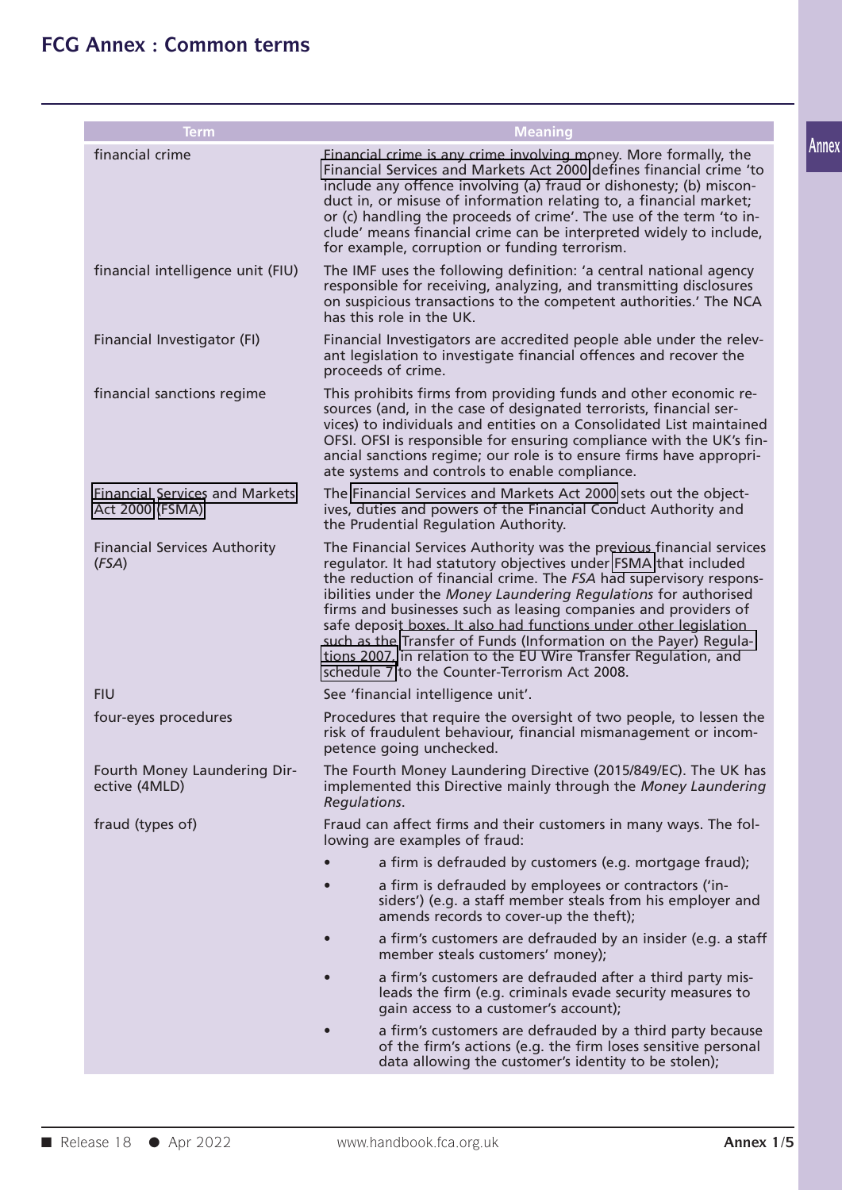# FCG Annex : Common terms

| Term | Meaning |
| --- | --- |
| financial crime | Financial crime is any crime involving money. More formally, the Financial Services and Markets Act 2000 defines financial crime 'to include any offence involving (a) fraud or dishonesty; (b) misconduct in, or misuse of information relating to, a financial market; or (c) handling the proceeds of crime'. The use of the term 'to include' means financial crime can be interpreted widely to include, for example, corruption or funding terrorism. |
| financial intelligence unit (FIU) | The IMF uses the following definition: 'a central national agency responsible for receiving, analyzing, and transmitting disclosures on suspicious transactions to the competent authorities.' The NCA has this role in the UK. |
| Financial Investigator (FI) | Financial Investigators are accredited people able under the relevant legislation to investigate financial offences and recover the proceeds of crime. |
| financial sanctions regime | This prohibits firms from providing funds and other economic resources (and, in the case of designated terrorists, financial services) to individuals and entities on a Consolidated List maintained OFSI. OFSI is responsible for ensuring compliance with the UK's financial sanctions regime; our role is to ensure firms have appropriate systems and controls to enable compliance. |
| Financial Services and Markets Act 2000 (FSMA) | The Financial Services and Markets Act 2000 sets out the objectives, duties and powers of the Financial Conduct Authority and the Prudential Regulation Authority. |
| Financial Services Authority (*FSA*) | The Financial Services Authority was the previous financial services regulator. It had statutory objectives under FSMA that included the reduction of financial crime. The *FSA* had supervisory responsibilities under the *Money Laundering Regulations* for authorised firms and businesses such as leasing companies and providers of safe deposit boxes. It also had functions under other legislation such as the Transfer of Funds (Information on the Payer) Regulations 2007, in relation to the EU Wire Transfer Regulation, and schedule 7 to the Counter-Terrorism Act 2008. |
| FIU | See 'financial intelligence unit'. |
| four-eyes procedures | Procedures that require the oversight of two people, to lessen the risk of fraudulent behaviour, financial mismanagement or incompetence going unchecked. |
| Fourth Money Laundering Directive (4MLD) | The Fourth Money Laundering Directive (2015/849/EC). The UK has implemented this Directive mainly through the *Money Laundering Regulations*. |
| fraud (types of) | Fraud can affect firms and their customers in many ways. The following are examples of fraud:<br>• a firm is defrauded by customers (e.g. mortgage fraud);<br>• a firm is defrauded by employees or contractors ('insiders') (e.g. a staff member steals from his employer and amends records to cover-up the theft);<br>• a firm's customers are defrauded by an insider (e.g. a staff member steals customers' money);<br>• a firm's customers are defrauded after a third party misleads the firm (e.g. criminals evade security measures to gain access to a customer's account);<br>• a firm's customers are defrauded by a third party because of the firm's actions (e.g. the firm loses sensitive personal data allowing the customer's identity to be stolen); |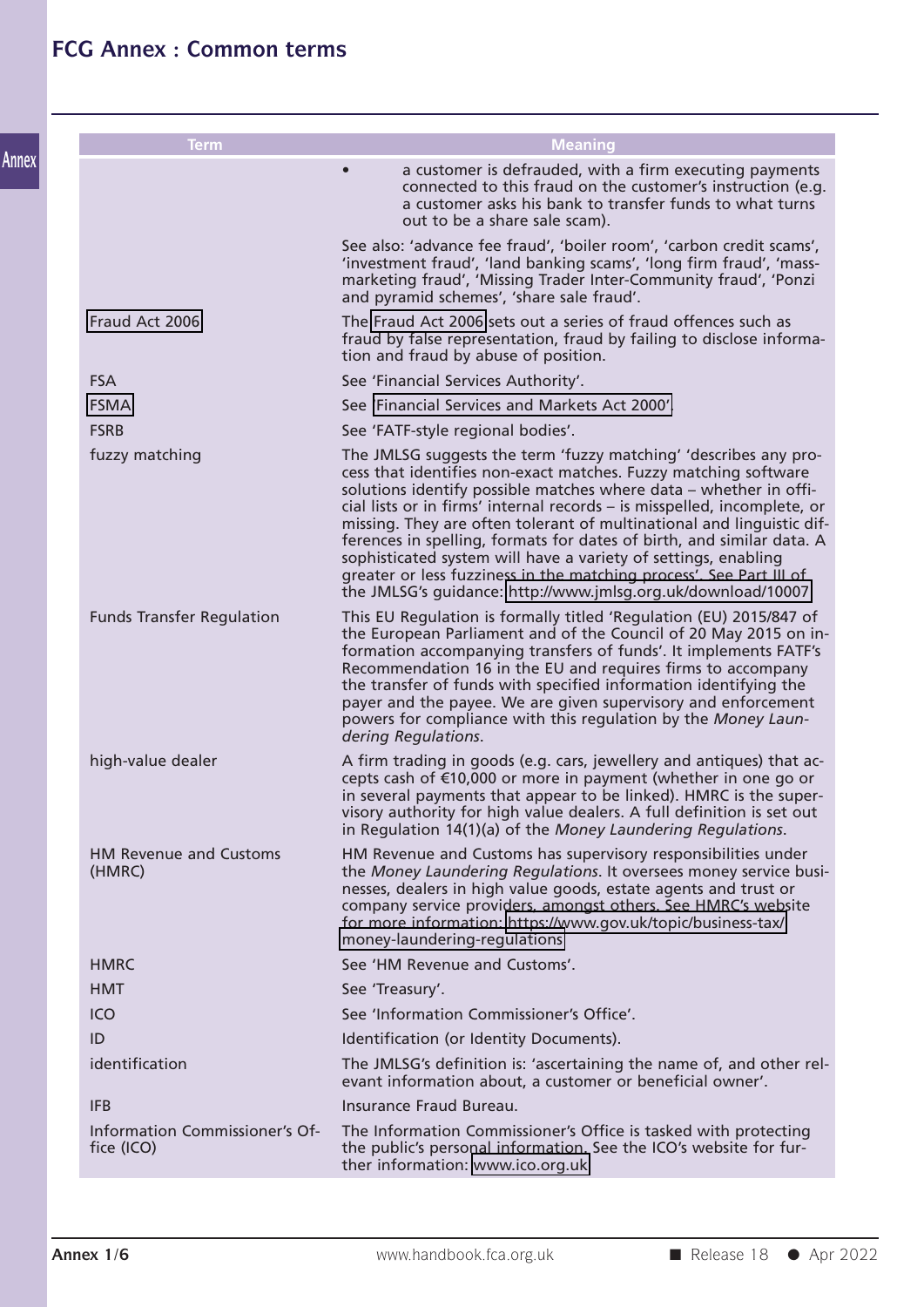# FCG Annex : Common terms

| Term | Meaning |
|---|---|
| | • a customer is defrauded, with a firm executing payments connected to this fraud on the customer's instruction (e.g. a customer asks his bank to transfer funds to what turns out to be a share sale scam).<br><br>See also: 'advance fee fraud', 'boiler room', 'carbon credit scams', 'investment fraud', 'land banking scams', 'long firm fraud', 'mass-marketing fraud', 'Missing Trader Inter-Community fraud', 'Ponzi and pyramid schemes', 'share sale fraud'. |
| Fraud Act 2006 | The Fraud Act 2006 sets out a series of fraud offences such as fraud by false representation, fraud by failing to disclose information and fraud by abuse of position. |
| FSA | See 'Financial Services Authority'. |
| FSMA | See 'Financial Services and Markets Act 2000'. |
| FSRB | See 'FATF-style regional bodies'. |
| fuzzy matching | The JMLSG suggests the term 'fuzzy matching' 'describes any process that identifies non-exact matches. Fuzzy matching software solutions identify possible matches where data – whether in official lists or in firms' internal records – is misspelled, incomplete, or missing. They are often tolerant of multinational and linguistic differences in spelling, formats for dates of birth, and similar data. A sophisticated system will have a variety of settings, enabling greater or less fuzziness in the matching process'. See Part III of the JMLSG's guidance: http://www.jmlsg.org.uk/download/10007 |
| Funds Transfer Regulation | This EU Regulation is formally titled 'Regulation (EU) 2015/847 of the European Parliament and of the Council of 20 May 2015 on information accompanying transfers of funds'. It implements FATF's Recommendation 16 in the EU and requires firms to accompany the transfer of funds with specified information identifying the payer and the payee. We are given supervisory and enforcement powers for compliance with this regulation by the *Money Laundering Regulations*. |
| high-value dealer | A firm trading in goods (e.g. cars, jewellery and antiques) that accepts cash of €10,000 or more in payment (whether in one go or in several payments that appear to be linked). HMRC is the supervisory authority for high value dealers. A full definition is set out in Regulation 14(1)(a) of the *Money Laundering Regulations*. |
| HM Revenue and Customs (HMRC) | HM Revenue and Customs has supervisory responsibilities under the *Money Laundering Regulations*. It oversees money service businesses, dealers in high value goods, estate agents and trust or company service providers, amongst others. See HMRC's website for more information: https://www.gov.uk/topic/business-tax/money-laundering-regulations |
| HMRC | See 'HM Revenue and Customs'. |
| HMT | See 'Treasury'. |
| ICO | See 'Information Commissioner's Office'. |
| ID | Identification (or Identity Documents). |
| identification | The JMLSG's definition is: 'ascertaining the name of, and other relevant information about, a customer or beneficial owner'. |
| IFB | Insurance Fraud Bureau. |
| Information Commissioner's Office (ICO) | The Information Commissioner's Office is tasked with protecting the public's personal information. See the ICO's website for further information: www.ico.org.uk |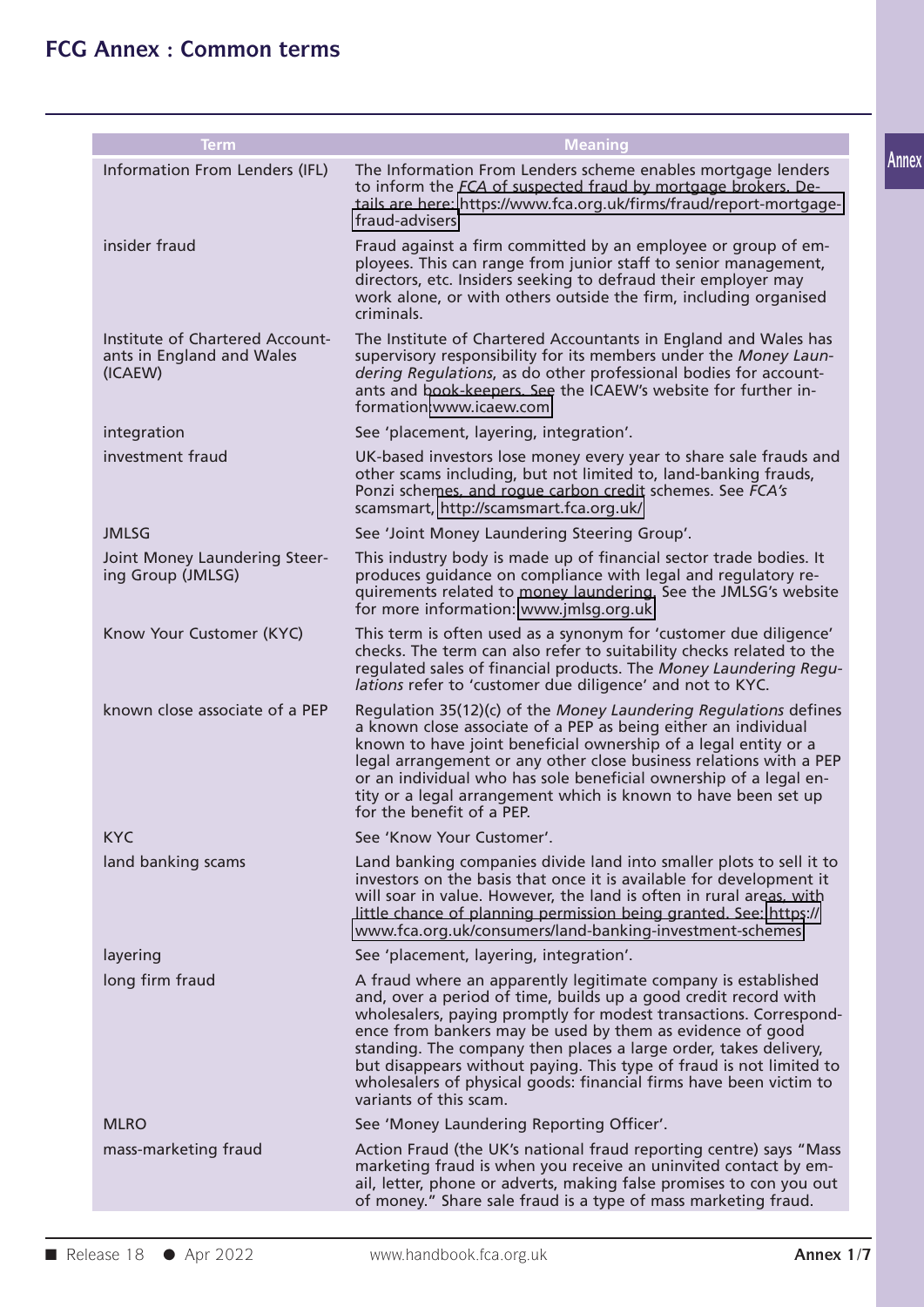# FCG Annex : Common terms

| Term | Meaning |
| --- | --- |
| Information From Lenders (IFL) | The Information From Lenders scheme enables mortgage lenders to inform the *FCA* of suspected fraud by mortgage brokers. Details are here: https://www.fca.org.uk/firms/fraud/report-mortgage-fraud-advisers |
| insider fraud | Fraud against a firm committed by an employee or group of employees. This can range from junior staff to senior management, directors, etc. Insiders seeking to defraud their employer may work alone, or with others outside the firm, including organised criminals. |
| Institute of Chartered Accountants in England and Wales (ICAEW) | The Institute of Chartered Accountants in England and Wales has supervisory responsibility for its members under the *Money Laundering Regulations*, as do other professional bodies for accountants and book-keepers. See the ICAEW's website for further information: www.icaew.com |
| integration | See 'placement, layering, integration'. |
| investment fraud | UK-based investors lose money every year to share sale frauds and other scams including, but not limited to, land-banking frauds, Ponzi schemes, and rogue carbon credit schemes. See *FCA's* scamsmart, http://scamsmart.fca.org.uk/ |
| JMLSG | See 'Joint Money Laundering Steering Group'. |
| Joint Money Laundering Steering Group (JMLSG) | This industry body is made up of financial sector trade bodies. It produces guidance on compliance with legal and regulatory requirements related to money laundering. See the JMLSG's website for more information: www.jmlsg.org.uk |
| Know Your Customer (KYC) | This term is often used as a synonym for 'customer due diligence' checks. The term can also refer to suitability checks related to the regulated sales of financial products. The *Money Laundering Regulations* refer to 'customer due diligence' and not to KYC. |
| known close associate of a PEP | Regulation 35(12)(c) of the *Money Laundering Regulations* defines a known close associate of a PEP as being either an individual known to have joint beneficial ownership of a legal entity or a legal arrangement or any other close business relations with a PEP or an individual who has sole beneficial ownership of a legal entity or a legal arrangement which is known to have been set up for the benefit of a PEP. |
| KYC | See 'Know Your Customer'. |
| land banking scams | Land banking companies divide land into smaller plots to sell it to investors on the basis that once it is available for development it will soar in value. However, the land is often in rural areas, with little chance of planning permission being granted. See: https://www.fca.org.uk/consumers/land-banking-investment-schemes |
| layering | See 'placement, layering, integration'. |
| long firm fraud | A fraud where an apparently legitimate company is established and, over a period of time, builds up a good credit record with wholesalers, paying promptly for modest transactions. Correspondence from bankers may be used by them as evidence of good standing. The company then places a large order, takes delivery, but disappears without paying. This type of fraud is not limited to wholesalers of physical goods: financial firms have been victim to variants of this scam. |
| MLRO | See 'Money Laundering Reporting Officer'. |
| mass-marketing fraud | Action Fraud (the UK's national fraud reporting centre) says "Mass marketing fraud is when you receive an uninvited contact by email, letter, phone or adverts, making false promises to con you out of money." Share sale fraud is a type of mass marketing fraud. |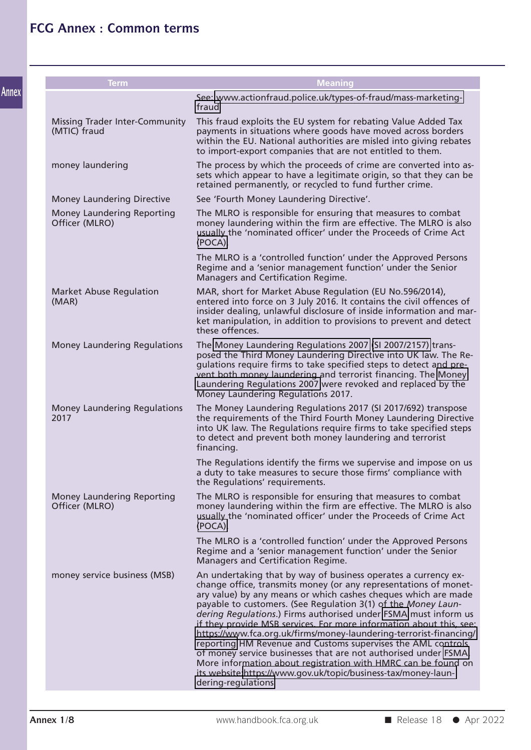| Term | Meaning |
|---|---|
| | See: www.actionfraud.police.uk/types-of-fraud/mass-marketing-fraud |
| Missing Trader Inter-Community (MTIC) fraud | This fraud exploits the EU system for rebating Value Added Tax payments in situations where goods have moved across borders within the EU. National authorities are misled into giving rebates to import-export companies that are not entitled to them. |
| money laundering | The process by which the proceeds of crime are converted into assets which appear to have a legitimate origin, so that they can be retained permanently, or recycled to fund further crime. |
| Money Laundering Directive | See 'Fourth Money Laundering Directive'. |
| Money Laundering Reporting Officer (MLRO) | The MLRO is responsible for ensuring that measures to combat money laundering within the firm are effective. The MLRO is also usually the 'nominated officer' under the Proceeds of Crime Act (POCA).<br><br>The MLRO is a 'controlled function' under the Approved Persons Regime and a 'senior management function' under the Senior Managers and Certification Regime. |
| Market Abuse Regulation (MAR) | MAR, short for Market Abuse Regulation (EU No.596/2014), entered into force on 3 July 2016. It contains the civil offences of insider dealing, unlawful disclosure of inside information and market manipulation, in addition to provisions to prevent and detect these offences. |
| Money Laundering Regulations | The Money Laundering Regulations 2007 (SI 2007/2157) transposed the Third Money Laundering Directive into UK law. The Regulations require firms to take specified steps to detect and prevent both money laundering and terrorist financing. The Money Laundering Regulations 2007 were revoked and replaced by the Money Laundering Regulations 2017. |
| Money Laundering Regulations 2017 | The Money Laundering Regulations 2017 (SI 2017/692) transpose the requirements of the Third Fourth Money Laundering Directive into UK law. The Regulations require firms to take specified steps to detect and prevent both money laundering and terrorist financing.<br><br>The Regulations identify the firms we supervise and impose on us a duty to take measures to secure those firms' compliance with the Regulations' requirements. |
| Money Laundering Reporting Officer (MLRO) | The MLRO is responsible for ensuring that measures to combat money laundering within the firm are effective. The MLRO is also usually the 'nominated officer' under the Proceeds of Crime Act (POCA).<br><br>The MLRO is a 'controlled function' under the Approved Persons Regime and a 'senior management function' under the Senior Managers and Certification Regime. |
| money service business (MSB) | An undertaking that by way of business operates a currency exchange office, transmits money (or any representations of monetary value) by any means or which cashes cheques which are made payable to customers. (See Regulation 3(1) of the *Money Laundering Regulations*.) Firms authorised under FSMA must inform us if they provide MSB services. For more information about this, see: https://www.fca.org.uk/firms/money-laundering-terrorist-financing/reporting HM Revenue and Customs supervises the AML controls of money service businesses that are not authorised under FSMA. More information about registration with HMRC can be found on its website https://www.gov.uk/topic/business-tax/money-laundering-regulations |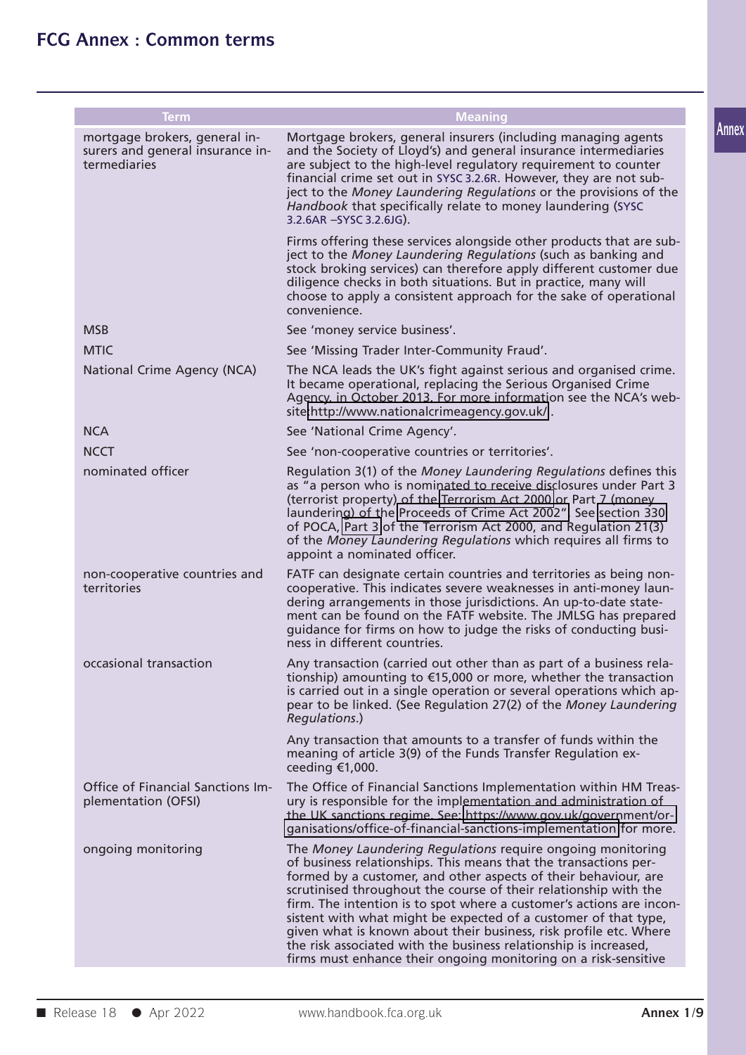| Term | Meaning |
| --- | --- |
| mortgage brokers, general insurers and general insurance intermediaries | Mortgage brokers, general insurers (including managing agents and the Society of Lloyd's) and general insurance intermediaries are subject to the high-level regulatory requirement to counter financial crime set out in SYSC 3.2.6R. However, they are not subject to the *Money Laundering Regulations* or the provisions of the *Handbook* that specifically relate to money laundering (SYSC 3.2.6AR –SYSC 3.2.6JG).<br><br>Firms offering these services alongside other products that are subject to the *Money Laundering Regulations* (such as banking and stock broking services) can therefore apply different customer due diligence checks in both situations. But in practice, many will choose to apply a consistent approach for the sake of operational convenience. |
| MSB | See 'money service business'. |
| MTIC | See 'Missing Trader Inter-Community Fraud'. |
| National Crime Agency (NCA) | The NCA leads the UK's fight against serious and organised crime. It became operational, replacing the Serious Organised Crime Agency, in October 2013. For more information see the NCA's website http://www.nationalcrimeagency.gov.uk/. |
| NCA | See 'National Crime Agency'. |
| NCCT | See 'non-cooperative countries or territories'. |
| nominated officer | Regulation 3(1) of the *Money Laundering Regulations* defines this as "a person who is nominated to receive disclosures under Part 3 (terrorist property) of the Terrorism Act 2000 or Part 7 (money laundering) of the Proceeds of Crime Act 2002". See section 330 of POCA, Part 3 of the Terrorism Act 2000, and Regulation 21(3) of the *Money Laundering Regulations* which requires all firms to appoint a nominated officer. |
| non-cooperative countries and territories | FATF can designate certain countries and territories as being non-cooperative. This indicates severe weaknesses in anti-money laundering arrangements in those jurisdictions. An up-to-date statement can be found on the FATF website. The JMLSG has prepared guidance for firms on how to judge the risks of conducting business in different countries. |
| occasional transaction | Any transaction (carried out other than as part of a business relationship) amounting to €15,000 or more, whether the transaction is carried out in a single operation or several operations which appear to be linked. (See Regulation 27(2) of the *Money Laundering Regulations*.)<br><br>Any transaction that amounts to a transfer of funds within the meaning of article 3(9) of the Funds Transfer Regulation exceeding €1,000. |
| Office of Financial Sanctions Implementation (OFSI) | The Office of Financial Sanctions Implementation within HM Treasury is responsible for the implementation and administration of the UK sanctions regime. See: https://www.gov.uk/government/organisations/office-of-financial-sanctions-implementation for more. |
| ongoing monitoring | The *Money Laundering Regulations* require ongoing monitoring of business relationships. This means that the transactions performed by a customer, and other aspects of their behaviour, are scrutinised throughout the course of their relationship with the firm. The intention is to spot where a customer's actions are inconsistent with what might be expected of a customer of that type, given what is known about their business, risk profile etc. Where the risk associated with the business relationship is increased, firms must enhance their ongoing monitoring on a risk-sensitive |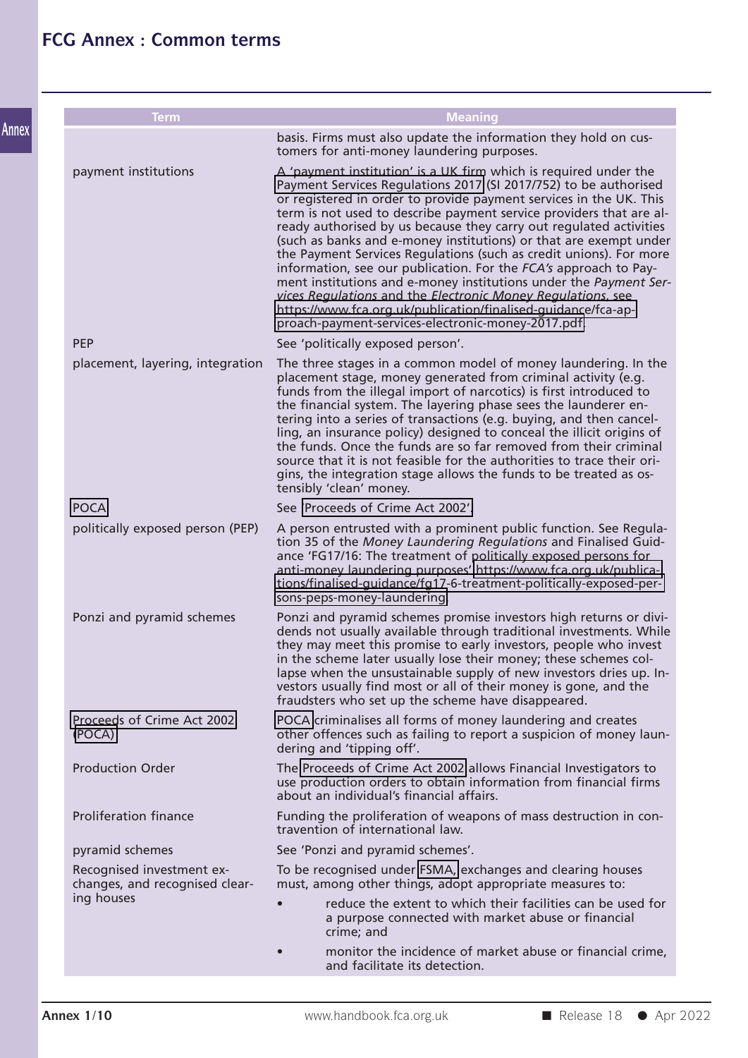| Term | Meaning |
| --- | --- |
| | basis. Firms must also update the information they hold on customers for anti-money laundering purposes. |
| payment institutions | A 'payment institution' is a UK firm which is required under the Payment Services Regulations 2017 (SI 2017/752) to be authorised or registered in order to provide payment services in the UK. This term is not used to describe payment service providers that are already authorised by us because they carry out regulated activities (such as banks and e-money institutions) or that are exempt under the Payment Services Regulations (such as credit unions). For more information, see our publication. For the *FCA's* approach to Payment institutions and e-money institutions under the *Payment Services Regulations* and the *Electronic Money Regulations*, see https://www.fca.org.uk/publication/finalised-guidance/fca-approach-payment-services-electronic-money-2017.pdf |
| PEP | See 'politically exposed person'. |
| placement, layering, integration | The three stages in a common model of money laundering. In the placement stage, money generated from criminal activity (e.g. funds from the illegal import of narcotics) is first introduced to the financial system. The layering phase sees the launderer entering into a series of transactions (e.g. buying, and then cancelling, an insurance policy) designed to conceal the illicit origins of the funds. Once the funds are so far removed from their criminal source that it is not feasible for the authorities to trace their origins, the integration stage allows the funds to be treated as ostensibly 'clean' money. |
| POCA | See 'Proceeds of Crime Act 2002'. |
| politically exposed person (PEP) | A person entrusted with a prominent public function. See Regulation 35 of the *Money Laundering Regulations* and Finalised Guidance 'FG17/16: The treatment of politically exposed persons for anti-money laundering purposes' https://www.fca.org.uk/publications/finalised-guidance/fg17-6-treatment-politically-exposed-persons-peps-money-laundering |
| Ponzi and pyramid schemes | Ponzi and pyramid schemes promise investors high returns or dividends not usually available through traditional investments. While they may meet this promise to early investors, people who invest in the scheme later usually lose their money; these schemes collapse when the unsustainable supply of new investors dries up. Investors usually find most or all of their money is gone, and the fraudsters who set up the scheme have disappeared. |
| Proceeds of Crime Act 2002 (POCA) | POCA criminalises all forms of money laundering and creates other offences such as failing to report a suspicion of money laundering and 'tipping off'. |
| Production Order | The Proceeds of Crime Act 2002 allows Financial Investigators to use production orders to obtain information from financial firms about an individual's financial affairs. |
| Proliferation finance | Funding the proliferation of weapons of mass destruction in contravention of international law. |
| pyramid schemes | See 'Ponzi and pyramid schemes'. |
| Recognised investment exchanges, and recognised clearing houses | To be recognised under FSMA, exchanges and clearing houses must, among other things, adopt appropriate measures to:<br>• reduce the extent to which their facilities can be used for a purpose connected with market abuse or financial crime; and<br>• monitor the incidence of market abuse or financial crime, and facilitate its detection. |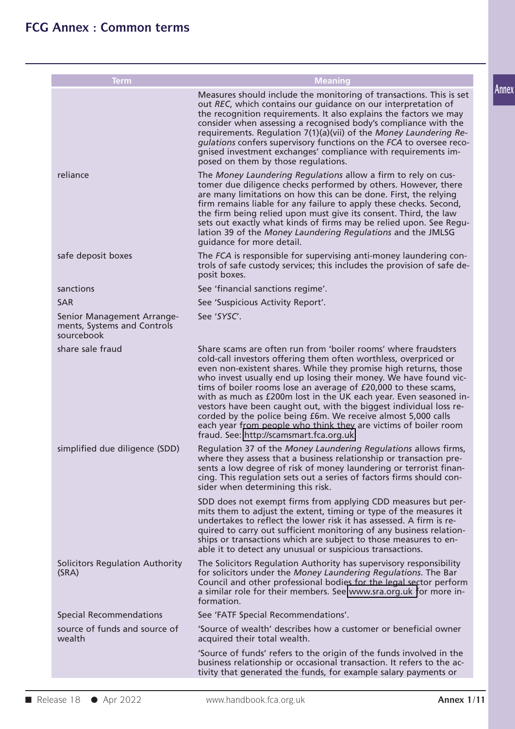## FCG Annex : Common terms

| Term | Meaning |
| --- | --- |
| | Measures should include the monitoring of transactions. This is set out *REC*, which contains our guidance on our interpretation of the recognition requirements. It also explains the factors we may consider when assessing a recognised body's compliance with the requirements. Regulation 7(1)(a)(vii) of the *Money Laundering Regulations* confers supervisory functions on the *FCA* to oversee recognised investment exchanges' compliance with requirements imposed on them by those regulations. |
| reliance | The *Money Laundering Regulations* allow a firm to rely on customer due diligence checks performed by others. However, there are many limitations on how this can be done. First, the relying firm remains liable for any failure to apply these checks. Second, the firm being relied upon must give its consent. Third, the law sets out exactly what kinds of firms may be relied upon. See Regulation 39 of the *Money Laundering Regulations* and the JMLSG guidance for more detail. |
| safe deposit boxes | The *FCA* is responsible for supervising anti-money laundering controls of safe custody services; this includes the provision of safe deposit boxes. |
| sanctions | See 'financial sanctions regime'. |
| SAR | See 'Suspicious Activity Report'. |
| Senior Management Arrangements, Systems and Controls sourcebook | See '*SYSC*'. |
| share sale fraud | Share scams are often run from 'boiler rooms' where fraudsters cold-call investors offering them often worthless, overpriced or even non-existent shares. While they promise high returns, those who invest usually end up losing their money. We have found victims of boiler rooms lose an average of £20,000 to these scams, with as much as £200m lost in the UK each year. Even seasoned investors have been caught out, with the biggest individual loss recorded by the police being £6m. We receive almost 5,000 calls each year from people who think they are victims of boiler room fraud. See: http://scamsmart.fca.org.uk |
| simplified due diligence (SDD) | Regulation 37 of the *Money Laundering Regulations* allows firms, where they assess that a business relationship or transaction presents a low degree of risk of money laundering or terrorist financing. This regulation sets out a series of factors firms should consider when determining this risk.<br><br>SDD does not exempt firms from applying CDD measures but permits them to adjust the extent, timing or type of the measures it undertakes to reflect the lower risk it has assessed. A firm is required to carry out sufficient monitoring of any business relationships or transactions which are subject to those measures to enable it to detect any unusual or suspicious transactions. |
| Solicitors Regulation Authority (SRA) | The Solicitors Regulation Authority has supervisory responsibility for solicitors under the *Money Laundering Regulations*. The Bar Council and other professional bodies for the legal sector perform a similar role for their members. See www.sra.org.uk for more information. |
| Special Recommendations | See 'FATF Special Recommendations'. |
| source of funds and source of wealth | 'Source of wealth' describes how a customer or beneficial owner acquired their total wealth.<br><br>'Source of funds' refers to the origin of the funds involved in the business relationship or occasional transaction. It refers to the activity that generated the funds, for example salary payments or |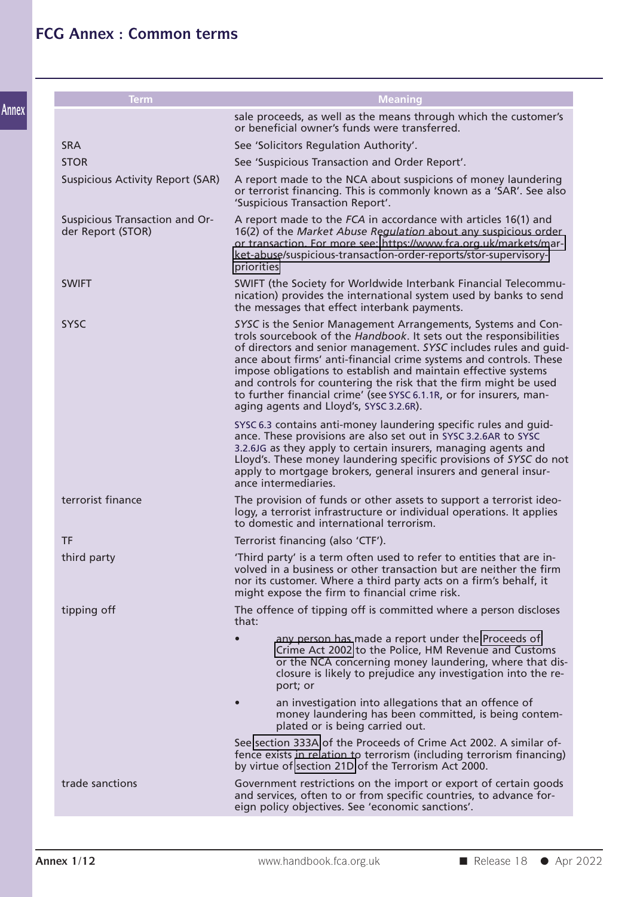| Term | Meaning |
| --- | --- |
| | sale proceeds, as well as the means through which the customer's or beneficial owner's funds were transferred. |
| SRA | See 'Solicitors Regulation Authority'. |
| STOR | See 'Suspicious Transaction and Order Report'. |
| Suspicious Activity Report (SAR) | A report made to the NCA about suspicions of money laundering or terrorist financing. This is commonly known as a 'SAR'. See also 'Suspicious Transaction Report'. |
| Suspicious Transaction and Order Report (STOR) | A report made to the *FCA* in accordance with articles 16(1) and 16(2) of the *Market Abuse Regulation* about any suspicious order or transaction. For more see: https://www.fca.org.uk/markets/market-abuse/suspicious-transaction-order-reports/stor-supervisory-priorities |
| SWIFT | SWIFT (the Society for Worldwide Interbank Financial Telecommunication) provides the international system used by banks to send the messages that effect interbank payments. |
| SYSC | *SYSC* is the Senior Management Arrangements, Systems and Controls sourcebook of the *Handbook*. It sets out the responsibilities of directors and senior management. *SYSC* includes rules and guidance about firms' anti-financial crime systems and controls. These impose obligations to establish and maintain effective systems and controls for countering the risk that the firm might be used to further financial crime' (see SYSC 6.1.1R, or for insurers, managing agents and Lloyd's, SYSC 3.2.6R).<br><br>SYSC 6.3 contains anti-money laundering specific rules and guidance. These provisions are also set out in SYSC 3.2.6AR to SYSC 3.2.6JG as they apply to certain insurers, managing agents and Lloyd's. These money laundering specific provisions of *SYSC* do not apply to mortgage brokers, general insurers and general insurance intermediaries. |
| terrorist finance | The provision of funds or other assets to support a terrorist ideology, a terrorist infrastructure or individual operations. It applies to domestic and international terrorism. |
| TF | Terrorist financing (also 'CTF'). |
| third party | 'Third party' is a term often used to refer to entities that are involved in a business or other transaction but are neither the firm nor its customer. Where a third party acts on a firm's behalf, it might expose the firm to financial crime risk. |
| tipping off | The offence of tipping off is committed where a person discloses that:<br><br>• any person has made a report under the Proceeds of Crime Act 2002 to the Police, HM Revenue and Customs or the NCA concerning money laundering, where that disclosure is likely to prejudice any investigation into the report; or<br><br>• an investigation into allegations that an offence of money laundering has been committed, is being contemplated or is being carried out.<br><br>See section 333A of the Proceeds of Crime Act 2002. A similar offence exists in relation to terrorism (including terrorism financing) by virtue of section 21D of the Terrorism Act 2000. |
| trade sanctions | Government restrictions on the import or export of certain goods and services, often to or from specific countries, to advance foreign policy objectives. See 'economic sanctions'. |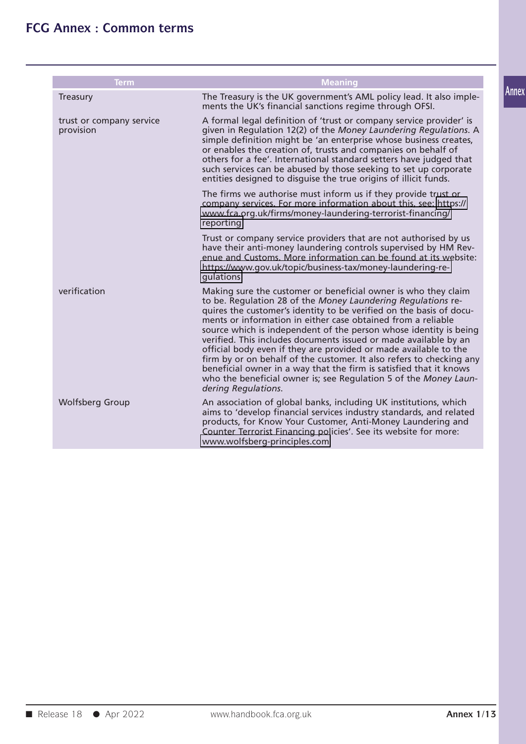| Term | Meaning |
|---|---|
| Treasury | The Treasury is the UK government's AML policy lead. It also implements the UK's financial sanctions regime through OFSI. |
| trust or company service provision | A formal legal definition of 'trust or company service provider' is given in Regulation 12(2) of the *Money Laundering Regulations*. A simple definition might be 'an enterprise whose business creates, or enables the creation of, trusts and companies on behalf of others for a fee'. International standard setters have judged that such services can be abused by those seeking to set up corporate entities designed to disguise the true origins of illicit funds.<br><br>The firms we authorise must inform us if they provide trust or company services. For more information about this, see: https://www.fca.org.uk/firms/money-laundering-terrorist-financing/reporting<br><br>Trust or company service providers that are not authorised by us have their anti-money laundering controls supervised by HM Revenue and Customs. More information can be found at its website: https://www.gov.uk/topic/business-tax/money-laundering-regulations |
| verification | Making sure the customer or beneficial owner is who they claim to be. Regulation 28 of the *Money Laundering Regulations* requires the customer's identity to be verified on the basis of documents or information in either case obtained from a reliable source which is independent of the person whose identity is being verified. This includes documents issued or made available by an official body even if they are provided or made available to the firm by or on behalf of the customer. It also refers to checking any beneficial owner in a way that the firm is satisfied that it knows who the beneficial owner is; see Regulation 5 of the *Money Laundering Regulations*. |
| Wolfsberg Group | An association of global banks, including UK institutions, which aims to 'develop financial services industry standards, and related products, for Know Your Customer, Anti-Money Laundering and Counter Terrorist Financing policies'. See its website for more: www.wolfsberg-principles.com |